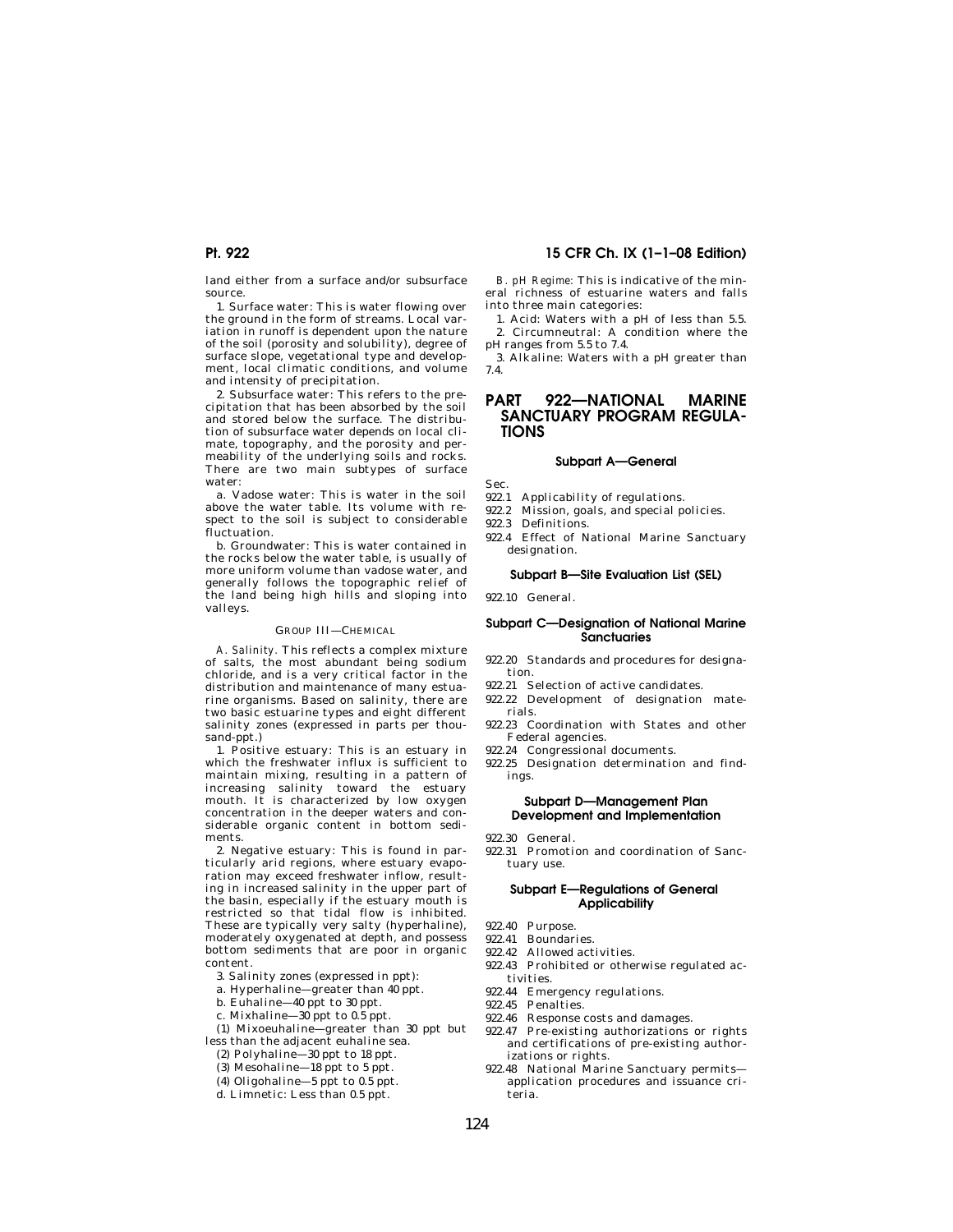land either from a surface and/or subsurface source.

1. Surface water: This is water flowing over the ground in the form of streams. Local variation in runoff is dependent upon the nature of the soil (porosity and solubility), degree of surface slope, vegetational type and development, local climatic conditions, and volume and intensity of precipitation.

2. Subsurface water: This refers to the precipitation that has been absorbed by the soil and stored below the surface. The distribution of subsurface water depends on local climate, topography, and the porosity and permeability of the underlying soils and rocks. There are two main subtypes of surface water:

a. Vadose water: This is water in the soil above the water table. Its volume with respect to the soil is subject to considerable fluctuation.

b. Groundwater: This is water contained in the rocks below the water table, is usually of more uniform volume than vadose water, and generally follows the topographic relief of the land being high hills and sloping into valleys.

GROUP III—CHEMICAL

*A. Salinity.* This reflects a complex mixture of salts, the most abundant being sodium chloride, and is a very critical factor in the distribution and maintenance of many estuarine organisms. Based on salinity, there are two basic estuarine types and eight different salinity zones (expressed in parts per thousand-ppt.)

1. Positive estuary: This is an estuary in which the freshwater influx is sufficient to maintain mixing, resulting in a pattern of increasing salinity toward the estuary mouth. It is characterized by low oxygen concentration in the deeper waters and considerable organic content in bottom sediments.

2. Negative estuary: This is found in particularly arid regions, where estuary evaporation may exceed freshwater inflow, resulting in increased salinity in the upper part of the basin, especially if the estuary mouth is restricted so that tidal flow is inhibited. These are typically very salty (hyperhaline), moderately oxygenated at depth, and possess bottom sediments that are poor in organic content.

3. Salinity zones (expressed in ppt):

a. Hyperhaline—greater than 40 ppt.

b. Euhaline—40 ppt to 30 ppt.

c. Mixhaline—30 ppt to 0.5 ppt.

(1) Mixoeuhaline—greater than 30 ppt but less than the adjacent euhaline sea.

(2) Polyhaline—30 ppt to 18 ppt.

(3) Mesohaline—18 ppt to 5 ppt.

(4) Oligohaline—5 ppt to 0.5 ppt.

d. Limnetic: Less than 0.5 ppt.

*B. pH Regime:* This is indicative of the mineral richness of estuarine waters and falls into three main categories:

1. Acid: Waters with a pH of less than 5.5.

2. Circumneutral: A condition where the pH ranges from 5.5 to 7.4.

3. Alkaline: Waters with a pH greater than 7.4.

# PART 922—NATIONAL MARINE SANCTUARY PROGRAM REGULATIONS

## Subpart A—General

Sec.

922.1 Applicability of regulations.
922.2 Mission, goals, and special policies.
922.3 Definitions.
922.4 Effect of National Marine Sanctuary designation.

## Subpart B—Site Evaluation List (SEL)

922.10 General.

## Subpart C—Designation of National Marine Sanctuaries

922.20 Standards and procedures for designation.
922.21 Selection of active candidates.
922.22 Development of designation materials.
922.23 Coordination with States and other Federal agencies.
922.24 Congressional documents.
922.25 Designation determination and findings.

## Subpart D—Management Plan Development and Implementation

922.30 General.
922.31 Promotion and coordination of Sanctuary use.

## Subpart E—Regulations of General Applicability

922.40 Purpose.
922.41 Boundaries.
922.42 Allowed activities.
922.43 Prohibited or otherwise regulated activities.
922.44 Emergency regulations.
922.45 Penalties.
922.46 Response costs and damages.
922.47 Pre-existing authorizations or rights and certifications of pre-existing authorizations or rights.
922.48 National Marine Sanctuary permits—application procedures and issuance criteria.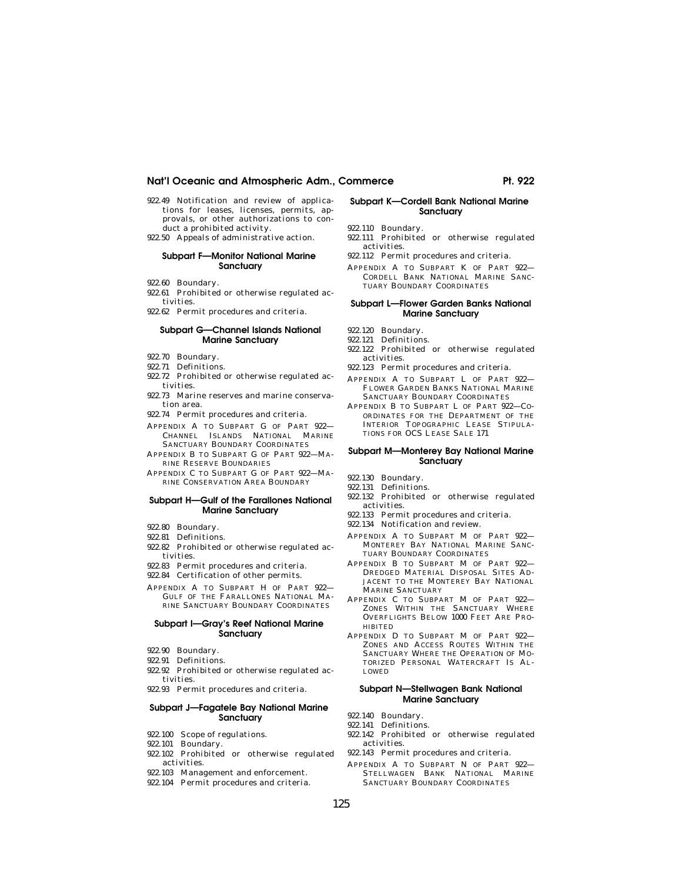922.49 Notification and review of applications for leases, licenses, permits, approvals, or other authorizations to conduct a prohibited activity.

922.50 Appeals of administrative action.

### Subpart F—Monitor National Marine Sanctuary

922.60 Boundary.

922.61 Prohibited or otherwise regulated activities.

922.62 Permit procedures and criteria.

### Subpart G—Channel Islands National Marine Sanctuary

922.70 Boundary.

922.71 Definitions.

922.72 Prohibited or otherwise regulated activities.

922.73 Marine reserves and marine conservation area.

922.74 Permit procedures and criteria.

APPENDIX A TO SUBPART G OF PART 922—CHANNEL ISLANDS NATIONAL MARINE SANCTUARY BOUNDARY COORDINATES

APPENDIX B TO SUBPART G OF PART 922—MARINE RESERVE BOUNDARIES

APPENDIX C TO SUBPART G OF PART 922—MARINE CONSERVATION AREA BOUNDARY

### Subpart H—Gulf of the Farallones National Marine Sanctuary

922.80 Boundary.

922.81 Definitions.

922.82 Prohibited or otherwise regulated activities.

922.83 Permit procedures and criteria.

922.84 Certification of other permits.

APPENDIX A TO SUBPART H OF PART 922—GULF OF THE FARALLONES NATIONAL MARINE SANCTUARY BOUNDARY COORDINATES

### Subpart I—Gray's Reef National Marine Sanctuary

922.90 Boundary.

922.91 Definitions.

922.92 Prohibited or otherwise regulated activities.

922.93 Permit procedures and criteria.

### Subpart J—Fagatele Bay National Marine Sanctuary

922.100 Scope of regulations.

922.101 Boundary.

922.102 Prohibited or otherwise regulated activities.

922.103 Management and enforcement.

922.104 Permit procedures and criteria.

### Subpart K—Cordell Bank National Marine Sanctuary

922.110 Boundary.

922.111 Prohibited or otherwise regulated activities.

922.112 Permit procedures and criteria.

APPENDIX A TO SUBPART K OF PART 922—CORDELL BANK NATIONAL MARINE SANCTUARY BOUNDARY COORDINATES

### Subpart L—Flower Garden Banks National Marine Sanctuary

922.120 Boundary.

922.121 Definitions.

922.122 Prohibited or otherwise regulated activities.

922.123 Permit procedures and criteria.

APPENDIX A TO SUBPART L OF PART 922—FLOWER GARDEN BANKS NATIONAL MARINE SANCTUARY BOUNDARY COORDINATES

APPENDIX B TO SUBPART L OF PART 922—COORDINATES FOR THE DEPARTMENT OF THE INTERIOR TOPOGRAPHIC LEASE STIPULATIONS FOR OCS LEASE SALE 171

### Subpart M—Monterey Bay National Marine Sanctuary

922.130 Boundary.

922.131 Definitions.

922.132 Prohibited or otherwise regulated activities.

922.133 Permit procedures and criteria.

922.134 Notification and review.

APPENDIX A TO SUBPART M OF PART 922—MONTEREY BAY NATIONAL MARINE SANCTUARY BOUNDARY COORDINATES

APPENDIX B TO SUBPART M OF PART 922—DREDGED MATERIAL DISPOSAL SITES ADJACENT TO THE MONTEREY BAY NATIONAL MARINE SANCTUARY

APPENDIX C TO SUBPART M OF PART 922—ZONES WITHIN THE SANCTUARY WHERE OVERFLIGHTS BELOW 1000 FEET ARE PROHIBITED

APPENDIX D TO SUBPART M OF PART 922—ZONES AND ACCESS ROUTES WITHIN THE SANCTUARY WHERE THE OPERATION OF MOTORIZED PERSONAL WATERCRAFT IS ALLOWED

### Subpart N—Stellwagen Bank National Marine Sanctuary

922.140 Boundary.

922.141 Definitions.

922.142 Prohibited or otherwise regulated activities.

922.143 Permit procedures and criteria.

APPENDIX A TO SUBPART N OF PART 922—STELLWAGEN BANK NATIONAL MARINE SANCTUARY BOUNDARY COORDINATES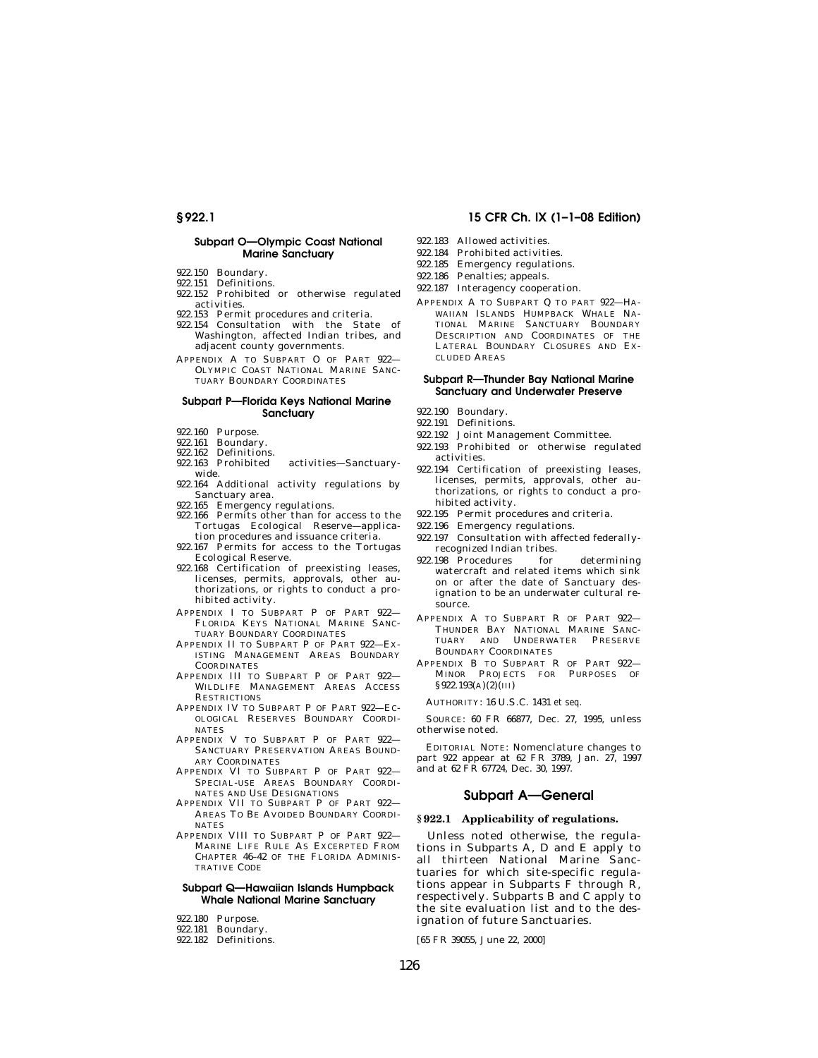### Subpart O—Olympic Coast National Marine Sanctuary

922.150 Boundary.
922.151 Definitions.
922.152 Prohibited or otherwise regulated activities.
922.153 Permit procedures and criteria.
922.154 Consultation with the State of Washington, affected Indian tribes, and adjacent county governments.

APPENDIX A TO SUBPART O OF PART 922—OLYMPIC COAST NATIONAL MARINE SANCTUARY BOUNDARY COORDINATES

### Subpart P—Florida Keys National Marine Sanctuary

922.160 Purpose.
922.161 Boundary.
922.162 Definitions.
922.163 Prohibited activities—Sanctuary-wide.
922.164 Additional activity regulations by Sanctuary area.
922.165 Emergency regulations.
922.166 Permits other than for access to the Tortugas Ecological Reserve—application procedures and issuance criteria.
922.167 Permits for access to the Tortugas Ecological Reserve.
922.168 Certification of preexisting leases, licenses, permits, approvals, other authorizations, or rights to conduct a prohibited activity.

APPENDIX I TO SUBPART P OF PART 922—FLORIDA KEYS NATIONAL MARINE SANCTUARY BOUNDARY COORDINATES

APPENDIX II TO SUBPART P OF PART 922—EXISTING MANAGEMENT AREAS BOUNDARY COORDINATES

APPENDIX III TO SUBPART P OF PART 922—WILDLIFE MANAGEMENT AREAS ACCESS RESTRICTIONS

APPENDIX IV TO SUBPART P OF PART 922—ECOLOGICAL RESERVES BOUNDARY COORDINATES

APPENDIX V TO SUBPART P OF PART 922—SANCTUARY PRESERVATION AREAS BOUNDARY COORDINATES

APPENDIX VI TO SUBPART P OF PART 922—SPECIAL-USE AREAS BOUNDARY COORDINATES AND USE DESIGNATIONS

APPENDIX VII TO SUBPART P OF PART 922—AREAS TO BE AVOIDED BOUNDARY COORDINATES

APPENDIX VIII TO SUBPART P OF PART 922—MARINE LIFE RULE AS EXCERPTED FROM CHAPTER 46–42 OF THE FLORIDA ADMINISTRATIVE CODE

### Subpart Q—Hawaiian Islands Humpback Whale National Marine Sanctuary

922.180 Purpose.
922.181 Boundary.
922.182 Definitions.
922.183 Allowed activities.
922.184 Prohibited activities.
922.185 Emergency regulations.
922.186 Penalties; appeals.
922.187 Interagency cooperation.

APPENDIX A TO SUBPART Q TO PART 922—HAWAIIAN ISLANDS HUMPBACK WHALE NATIONAL MARINE SANCTUARY BOUNDARY DESCRIPTION AND COORDINATES OF THE LATERAL BOUNDARY CLOSURES AND EXCLUDED AREAS

### Subpart R—Thunder Bay National Marine Sanctuary and Underwater Preserve

922.190 Boundary.
922.191 Definitions.
922.192 Joint Management Committee.
922.193 Prohibited or otherwise regulated activities.
922.194 Certification of preexisting leases, licenses, permits, approvals, other authorizations, or rights to conduct a prohibited activity.
922.195 Permit procedures and criteria.
922.196 Emergency regulations.
922.197 Consultation with affected federally-recognized Indian tribes.
922.198 Procedures for determining watercraft and related items which sink on or after the date of Sanctuary designation to be an underwater cultural resource.

APPENDIX A TO SUBPART R OF PART 922—THUNDER BAY NATIONAL MARINE SANCTUARY AND UNDERWATER PRESERVE BOUNDARY COORDINATES

APPENDIX B TO SUBPART R OF PART 922—MINOR PROJECTS FOR PURPOSES OF §922.193(A)(2)(III)

AUTHORITY: 16 U.S.C. 1431 *et seq.*

SOURCE: 60 FR 66877, Dec. 27, 1995, unless otherwise noted.

EDITORIAL NOTE: Nomenclature changes to part 922 appear at 62 FR 3789, Jan. 27, 1997 and at 62 FR 67724, Dec. 30, 1997.

## Subpart A—General

### §922.1 Applicability of regulations.

Unless noted otherwise, the regulations in Subparts A, D and E apply to all thirteen National Marine Sanctuaries for which site-specific regulations appear in Subparts F through R, respectively. Subparts B and C apply to the site evaluation list and to the designation of future Sanctuaries.

[65 FR 39055, June 22, 2000]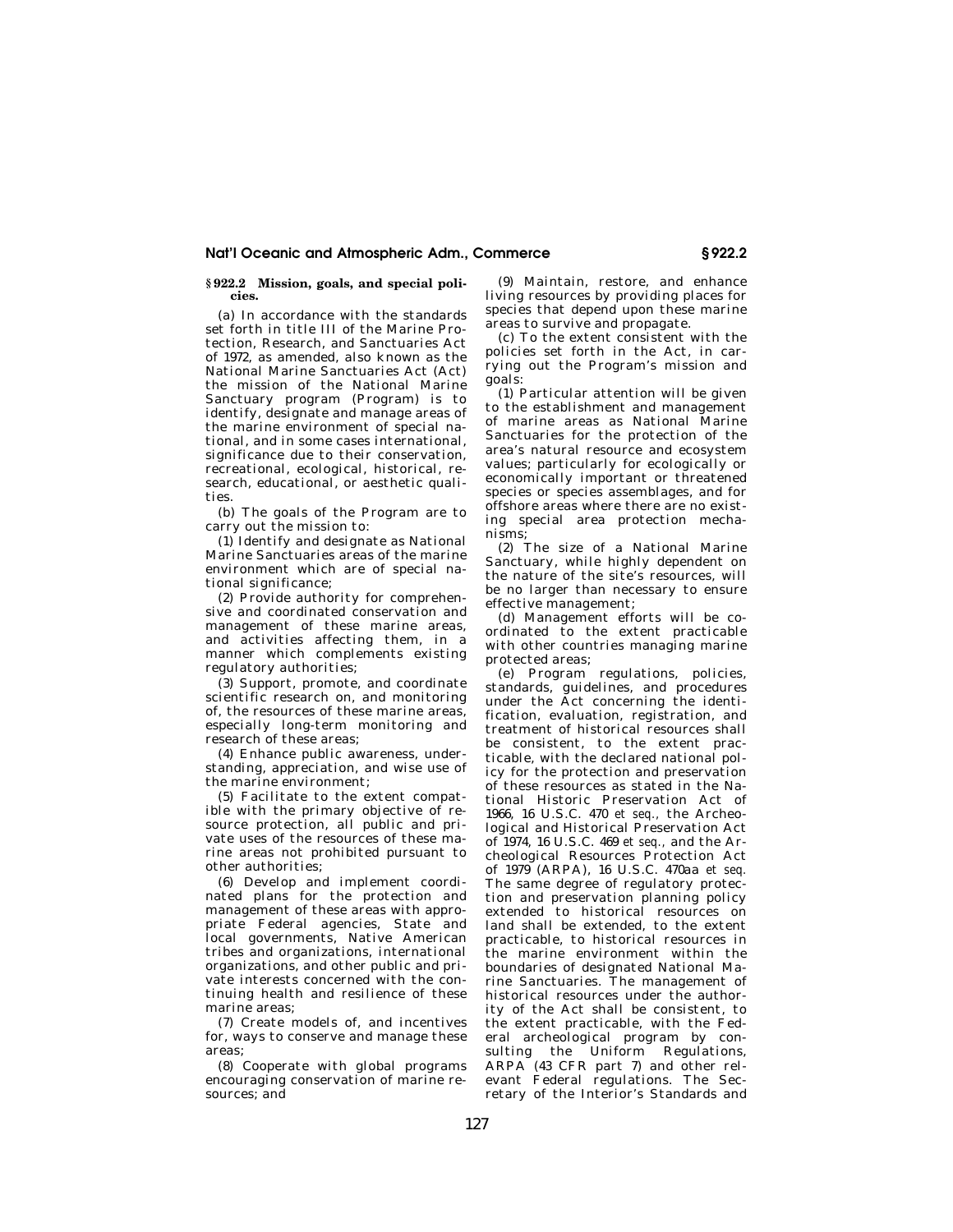## § 922.2 Mission, goals, and special policies.

(a) In accordance with the standards set forth in title III of the Marine Protection, Research, and Sanctuaries Act of 1972, as amended, also known as the National Marine Sanctuaries Act (Act) the mission of the National Marine Sanctuary program (Program) is to identify, designate and manage areas of the marine environment of special national, and in some cases international, significance due to their conservation, recreational, ecological, historical, research, educational, or aesthetic qualities.

(b) The goals of the Program are to carry out the mission to:

(1) Identify and designate as National Marine Sanctuaries areas of the marine environment which are of special national significance;

(2) Provide authority for comprehensive and coordinated conservation and management of these marine areas, and activities affecting them, in a manner which complements existing regulatory authorities;

(3) Support, promote, and coordinate scientific research on, and monitoring of, the resources of these marine areas, especially long-term monitoring and research of these areas;

(4) Enhance public awareness, understanding, appreciation, and wise use of the marine environment;

(5) Facilitate to the extent compatible with the primary objective of resource protection, all public and private uses of the resources of these marine areas not prohibited pursuant to other authorities;

(6) Develop and implement coordinated plans for the protection and management of these areas with appropriate Federal agencies, State and local governments, Native American tribes and organizations, international organizations, and other public and private interests concerned with the continuing health and resilience of these marine areas;

(7) Create models of, and incentives for, ways to conserve and manage these areas;

(8) Cooperate with global programs encouraging conservation of marine resources; and

(9) Maintain, restore, and enhance living resources by providing places for species that depend upon these marine areas to survive and propagate.

(c) To the extent consistent with the policies set forth in the Act, in carrying out the Program's mission and goals:

(1) Particular attention will be given to the establishment and management of marine areas as National Marine Sanctuaries for the protection of the area's natural resource and ecosystem values; particularly for ecologically or economically important or threatened species or species assemblages, and for offshore areas where there are no existing special area protection mechanisms;

(2) The size of a National Marine Sanctuary, while highly dependent on the nature of the site's resources, will be no larger than necessary to ensure effective management;

(d) Management efforts will be coordinated to the extent practicable with other countries managing marine protected areas;

(e) Program regulations, policies, standards, guidelines, and procedures under the Act concerning the identification, evaluation, registration, and treatment of historical resources shall be consistent, to the extent practicable, with the declared national policy for the protection and preservation of these resources as stated in the National Historic Preservation Act of 1966, 16 U.S.C. 470 *et seq.*, the Archeological and Historical Preservation Act of 1974, 16 U.S.C. 469 *et seq.*, and the Archeological Resources Protection Act of 1979 (ARPA), 16 U.S.C. 470aa *et seq.* The same degree of regulatory protection and preservation planning policy extended to historical resources on land shall be extended, to the extent practicable, to historical resources in the marine environment within the boundaries of designated National Marine Sanctuaries. The management of historical resources under the authority of the Act shall be consistent, to the extent practicable, with the Federal archeological program by consulting the Uniform Regulations, ARPA (43 CFR part 7) and other relevant Federal regulations. The Secretary of the Interior's Standards and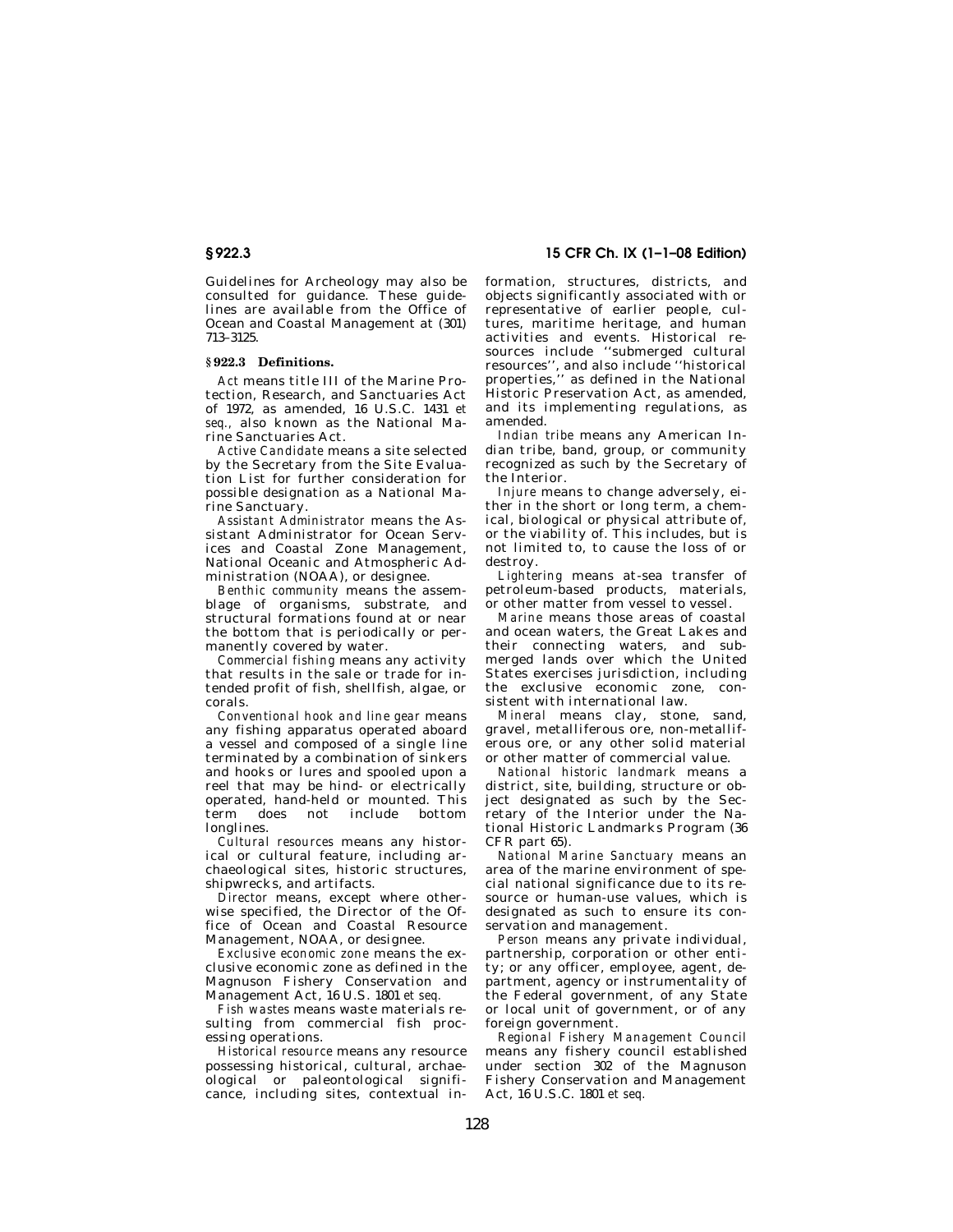Guidelines for Archeology may also be consulted for guidance. These guidelines are available from the Office of Ocean and Coastal Management at (301) 713–3125.

### § 922.3 Definitions.

*Act* means title III of the Marine Protection, Research, and Sanctuaries Act of 1972, as amended, 16 U.S.C. 1431 *et seq.*, also known as the National Marine Sanctuaries Act.

*Active Candidate* means a site selected by the Secretary from the Site Evaluation List for further consideration for possible designation as a National Marine Sanctuary.

*Assistant Administrator* means the Assistant Administrator for Ocean Services and Coastal Zone Management, National Oceanic and Atmospheric Administration (NOAA), or designee.

*Benthic community* means the assemblage of organisms, substrate, and structural formations found at or near the bottom that is periodically or permanently covered by water.

*Commercial fishing* means any activity that results in the sale or trade for intended profit of fish, shellfish, algae, or corals.

*Conventional hook and line gear* means any fishing apparatus operated aboard a vessel and composed of a single line terminated by a combination of sinkers and hooks or lures and spooled upon a reel that may be hind- or electrically operated, hand-held or mounted. This term does not include bottom longlines.

*Cultural resources* means any historical or cultural feature, including archaeological sites, historic structures, shipwrecks, and artifacts.

*Director* means, except where otherwise specified, the Director of the Office of Ocean and Coastal Resource Management, NOAA, or designee.

*Exclusive economic zone* means the exclusive economic zone as defined in the Magnuson Fishery Conservation and Management Act, 16 U.S. 1801 *et seq.*

*Fish wastes* means waste materials resulting from commercial fish processing operations.

*Historical resource* means any resource possessing historical, cultural, archaeological or paleontological significance, including sites, contextual information, structures, districts, and objects significantly associated with or representative of earlier people, cultures, maritime heritage, and human activities and events. Historical resources include ''submerged cultural resources'', and also include ''historical properties,'' as defined in the National Historic Preservation Act, as amended, and its implementing regulations, as amended.

*Indian tribe* means any American Indian tribe, band, group, or community recognized as such by the Secretary of the Interior.

*Injure* means to change adversely, either in the short or long term, a chemical, biological or physical attribute of, or the viability of. This includes, but is not limited to, to cause the loss of or destroy.

*Lightering* means at-sea transfer of petroleum-based products, materials, or other matter from vessel to vessel.

*Marine* means those areas of coastal and ocean waters, the Great Lakes and their connecting waters, and submerged lands over which the United States exercises jurisdiction, including the exclusive economic zone, consistent with international law.

*Mineral* means clay, stone, sand, gravel, metalliferous ore, non-metalliferous ore, or any other solid material or other matter of commercial value.

*National historic landmark* means a district, site, building, structure or object designated as such by the Secretary of the Interior under the National Historic Landmarks Program (36 CFR part 65).

*National Marine Sanctuary* means an area of the marine environment of special national significance due to its resource or human-use values, which is designated as such to ensure its conservation and management.

*Person* means any private individual, partnership, corporation or other entity; or any officer, employee, agent, department, agency or instrumentality of the Federal government, of any State or local unit of government, or of any foreign government.

*Regional Fishery Management Council* means any fishery council established under section 302 of the Magnuson Fishery Conservation and Management Act, 16 U.S.C. 1801 *et seq.*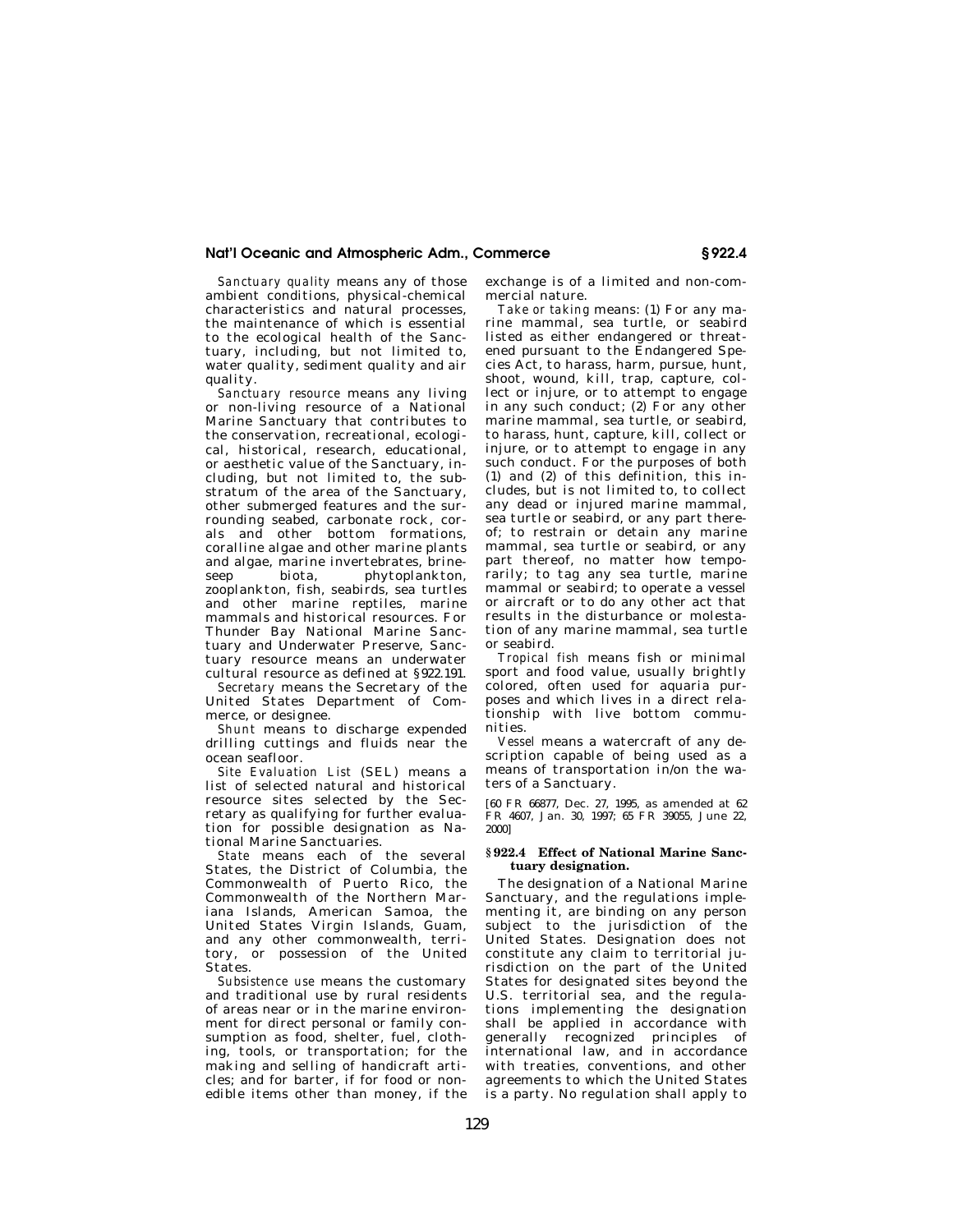*Sanctuary quality* means any of those ambient conditions, physical-chemical characteristics and natural processes, the maintenance of which is essential to the ecological health of the Sanctuary, including, but not limited to, water quality, sediment quality and air quality.

*Sanctuary resource* means any living or non-living resource of a National Marine Sanctuary that contributes to the conservation, recreational, ecological, historical, research, educational, or aesthetic value of the Sanctuary, including, but not limited to, the substratum of the area of the Sanctuary, other submerged features and the surrounding seabed, carbonate rock, corals and other bottom formations, coralline algae and other marine plants and algae, marine invertebrates, brine-seep biota, phytoplankton, zooplankton, fish, seabirds, sea turtles and other marine reptiles, marine mammals and historical resources. For Thunder Bay National Marine Sanctuary and Underwater Preserve, Sanctuary resource means an underwater cultural resource as defined at §922.191.

*Secretary* means the Secretary of the United States Department of Commerce, or designee.

*Shunt* means to discharge expended drilling cuttings and fluids near the ocean seafloor.

*Site Evaluation List* (SEL) means a list of selected natural and historical resource sites selected by the Secretary as qualifying for further evaluation for possible designation as National Marine Sanctuaries.

*State* means each of the several States, the District of Columbia, the Commonwealth of Puerto Rico, the Commonwealth of the Northern Mariana Islands, American Samoa, the United States Virgin Islands, Guam, and any other commonwealth, territory, or possession of the United States.

*Subsistence use* means the customary and traditional use by rural residents of areas near or in the marine environment for direct personal or family consumption as food, shelter, fuel, clothing, tools, or transportation; for the making and selling of handicraft articles; and for barter, if for food or non-edible items other than money, if the exchange is of a limited and non-commercial nature.

*Take or taking* means: (1) For any marine mammal, sea turtle, or seabird listed as either endangered or threatened pursuant to the Endangered Species Act, to harass, harm, pursue, hunt, shoot, wound, kill, trap, capture, collect or injure, or to attempt to engage in any such conduct; (2) For any other marine mammal, sea turtle, or seabird, to harass, hunt, capture, kill, collect or injure, or to attempt to engage in any such conduct. For the purposes of both (1) and (2) of this definition, this includes, but is not limited to, to collect any dead or injured marine mammal, sea turtle or seabird, or any part thereof; to restrain or detain any marine mammal, sea turtle or seabird, or any part thereof, no matter how temporarily; to tag any sea turtle, marine mammal or seabird; to operate a vessel or aircraft or to do any other act that results in the disturbance or molestation of any marine mammal, sea turtle or seabird.

*Tropical fish* means fish or minimal sport and food value, usually brightly colored, often used for aquaria purposes and which lives in a direct relationship with live bottom communities.

*Vessel* means a watercraft of any description capable of being used as a means of transportation in/on the waters of a Sanctuary.

[60 FR 66877, Dec. 27, 1995, as amended at 62 FR 4607, Jan. 30, 1997; 65 FR 39055, June 22, 2000]

### §922.4 Effect of National Marine Sanctuary designation.

The designation of a National Marine Sanctuary, and the regulations implementing it, are binding on any person subject to the jurisdiction of the United States. Designation does not constitute any claim to territorial jurisdiction on the part of the United States for designated sites beyond the U.S. territorial sea, and the regulations implementing the designation shall be applied in accordance with generally recognized principles of international law, and in accordance with treaties, conventions, and other agreements to which the United States is a party. No regulation shall apply to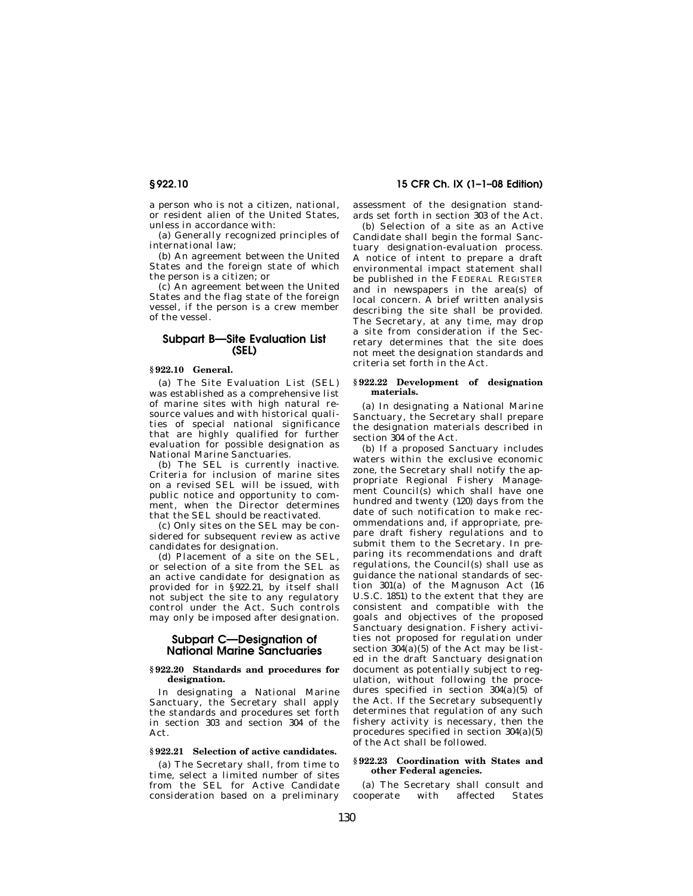a person who is not a citizen, national, or resident alien of the United States, unless in accordance with:

(a) Generally recognized principles of international law;

(b) An agreement between the United States and the foreign state of which the person is a citizen; or

(c) An agreement between the United States and the flag state of the foreign vessel, if the person is a crew member of the vessel.

## Subpart B—Site Evaluation List (SEL)

### § 922.10 General.

(a) The Site Evaluation List (SEL) was established as a comprehensive list of marine sites with high natural resource values and with historical qualities of special national significance that are highly qualified for further evaluation for possible designation as National Marine Sanctuaries.

(b) The SEL is currently inactive. Criteria for inclusion of marine sites on a revised SEL will be issued, with public notice and opportunity to comment, when the Director determines that the SEL should be reactivated.

(c) Only sites on the SEL may be considered for subsequent review as active candidates for designation.

(d) Placement of a site on the SEL, or selection of a site from the SEL as an active candidate for designation as provided for in § 922.21, by itself shall not subject the site to any regulatory control under the Act. Such controls may only be imposed after designation.

## Subpart C—Designation of National Marine Sanctuaries

### § 922.20 Standards and procedures for designation.

In designating a National Marine Sanctuary, the Secretary shall apply the standards and procedures set forth in section 303 and section 304 of the Act.

### § 922.21 Selection of active candidates.

(a) The Secretary shall, from time to time, select a limited number of sites from the SEL for Active Candidate consideration based on a preliminary assessment of the designation standards set forth in section 303 of the Act.

(b) Selection of a site as an Active Candidate shall begin the formal Sanctuary designation-evaluation process. A notice of intent to prepare a draft environmental impact statement shall be published in the FEDERAL REGISTER and in newspapers in the area(s) of local concern. A brief written analysis describing the site shall be provided. The Secretary, at any time, may drop a site from consideration if the Secretary determines that the site does not meet the designation standards and criteria set forth in the Act.

### § 922.22 Development of designation materials.

(a) In designating a National Marine Sanctuary, the Secretary shall prepare the designation materials described in section 304 of the Act.

(b) If a proposed Sanctuary includes waters within the exclusive economic zone, the Secretary shall notify the appropriate Regional Fishery Management Council(s) which shall have one hundred and twenty (120) days from the date of such notification to make recommendations and, if appropriate, prepare draft fishery regulations and to submit them to the Secretary. In preparing its recommendations and draft regulations, the Council(s) shall use as guidance the national standards of section 301(a) of the Magnuson Act (16 U.S.C. 1851) to the extent that they are consistent and compatible with the goals and objectives of the proposed Sanctuary designation. Fishery activities not proposed for regulation under section 304(a)(5) of the Act may be listed in the draft Sanctuary designation document as potentially subject to regulation, without following the procedures specified in section 304(a)(5) of the Act. If the Secretary subsequently determines that regulation of any such fishery activity is necessary, then the procedures specified in section 304(a)(5) of the Act shall be followed.

### § 922.23 Coordination with States and other Federal agencies.

(a) The Secretary shall consult and cooperate with affected States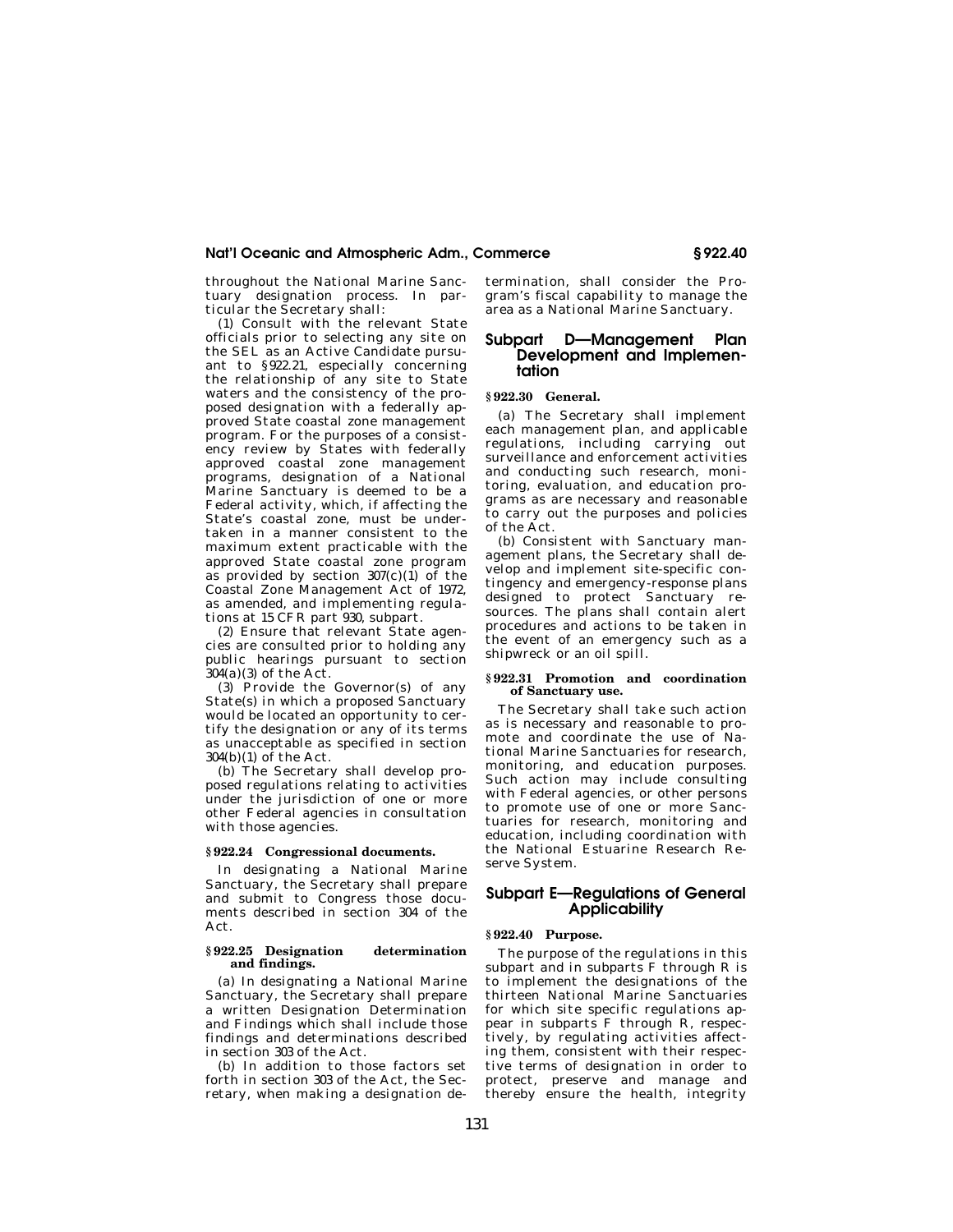throughout the National Marine Sanctuary designation process. In particular the Secretary shall:

(1) Consult with the relevant State officials prior to selecting any site on the SEL as an Active Candidate pursuant to §922.21, especially concerning the relationship of any site to State waters and the consistency of the proposed designation with a federally approved State coastal zone management program. For the purposes of a consistency review by States with federally approved coastal zone management programs, designation of a National Marine Sanctuary is deemed to be a Federal activity, which, if affecting the State's coastal zone, must be undertaken in a manner consistent to the maximum extent practicable with the approved State coastal zone program as provided by section 307(c)(1) of the Coastal Zone Management Act of 1972, as amended, and implementing regulations at 15 CFR part 930, subpart.

(2) Ensure that relevant State agencies are consulted prior to holding any public hearings pursuant to section 304(a)(3) of the Act.

(3) Provide the Governor(s) of any State(s) in which a proposed Sanctuary would be located an opportunity to certify the designation or any of its terms as unacceptable as specified in section 304(b)(1) of the Act.

(b) The Secretary shall develop proposed regulations relating to activities under the jurisdiction of one or more other Federal agencies in consultation with those agencies.

### § 922.24 Congressional documents.

In designating a National Marine Sanctuary, the Secretary shall prepare and submit to Congress those documents described in section 304 of the Act.

### § 922.25 Designation determination and findings.

(a) In designating a National Marine Sanctuary, the Secretary shall prepare a written Designation Determination and Findings which shall include those findings and determinations described in section 303 of the Act.

(b) In addition to those factors set forth in section 303 of the Act, the Secretary, when making a designation determination, shall consider the Program's fiscal capability to manage the area as a National Marine Sanctuary.

## Subpart D—Management Plan Development and Implementation

### § 922.30 General.

(a) The Secretary shall implement each management plan, and applicable regulations, including carrying out surveillance and enforcement activities and conducting such research, monitoring, evaluation, and education programs as are necessary and reasonable to carry out the purposes and policies of the Act.

(b) Consistent with Sanctuary management plans, the Secretary shall develop and implement site-specific contingency and emergency-response plans designed to protect Sanctuary resources. The plans shall contain alert procedures and actions to be taken in the event of an emergency such as a shipwreck or an oil spill.

### § 922.31 Promotion and coordination of Sanctuary use.

The Secretary shall take such action as is necessary and reasonable to promote and coordinate the use of National Marine Sanctuaries for research, monitoring, and education purposes. Such action may include consulting with Federal agencies, or other persons to promote use of one or more Sanctuaries for research, monitoring and education, including coordination with the National Estuarine Research Reserve System.

## Subpart E—Regulations of General Applicability

### § 922.40 Purpose.

The purpose of the regulations in this subpart and in subparts F through R is to implement the designations of the thirteen National Marine Sanctuaries for which site specific regulations appear in subparts F through R, respectively, by regulating activities affecting them, consistent with their respective terms of designation in order to protect, preserve and manage and thereby ensure the health, integrity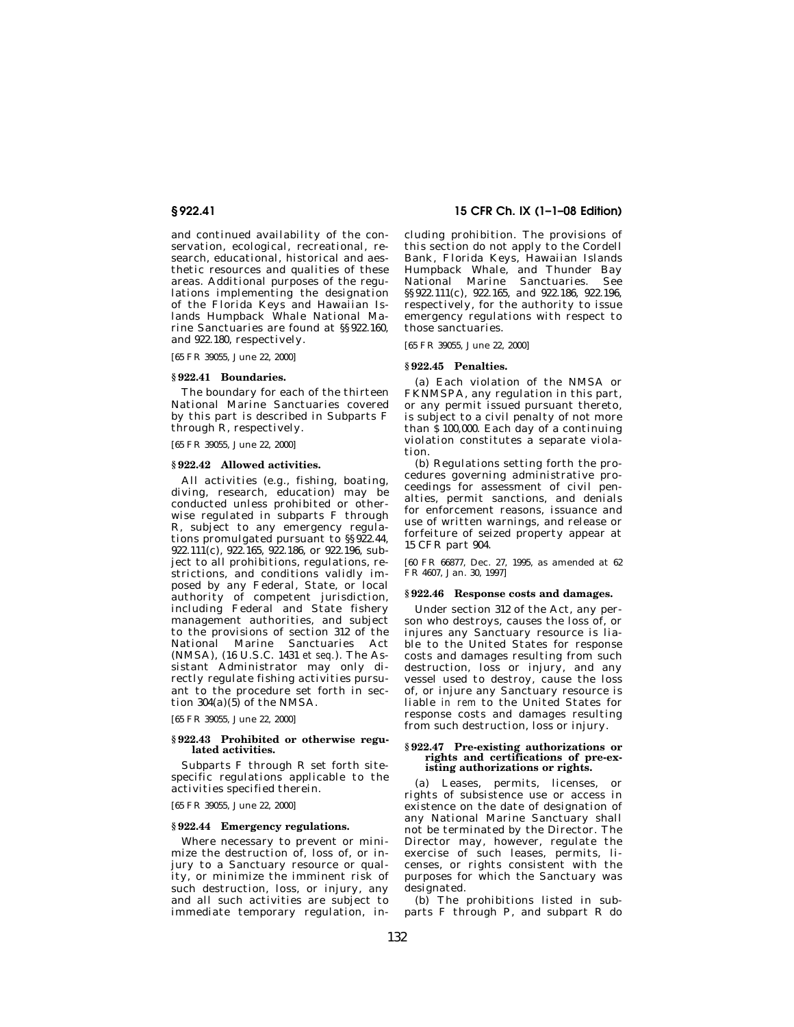and continued availability of the conservation, ecological, recreational, research, educational, historical and aesthetic resources and qualities of these areas. Additional purposes of the regulations implementing the designation of the Florida Keys and Hawaiian Islands Humpback Whale National Marine Sanctuaries are found at §§922.160, and 922.180, respectively.

[65 FR 39055, June 22, 2000]

### § 922.41 Boundaries.

The boundary for each of the thirteen National Marine Sanctuaries covered by this part is described in Subparts F through R, respectively.

[65 FR 39055, June 22, 2000]

### § 922.42 Allowed activities.

All activities (e.g., fishing, boating, diving, research, education) may be conducted unless prohibited or otherwise regulated in subparts F through R, subject to any emergency regulations promulgated pursuant to §§922.44, 922.111(c), 922.165, 922.186, or 922.196, subject to all prohibitions, regulations, restrictions, and conditions validly imposed by any Federal, State, or local authority of competent jurisdiction, including Federal and State fishery management authorities, and subject to the provisions of section 312 of the National Marine Sanctuaries Act (NMSA), (16 U.S.C. 1431 *et seq.*). The Assistant Administrator may only directly regulate fishing activities pursuant to the procedure set forth in section 304(a)(5) of the NMSA.

[65 FR 39055, June 22, 2000]

### § 922.43 Prohibited or otherwise regulated activities.

Subparts F through R set forth site-specific regulations applicable to the activities specified therein.

[65 FR 39055, June 22, 2000]

### § 922.44 Emergency regulations.

Where necessary to prevent or minimize the destruction of, loss of, or injury to a Sanctuary resource or quality, or minimize the imminent risk of such destruction, loss, or injury, any and all such activities are subject to immediate temporary regulation, including prohibition. The provisions of this section do not apply to the Cordell Bank, Florida Keys, Hawaiian Islands Humpback Whale, and Thunder Bay National Marine Sanctuaries. See §§922.111(c), 922.165, and 922.186, 922.196, respectively, for the authority to issue emergency regulations with respect to those sanctuaries.

[65 FR 39055, June 22, 2000]

### § 922.45 Penalties.

(a) Each violation of the NMSA or FKNMSPA, any regulation in this part, or any permit issued pursuant thereto, is subject to a civil penalty of not more than $ 100,000. Each day of a continuing violation constitutes a separate violation.

(b) Regulations setting forth the procedures governing administrative proceedings for assessment of civil penalties, permit sanctions, and denials for enforcement reasons, issuance and use of written warnings, and release or forfeiture of seized property appear at 15 CFR part 904.

[60 FR 66877, Dec. 27, 1995, as amended at 62 FR 4607, Jan. 30, 1997]

### § 922.46 Response costs and damages.

Under section 312 of the Act, any person who destroys, causes the loss of, or injures any Sanctuary resource is liable to the United States for response costs and damages resulting from such destruction, loss or injury, and any vessel used to destroy, cause the loss of, or injure any Sanctuary resource is liable *in rem* to the United States for response costs and damages resulting from such destruction, loss or injury.

### § 922.47 Pre-existing authorizations or rights and certifications of pre-existing authorizations or rights.

(a) Leases, permits, licenses, or rights of subsistence use or access in existence on the date of designation of any National Marine Sanctuary shall not be terminated by the Director. The Director may, however, regulate the exercise of such leases, permits, licenses, or rights consistent with the purposes for which the Sanctuary was designated.

(b) The prohibitions listed in subparts F through P, and subpart R do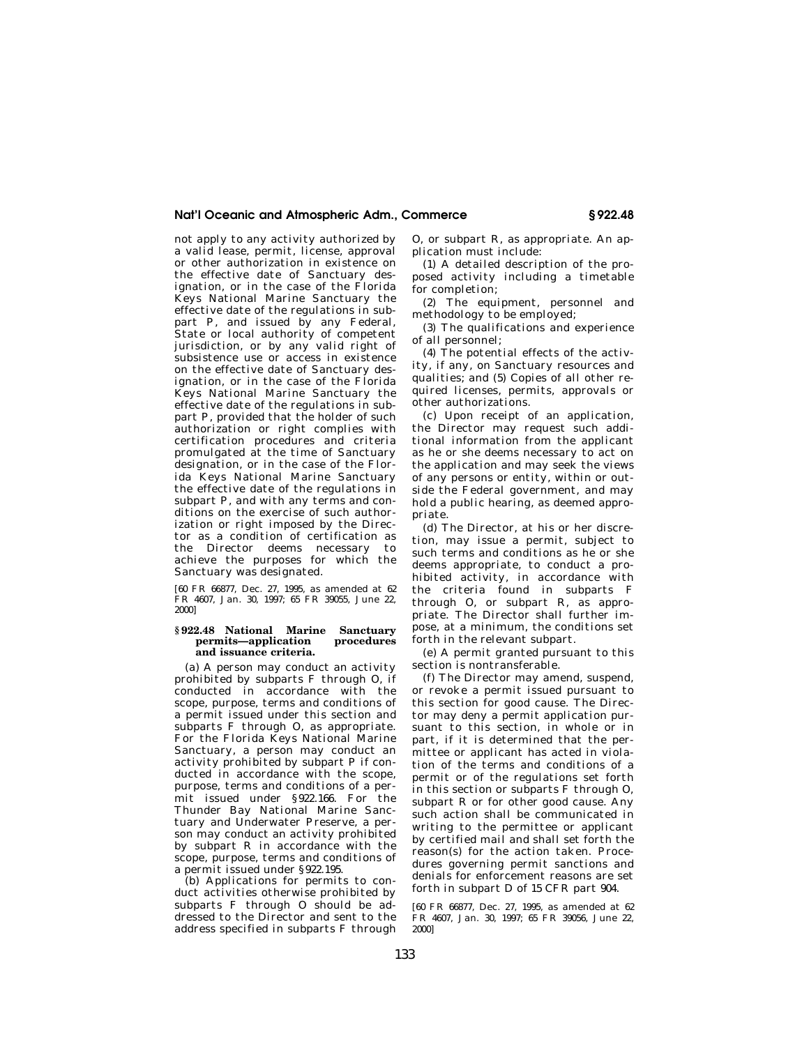not apply to any activity authorized by a valid lease, permit, license, approval or other authorization in existence on the effective date of Sanctuary designation, or in the case of the Florida Keys National Marine Sanctuary the effective date of the regulations in subpart P, and issued by any Federal, State or local authority of competent jurisdiction, or by any valid right of subsistence use or access in existence on the effective date of Sanctuary designation, or in the case of the Florida Keys National Marine Sanctuary the effective date of the regulations in subpart P, provided that the holder of such authorization or right complies with certification procedures and criteria promulgated at the time of Sanctuary designation, or in the case of the Florida Keys National Marine Sanctuary the effective date of the regulations in subpart P, and with any terms and conditions on the exercise of such authorization or right imposed by the Director as a condition of certification as the Director deems necessary to achieve the purposes for which the Sanctuary was designated.

[60 FR 66877, Dec. 27, 1995, as amended at 62 FR 4607, Jan. 30, 1997; 65 FR 39055, June 22, 2000]

## § 922.48 National Marine Sanctuary permits—application procedures and issuance criteria.

(a) A person may conduct an activity prohibited by subparts F through O, if conducted in accordance with the scope, purpose, terms and conditions of a permit issued under this section and subparts F through O, as appropriate. For the Florida Keys National Marine Sanctuary, a person may conduct an activity prohibited by subpart P if conducted in accordance with the scope, purpose, terms and conditions of a permit issued under § 922.166. For the Thunder Bay National Marine Sanctuary and Underwater Preserve, a person may conduct an activity prohibited by subpart R in accordance with the scope, purpose, terms and conditions of a permit issued under § 922.195.

(b) Applications for permits to conduct activities otherwise prohibited by subparts F through O should be addressed to the Director and sent to the address specified in subparts F through O, or subpart R, as appropriate. An application must include:

(1) A detailed description of the proposed activity including a timetable for completion;

(2) The equipment, personnel and methodology to be employed;

(3) The qualifications and experience of all personnel;

(4) The potential effects of the activity, if any, on Sanctuary resources and qualities; and (5) Copies of all other required licenses, permits, approvals or other authorizations.

(c) Upon receipt of an application, the Director may request such additional information from the applicant as he or she deems necessary to act on the application and may seek the views of any persons or entity, within or outside the Federal government, and may hold a public hearing, as deemed appropriate.

(d) The Director, at his or her discretion, may issue a permit, subject to such terms and conditions as he or she deems appropriate, to conduct a prohibited activity, in accordance with the criteria found in subparts F through O, or subpart R, as appropriate. The Director shall further impose, at a minimum, the conditions set forth in the relevant subpart.

(e) A permit granted pursuant to this section is nontransferable.

(f) The Director may amend, suspend, or revoke a permit issued pursuant to this section for good cause. The Director may deny a permit application pursuant to this section, in whole or in part, if it is determined that the permittee or applicant has acted in violation of the terms and conditions of a permit or of the regulations set forth in this section or subparts F through O, subpart R or for other good cause. Any such action shall be communicated in writing to the permittee or applicant by certified mail and shall set forth the reason(s) for the action taken. Procedures governing permit sanctions and denials for enforcement reasons are set forth in subpart D of 15 CFR part 904.

[60 FR 66877, Dec. 27, 1995, as amended at 62 FR 4607, Jan. 30, 1997; 65 FR 39056, June 22, 2000]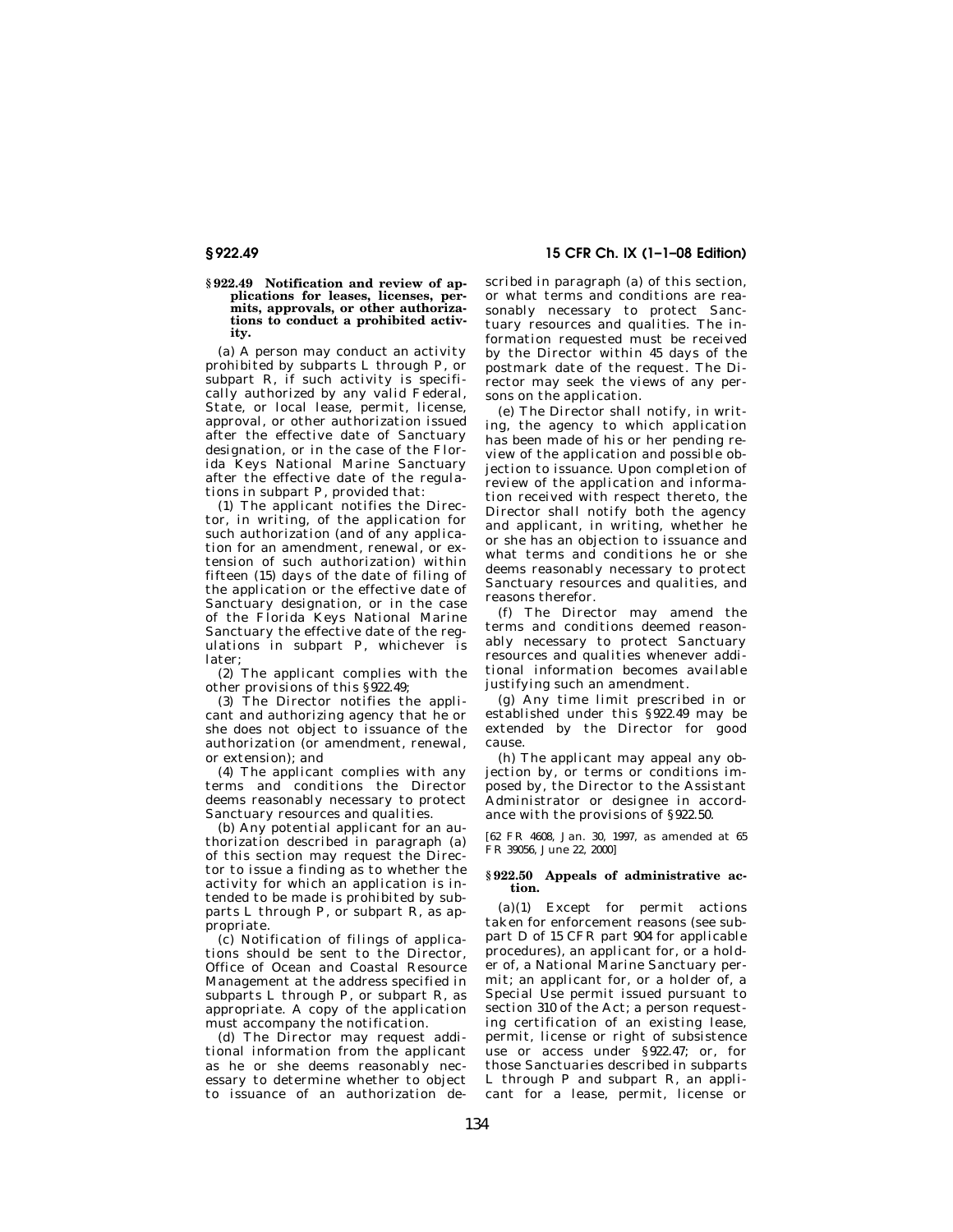### § 922.49 Notification and review of applications for leases, licenses, permits, approvals, or other authorizations to conduct a prohibited activity.

(a) A person may conduct an activity prohibited by subparts L through P, or subpart R, if such activity is specifically authorized by any valid Federal, State, or local lease, permit, license, approval, or other authorization issued after the effective date of Sanctuary designation, or in the case of the Florida Keys National Marine Sanctuary after the effective date of the regulations in subpart P, provided that:

(1) The applicant notifies the Director, in writing, of the application for such authorization (and of any application for an amendment, renewal, or extension of such authorization) within fifteen (15) days of the date of filing of the application or the effective date of Sanctuary designation, or in the case of the Florida Keys National Marine Sanctuary the effective date of the regulations in subpart P, whichever is later;

(2) The applicant complies with the other provisions of this § 922.49;

(3) The Director notifies the applicant and authorizing agency that he or she does not object to issuance of the authorization (or amendment, renewal, or extension); and

(4) The applicant complies with any terms and conditions the Director deems reasonably necessary to protect Sanctuary resources and qualities.

(b) Any potential applicant for an authorization described in paragraph (a) of this section may request the Director to issue a finding as to whether the activity for which an application is intended to be made is prohibited by subparts L through P, or subpart R, as appropriate.

(c) Notification of filings of applications should be sent to the Director, Office of Ocean and Coastal Resource Management at the address specified in subparts L through P, or subpart R, as appropriate. A copy of the application must accompany the notification.

(d) The Director may request additional information from the applicant as he or she deems reasonably necessary to determine whether to object to issuance of an authorization described in paragraph (a) of this section, or what terms and conditions are reasonably necessary to protect Sanctuary resources and qualities. The information requested must be received by the Director within 45 days of the postmark date of the request. The Director may seek the views of any persons on the application.

(e) The Director shall notify, in writing, the agency to which application has been made of his or her pending review of the application and possible objection to issuance. Upon completion of review of the application and information received with respect thereto, the Director shall notify both the agency and applicant, in writing, whether he or she has an objection to issuance and what terms and conditions he or she deems reasonably necessary to protect Sanctuary resources and qualities, and reasons therefor.

(f) The Director may amend the terms and conditions deemed reasonably necessary to protect Sanctuary resources and qualities whenever additional information becomes available justifying such an amendment.

(g) Any time limit prescribed in or established under this § 922.49 may be extended by the Director for good cause.

(h) The applicant may appeal any objection by, or terms or conditions imposed by, the Director to the Assistant Administrator or designee in accordance with the provisions of § 922.50.

[62 FR 4608, Jan. 30, 1997, as amended at 65 FR 39056, June 22, 2000]

### § 922.50 Appeals of administrative action.

(a)(1) Except for permit actions taken for enforcement reasons (see subpart D of 15 CFR part 904 for applicable procedures), an applicant for, or a holder of, a National Marine Sanctuary permit; an applicant for, or a holder of, a Special Use permit issued pursuant to section 310 of the Act; a person requesting certification of an existing lease, permit, license or right of subsistence use or access under § 922.47; or, for those Sanctuaries described in subparts L through P and subpart R, an applicant for a lease, permit, license or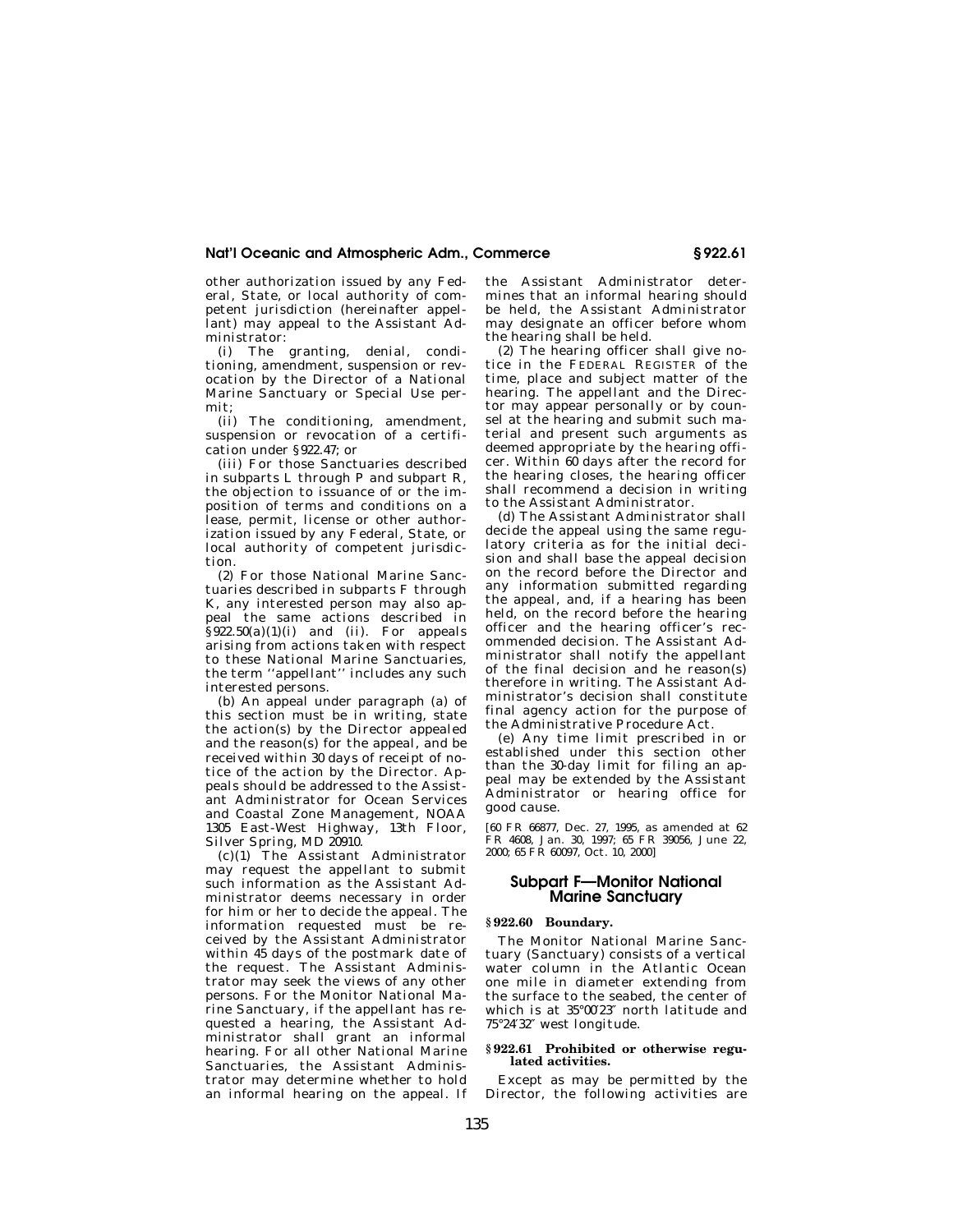other authorization issued by any Federal, State, or local authority of competent jurisdiction (hereinafter appellant) may appeal to the Assistant Administrator:

(i) The granting, denial, conditioning, amendment, suspension or revocation by the Director of a National Marine Sanctuary or Special Use permit;

(ii) The conditioning, amendment, suspension or revocation of a certification under §922.47; or

(iii) For those Sanctuaries described in subparts L through P and subpart R, the objection to issuance of or the imposition of terms and conditions on a lease, permit, license or other authorization issued by any Federal, State, or local authority of competent jurisdiction.

(2) For those National Marine Sanctuaries described in subparts F through K, any interested person may also appeal the same actions described in §922.50(a)(1)(i) and (ii). For appeals arising from actions taken with respect to these National Marine Sanctuaries, the term ''appellant'' includes any such interested persons.

(b) An appeal under paragraph (a) of this section must be in writing, state the action(s) by the Director appealed and the reason(s) for the appeal, and be received within 30 days of receipt of notice of the action by the Director. Appeals should be addressed to the Assistant Administrator for Ocean Services and Coastal Zone Management, NOAA 1305 East-West Highway, 13th Floor, Silver Spring, MD 20910.

(c)(1) The Assistant Administrator may request the appellant to submit such information as the Assistant Administrator deems necessary in order for him or her to decide the appeal. The information requested must be received by the Assistant Administrator within 45 days of the postmark date of the request. The Assistant Administrator may seek the views of any other persons. For the Monitor National Marine Sanctuary, if the appellant has requested a hearing, the Assistant Administrator shall grant an informal hearing. For all other National Marine Sanctuaries, the Assistant Administrator may determine whether to hold an informal hearing on the appeal. If the Assistant Administrator determines that an informal hearing should be held, the Assistant Administrator may designate an officer before whom the hearing shall be held.

(2) The hearing officer shall give notice in the FEDERAL REGISTER of the time, place and subject matter of the hearing. The appellant and the Director may appear personally or by counsel at the hearing and submit such material and present such arguments as deemed appropriate by the hearing officer. Within 60 days after the record for the hearing closes, the hearing officer shall recommend a decision in writing to the Assistant Administrator.

(d) The Assistant Administrator shall decide the appeal using the same regulatory criteria as for the initial decision and shall base the appeal decision on the record before the Director and any information submitted regarding the appeal, and, if a hearing has been held, on the record before the hearing officer and the hearing officer's recommended decision. The Assistant Administrator shall notify the appellant of the final decision and he reason(s) therefore in writing. The Assistant Administrator's decision shall constitute final agency action for the purpose of the Administrative Procedure Act.

(e) Any time limit prescribed in or established under this section other than the 30-day limit for filing an appeal may be extended by the Assistant Administrator or hearing office for good cause.

[60 FR 66877, Dec. 27, 1995, as amended at 62 FR 4608, Jan. 30, 1997; 65 FR 39056, June 22, 2000; 65 FR 60097, Oct. 10, 2000]

## Subpart F—Monitor National Marine Sanctuary

### §922.60 Boundary.

The Monitor National Marine Sanctuary (Sanctuary) consists of a vertical water column in the Atlantic Ocean one mile in diameter extending from the surface to the seabed, the center of which is at 35°00′23″ north latitude and 75°24′32″ west longitude.

### §922.61 Prohibited or otherwise regulated activities.

Except as may be permitted by the Director, the following activities are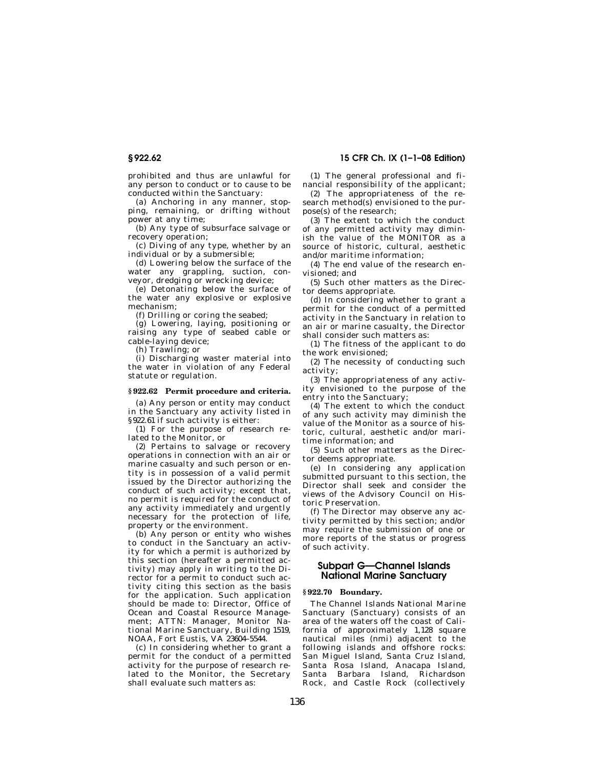prohibited and thus are unlawful for any person to conduct or to cause to be conducted within the Sanctuary:

(a) Anchoring in any manner, stopping, remaining, or drifting without power at any time;

(b) Any type of subsurface salvage or recovery operation;

(c) Diving of any type, whether by an individual or by a submersible;

(d) Lowering below the surface of the water any grappling, suction, conveyor, dredging or wrecking device;

(e) Detonating below the surface of the water any explosive or explosive mechanism;

(f) Drilling or coring the seabed;

(g) Lowering, laying, positioning or raising any type of seabed cable or cable-laying device;

(h) Trawling; or

(i) Discharging waster material into the water in violation of any Federal statute or regulation.

**§ 922.62 Permit procedure and criteria.**

(a) Any person or entity may conduct in the Sanctuary any activity listed in §922.61 if such activity is either:

(1) For the purpose of research related to the Monitor, or

(2) Pertains to salvage or recovery operations in connection with an air or marine casualty and such person or entity is in possession of a valid permit issued by the Director authorizing the conduct of such activity; except that, no permit is required for the conduct of any activity immediately and urgently necessary for the protection of life, property or the environment.

(b) Any person or entity who wishes to conduct in the Sanctuary an activity for which a permit is authorized by this section (hereafter a permitted activity) may apply in writing to the Director for a permit to conduct such activity citing this section as the basis for the application. Such application should be made to: Director, Office of Ocean and Coastal Resource Management; ATTN: Manager, Monitor National Marine Sanctuary, Building 1519, NOAA, Fort Eustis, VA 23604–5544.

(c) In considering whether to grant a permit for the conduct of a permitted activity for the purpose of research related to the Monitor, the Secretary shall evaluate such matters as:

(1) The general professional and financial responsibility of the applicant;

(2) The appropriateness of the research method(s) envisioned to the purpose(s) of the research;

(3) The extent to which the conduct of any permitted activity may diminish the value of the MONITOR as a source of historic, cultural, aesthetic and/or maritime information;

(4) The end value of the research envisioned; and

(5) Such other matters as the Director deems appropriate.

(d) In considering whether to grant a permit for the conduct of a permitted activity in the Sanctuary in relation to an air or marine casualty, the Director shall consider such matters as:

(1) The fitness of the applicant to do the work envisioned;

(2) The necessity of conducting such activity;

(3) The appropriateness of any activity envisioned to the purpose of the entry into the Sanctuary;

(4) The extent to which the conduct of any such activity may diminish the value of the Monitor as a source of historic, cultural, aesthetic and/or maritime information; and

(5) Such other matters as the Director deems appropriate.

(e) In considering any application submitted pursuant to this section, the Director shall seek and consider the views of the Advisory Council on Historic Preservation.

(f) The Director may observe any activity permitted by this section; and/or may require the submission of one or more reports of the status or progress of such activity.

## Subpart G—Channel Islands National Marine Sanctuary

**§ 922.70 Boundary.**

The Channel Islands National Marine Sanctuary (Sanctuary) consists of an area of the waters off the coast of California of approximately 1,128 square nautical miles (nmi) adjacent to the following islands and offshore rocks: San Miguel Island, Santa Cruz Island, Santa Rosa Island, Anacapa Island, Santa Barbara Island, Richardson Rock, and Castle Rock (collectively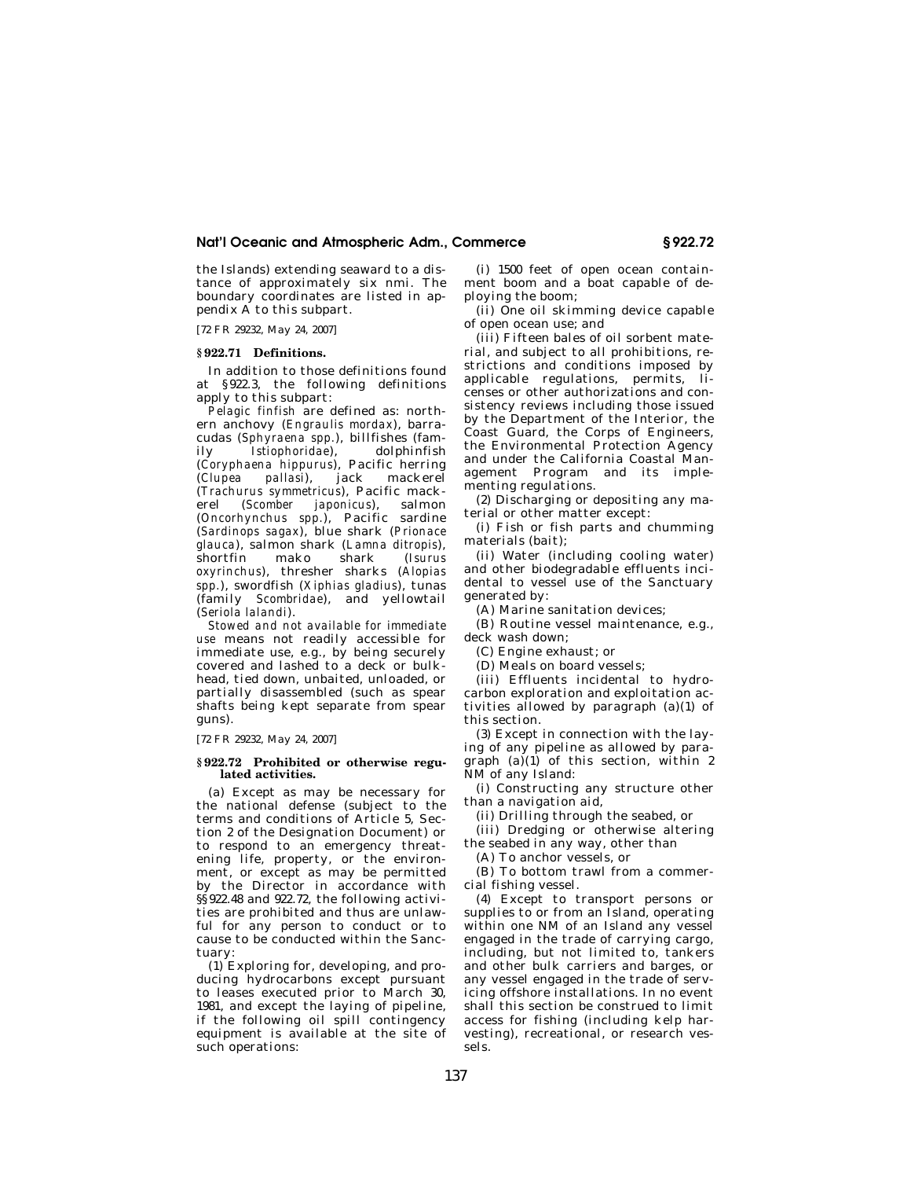the Islands) extending seaward to a distance of approximately six nmi. The boundary coordinates are listed in appendix A to this subpart.

[72 FR 29232, May 24, 2007]

## § 922.71 Definitions.

In addition to those definitions found at § 922.3, the following definitions apply to this subpart:

*Pelagic finfish* are defined as: northern anchovy (*Engraulis mordax*), barracudas (*Sphyraena spp.*), billfishes (family *Istiophoridae*), dolphinfish (*Coryphaena hippurus*), Pacific herring (*Clupea pallasi*), jack mackerel (*Trachurus symmetricus*), Pacific mackerel (*Scomber japonicus*), salmon (*Oncorhynchus spp.*), Pacific sardine (*Sardinops sagax*), blue shark (*Prionace glauca*), salmon shark (*Lamna ditropis*), shortfin mako shark (*Isurus oxyrinchus*), thresher sharks (*Alopias spp.*), swordfish (*Xiphias gladius*), tunas (family *Scombridae*), and yellowtail (*Seriola lalandi*).

*Stowed and not available for immediate use* means not readily accessible for immediate use, e.g., by being securely covered and lashed to a deck or bulkhead, tied down, unbaited, unloaded, or partially disassembled (such as spear shafts being kept separate from spear guns).

[72 FR 29232, May 24, 2007]

## § 922.72 Prohibited or otherwise regulated activities.

(a) Except as may be necessary for the national defense (subject to the terms and conditions of Article 5, Section 2 of the Designation Document) or to respond to an emergency threatening life, property, or the environment, or except as may be permitted by the Director in accordance with §§ 922.48 and 922.72, the following activities are prohibited and thus are unlawful for any person to conduct or to cause to be conducted within the Sanctuary:

(1) Exploring for, developing, and producing hydrocarbons except pursuant to leases executed prior to March 30, 1981, and except the laying of pipeline, if the following oil spill contingency equipment is available at the site of such operations:

(i) 1500 feet of open ocean containment boom and a boat capable of deploying the boom;

(ii) One oil skimming device capable of open ocean use; and

(iii) Fifteen bales of oil sorbent material, and subject to all prohibitions, restrictions and conditions imposed by applicable regulations, permits, licenses or other authorizations and consistency reviews including those issued by the Department of the Interior, the Coast Guard, the Corps of Engineers, the Environmental Protection Agency and under the California Coastal Management Program and its implementing regulations.

(2) Discharging or depositing any material or other matter except:

(i) Fish or fish parts and chumming materials (bait);

(ii) Water (including cooling water) and other biodegradable effluents incidental to vessel use of the Sanctuary generated by:

(A) Marine sanitation devices;

(B) Routine vessel maintenance, e.g., deck wash down;

(C) Engine exhaust; or

(D) Meals on board vessels;

(iii) Effluents incidental to hydrocarbon exploration and exploitation activities allowed by paragraph (a)(1) of this section.

(3) Except in connection with the laying of any pipeline as allowed by paragraph (a)(1) of this section, within 2 NM of any Island:

(i) Constructing any structure other than a navigation aid,

(ii) Drilling through the seabed, or

(iii) Dredging or otherwise altering the seabed in any way, other than

(A) To anchor vessels, or

(B) To bottom trawl from a commercial fishing vessel.

(4) Except to transport persons or supplies to or from an Island, operating within one NM of an Island any vessel engaged in the trade of carrying cargo, including, but not limited to, tankers and other bulk carriers and barges, or any vessel engaged in the trade of servicing offshore installations. In no event shall this section be construed to limit access for fishing (including kelp harvesting), recreational, or research vessels.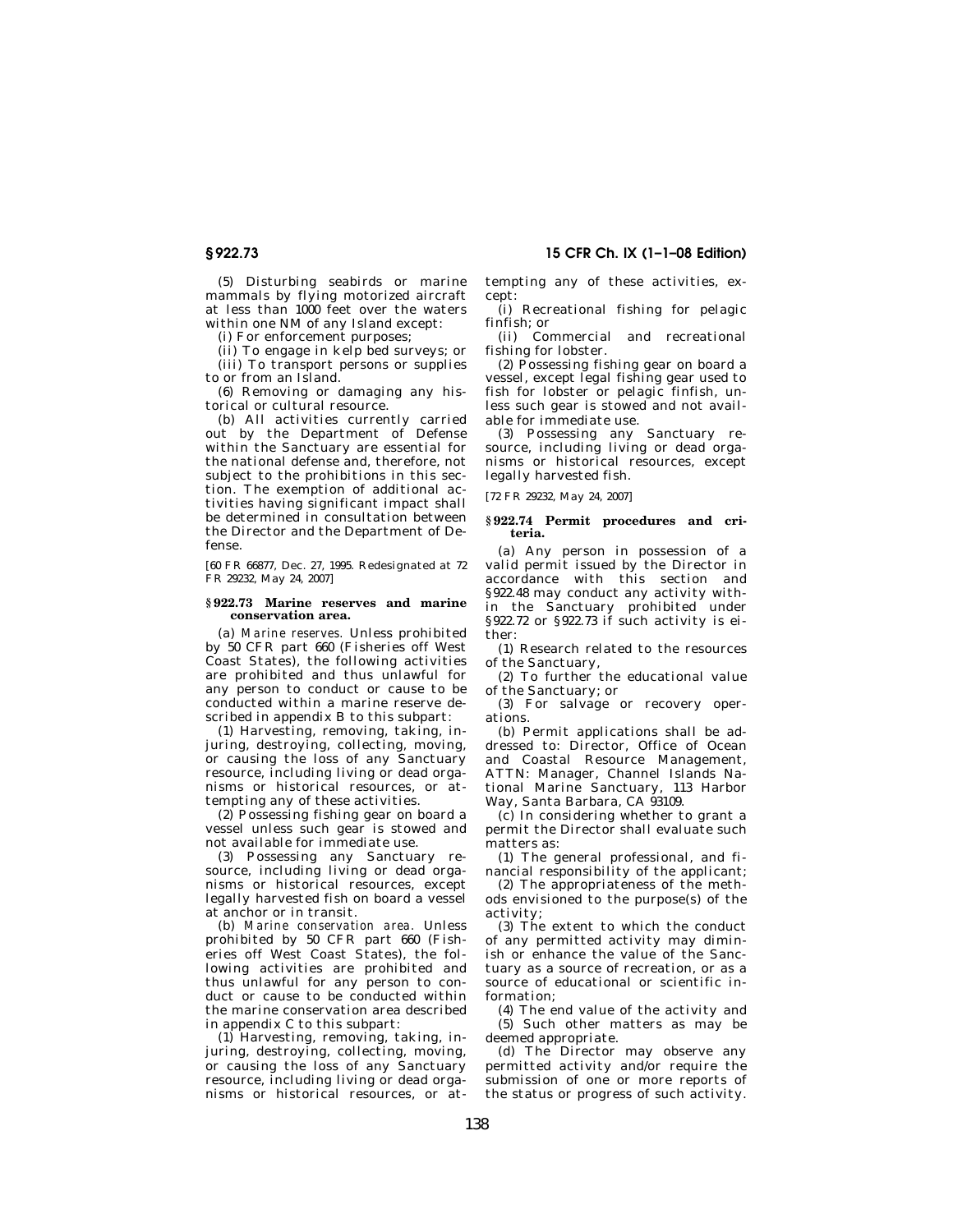(5) Disturbing seabirds or marine mammals by flying motorized aircraft at less than 1000 feet over the waters within one NM of any Island except:

(i) For enforcement purposes;

(ii) To engage in kelp bed surveys; or

(iii) To transport persons or supplies to or from an Island.

(6) Removing or damaging any historical or cultural resource.

(b) All activities currently carried out by the Department of Defense within the Sanctuary are essential for the national defense and, therefore, not subject to the prohibitions in this section. The exemption of additional activities having significant impact shall be determined in consultation between the Director and the Department of Defense.

[60 FR 66877, Dec. 27, 1995. Redesignated at 72 FR 29232, May 24, 2007]

### § 922.73 Marine reserves and marine conservation area.

(a) *Marine reserves.* Unless prohibited by 50 CFR part 660 (Fisheries off West Coast States), the following activities are prohibited and thus unlawful for any person to conduct or cause to be conducted within a marine reserve described in appendix B to this subpart:

(1) Harvesting, removing, taking, injuring, destroying, collecting, moving, or causing the loss of any Sanctuary resource, including living or dead organisms or historical resources, or attempting any of these activities.

(2) Possessing fishing gear on board a vessel unless such gear is stowed and not available for immediate use.

(3) Possessing any Sanctuary resource, including living or dead organisms or historical resources, except legally harvested fish on board a vessel at anchor or in transit.

(b) *Marine conservation area.* Unless prohibited by 50 CFR part 660 (Fisheries off West Coast States), the following activities are prohibited and thus unlawful for any person to conduct or cause to be conducted within the marine conservation area described in appendix C to this subpart:

(1) Harvesting, removing, taking, injuring, destroying, collecting, moving, or causing the loss of any Sanctuary resource, including living or dead organisms or historical resources, or attempting any of these activities, except:

(i) Recreational fishing for pelagic finfish; or

(ii) Commercial and recreational fishing for lobster.

(2) Possessing fishing gear on board a vessel, except legal fishing gear used to fish for lobster or pelagic finfish, unless such gear is stowed and not available for immediate use.

(3) Possessing any Sanctuary resource, including living or dead organisms or historical resources, except legally harvested fish.

[72 FR 29232, May 24, 2007]

### § 922.74 Permit procedures and criteria.

(a) Any person in possession of a valid permit issued by the Director in accordance with this section and §922.48 may conduct any activity within the Sanctuary prohibited under §922.72 or §922.73 if such activity is either:

(1) Research related to the resources of the Sanctuary,

(2) To further the educational value of the Sanctuary; or

(3) For salvage or recovery operations.

(b) Permit applications shall be addressed to: Director, Office of Ocean and Coastal Resource Management, ATTN: Manager, Channel Islands National Marine Sanctuary, 113 Harbor Way, Santa Barbara, CA 93109.

(c) In considering whether to grant a permit the Director shall evaluate such matters as:

(1) The general professional, and financial responsibility of the applicant;

(2) The appropriateness of the methods envisioned to the purpose(s) of the activity;

(3) The extent to which the conduct of any permitted activity may diminish or enhance the value of the Sanctuary as a source of recreation, or as a source of educational or scientific information;

(4) The end value of the activity and

(5) Such other matters as may be deemed appropriate.

(d) The Director may observe any permitted activity and/or require the submission of one or more reports of the status or progress of such activity.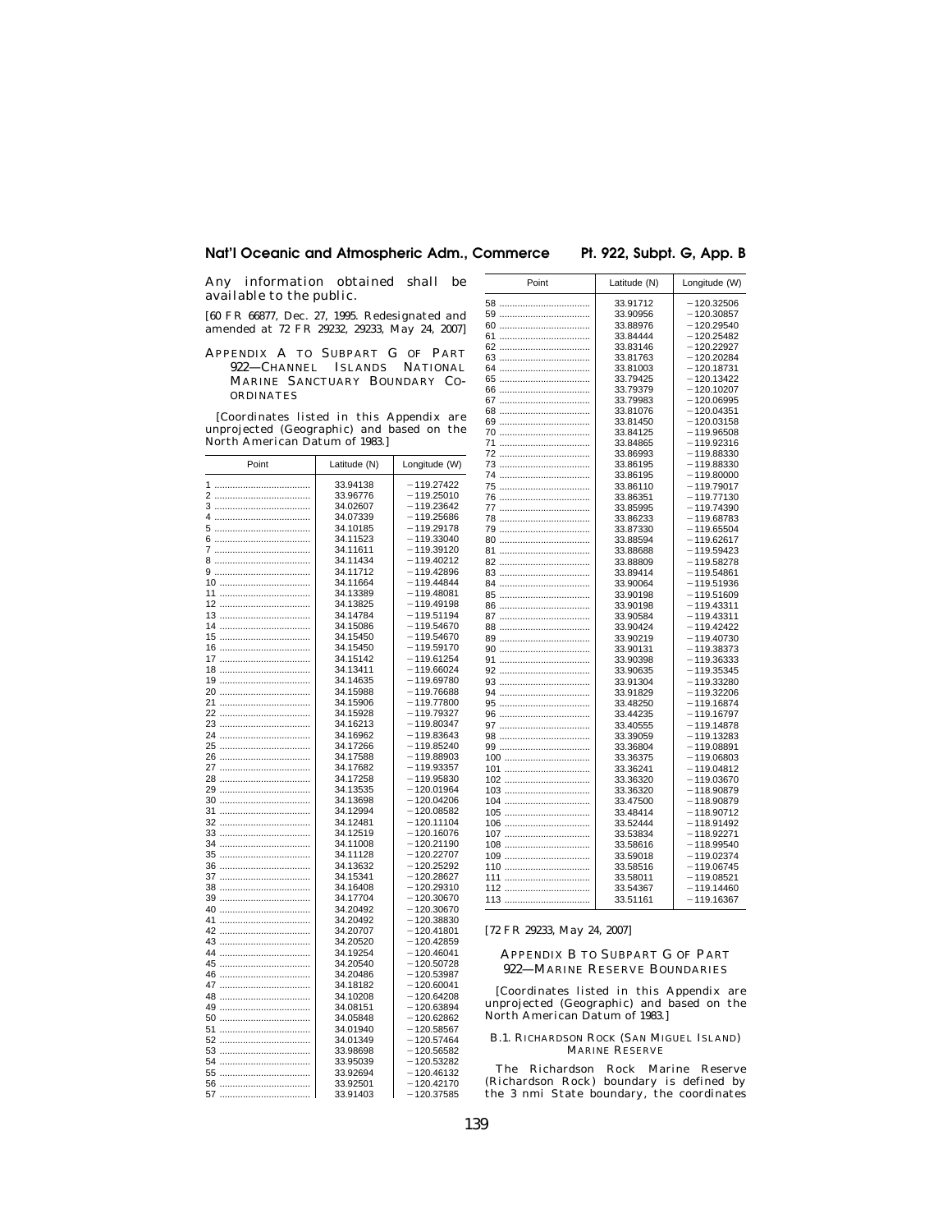Any information obtained shall be available to the public.

[60 FR 66877, Dec. 27, 1995. Redesignated and amended at 72 FR 29232, 29233, May 24, 2007]

## Appendix A to Subpart G of Part 922—Channel Islands National Marine Sanctuary Boundary Coordinates

[Coordinates listed in this Appendix are unprojected (Geographic) and based on the North American Datum of 1983.]

| Point | Latitude (N) | Longitude (W) |
|---|---|---|
| 1 | 33.94138 | −119.27422 |
| 2 | 33.96776 | −119.25010 |
| 3 | 34.02607 | −119.23642 |
| 4 | 34.07339 | −119.25686 |
| 5 | 34.10185 | −119.29178 |
| 6 | 34.11523 | −119.33040 |
| 7 | 34.11611 | −119.39120 |
| 8 | 34.11434 | −119.40212 |
| 9 | 34.11712 | −119.42896 |
| 10 | 34.11664 | −119.44844 |
| 11 | 34.13389 | −119.48081 |
| 12 | 34.13825 | −119.49198 |
| 13 | 34.14784 | −119.51194 |
| 14 | 34.15086 | −119.54670 |
| 15 | 34.15450 | −119.54670 |
| 16 | 34.15450 | −119.59170 |
| 17 | 34.15142 | −119.61254 |
| 18 | 34.13411 | −119.66024 |
| 19 | 34.14635 | −119.69780 |
| 20 | 34.15988 | −119.76688 |
| 21 | 34.15906 | −119.77800 |
| 22 | 34.15928 | −119.79327 |
| 23 | 34.16213 | −119.80347 |
| 24 | 34.16962 | −119.83643 |
| 25 | 34.17266 | −119.85240 |
| 26 | 34.17588 | −119.88903 |
| 27 | 34.17682 | −119.93357 |
| 28 | 34.17258 | −119.95830 |
| 29 | 34.13535 | −120.01964 |
| 30 | 34.13698 | −120.04206 |
| 31 | 34.12994 | −120.08582 |
| 32 | 34.12481 | −120.11104 |
| 33 | 34.12519 | −120.16076 |
| 34 | 34.11008 | −120.21190 |
| 35 | 34.11128 | −120.22707 |
| 36 | 34.13632 | −120.25292 |
| 37 | 34.15341 | −120.28627 |
| 38 | 34.16408 | −120.29310 |
| 39 | 34.17704 | −120.30670 |
| 40 | 34.20492 | −120.30670 |
| 41 | 34.20492 | −120.38830 |
| 42 | 34.20707 | −120.41801 |
| 43 | 34.20520 | −120.42859 |
| 44 | 34.19254 | −120.46041 |
| 45 | 34.20540 | −120.50728 |
| 46 | 34.20486 | −120.53987 |
| 47 | 34.18182 | −120.60041 |
| 48 | 34.10208 | −120.64208 |
| 49 | 34.08151 | −120.63894 |
| 50 | 34.05848 | −120.62862 |
| 51 | 34.01940 | −120.58567 |
| 52 | 34.01349 | −120.57464 |
| 53 | 33.98698 | −120.56582 |
| 54 | 33.95039 | −120.53282 |
| 55 | 33.92694 | −120.46132 |
| 56 | 33.92501 | −120.42170 |
| 57 | 33.91403 | −120.37585 |
| 58 | 33.91712 | −120.32506 |
| 59 | 33.90956 | −120.30857 |
| 60 | 33.88976 | −120.29540 |
| 61 | 33.84444 | −120.25482 |
| 62 | 33.83146 | −120.22927 |
| 63 | 33.81763 | −120.20284 |
| 64 | 33.81003 | −120.18731 |
| 65 | 33.79425 | −120.13422 |
| 66 | 33.79379 | −120.10207 |
| 67 | 33.79983 | −120.06995 |
| 68 | 33.81076 | −120.04351 |
| 69 | 33.81450 | −120.03158 |
| 70 | 33.84125 | −119.96508 |
| 71 | 33.84865 | −119.92316 |
| 72 | 33.86993 | −119.88330 |
| 73 | 33.86195 | −119.88330 |
| 74 | 33.86195 | −119.80000 |
| 75 | 33.86110 | −119.79017 |
| 76 | 33.86351 | −119.77130 |
| 77 | 33.85995 | −119.74390 |
| 78 | 33.86233 | −119.68783 |
| 79 | 33.87330 | −119.65504 |
| 80 | 33.88594 | −119.62617 |
| 81 | 33.88688 | −119.59423 |
| 82 | 33.88809 | −119.58278 |
| 83 | 33.89414 | −119.54861 |
| 84 | 33.90064 | −119.51936 |
| 85 | 33.90198 | −119.51609 |
| 86 | 33.90198 | −119.43311 |
| 87 | 33.90584 | −119.43311 |
| 88 | 33.90424 | −119.42422 |
| 89 | 33.90219 | −119.40730 |
| 90 | 33.90131 | −119.38373 |
| 91 | 33.90398 | −119.36333 |
| 92 | 33.90635 | −119.35345 |
| 93 | 33.91304 | −119.33280 |
| 94 | 33.91829 | −119.32206 |
| 95 | 33.48250 | −119.16874 |
| 96 | 33.44235 | −119.16797 |
| 97 | 33.40555 | −119.14878 |
| 98 | 33.39059 | −119.13283 |
| 99 | 33.36804 | −119.08891 |
| 100 | 33.36375 | −119.06803 |
| 101 | 33.36241 | −119.04812 |
| 102 | 33.36320 | −119.03670 |
| 103 | 33.36320 | −118.90879 |
| 104 | 33.47500 | −118.90879 |
| 105 | 33.48414 | −118.90712 |
| 106 | 33.52444 | −118.91492 |
| 107 | 33.53834 | −118.92271 |
| 108 | 33.58616 | −118.99540 |
| 109 | 33.59018 | −119.02374 |
| 110 | 33.58516 | −119.06745 |
| 111 | 33.58011 | −119.08521 |
| 112 | 33.54367 | −119.14460 |
| 113 | 33.51161 | −119.16367 |

[72 FR 29233, May 24, 2007]

## Appendix B to Subpart G of Part 922—Marine Reserve Boundaries

[Coordinates listed in this Appendix are unprojected (Geographic) and based on the North American Datum of 1983.]

### B.1. Richardson Rock (San Miguel Island) Marine Reserve

The Richardson Rock Marine Reserve (Richardson Rock) boundary is defined by the 3 nmi State boundary, the coordinates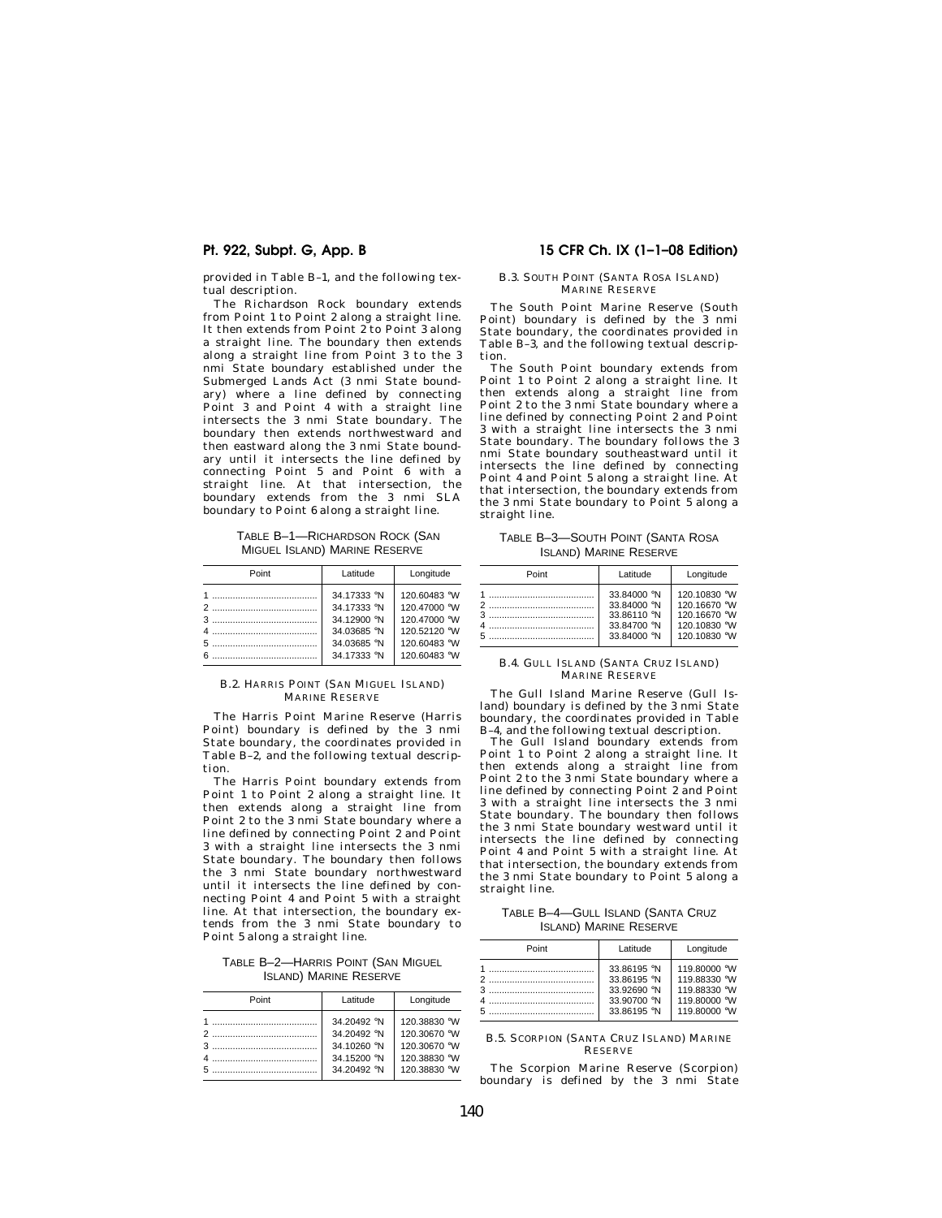provided in Table B–1, and the following textual description.

The Richardson Rock boundary extends from Point 1 to Point 2 along a straight line. It then extends from Point 2 to Point 3 along a straight line. The boundary then extends along a straight line from Point 3 to the 3 nmi State boundary established under the Submerged Lands Act (3 nmi State boundary) where a line defined by connecting Point 3 and Point 4 with a straight line intersects the 3 nmi State boundary. The boundary then extends northwestward and then eastward along the 3 nmi State boundary until it intersects the line defined by connecting Point 5 and Point 6 with a straight line. At that intersection, the boundary extends from the 3 nmi SLA boundary to Point 6 along a straight line.

TABLE B–1—RICHARDSON ROCK (SAN MIGUEL ISLAND) MARINE RESERVE

| Point | Latitude | Longitude |
|---|---|---|
| 1 | 34.17333 °N | 120.60483 °W |
| 2 | 34.17333 °N | 120.47000 °W |
| 3 | 34.12900 °N | 120.47000 °W |
| 4 | 34.03685 °N | 120.52120 °W |
| 5 | 34.03685 °N | 120.60483 °W |
| 6 | 34.17333 °N | 120.60483 °W |

### B.2. HARRIS POINT (SAN MIGUEL ISLAND) MARINE RESERVE

The Harris Point Marine Reserve (Harris Point) boundary is defined by the 3 nmi State boundary, the coordinates provided in Table B–2, and the following textual description.

The Harris Point boundary extends from Point 1 to Point 2 along a straight line. It then extends along a straight line from Point 2 to the 3 nmi State boundary where a line defined by connecting Point 2 and Point 3 with a straight line intersects the 3 nmi State boundary. The boundary then follows the 3 nmi State boundary northwestward until it intersects the line defined by connecting Point 4 and Point 5 with a straight line. At that intersection, the boundary extends from the 3 nmi State boundary to Point 5 along a straight line.

TABLE B–2—HARRIS POINT (SAN MIGUEL ISLAND) MARINE RESERVE

| Point | Latitude | Longitude |
|---|---|---|
| 1 | 34.20492 °N | 120.38830 °W |
| 2 | 34.20492 °N | 120.30670 °W |
| 3 | 34.10260 °N | 120.30670 °W |
| 4 | 34.15200 °N | 120.38830 °W |
| 5 | 34.20492 °N | 120.38830 °W |

### B.3. SOUTH POINT (SANTA ROSA ISLAND) MARINE RESERVE

The South Point Marine Reserve (South Point) boundary is defined by the 3 nmi State boundary, the coordinates provided in Table B–3, and the following textual description.

The South Point boundary extends from Point 1 to Point 2 along a straight line. It then extends along a straight line from Point 2 to the 3 nmi State boundary where a line defined by connecting Point 2 and Point 3 with a straight line intersects the 3 nmi State boundary. The boundary follows the 3 nmi State boundary southeastward until it intersects the line defined by connecting Point 4 and Point 5 along a straight line. At that intersection, the boundary extends from the 3 nmi State boundary to Point 5 along a straight line.

TABLE B–3—SOUTH POINT (SANTA ROSA ISLAND) MARINE RESERVE

| Point | Latitude | Longitude |
|---|---|---|
| 1 | 33.84000 °N | 120.10830 °W |
| 2 | 33.84000 °N | 120.16670 °W |
| 3 | 33.86110 °N | 120.16670 °W |
| 4 | 33.84700 °N | 120.10830 °W |
| 5 | 33.84000 °N | 120.10830 °W |

### B.4. GULL ISLAND (SANTA CRUZ ISLAND) MARINE RESERVE

The Gull Island Marine Reserve (Gull Island) boundary is defined by the 3 nmi State boundary, the coordinates provided in Table B–4, and the following textual description.

The Gull Island boundary extends from Point 1 to Point 2 along a straight line. It then extends along a straight line from Point 2 to the 3 nmi State boundary where a line defined by connecting Point 2 and Point 3 with a straight line intersects the 3 nmi State boundary. The boundary then follows the 3 nmi State boundary westward until it intersects the line defined by connecting Point 4 and Point 5 with a straight line. At that intersection, the boundary extends from the 3 nmi State boundary to Point 5 along a straight line.

TABLE B–4—GULL ISLAND (SANTA CRUZ ISLAND) MARINE RESERVE

| Point | Latitude | Longitude |
|---|---|---|
| 1 | 33.86195 °N | 119.80000 °W |
| 2 | 33.86195 °N | 119.88330 °W |
| 3 | 33.92690 °N | 119.88330 °W |
| 4 | 33.90700 °N | 119.80000 °W |
| 5 | 33.86195 °N | 119.80000 °W |

### B.5. SCORPION (SANTA CRUZ ISLAND) MARINE RESERVE

The Scorpion Marine Reserve (Scorpion) boundary is defined by the 3 nmi State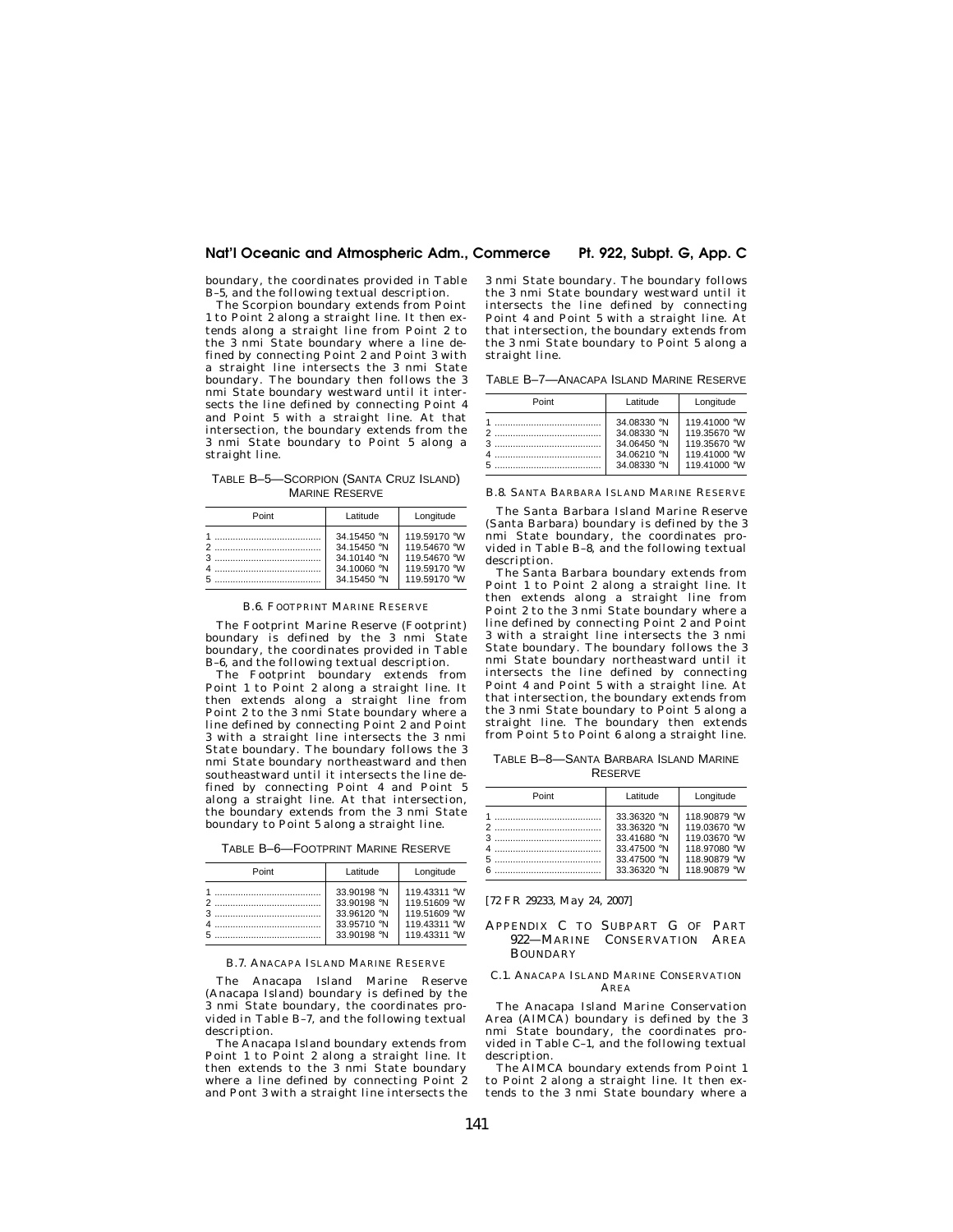boundary, the coordinates provided in Table B–5, and the following textual description.

The Scorpion boundary extends from Point 1 to Point 2 along a straight line. It then extends along a straight line from Point 2 to the 3 nmi State boundary where a line defined by connecting Point 2 and Point 3 with a straight line intersects the 3 nmi State boundary. The boundary then follows the 3 nmi State boundary westward until it intersects the line defined by connecting Point 4 and Point 5 with a straight line. At that intersection, the boundary extends from the 3 nmi State boundary to Point 5 along a straight line.

TABLE B–5—SCORPION (SANTA CRUZ ISLAND) MARINE RESERVE

| Point | Latitude | Longitude |
|---|---|---|
| 1 | 34.15450 °N | 119.59170 °W |
| 2 | 34.15450 °N | 119.54670 °W |
| 3 | 34.10140 °N | 119.54670 °W |
| 4 | 34.10060 °N | 119.59170 °W |
| 5 | 34.15450 °N | 119.59170 °W |

### B.6. FOOTPRINT MARINE RESERVE

The Footprint Marine Reserve (Footprint) boundary is defined by the 3 nmi State boundary, the coordinates provided in Table B–6, and the following textual description.

The Footprint boundary extends from Point 1 to Point 2 along a straight line. It then extends along a straight line from Point 2 to the 3 nmi State boundary where a line defined by connecting Point 2 and Point 3 with a straight line intersects the 3 nmi State boundary. The boundary follows the 3 nmi State boundary northeastward and then southeastward until it intersects the line defined by connecting Point 4 and Point 5 along a straight line. At that intersection, the boundary extends from the 3 nmi State boundary to Point 5 along a straight line.

TABLE B–6—FOOTPRINT MARINE RESERVE

| Point | Latitude | Longitude |
|---|---|---|
| 1 | 33.90198 °N | 119.43311 °W |
| 2 | 33.90198 °N | 119.51609 °W |
| 3 | 33.96120 °N | 119.51609 °W |
| 4 | 33.95710 °N | 119.43311 °W |
| 5 | 33.90198 °N | 119.43311 °W |

### B.7. ANACAPA ISLAND MARINE RESERVE

The Anacapa Island Marine Reserve (Anacapa Island) boundary is defined by the 3 nmi State boundary, the coordinates provided in Table B–7, and the following textual description.

The Anacapa Island boundary extends from Point 1 to Point 2 along a straight line. It then extends to the 3 nmi State boundary where a line defined by connecting Point 2 and Pont 3 with a straight line intersects the 3 nmi State boundary. The boundary follows the 3 nmi State boundary westward until it intersects the line defined by connecting Point 4 and Point 5 with a straight line. At that intersection, the boundary extends from the 3 nmi State boundary to Point 5 along a straight line.

TABLE B–7—ANACAPA ISLAND MARINE RESERVE

| Point | Latitude | Longitude |
|---|---|---|
| 1 | 34.08330 °N | 119.41000 °W |
| 2 | 34.08330 °N | 119.35670 °W |
| 3 | 34.06450 °N | 119.35670 °W |
| 4 | 34.06210 °N | 119.41000 °W |
| 5 | 34.08330 °N | 119.41000 °W |

### B.8. SANTA BARBARA ISLAND MARINE RESERVE

The Santa Barbara Island Marine Reserve (Santa Barbara) boundary is defined by the 3 nmi State boundary, the coordinates provided in Table B–8, and the following textual description.

The Santa Barbara boundary extends from Point 1 to Point 2 along a straight line. It then extends along a straight line from Point 2 to the 3 nmi State boundary where a line defined by connecting Point 2 and Point 3 with a straight line intersects the 3 nmi State boundary. The boundary follows the 3 nmi State boundary northeastward until it intersects the line defined by connecting Point 4 and Point 5 with a straight line. At that intersection, the boundary extends from the 3 nmi State boundary to Point 5 along a straight line. The boundary then extends from Point 5 to Point 6 along a straight line.

TABLE B–8—SANTA BARBARA ISLAND MARINE RESERVE

| Point | Latitude | Longitude |
|---|---|---|
| 1 | 33.36320 °N | 118.90879 °W |
| 2 | 33.36320 °N | 119.03670 °W |
| 3 | 33.41680 °N | 119.03670 °W |
| 4 | 33.47500 °N | 118.97080 °W |
| 5 | 33.47500 °N | 118.90879 °W |
| 6 | 33.36320 °N | 118.90879 °W |

[72 FR 29233, May 24, 2007]

## APPENDIX C TO SUBPART G OF PART 922—MARINE CONSERVATION AREA BOUNDARY

### C.1. ANACAPA ISLAND MARINE CONSERVATION AREA

The Anacapa Island Marine Conservation Area (AIMCA) boundary is defined by the 3 nmi State boundary, the coordinates provided in Table C–1, and the following textual description.

The AIMCA boundary extends from Point 1 to Point 2 along a straight line. It then extends to the 3 nmi State boundary where a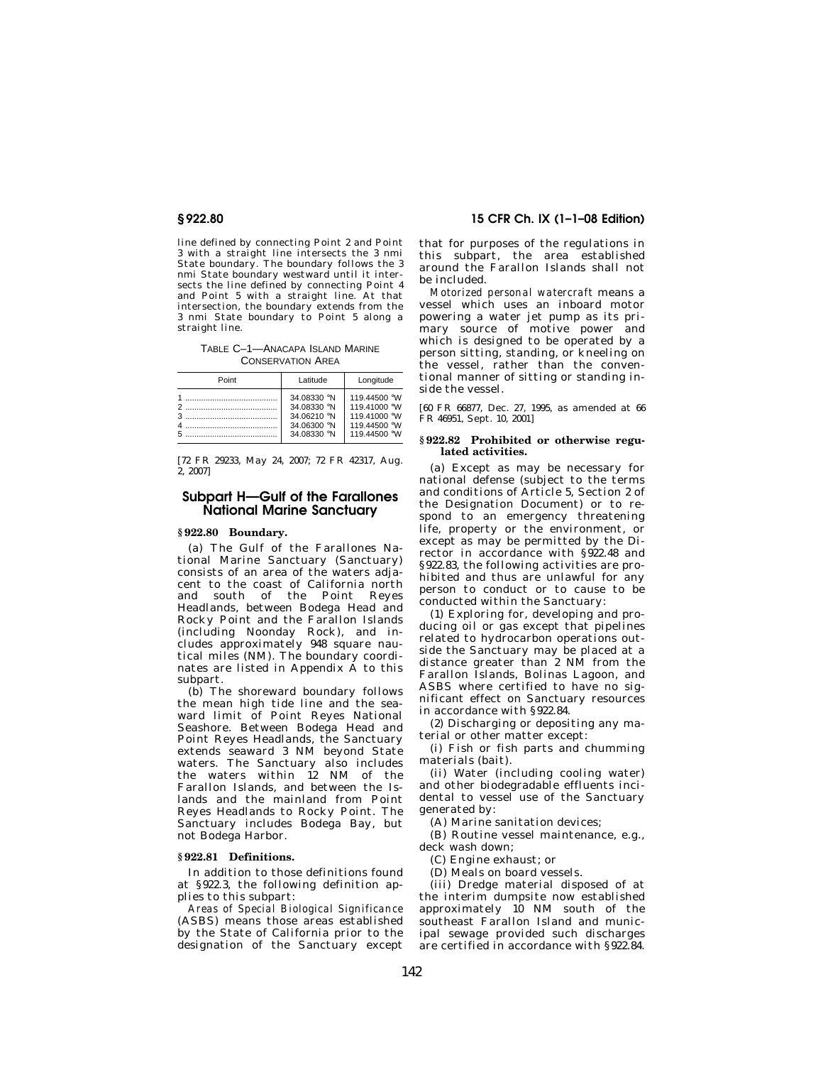line defined by connecting Point 2 and Point 3 with a straight line intersects the 3 nmi State boundary. The boundary follows the 3 nmi State boundary westward until it intersects the line defined by connecting Point 4 and Point 5 with a straight line. At that intersection, the boundary extends from the 3 nmi State boundary to Point 5 along a straight line.

TABLE C–1—ANACAPA ISLAND MARINE CONSERVATION AREA

| Point | Latitude | Longitude |
|---|---|---|
| 1 | 34.08330 °N | 119.44500 °W |
| 2 | 34.08330 °N | 119.41000 °W |
| 3 | 34.06210 °N | 119.41000 °W |
| 4 | 34.06300 °N | 119.44500 °W |
| 5 | 34.08330 °N | 119.44500 °W |

[72 FR 29233, May 24, 2007; 72 FR 42317, Aug. 2, 2007]

## Subpart H—Gulf of the Farallones National Marine Sanctuary

### § 922.80 Boundary.

(a) The Gulf of the Farallones National Marine Sanctuary (Sanctuary) consists of an area of the waters adjacent to the coast of California north and south of the Point Reyes Headlands, between Bodega Head and Rocky Point and the Farallon Islands (including Noonday Rock), and includes approximately 948 square nautical miles (NM). The boundary coordinates are listed in Appendix A to this subpart.

(b) The shoreward boundary follows the mean high tide line and the seaward limit of Point Reyes National Seashore. Between Bodega Head and Point Reyes Headlands, the Sanctuary extends seaward 3 NM beyond State waters. The Sanctuary also includes the waters within 12 NM of the Farallon Islands, and between the Islands and the mainland from Point Reyes Headlands to Rocky Point. The Sanctuary includes Bodega Bay, but not Bodega Harbor.

### § 922.81 Definitions.

In addition to those definitions found at § 922.3, the following definition applies to this subpart:

*Areas of Special Biological Significance* (ASBS) means those areas established by the State of California prior to the designation of the Sanctuary except that for purposes of the regulations in this subpart, the area established around the Farallon Islands shall not be included.

*Motorized personal watercraft* means a vessel which uses an inboard motor powering a water jet pump as its primary source of motive power and which is designed to be operated by a person sitting, standing, or kneeling on the vessel, rather than the conventional manner of sitting or standing inside the vessel.

[60 FR 66877, Dec. 27, 1995, as amended at 66 FR 46951, Sept. 10, 2001]

### § 922.82 Prohibited or otherwise regulated activities.

(a) Except as may be necessary for national defense (subject to the terms and conditions of Article 5, Section 2 of the Designation Document) or to respond to an emergency threatening life, property or the environment, or except as may be permitted by the Director in accordance with § 922.48 and § 922.83, the following activities are prohibited and thus are unlawful for any person to conduct or to cause to be conducted within the Sanctuary:

(1) Exploring for, developing and producing oil or gas except that pipelines related to hydrocarbon operations outside the Sanctuary may be placed at a distance greater than 2 NM from the Farallon Islands, Bolinas Lagoon, and ASBS where certified to have no significant effect on Sanctuary resources in accordance with § 922.84.

(2) Discharging or depositing any material or other matter except:

(i) Fish or fish parts and chumming materials (bait).

(ii) Water (including cooling water) and other biodegradable effluents incidental to vessel use of the Sanctuary generated by:

(A) Marine sanitation devices;

(B) Routine vessel maintenance, e.g., deck wash down;

(C) Engine exhaust; or

(D) Meals on board vessels.

(iii) Dredge material disposed of at the interim dumpsite now established approximately 10 NM south of the southeast Farallon Island and municipal sewage provided such discharges are certified in accordance with § 922.84.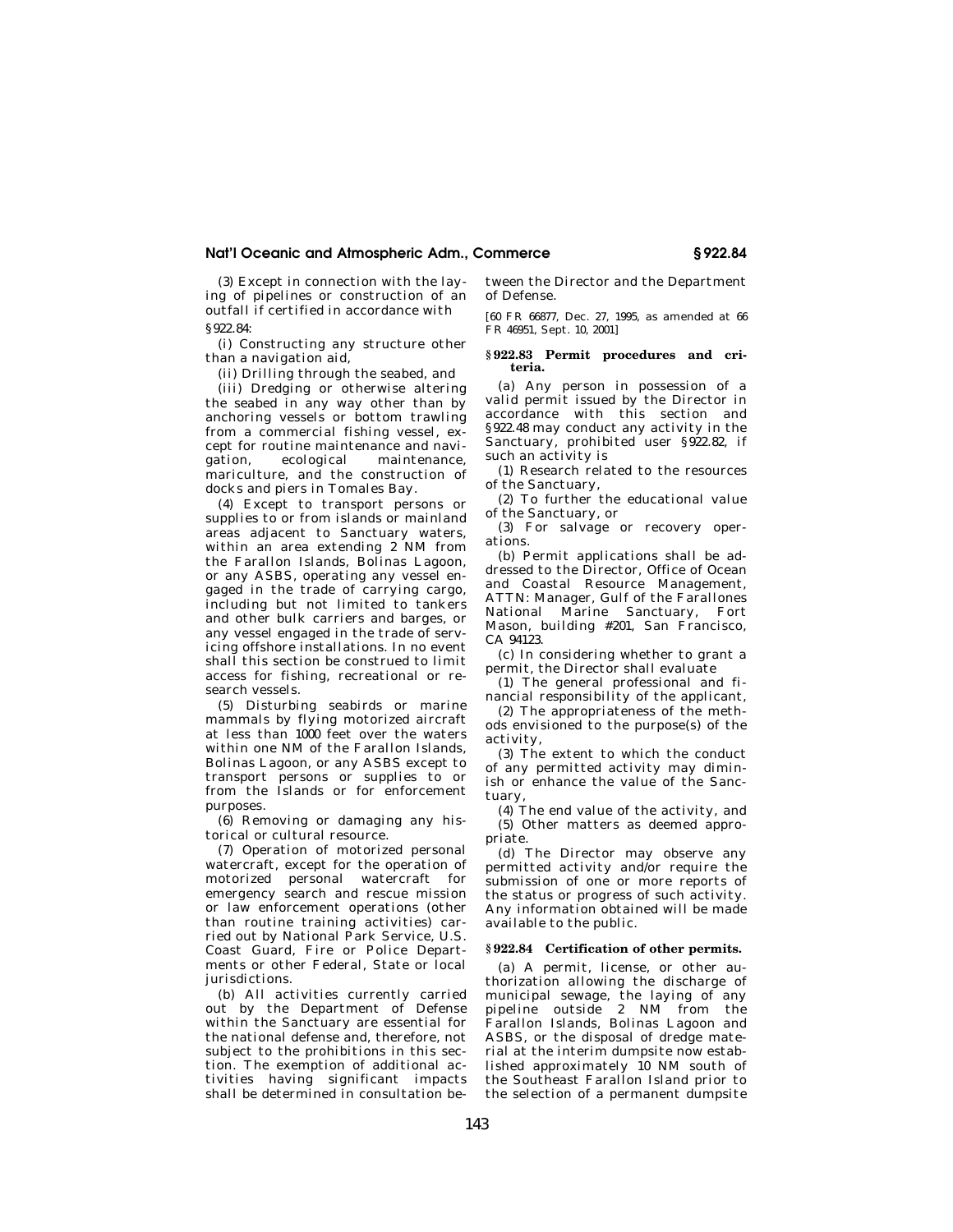(3) Except in connection with the laying of pipelines or construction of an outfall if certified in accordance with §922.84:

(i) Constructing any structure other than a navigation aid,

(ii) Drilling through the seabed, and

(iii) Dredging or otherwise altering the seabed in any way other than by anchoring vessels or bottom trawling from a commercial fishing vessel, except for routine maintenance and navigation, ecological maintenance, mariculture, and the construction of docks and piers in Tomales Bay.

(4) Except to transport persons or supplies to or from islands or mainland areas adjacent to Sanctuary waters, within an area extending 2 NM from the Farallon Islands, Bolinas Lagoon, or any ASBS, operating any vessel engaged in the trade of carrying cargo, including but not limited to tankers and other bulk carriers and barges, or any vessel engaged in the trade of servicing offshore installations. In no event shall this section be construed to limit access for fishing, recreational or research vessels.

(5) Disturbing seabirds or marine mammals by flying motorized aircraft at less than 1000 feet over the waters within one NM of the Farallon Islands, Bolinas Lagoon, or any ASBS except to transport persons or supplies to or from the Islands or for enforcement purposes.

(6) Removing or damaging any historical or cultural resource.

(7) Operation of motorized personal watercraft, except for the operation of motorized personal watercraft for emergency search and rescue mission or law enforcement operations (other than routine training activities) carried out by National Park Service, U.S. Coast Guard, Fire or Police Departments or other Federal, State or local jurisdictions.

(b) All activities currently carried out by the Department of Defense within the Sanctuary are essential for the national defense and, therefore, not subject to the prohibitions in this section. The exemption of additional activities having significant impacts shall be determined in consultation between the Director and the Department of Defense.

[60 FR 66877, Dec. 27, 1995, as amended at 66 FR 46951, Sept. 10, 2001]

### §922.83 Permit procedures and criteria.

(a) Any person in possession of a valid permit issued by the Director in accordance with this section and §922.48 may conduct any activity in the Sanctuary, prohibited user §922.82, if such an activity is

(1) Research related to the resources of the Sanctuary,

(2) To further the educational value of the Sanctuary, or

(3) For salvage or recovery operations.

(b) Permit applications shall be addressed to the Director, Office of Ocean and Coastal Resource Management, ATTN: Manager, Gulf of the Farallones National Marine Sanctuary, Fort Mason, building #201, San Francisco, CA 94123.

(c) In considering whether to grant a permit, the Director shall evaluate

(1) The general professional and financial responsibility of the applicant,

(2) The appropriateness of the methods envisioned to the purpose(s) of the activity,

(3) The extent to which the conduct of any permitted activity may diminish or enhance the value of the Sanctuary,

(4) The end value of the activity, and

(5) Other matters as deemed appropriate.

(d) The Director may observe any permitted activity and/or require the submission of one or more reports of the status or progress of such activity. Any information obtained will be made available to the public.

### §922.84 Certification of other permits.

(a) A permit, license, or other authorization allowing the discharge of municipal sewage, the laying of any pipeline outside 2 NM from the Farallon Islands, Bolinas Lagoon and ASBS, or the disposal of dredge material at the interim dumpsite now established approximately 10 NM south of the Southeast Farallon Island prior to the selection of a permanent dumpsite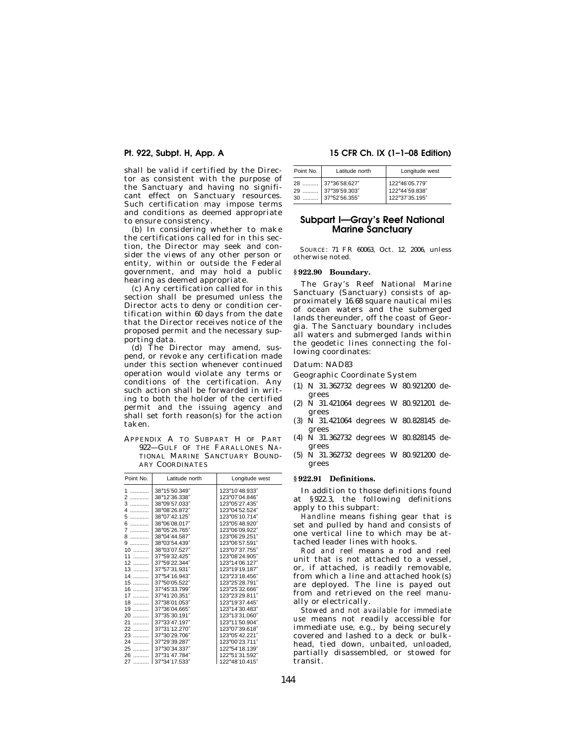shall be valid if certified by the Director as consistent with the purpose of the Sanctuary and having no significant effect on Sanctuary resources. Such certification may impose terms and conditions as deemed appropriate to ensure consistency.

(b) In considering whether to make the certifications called for in this section, the Director may seek and consider the views of any other person or entity, within or outside the Federal government, and may hold a public hearing as deemed appropriate.

(c) Any certification called for in this section shall be presumed unless the Director acts to deny or condition certification within 60 days from the date that the Director receives notice of the proposed permit and the necessary supporting data.

(d) The Director may amend, suspend, or revoke any certification made under this section whenever continued operation would violate any terms or conditions of the certification. Any such action shall be forwarded in writing to both the holder of the certified permit and the issuing agency and shall set forth reason(s) for the action taken.

APPENDIX A TO SUBPART H OF PART 922—GULF OF THE FARALLONES NATIONAL MARINE SANCTUARY BOUNDARY COORDINATES

| Point No. | Latitude north | Longitude west |
|---|---|---|
| 1 | 38°15′50.349″ | 123°10′48.933″ |
| 2 | 38°12′36.338″ | 123°07′04.846″ |
| 3 | 38°09′57.033″ | 123°05′27.435″ |
| 4 | 38°08′26.872″ | 123°04′52.524″ |
| 5 | 38°07′42.125″ | 123°05′10.714″ |
| 6 | 38°06′08.017″ | 123°05′48.920″ |
| 7 | 38°05′26.765″ | 123°06′09.922″ |
| 8 | 38°04′44.587″ | 123°06′29.251″ |
| 9 | 38°03′54.439″ | 123°06′57.591″ |
| 10 | 38°03′07.527″ | 123°07′37.755″ |
| 11 | 37°59′32.425″ | 123°08′24.905″ |
| 12 | 37°59′22.344″ | 123°14′06.127″ |
| 13 | 37°57′31.931″ | 123°19′19.187″ |
| 14 | 37°54′16.943″ | 123°23′18.456″ |
| 15 | 37°50′05.522″ | 123°25′28.791″ |
| 16 | 37°45′33.799″ | 123°25′32.666″ |
| 17 | 37°41′20.351″ | 123°23′29.811″ |
| 18 | 37°38′01.053″ | 123°19′37.445″ |
| 19 | 37°36′04.665″ | 123°14′30.483″ |
| 20 | 37°35′30.191″ | 123°13′31.060″ |
| 21 | 37°33′47.197″ | 123°11′50.904″ |
| 22 | 37°31′12.270″ | 123°07′39.618″ |
| 23 | 37°30′29.706″ | 123°05′42.221″ |
| 24 | 37°29′39.287″ | 123°00′23.711″ |
| 25 | 37°30′34.337″ | 122°54′18.139″ |
| 26 | 37°31′47.784″ | 122°51′31.592″ |
| 27 | 37°34′17.533″ | 122°48′10.415″ |
| 28 | 37°36′58.627″ | 122°46′05.779″ |
| 29 | 37°39′59.303″ | 122°44′59.838″ |
| 30 | 37°52′56.355″ | 122°37′35.195″ |

## Subpart I—Gray's Reef National Marine Sanctuary

SOURCE: 71 FR 60063, Oct. 12, 2006, unless otherwise noted.

### § 922.90 Boundary.

The Gray's Reef National Marine Sanctuary (Sanctuary) consists of approximately 16.68 square nautical miles of ocean waters and the submerged lands thereunder, off the coast of Georgia. The Sanctuary boundary includes all waters and submerged lands within the geodetic lines connecting the following coordinates:

Datum: NAD83

Geographic Coordinate System

(1) N 31.362732 degrees W 80.921200 degrees
(2) N 31.421064 degrees W 80.921201 degrees
(3) N 31.421064 degrees W 80.828145 degrees
(4) N 31.362732 degrees W 80.828145 degrees
(5) N 31.362732 degrees W 80.921200 degrees

### § 922.91 Definitions.

In addition to those definitions found at § 922.3, the following definitions apply to this subpart:

*Handline* means fishing gear that is set and pulled by hand and consists of one vertical line to which may be attached leader lines with hooks.

*Rod and reel* means a rod and reel unit that is not attached to a vessel, or, if attached, is readily removable, from which a line and attached hook(s) are deployed. The line is payed out from and retrieved on the reel manually or electrically.

*Stowed and not available for immediate use* means not readily accessible for immediate use, e.g., by being securely covered and lashed to a deck or bulkhead, tied down, unbaited, unloaded, partially disassembled, or stowed for transit.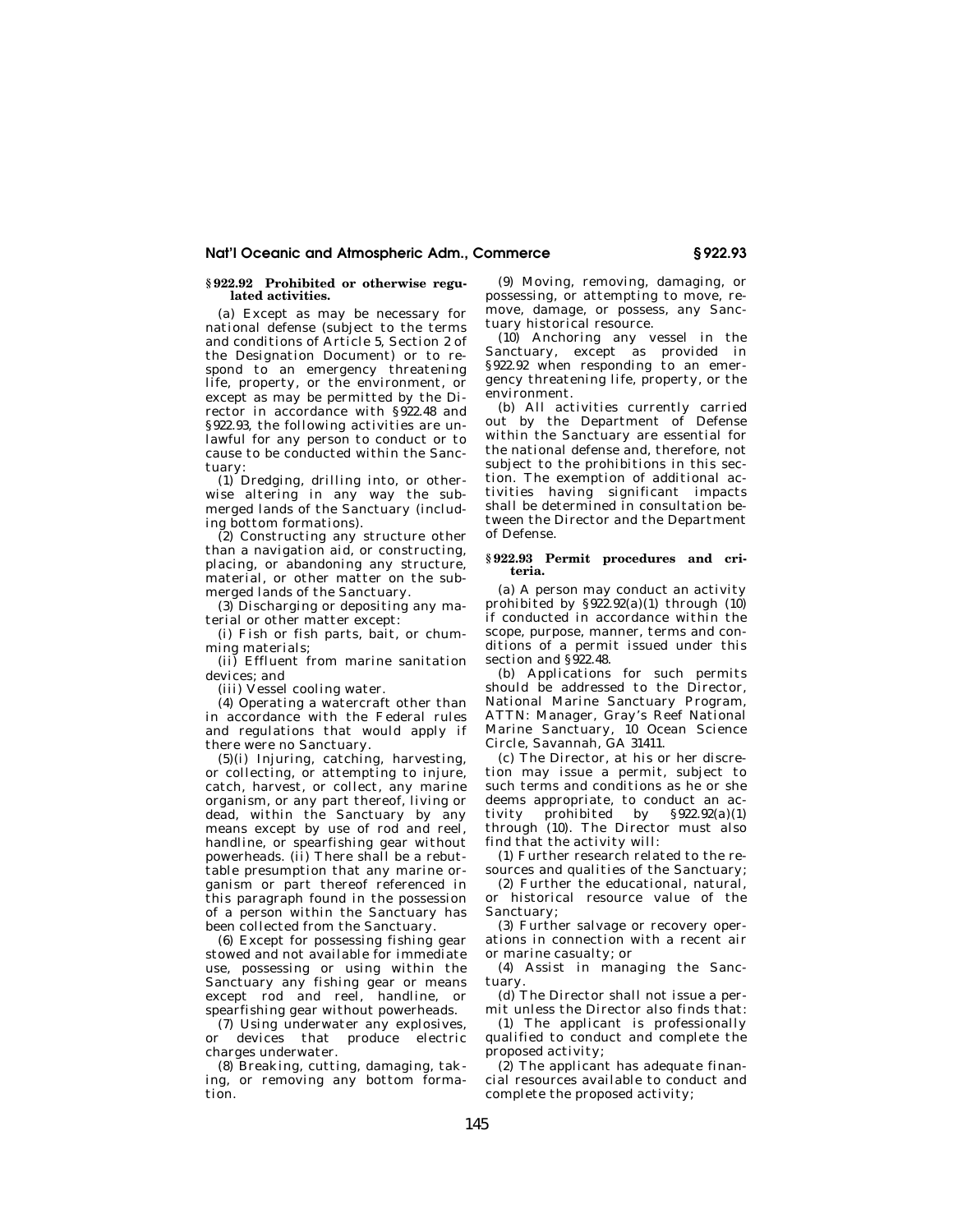## § 922.92 Prohibited or otherwise regulated activities.

(a) Except as may be necessary for national defense (subject to the terms and conditions of Article 5, Section 2 of the Designation Document) or to respond to an emergency threatening life, property, or the environment, or except as may be permitted by the Director in accordance with § 922.48 and § 922.93, the following activities are unlawful for any person to conduct or to cause to be conducted within the Sanctuary:

(1) Dredging, drilling into, or otherwise altering in any way the submerged lands of the Sanctuary (including bottom formations).

(2) Constructing any structure other than a navigation aid, or constructing, placing, or abandoning any structure, material, or other matter on the submerged lands of the Sanctuary.

(3) Discharging or depositing any material or other matter except:

(i) Fish or fish parts, bait, or chumming materials;

(ii) Effluent from marine sanitation devices; and

(iii) Vessel cooling water.

(4) Operating a watercraft other than in accordance with the Federal rules and regulations that would apply if there were no Sanctuary.

(5)(i) Injuring, catching, harvesting, or collecting, or attempting to injure, catch, harvest, or collect, any marine organism, or any part thereof, living or dead, within the Sanctuary by any means except by use of rod and reel, handline, or spearfishing gear without powerheads. (ii) There shall be a rebuttable presumption that any marine organism or part thereof referenced in this paragraph found in the possession of a person within the Sanctuary has been collected from the Sanctuary.

(6) Except for possessing fishing gear stowed and not available for immediate use, possessing or using within the Sanctuary any fishing gear or means except rod and reel, handline, or spearfishing gear without powerheads.

(7) Using underwater any explosives, or devices that produce electric charges underwater.

(8) Breaking, cutting, damaging, taking, or removing any bottom formation.

(9) Moving, removing, damaging, or possessing, or attempting to move, remove, damage, or possess, any Sanctuary historical resource.

(10) Anchoring any vessel in the Sanctuary, except as provided in § 922.92 when responding to an emergency threatening life, property, or the environment.

(b) All activities currently carried out by the Department of Defense within the Sanctuary are essential for the national defense and, therefore, not subject to the prohibitions in this section. The exemption of additional activities having significant impacts shall be determined in consultation between the Director and the Department of Defense.

## § 922.93 Permit procedures and criteria.

(a) A person may conduct an activity prohibited by § 922.92(a)(1) through (10) if conducted in accordance within the scope, purpose, manner, terms and conditions of a permit issued under this section and § 922.48.

(b) Applications for such permits should be addressed to the Director, National Marine Sanctuary Program, ATTN: Manager, Gray's Reef National Marine Sanctuary, 10 Ocean Science Circle, Savannah, GA 31411.

(c) The Director, at his or her discretion may issue a permit, subject to such terms and conditions as he or she deems appropriate, to conduct an activity prohibited by § 922.92(a)(1) through (10). The Director must also find that the activity will:

(1) Further research related to the resources and qualities of the Sanctuary;

(2) Further the educational, natural, or historical resource value of the Sanctuary;

(3) Further salvage or recovery operations in connection with a recent air or marine casualty; or

(4) Assist in managing the Sanctuary.

(d) The Director shall not issue a permit unless the Director also finds that:

(1) The applicant is professionally qualified to conduct and complete the proposed activity;

(2) The applicant has adequate financial resources available to conduct and complete the proposed activity;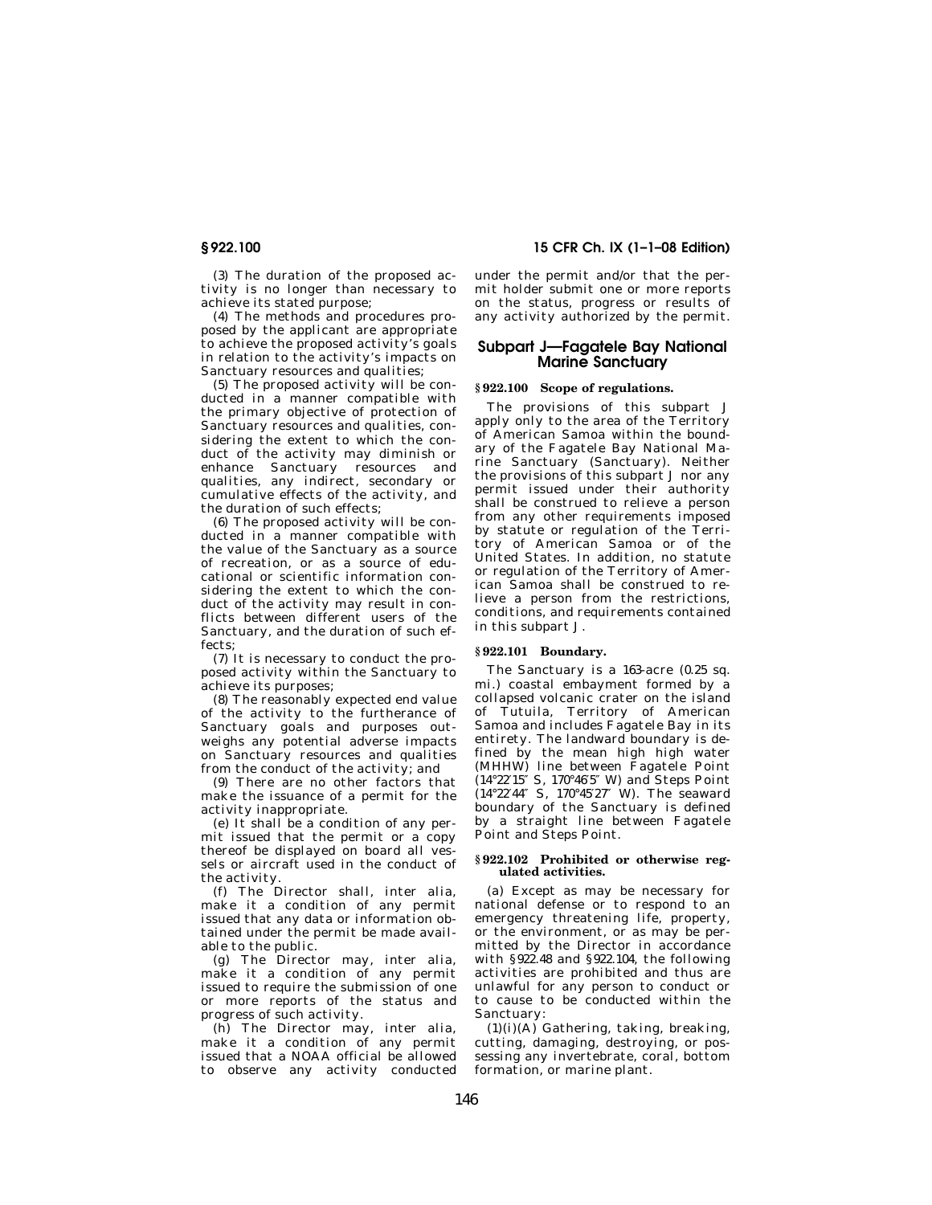(3) The duration of the proposed activity is no longer than necessary to achieve its stated purpose;

(4) The methods and procedures proposed by the applicant are appropriate to achieve the proposed activity's goals in relation to the activity's impacts on Sanctuary resources and qualities;

(5) The proposed activity will be conducted in a manner compatible with the primary objective of protection of Sanctuary resources and qualities, considering the extent to which the conduct of the activity may diminish or enhance Sanctuary resources and qualities, any indirect, secondary or cumulative effects of the activity, and the duration of such effects;

(6) The proposed activity will be conducted in a manner compatible with the value of the Sanctuary as a source of recreation, or as a source of educational or scientific information considering the extent to which the conduct of the activity may result in conflicts between different users of the Sanctuary, and the duration of such effects;

(7) It is necessary to conduct the proposed activity within the Sanctuary to achieve its purposes;

(8) The reasonably expected end value of the activity to the furtherance of Sanctuary goals and purposes outweighs any potential adverse impacts on Sanctuary resources and qualities from the conduct of the activity; and

(9) There are no other factors that make the issuance of a permit for the activity inappropriate.

(e) It shall be a condition of any permit issued that the permit or a copy thereof be displayed on board all vessels or aircraft used in the conduct of the activity.

(f) The Director shall, inter alia, make it a condition of any permit issued that any data or information obtained under the permit be made available to the public.

(g) The Director may, inter alia, make it a condition of any permit issued to require the submission of one or more reports of the status and progress of such activity.

(h) The Director may, inter alia, make it a condition of any permit issued that a NOAA official be allowed to observe any activity conducted under the permit and/or that the permit holder submit one or more reports on the status, progress or results of any activity authorized by the permit.

## Subpart J—Fagatele Bay National Marine Sanctuary

### § 922.100 Scope of regulations.

The provisions of this subpart J apply only to the area of the Territory of American Samoa within the boundary of the Fagatele Bay National Marine Sanctuary (Sanctuary). Neither the provisions of this subpart J nor any permit issued under their authority shall be construed to relieve a person from any other requirements imposed by statute or regulation of the Territory of American Samoa or of the United States. In addition, no statute or regulation of the Territory of American Samoa shall be construed to relieve a person from the restrictions, conditions, and requirements contained in this subpart J.

### § 922.101 Boundary.

The Sanctuary is a 163-acre (0.25 sq. mi.) coastal embayment formed by a collapsed volcanic crater on the island of Tutuila, Territory of American Samoa and includes Fagatele Bay in its entirety. The landward boundary is defined by the mean high high water (MHHW) line between Fagatele Point (14°22′15″ S, 170°46′5″ W) and Steps Point (14°22′44″ S, 170°45′27″ W). The seaward boundary of the Sanctuary is defined by a straight line between Fagatele Point and Steps Point.

### § 922.102 Prohibited or otherwise regulated activities.

(a) Except as may be necessary for national defense or to respond to an emergency threatening life, property, or the environment, or as may be permitted by the Director in accordance with § 922.48 and § 922.104, the following activities are prohibited and thus are unlawful for any person to conduct or to cause to be conducted within the Sanctuary:

(1)(i)(A) Gathering, taking, breaking, cutting, damaging, destroying, or possessing any invertebrate, coral, bottom formation, or marine plant.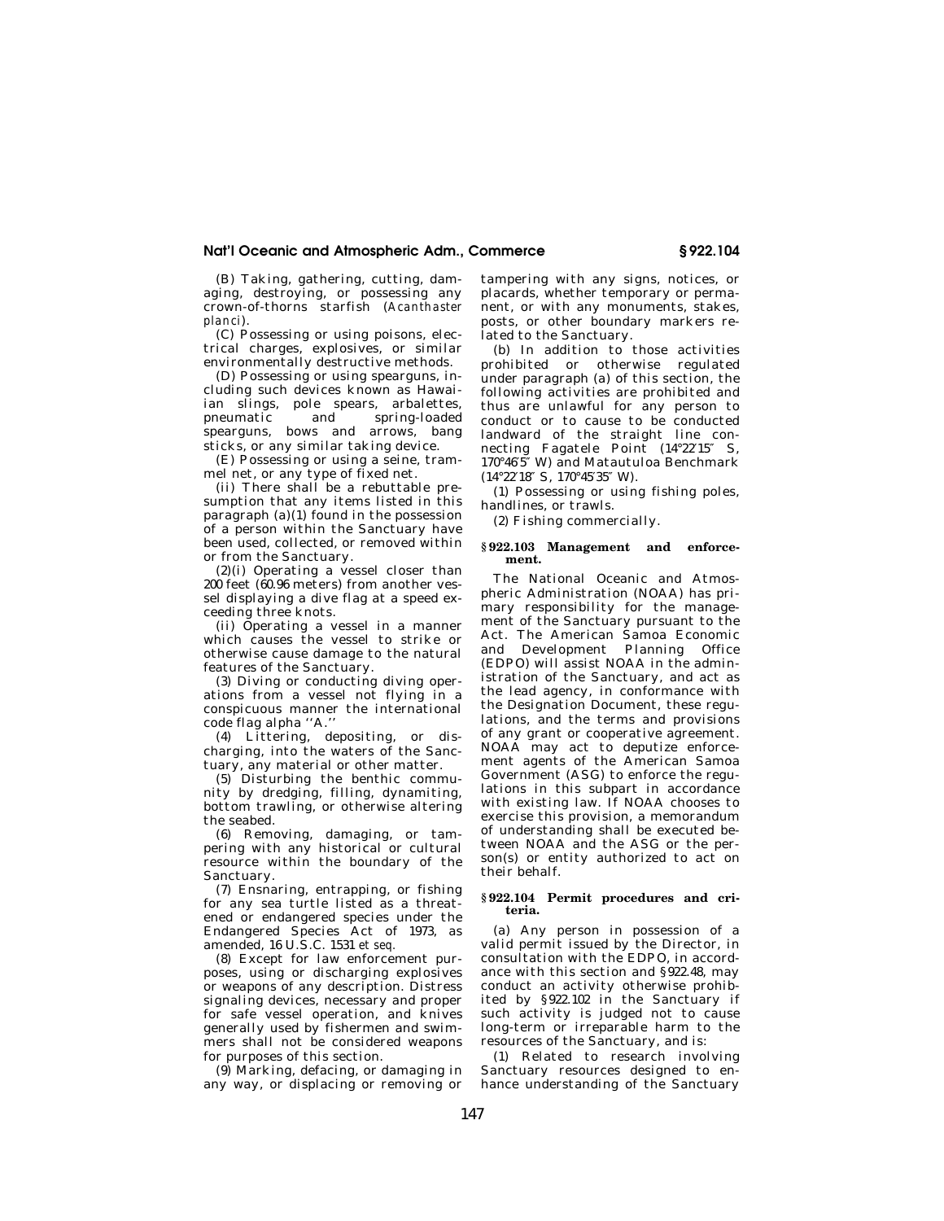(B) Taking, gathering, cutting, damaging, destroying, or possessing any crown-of-thorns starfish (*Acanthaster planci*).

(C) Possessing or using poisons, electrical charges, explosives, or similar environmentally destructive methods.

(D) Possessing or using spearguns, including such devices known as Hawaiian slings, pole spears, arbalettes, pneumatic and spring-loaded spearguns, bows and arrows, bang sticks, or any similar taking device.

(E) Possessing or using a seine, trammel net, or any type of fixed net.

(ii) There shall be a rebuttable presumption that any items listed in this paragraph (a)(1) found in the possession of a person within the Sanctuary have been used, collected, or removed within or from the Sanctuary.

(2)(i) Operating a vessel closer than 200 feet (60.96 meters) from another vessel displaying a dive flag at a speed exceeding three knots.

(ii) Operating a vessel in a manner which causes the vessel to strike or otherwise cause damage to the natural features of the Sanctuary.

(3) Diving or conducting diving operations from a vessel not flying in a conspicuous manner the international code flag alpha ''A.''

(4) Littering, depositing, or discharging, into the waters of the Sanctuary, any material or other matter.

(5) Disturbing the benthic community by dredging, filling, dynamiting, bottom trawling, or otherwise altering the seabed.

(6) Removing, damaging, or tampering with any historical or cultural resource within the boundary of the Sanctuary.

(7) Ensnaring, entrapping, or fishing for any sea turtle listed as a threatened or endangered species under the Endangered Species Act of 1973, as amended, 16 U.S.C. 1531 *et seq.*

(8) Except for law enforcement purposes, using or discharging explosives or weapons of any description. Distress signaling devices, necessary and proper for safe vessel operation, and knives generally used by fishermen and swimmers shall not be considered weapons for purposes of this section.

(9) Marking, defacing, or damaging in any way, or displacing or removing or tampering with any signs, notices, or placards, whether temporary or permanent, or with any monuments, stakes, posts, or other boundary markers related to the Sanctuary.

(b) In addition to those activities prohibited or otherwise regulated under paragraph (a) of this section, the following activities are prohibited and thus are unlawful for any person to conduct or to cause to be conducted landward of the straight line connecting Fagatele Point (14°22′15″ S, 170°46′5″ W) and Matautuloa Benchmark (14°22′18″ S, 170°45′35″ W).

(1) Possessing or using fishing poles, handlines, or trawls.

(2) Fishing commercially.

### § 922.103 Management and enforcement.

The National Oceanic and Atmospheric Administration (NOAA) has primary responsibility for the management of the Sanctuary pursuant to the Act. The American Samoa Economic and Development Planning Office (EDPO) will assist NOAA in the administration of the Sanctuary, and act as the lead agency, in conformance with the Designation Document, these regulations, and the terms and provisions of any grant or cooperative agreement. NOAA may act to deputize enforcement agents of the American Samoa Government (ASG) to enforce the regulations in this subpart in accordance with existing law. If NOAA chooses to exercise this provision, a memorandum of understanding shall be executed between NOAA and the ASG or the person(s) or entity authorized to act on their behalf.

### § 922.104 Permit procedures and criteria.

(a) Any person in possession of a valid permit issued by the Director, in consultation with the EDPO, in accordance with this section and § 922.48, may conduct an activity otherwise prohibited by § 922.102 in the Sanctuary if such activity is judged not to cause long-term or irreparable harm to the resources of the Sanctuary, and is:

(1) Related to research involving Sanctuary resources designed to enhance understanding of the Sanctuary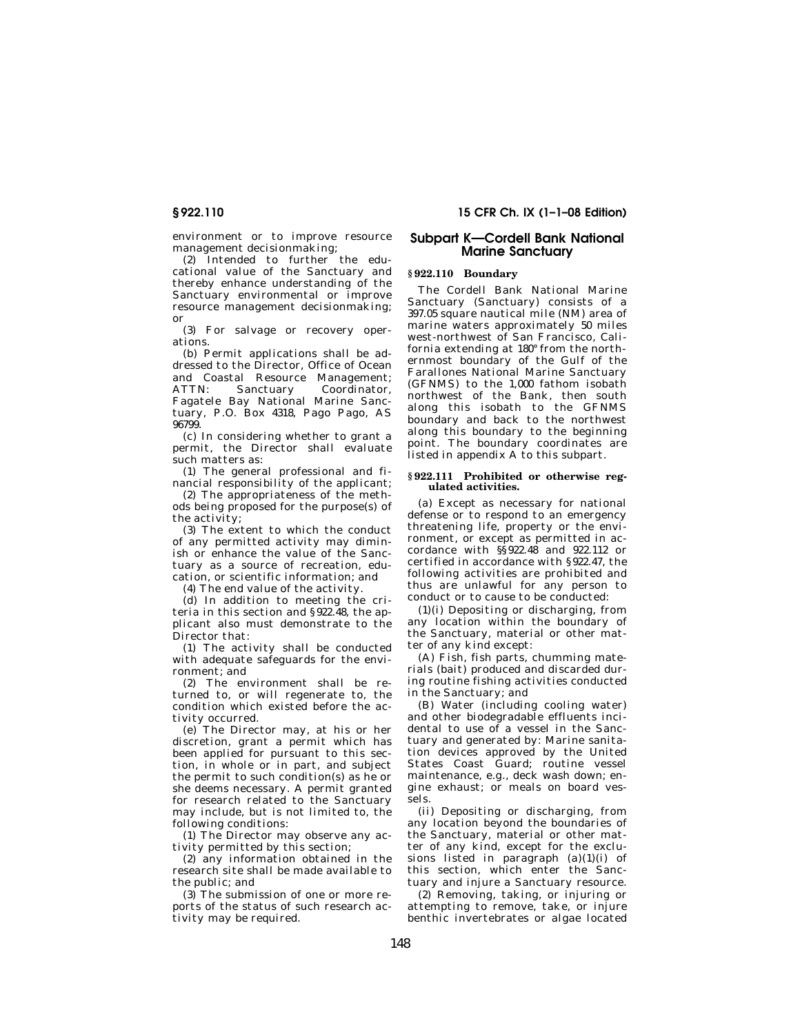environment or to improve resource management decisionmaking;

(2) Intended to further the educational value of the Sanctuary and thereby enhance understanding of the Sanctuary environmental or improve resource management decisionmaking; or

(3) For salvage or recovery operations.

(b) Permit applications shall be addressed to the Director, Office of Ocean and Coastal Resource Management; ATTN: Sanctuary Coordinator, Fagatele Bay National Marine Sanctuary, P.O. Box 4318, Pago Pago, AS 96799.

(c) In considering whether to grant a permit, the Director shall evaluate such matters as:

(1) The general professional and financial responsibility of the applicant;

(2) The appropriateness of the methods being proposed for the purpose(s) of the activity;

(3) The extent to which the conduct of any permitted activity may diminish or enhance the value of the Sanctuary as a source of recreation, education, or scientific information; and

(4) The end value of the activity.

(d) In addition to meeting the criteria in this section and §922.48, the applicant also must demonstrate to the Director that:

(1) The activity shall be conducted with adequate safeguards for the environment; and

(2) The environment shall be returned to, or will regenerate to, the condition which existed before the activity occurred.

(e) The Director may, at his or her discretion, grant a permit which has been applied for pursuant to this section, in whole or in part, and subject the permit to such condition(s) as he or she deems necessary. A permit granted for research related to the Sanctuary may include, but is not limited to, the following conditions:

(1) The Director may observe any activity permitted by this section;

(2) any information obtained in the research site shall be made available to the public; and

(3) The submission of one or more reports of the status of such research activity may be required.

## Subpart K—Cordell Bank National Marine Sanctuary

### §922.110 Boundary

The Cordell Bank National Marine Sanctuary (Sanctuary) consists of a 397.05 square nautical mile (NM) area of marine waters approximately 50 miles west-northwest of San Francisco, California extending at 180° from the northernmost boundary of the Gulf of the Farallones National Marine Sanctuary (GFNMS) to the 1,000 fathom isobath northwest of the Bank, then south along this isobath to the GFNMS boundary and back to the northwest along this boundary to the beginning point. The boundary coordinates are listed in appendix A to this subpart.

### §922.111 Prohibited or otherwise regulated activities.

(a) Except as necessary for national defense or to respond to an emergency threatening life, property or the environment, or except as permitted in accordance with §§922.48 and 922.112 or certified in accordance with §922.47, the following activities are prohibited and thus are unlawful for any person to conduct or to cause to be conducted:

(1)(i) Depositing or discharging, from any location within the boundary of the Sanctuary, material or other matter of any kind except:

(A) Fish, fish parts, chumming materials (bait) produced and discarded during routine fishing activities conducted in the Sanctuary; and

(B) Water (including cooling water) and other biodegradable effluents incidental to use of a vessel in the Sanctuary and generated by: Marine sanitation devices approved by the United States Coast Guard; routine vessel maintenance, e.g., deck wash down; engine exhaust; or meals on board vessels.

(ii) Depositing or discharging, from any location beyond the boundaries of the Sanctuary, material or other matter of any kind, except for the exclusions listed in paragraph (a)(1)(i) of this section, which enter the Sanctuary and injure a Sanctuary resource.

(2) Removing, taking, or injuring or attempting to remove, take, or injure benthic invertebrates or algae located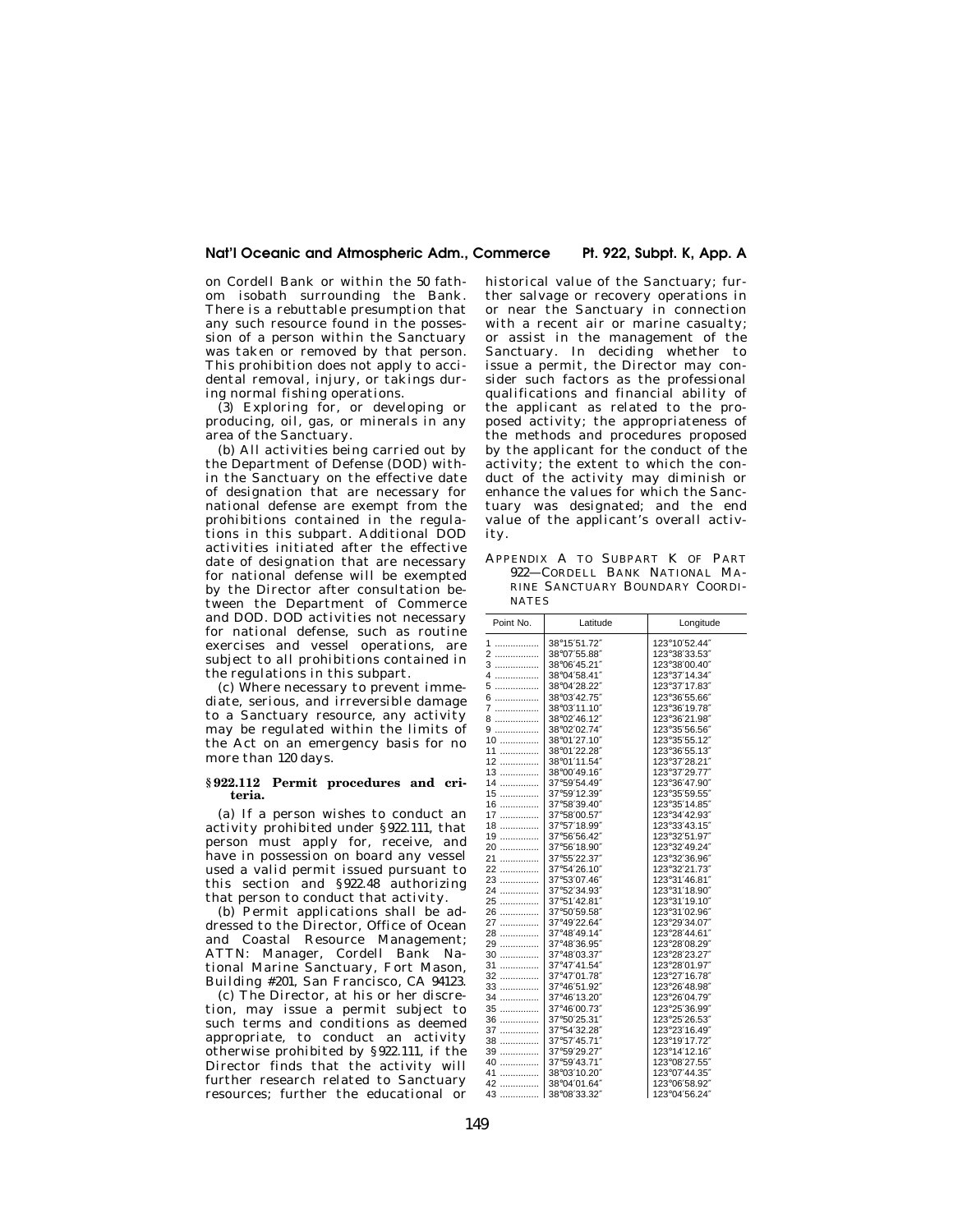on Cordell Bank or within the 50 fathom isobath surrounding the Bank. There is a rebuttable presumption that any such resource found in the possession of a person within the Sanctuary was taken or removed by that person. This prohibition does not apply to accidental removal, injury, or takings during normal fishing operations.

(3) Exploring for, or developing or producing, oil, gas, or minerals in any area of the Sanctuary.

(b) All activities being carried out by the Department of Defense (DOD) within the Sanctuary on the effective date of designation that are necessary for national defense are exempt from the prohibitions contained in the regulations in this subpart. Additional DOD activities initiated after the effective date of designation that are necessary for national defense will be exempted by the Director after consultation between the Department of Commerce and DOD. DOD activities not necessary for national defense, such as routine exercises and vessel operations, are subject to all prohibitions contained in the regulations in this subpart.

(c) Where necessary to prevent immediate, serious, and irreversible damage to a Sanctuary resource, any activity may be regulated within the limits of the Act on an emergency basis for no more than 120 days.

**§ 922.112 Permit procedures and criteria.**

(a) If a person wishes to conduct an activity prohibited under § 922.111, that person must apply for, receive, and have in possession on board any vessel used a valid permit issued pursuant to this section and § 922.48 authorizing that person to conduct that activity.

(b) Permit applications shall be addressed to the Director, Office of Ocean and Coastal Resource Management; ATTN: Manager, Cordell Bank National Marine Sanctuary, Fort Mason, Building #201, San Francisco, CA 94123.

(c) The Director, at his or her discretion, may issue a permit subject to such terms and conditions as deemed appropriate, to conduct an activity otherwise prohibited by § 922.111, if the Director finds that the activity will further research related to Sanctuary resources; further the educational or historical value of the Sanctuary; further salvage or recovery operations in or near the Sanctuary in connection with a recent air or marine casualty; or assist in the management of the Sanctuary. In deciding whether to issue a permit, the Director may consider such factors as the professional qualifications and financial ability of the applicant as related to the proposed activity; the appropriateness of the methods and procedures proposed by the applicant for the conduct of the activity; the extent to which the conduct of the activity may diminish or enhance the values for which the Sanctuary was designated; and the end value of the applicant's overall activity.

APPENDIX A TO SUBPART K OF PART 922—CORDELL BANK NATIONAL MARINE SANCTUARY BOUNDARY COORDINATES

| Point No. | Latitude | Longitude |
|---|---|---|
| 1 | 38°15′51.72″ | 123°10′52.44″ |
| 2 | 38°07′55.88″ | 123°38′33.53″ |
| 3 | 38°06′45.21″ | 123°38′00.40″ |
| 4 | 38°04′58.41″ | 123°37′14.34″ |
| 5 | 38°04′28.22″ | 123°37′17.83″ |
| 6 | 38°03′42.75″ | 123°36′55.66″ |
| 7 | 38°03′11.10″ | 123°36′19.78″ |
| 8 | 38°02′46.12″ | 123°36′21.98″ |
| 9 | 38°02′02.74″ | 123°35′56.56″ |
| 10 | 38°01′27.10″ | 123°35′55.12″ |
| 11 | 38°01′22.28″ | 123°36′55.13″ |
| 12 | 38°01′11.54″ | 123°37′28.21″ |
| 13 | 38°00′49.16″ | 123°37′29.77″ |
| 14 | 37°59′54.49″ | 123°36′47.90″ |
| 15 | 37°59′12.39″ | 123°35′59.55″ |
| 16 | 37°58′39.40″ | 123°35′14.85″ |
| 17 | 37°58′00.57″ | 123°34′42.93″ |
| 18 | 37°57′18.99″ | 123°33′43.15″ |
| 19 | 37°56′56.42″ | 123°32′51.97″ |
| 20 | 37°56′18.90″ | 123°32′49.24″ |
| 21 | 37°55′22.37″ | 123°32′36.96″ |
| 22 | 37°54′26.10″ | 123°32′21.73″ |
| 23 | 37°53′07.46″ | 123°31′46.81″ |
| 24 | 37°52′34.93″ | 123°31′18.90″ |
| 25 | 37°51′42.81″ | 123°31′19.10″ |
| 26 | 37°50′59.58″ | 123°31′02.96″ |
| 27 | 37°49′22.64″ | 123°29′34.07″ |
| 28 | 37°48′49.14″ | 123°28′44.61″ |
| 29 | 37°48′36.95″ | 123°28′08.29″ |
| 30 | 37°48′03.37″ | 123°28′23.27″ |
| 31 | 37°47′41.54″ | 123°28′01.97″ |
| 32 | 37°47′01.78″ | 123°27′16.78″ |
| 33 | 37°46′51.92″ | 123°26′48.98″ |
| 34 | 37°46′13.20″ | 123°26′04.79″ |
| 35 | 37°46′00.73″ | 123°25′36.99″ |
| 36 | 37°50′25.31″ | 123°25′26.53″ |
| 37 | 37°54′32.28″ | 123°23′16.49″ |
| 38 | 37°57′45.71″ | 123°19′17.72″ |
| 39 | 37°59′29.27″ | 123°14′12.16″ |
| 40 | 37°59′43.71″ | 123°08′27.55″ |
| 41 | 38°03′10.20″ | 123°07′44.35″ |
| 42 | 38°04′01.64″ | 123°06′58.92″ |
| 43 | 38°08′33.32″ | 123°04′56.24″ |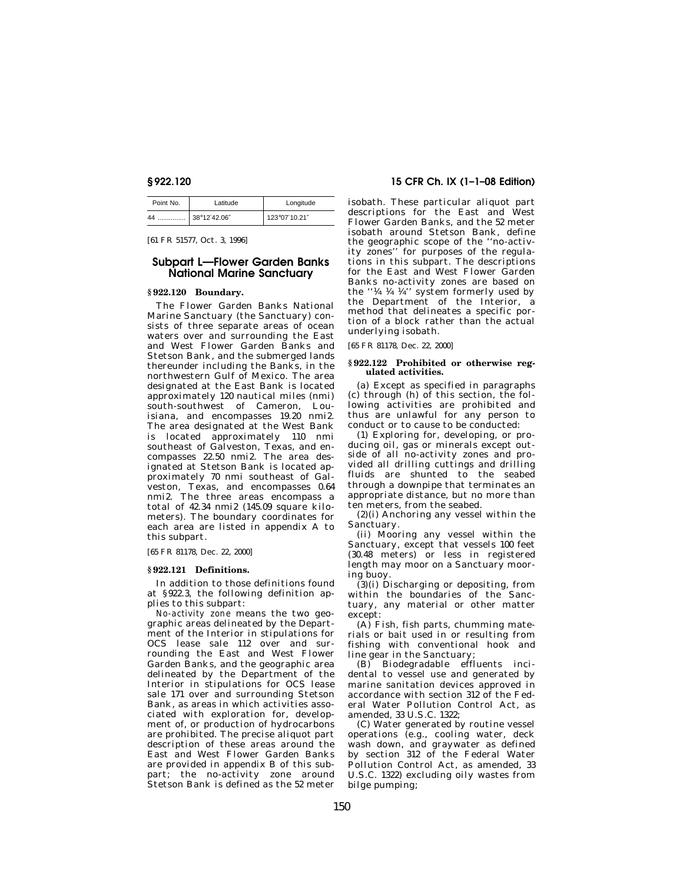| Point No. | Latitude | Longitude |
|---|---|---|
| 44 | 38°12′42.06″ | 123°07′10.21″ |

[61 FR 51577, Oct. 3, 1996]

## Subpart L—Flower Garden Banks National Marine Sanctuary

### § 922.120 Boundary.

The Flower Garden Banks National Marine Sanctuary (the Sanctuary) consists of three separate areas of ocean waters over and surrounding the East and West Flower Garden Banks and Stetson Bank, and the submerged lands thereunder including the Banks, in the northwestern Gulf of Mexico. The area designated at the East Bank is located approximately 120 nautical miles (nmi) south-southwest of Cameron, Louisiana, and encompasses 19.20 nmi2. The area designated at the West Bank is located approximately 110 nmi southeast of Galveston, Texas, and encompasses 22.50 nmi2. The area designated at Stetson Bank is located approximately 70 nmi southeast of Galveston, Texas, and encompasses 0.64 nmi2. The three areas encompass a total of 42.34 nmi2 (145.09 square kilometers). The boundary coordinates for each area are listed in appendix A to this subpart.

[65 FR 81178, Dec. 22, 2000]

### § 922.121 Definitions.

In addition to those definitions found at § 922.3, the following definition applies to this subpart:

*No-activity zone* means the two geographic areas delineated by the Department of the Interior in stipulations for OCS lease sale 112 over and surrounding the East and West Flower Garden Banks, and the geographic area delineated by the Department of the Interior in stipulations for OCS lease sale 171 over and surrounding Stetson Bank, as areas in which activities associated with exploration for, development of, or production of hydrocarbons are prohibited. The precise aliquot part description of these areas around the East and West Flower Garden Banks are provided in appendix B of this subpart; the no-activity zone around Stetson Bank is defined as the 52 meter isobath. These particular aliquot part descriptions for the East and West Flower Garden Banks, and the 52 meter isobath around Stetson Bank, define the geographic scope of the ''no-activity zones'' for purposes of the regulations in this subpart. The descriptions for the East and West Flower Garden Banks no-activity zones are based on the ''¼ ¼ ¼'' system formerly used by the Department of the Interior, a method that delineates a specific portion of a block rather than the actual underlying isobath.

[65 FR 81178, Dec. 22, 2000]

### § 922.122 Prohibited or otherwise regulated activities.

(a) Except as specified in paragraphs (c) through (h) of this section, the following activities are prohibited and thus are unlawful for any person to conduct or to cause to be conducted:

(1) Exploring for, developing, or producing oil, gas or minerals except outside of all no-activity zones and provided all drilling cuttings and drilling fluids are shunted to the seabed through a downpipe that terminates an appropriate distance, but no more than ten meters, from the seabed.

(2)(i) Anchoring any vessel within the Sanctuary.

(ii) Mooring any vessel within the Sanctuary, except that vessels 100 feet (30.48 meters) or less in registered length may moor on a Sanctuary mooring buoy.

(3)(i) Discharging or depositing, from within the boundaries of the Sanctuary, any material or other matter except:

(A) Fish, fish parts, chumming materials or bait used in or resulting from fishing with conventional hook and line gear in the Sanctuary;

(B) Biodegradable effluents incidental to vessel use and generated by marine sanitation devices approved in accordance with section 312 of the Federal Water Pollution Control Act, as amended, 33 U.S.C. 1322;

(C) Water generated by routine vessel operations (e.g., cooling water, deck wash down, and graywater as defined by section 312 of the Federal Water Pollution Control Act, as amended, 33 U.S.C. 1322) excluding oily wastes from bilge pumping;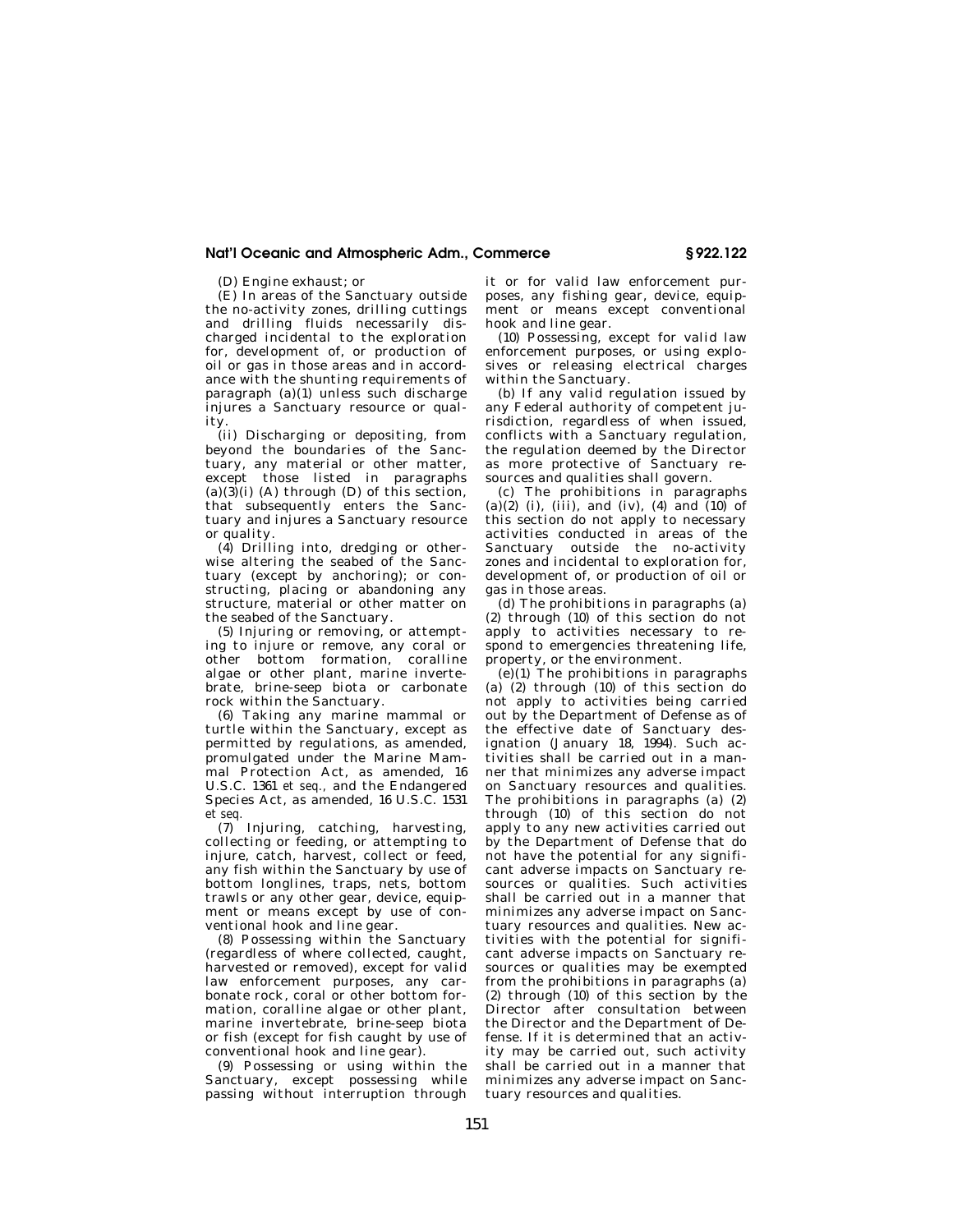(D) Engine exhaust; or

(E) In areas of the Sanctuary outside the no-activity zones, drilling cuttings and drilling fluids necessarily discharged incidental to the exploration for, development of, or production of oil or gas in those areas and in accordance with the shunting requirements of paragraph (a)(1) unless such discharge injures a Sanctuary resource or quality.

(ii) Discharging or depositing, from beyond the boundaries of the Sanctuary, any material or other matter, except those listed in paragraphs (a)(3)(i) (A) through (D) of this section, that subsequently enters the Sanctuary and injures a Sanctuary resource or quality.

(4) Drilling into, dredging or otherwise altering the seabed of the Sanctuary (except by anchoring); or constructing, placing or abandoning any structure, material or other matter on the seabed of the Sanctuary.

(5) Injuring or removing, or attempting to injure or remove, any coral or other bottom formation, coralline algae or other plant, marine invertebrate, brine-seep biota or carbonate rock within the Sanctuary.

(6) Taking any marine mammal or turtle within the Sanctuary, except as permitted by regulations, as amended, promulgated under the Marine Mammal Protection Act, as amended, 16 U.S.C. 1361 *et seq.*, and the Endangered Species Act, as amended, 16 U.S.C. 1531 *et seq.*

(7) Injuring, catching, harvesting, collecting or feeding, or attempting to injure, catch, harvest, collect or feed, any fish within the Sanctuary by use of bottom longlines, traps, nets, bottom trawls or any other gear, device, equipment or means except by use of conventional hook and line gear.

(8) Possessing within the Sanctuary (regardless of where collected, caught, harvested or removed), except for valid law enforcement purposes, any carbonate rock, coral or other bottom formation, coralline algae or other plant, marine invertebrate, brine-seep biota or fish (except for fish caught by use of conventional hook and line gear).

(9) Possessing or using within the Sanctuary, except possessing while passing without interruption through it or for valid law enforcement purposes, any fishing gear, device, equipment or means except conventional hook and line gear.

(10) Possessing, except for valid law enforcement purposes, or using explosives or releasing electrical charges within the Sanctuary.

(b) If any valid regulation issued by any Federal authority of competent jurisdiction, regardless of when issued, conflicts with a Sanctuary regulation, the regulation deemed by the Director as more protective of Sanctuary resources and qualities shall govern.

(c) The prohibitions in paragraphs (a)(2) (i), (iii), and (iv), (4) and (10) of this section do not apply to necessary activities conducted in areas of the Sanctuary outside the no-activity zones and incidental to exploration for, development of, or production of oil or gas in those areas.

(d) The prohibitions in paragraphs (a) (2) through (10) of this section do not apply to activities necessary to respond to emergencies threatening life, property, or the environment.

(e)(1) The prohibitions in paragraphs (a) (2) through (10) of this section do not apply to activities being carried out by the Department of Defense as of the effective date of Sanctuary designation (January 18, 1994). Such activities shall be carried out in a manner that minimizes any adverse impact on Sanctuary resources and qualities. The prohibitions in paragraphs (a) (2) through (10) of this section do not apply to any new activities carried out by the Department of Defense that do not have the potential for any significant adverse impacts on Sanctuary resources or qualities. Such activities shall be carried out in a manner that minimizes any adverse impact on Sanctuary resources and qualities. New activities with the potential for significant adverse impacts on Sanctuary resources or qualities may be exempted from the prohibitions in paragraphs (a) (2) through (10) of this section by the Director after consultation between the Director and the Department of Defense. If it is determined that an activity may be carried out, such activity shall be carried out in a manner that minimizes any adverse impact on Sanctuary resources and qualities.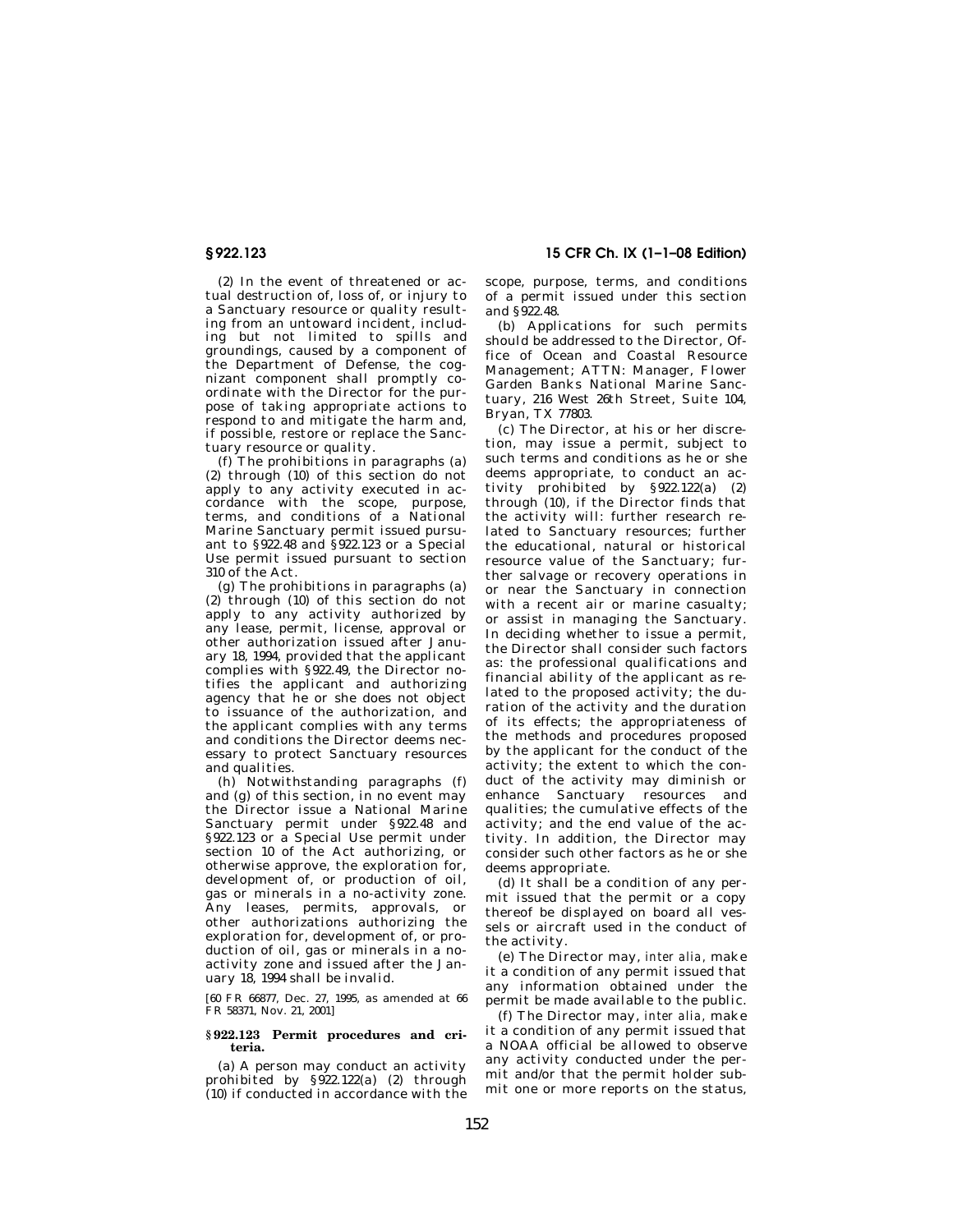(2) In the event of threatened or actual destruction of, loss of, or injury to a Sanctuary resource or quality resulting from an untoward incident, including but not limited to spills and groundings, caused by a component of the Department of Defense, the cognizant component shall promptly coordinate with the Director for the purpose of taking appropriate actions to respond to and mitigate the harm and, if possible, restore or replace the Sanctuary resource or quality.

(f) The prohibitions in paragraphs (a) (2) through (10) of this section do not apply to any activity executed in accordance with the scope, purpose, terms, and conditions of a National Marine Sanctuary permit issued pursuant to §922.48 and §922.123 or a Special Use permit issued pursuant to section 310 of the Act.

(g) The prohibitions in paragraphs (a) (2) through (10) of this section do not apply to any activity authorized by any lease, permit, license, approval or other authorization issued after January 18, 1994, provided that the applicant complies with §922.49, the Director notifies the applicant and authorizing agency that he or she does not object to issuance of the authorization, and the applicant complies with any terms and conditions the Director deems necessary to protect Sanctuary resources and qualities.

(h) Notwithstanding paragraphs (f) and (g) of this section, in no event may the Director issue a National Marine Sanctuary permit under §922.48 and §922.123 or a Special Use permit under section 10 of the Act authorizing, or otherwise approve, the exploration for, development of, or production of oil, gas or minerals in a no-activity zone. Any leases, permits, approvals, or other authorizations authorizing the exploration for, development of, or production of oil, gas or minerals in a no-activity zone and issued after the January 18, 1994 shall be invalid.

[60 FR 66877, Dec. 27, 1995, as amended at 66 FR 58371, Nov. 21, 2001]

### §922.123 Permit procedures and criteria.

(a) A person may conduct an activity prohibited by §922.122(a) (2) through (10) if conducted in accordance with the scope, purpose, terms, and conditions of a permit issued under this section and §922.48.

(b) Applications for such permits should be addressed to the Director, Office of Ocean and Coastal Resource Management; ATTN: Manager, Flower Garden Banks National Marine Sanctuary, 216 West 26th Street, Suite 104, Bryan, TX 77803.

(c) The Director, at his or her discretion, may issue a permit, subject to such terms and conditions as he or she deems appropriate, to conduct an activity prohibited by §922.122(a) (2) through (10), if the Director finds that the activity will: further research related to Sanctuary resources; further the educational, natural or historical resource value of the Sanctuary; further salvage or recovery operations in or near the Sanctuary in connection with a recent air or marine casualty; or assist in managing the Sanctuary. In deciding whether to issue a permit, the Director shall consider such factors as: the professional qualifications and financial ability of the applicant as related to the proposed activity; the duration of the activity and the duration of its effects; the appropriateness of the methods and procedures proposed by the applicant for the conduct of the activity; the extent to which the conduct of the activity may diminish or enhance Sanctuary resources and qualities; the cumulative effects of the activity; and the end value of the activity. In addition, the Director may consider such other factors as he or she deems appropriate.

(d) It shall be a condition of any permit issued that the permit or a copy thereof be displayed on board all vessels or aircraft used in the conduct of the activity.

(e) The Director may, *inter alia,* make it a condition of any permit issued that any information obtained under the permit be made available to the public.

(f) The Director may, *inter alia,* make it a condition of any permit issued that a NOAA official be allowed to observe any activity conducted under the permit and/or that the permit holder submit one or more reports on the status,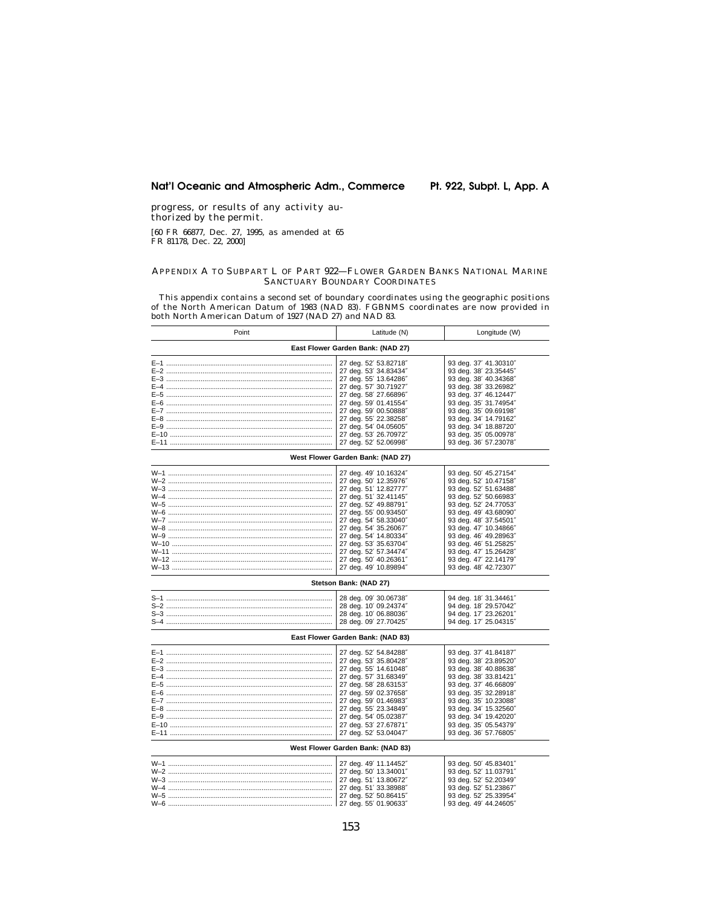progress, or results of any activity authorized by the permit.

[60 FR 66877, Dec. 27, 1995, as amended at 65 FR 81178, Dec. 22, 2000]

## APPENDIX A TO SUBPART L OF PART 922—FLOWER GARDEN BANKS NATIONAL MARINE SANCTUARY BOUNDARY COORDINATES

This appendix contains a second set of boundary coordinates using the geographic positions of the North American Datum of 1983 (NAD 83). FGBNMS coordinates are now provided in both North American Datum of 1927 (NAD 27) and NAD 83.

| Point | Latitude (N) | Longitude (W) |
|---|---|---|
| **East Flower Garden Bank: (NAD 27)** | | |
| E–1 | 27 deg. 52′ 53.82718″ | 93 deg. 37′ 41.30310″ |
| E–2 | 27 deg. 53′ 34.83434″ | 93 deg. 38′ 23.35445″ |
| E–3 | 27 deg. 55′ 13.64286″ | 93 deg. 38′ 40.34368″ |
| E–4 | 27 deg. 57′ 30.71927″ | 93 deg. 38′ 33.26982″ |
| E–5 | 27 deg. 58′ 27.66896″ | 93 deg. 37′ 46.12447″ |
| E–6 | 27 deg. 59′ 01.41554″ | 93 deg. 35′ 31.74954″ |
| E–7 | 27 deg. 59′ 00.50888″ | 93 deg. 35′ 09.69198″ |
| E–8 | 27 deg. 55′ 22.38258″ | 93 deg. 34′ 14.79162″ |
| E–9 | 27 deg. 54′ 04.05605″ | 93 deg. 34′ 18.88720″ |
| E–10 | 27 deg. 53′ 26.70972″ | 93 deg. 35′ 05.00978″ |
| E–11 | 27 deg. 52′ 52.06998″ | 93 deg. 36′ 57.23078″ |
| **West Flower Garden Bank: (NAD 27)** | | |
| W–1 | 27 deg. 49′ 10.16324″ | 93 deg. 50′ 45.27154″ |
| W–2 | 27 deg. 50′ 12.35976″ | 93 deg. 52′ 10.47158″ |
| W–3 | 27 deg. 51′ 12.82777″ | 93 deg. 52′ 51.63488″ |
| W–4 | 27 deg. 51′ 32.41145″ | 93 deg. 52′ 50.66983″ |
| W–5 | 27 deg. 52′ 49.88791″ | 93 deg. 52′ 24.77053″ |
| W–6 | 27 deg. 55′ 00.93450″ | 93 deg. 49′ 43.68090″ |
| W–7 | 27 deg. 54′ 58.33040″ | 93 deg. 48′ 37.54501″ |
| W–8 | 27 deg. 54′ 35.26067″ | 93 deg. 47′ 10.34866″ |
| W–9 | 27 deg. 54′ 14.80334″ | 93 deg. 46′ 49.28963″ |
| W–10 | 27 deg. 53′ 35.63704″ | 93 deg. 46′ 51.25825″ |
| W–11 | 27 deg. 52′ 57.34474″ | 93 deg. 47′ 15.26428″ |
| W–12 | 27 deg. 50′ 40.26361″ | 93 deg. 47′ 22.14179″ |
| W–13 | 27 deg. 49′ 10.89894″ | 93 deg. 48′ 42.72307″ |
| **Stetson Bank: (NAD 27)** | | |
| S–1 | 28 deg. 09′ 30.06738″ | 94 deg. 18′ 31.34461″ |
| S–2 | 28 deg. 10′ 09.24374″ | 94 deg. 18′ 29.57042″ |
| S–3 | 28 deg. 10′ 06.88036″ | 94 deg. 17′ 23.26201″ |
| S–4 | 28 deg. 09′ 27.70425″ | 94 deg. 17′ 25.04315″ |
| **East Flower Garden Bank: (NAD 83)** | | |
| E–1 | 27 deg. 52′ 54.84288″ | 93 deg. 37′ 41.84187″ |
| E–2 | 27 deg. 53′ 35.80428″ | 93 deg. 38′ 23.89520″ |
| E–3 | 27 deg. 55′ 14.61048″ | 93 deg. 38′ 40.88638″ |
| E–4 | 27 deg. 57′ 31.68349″ | 93 deg. 38′ 33.81421″ |
| E–5 | 27 deg. 58′ 28.63153″ | 93 deg. 37′ 46.66809″ |
| E–6 | 27 deg. 59′ 02.37658″ | 93 deg. 35′ 32.28918″ |
| E–7 | 27 deg. 59′ 01.46983″ | 93 deg. 35′ 10.23088″ |
| E–8 | 27 deg. 55′ 23.34849″ | 93 deg. 34′ 15.32560″ |
| E–9 | 27 deg. 54′ 05.02387″ | 93 deg. 34′ 19.42020″ |
| E–10 | 27 deg. 53′ 27.67871″ | 93 deg. 35′ 05.54379″ |
| E–11 | 27 deg. 52′ 53.04047″ | 93 deg. 36′ 57.76805″ |
| **West Flower Garden Bank: (NAD 83)** | | |
| W–1 | 27 deg. 49′ 11.14452″ | 93 deg. 50′ 45.83401″ |
| W–2 | 27 deg. 50′ 13.34001″ | 93 deg. 52′ 11.03791″ |
| W–3 | 27 deg. 51′ 13.80672″ | 93 deg. 52′ 52.20349″ |
| W–4 | 27 deg. 51′ 33.38988″ | 93 deg. 52′ 51.23867″ |
| W–5 | 27 deg. 52′ 50.86415″ | 93 deg. 52′ 25.33954″ |
| W–6 | 27 deg. 55′ 01.90633″ | 93 deg. 49′ 44.24605″ |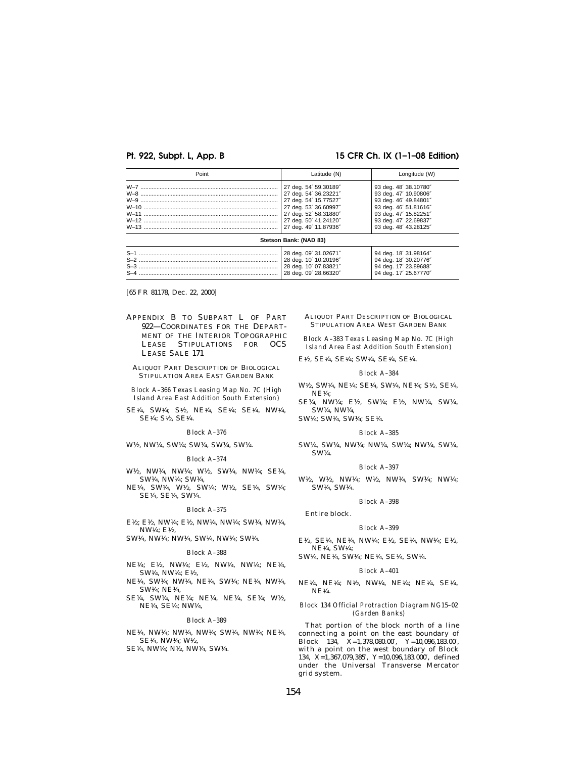| Point | Latitude (N) | Longitude (W) |
| --- | --- | --- |
| W–7 | 27 deg. 54′ 59.30189″ | 93 deg. 48′ 38.10780″ |
| W–8 | 27 deg. 54′ 36.23221″ | 93 deg. 47′ 10.90806″ |
| W–9 | 27 deg. 54′ 15.77527″ | 93 deg. 46′ 49.84801″ |
| W–10 | 27 deg. 53′ 36.60997″ | 93 deg. 46′ 51.81616″ |
| W–11 | 27 deg. 52′ 58.31880″ | 93 deg. 47′ 15.82251″ |
| W–12 | 27 deg. 50′ 41.24120″ | 93 deg. 47′ 22.69837″ |
| W–13 | 27 deg. 49′ 11.87936″ | 93 deg. 48′ 43.28125″ |
| **Stetson Bank: (NAD 83)** | | |
| S–1 | 28 deg. 09′ 31.02671″ | 94 deg. 18′ 31.98164″ |
| S–2 | 28 deg. 10′ 10.20196″ | 94 deg. 18′ 30.20776″ |
| S–3 | 28 deg. 10′ 07.83821″ | 94 deg. 17′ 23.89688″ |
| S–4 | 28 deg. 09′ 28.66320″ | 94 deg. 17′ 25.67770″ |

[65 FR 81178, Dec. 22, 2000]

## APPENDIX B TO SUBPART L OF PART 922—COORDINATES FOR THE DEPARTMENT OF THE INTERIOR TOPOGRAPHIC LEASE STIPULATIONS FOR OCS LEASE SALE 171

### ALIQUOT PART DESCRIPTION OF BIOLOGICAL STIPULATION AREA EAST GARDEN BANK

*Block A–366 Texas Leasing Map No. 7C (High Island Area East Addition South Extension)*

SE¼, SW¼; S½, NE¼, SE¼; SE¼, NW¼, SE¼; S½, SE¼.

*Block A–376*

W½, NW¼, SW¼; SW¼, SW¼, SW¼.

*Block A–374*

W½, NW¼, NW¼; W½, SW¼, NW¼; SE¼, SW¼, NW¼; SW¼,

NE¼, SW¼, W½, SW¼; W½, SE¼, SW¼; SE¼, SE¼, SW¼.

*Block A–375*

E½; E½, NW¼; E½, NW¼, NW¼; SW¼, NW¼, NW¼; E½,

SW¼, NW¼; NW¼, SW¼, NW¼; SW¼.

*Block A–388*

NE¼; E½, NW¼; E½, NW¼, NW¼; NE¼, SW¼, NW¼; E½,

NE¼, SW¼; NW¼, NE¼, SW¼; NE¼, NW¼, SW¼; NE¼,

SE¼, SW¼, NE¼; NE¼, NE¼, SE¼; W½, NE¼, SE¼; NW¼,

*Block A–389*

NE¼, NW¼; NW¼, NW¼; SW¼, NW¼; NE¼, SE¼, NW¼; W½,

SE¼, NW¼; N½, NW¼, SW¼.

### ALIQUOT PART DESCRIPTION OF BIOLOGICAL STIPULATION AREA WEST GARDEN BANK

*Block A–383 Texas Leasing Map No. 7C (High Island Area East Addition South Extension)*

E½, SE¼, SE¼; SW¼, SE¼, SE¼.

*Block A–384*

W½, SW¼, NE¼; SE¼, SW¼, NE¼; S½, SE¼, NE¼;

SE¼, NW¼; E½, SW¼; E½, NW¼, SW¼, SW¼, NW¼,

SW¼; SW¼, SW¼; SE¼.

*Block A–385*

SW¼, SW¼, NW¼; NW¼, SW¼; NW¼, SW¼, SW¼.

*Block A–397*

W½, W½, NW¼; W½, NW¼, SW¼; NW¼; SW¼, SW¼.

*Block A–398*

Entire block.

*Block A–399*

E½, SE¼, NE¼, NW¼; E½, SE¼, NW¼; E½, NE¼, SW¼;

SW¼, NE¼, SW¼; NE¼, SE¼, SW¼.

*Block A–401*

NE¼, NE¼; N½, NW¼, NE¼; NE¼, SE¼, NE¼.

*Block 134 Official Protraction Diagram NG15–02 (Garden Banks)*

That portion of the block north of a line connecting a point on the east boundary of Block 134, X=1,378,080.00′, Y=10,096,183.00′, with a point on the west boundary of Block 134, X=1,367,079,385′, Y=10,096,183.000′, defined under the Universal Transverse Mercator grid system.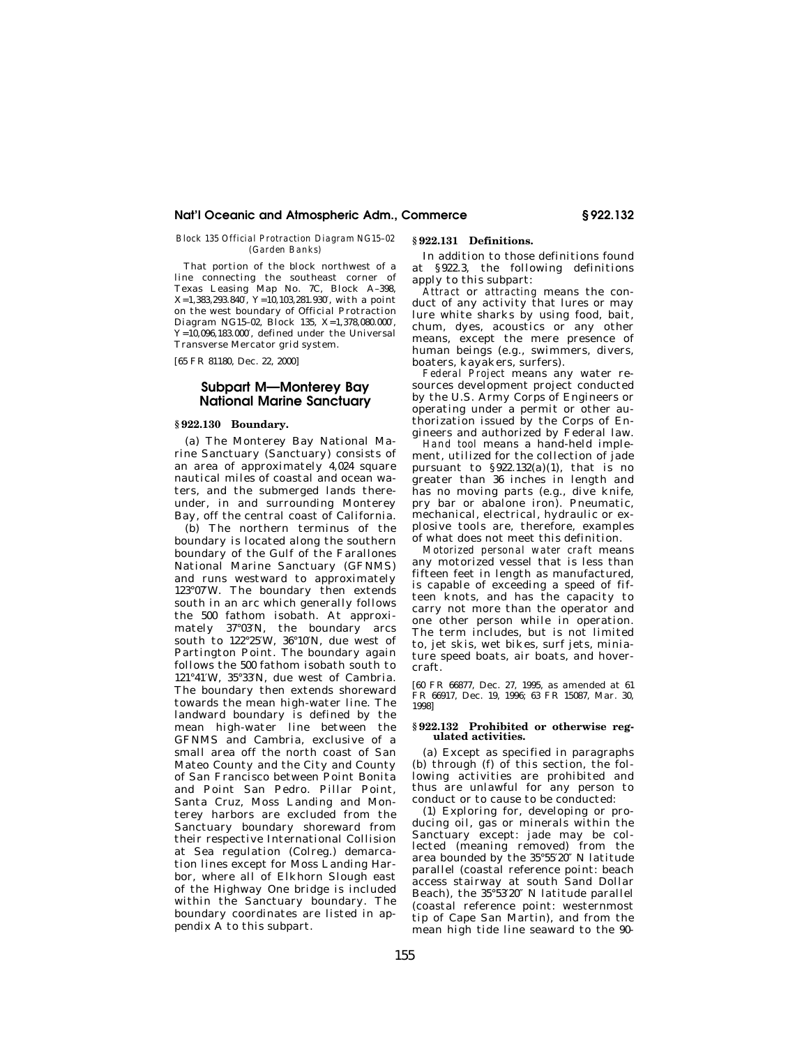*Block 135 Official Protraction Diagram NG15–02 (Garden Banks)*

That portion of the block northwest of a line connecting the southeast corner of Texas Leasing Map No. 7C, Block A–398, X=1,383,293.840′, Y=10,103,281.930′, with a point on the west boundary of Official Protraction Diagram NG15–02, Block 135, X=1,378,080.000′, Y=10,096,183.000′, defined under the Universal Transverse Mercator grid system.

[65 FR 81180, Dec. 22, 2000]

## Subpart M—Monterey Bay National Marine Sanctuary

### § 922.130 Boundary.

(a) The Monterey Bay National Marine Sanctuary (Sanctuary) consists of an area of approximately 4,024 square nautical miles of coastal and ocean waters, and the submerged lands thereunder, in and surrounding Monterey Bay, off the central coast of California.

(b) The northern terminus of the boundary is located along the southern boundary of the Gulf of the Farallones National Marine Sanctuary (GFNMS) and runs westward to approximately 123°07′W. The boundary then extends south in an arc which generally follows the 500 fathom isobath. At approximately 37°03′N, the boundary arcs south to 122°25′W, 36°10′N, due west of Partington Point. The boundary again follows the 500 fathom isobath south to 121°41′W, 35°33′N, due west of Cambria. The boundary then extends shoreward towards the mean high-water line. The landward boundary is defined by the mean high-water line between the GFNMS and Cambria, exclusive of a small area off the north coast of San Mateo County and the City and County of San Francisco between Point Bonita and Point San Pedro. Pillar Point, Santa Cruz, Moss Landing and Monterey harbors are excluded from the Sanctuary boundary shoreward from their respective International Collision at Sea regulation (Colreg.) demarcation lines except for Moss Landing Harbor, where all of Elkhorn Slough east of the Highway One bridge is included within the Sanctuary boundary. The boundary coordinates are listed in appendix A to this subpart.

### § 922.131 Definitions.

In addition to those definitions found at § 922.3, the following definitions apply to this subpart:

*Attract* or *attracting* means the conduct of any activity that lures or may lure white sharks by using food, bait, chum, dyes, acoustics or any other means, except the mere presence of human beings (e.g., swimmers, divers, boaters, kayakers, surfers).

*Federal Project* means any water resources development project conducted by the U.S. Army Corps of Engineers or operating under a permit or other authorization issued by the Corps of Engineers and authorized by Federal law.

*Hand tool* means a hand-held implement, utilized for the collection of jade pursuant to § 922.132(a)(1), that is no greater than 36 inches in length and has no moving parts (e.g., dive knife, pry bar or abalone iron). Pneumatic, mechanical, electrical, hydraulic or explosive tools are, therefore, examples of what does not meet this definition.

*Motorized personal water craft* means any motorized vessel that is less than fifteen feet in length as manufactured, is capable of exceeding a speed of fifteen knots, and has the capacity to carry not more than the operator and one other person while in operation. The term includes, but is not limited to, jet skis, wet bikes, surf jets, miniature speed boats, air boats, and hovercraft.

[60 FR 66877, Dec. 27, 1995, as amended at 61 FR 66917, Dec. 19, 1996; 63 FR 15087, Mar. 30, 1998]

### § 922.132 Prohibited or otherwise regulated activities.

(a) Except as specified in paragraphs (b) through (f) of this section, the following activities are prohibited and thus are unlawful for any person to conduct or to cause to be conducted:

(1) Exploring for, developing or producing oil, gas or minerals within the Sanctuary except: jade may be collected (meaning removed) from the area bounded by the 35°55′20″ N latitude parallel (coastal reference point: beach access stairway at south Sand Dollar Beach), the 35°53′20″ N latitude parallel (coastal reference point: westernmost tip of Cape San Martin), and from the mean high tide line seaward to the 90-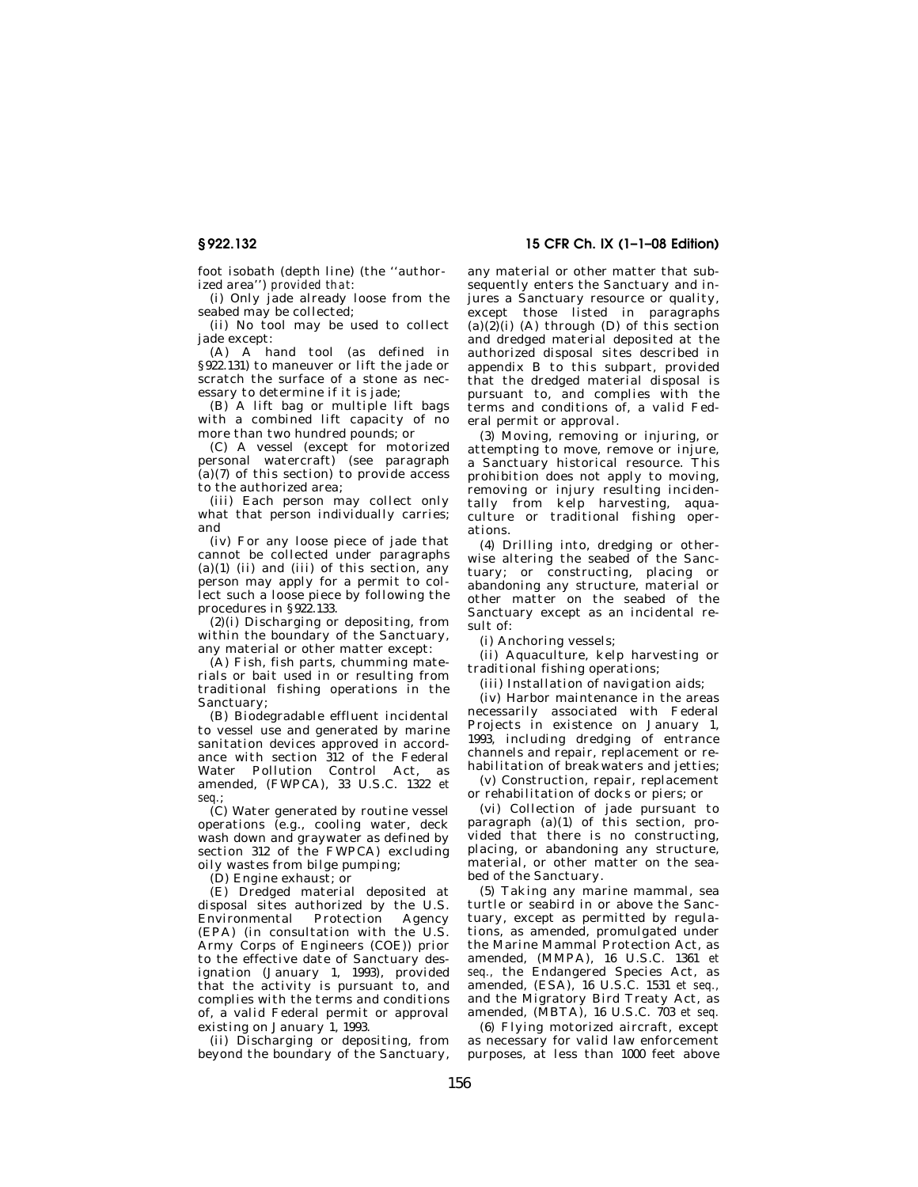foot isobath (depth line) (the ''authorized area'') *provided that*:

(i) Only jade already loose from the seabed may be collected;

(ii) No tool may be used to collect jade except:

(A) A hand tool (as defined in §922.131) to maneuver or lift the jade or scratch the surface of a stone as necessary to determine if it is jade;

(B) A lift bag or multiple lift bags with a combined lift capacity of no more than two hundred pounds; or

(C) A vessel (except for motorized personal watercraft) (see paragraph (a)(7) of this section) to provide access to the authorized area;

(iii) Each person may collect only what that person individually carries; and

(iv) For any loose piece of jade that cannot be collected under paragraphs (a)(1) (ii) and (iii) of this section, any person may apply for a permit to collect such a loose piece by following the procedures in §922.133.

(2)(i) Discharging or depositing, from within the boundary of the Sanctuary, any material or other matter except:

(A) Fish, fish parts, chumming materials or bait used in or resulting from traditional fishing operations in the Sanctuary;

(B) Biodegradable effluent incidental to vessel use and generated by marine sanitation devices approved in accordance with section 312 of the Federal Water Pollution Control Act, as amended, (FWPCA), 33 U.S.C. 1322 *et seq.*;

(C) Water generated by routine vessel operations (e.g., cooling water, deck wash down and graywater as defined by section 312 of the FWPCA) excluding oily wastes from bilge pumping;

(D) Engine exhaust; or

(E) Dredged material deposited at disposal sites authorized by the U.S. Environmental Protection Agency (EPA) (in consultation with the U.S. Army Corps of Engineers (COE)) prior to the effective date of Sanctuary designation (January 1, 1993), provided that the activity is pursuant to, and complies with the terms and conditions of, a valid Federal permit or approval existing on January 1, 1993.

(ii) Discharging or depositing, from beyond the boundary of the Sanctuary, any material or other matter that subsequently enters the Sanctuary and injures a Sanctuary resource or quality, except those listed in paragraphs (a)(2)(i) (A) through (D) of this section and dredged material deposited at the authorized disposal sites described in appendix B to this subpart, provided that the dredged material disposal is pursuant to, and complies with the terms and conditions of, a valid Federal permit or approval.

(3) Moving, removing or injuring, or attempting to move, remove or injure, a Sanctuary historical resource. This prohibition does not apply to moving, removing or injury resulting incidentally from kelp harvesting, aquaculture or traditional fishing operations.

(4) Drilling into, dredging or otherwise altering the seabed of the Sanctuary; or constructing, placing or abandoning any structure, material or other matter on the seabed of the Sanctuary except as an incidental result of:

(i) Anchoring vessels;

(ii) Aquaculture, kelp harvesting or traditional fishing operations;

(iii) Installation of navigation aids;

(iv) Harbor maintenance in the areas necessarily associated with Federal Projects in existence on January 1, 1993, including dredging of entrance channels and repair, replacement or rehabilitation of breakwaters and jetties;

(v) Construction, repair, replacement or rehabilitation of docks or piers; or

(vi) Collection of jade pursuant to paragraph (a)(1) of this section, provided that there is no constructing, placing, or abandoning any structure, material, or other matter on the seabed of the Sanctuary.

(5) Taking any marine mammal, sea turtle or seabird in or above the Sanctuary, except as permitted by regulations, as amended, promulgated under the Marine Mammal Protection Act, as amended, (MMPA), 16 U.S.C. 1361 *et seq.*, the Endangered Species Act, as amended, (ESA), 16 U.S.C. 1531 *et seq.*, and the Migratory Bird Treaty Act, as amended, (MBTA), 16 U.S.C. 703 *et seq.*

(6) Flying motorized aircraft, except as necessary for valid law enforcement purposes, at less than 1000 feet above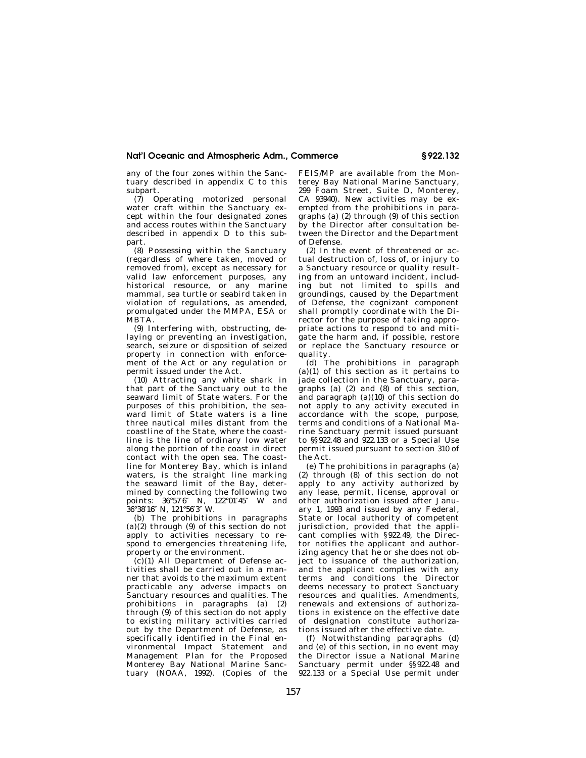any of the four zones within the Sanctuary described in appendix C to this subpart.

(7) Operating motorized personal water craft within the Sanctuary except within the four designated zones and access routes within the Sanctuary described in appendix D to this subpart.

(8) Possessing within the Sanctuary (regardless of where taken, moved or removed from), except as necessary for valid law enforcement purposes, any historical resource, or any marine mammal, sea turtle or seabird taken in violation of regulations, as amended, promulgated under the MMPA, ESA or MBTA.

(9) Interfering with, obstructing, delaying or preventing an investigation, search, seizure or disposition of seized property in connection with enforcement of the Act or any regulation or permit issued under the Act.

(10) Attracting any white shark in that part of the Sanctuary out to the seaward limit of State waters. For the purposes of this prohibition, the seaward limit of State waters is a line three nautical miles distant from the coastline of the State, where the coastline is the line of ordinary low water along the portion of the coast in direct contact with the open sea. The coastline for Monterey Bay, which is inland waters, is the straight line marking the seaward limit of the Bay, determined by connecting the following two points: 36°57′6″ N, 122°01′45″ W and 36°38′16″ N, 121°56′3″ W.

(b) The prohibitions in paragraphs (a)(2) through (9) of this section do not apply to activities necessary to respond to emergencies threatening life, property or the environment.

(c)(1) All Department of Defense activities shall be carried out in a manner that avoids to the maximum extent practicable any adverse impacts on Sanctuary resources and qualities. The prohibitions in paragraphs (a) (2) through (9) of this section do not apply to existing military activities carried out by the Department of Defense, as specifically identified in the Final environmental Impact Statement and Management Plan for the Proposed Monterey Bay National Marine Sanctuary (NOAA, 1992). (Copies of the FEIS/MP are available from the Monterey Bay National Marine Sanctuary, 299 Foam Street, Suite D, Monterey, CA 93940). New activities may be exempted from the prohibitions in paragraphs (a) (2) through (9) of this section by the Director after consultation between the Director and the Department of Defense.

(2) In the event of threatened or actual destruction of, loss of, or injury to a Sanctuary resource or quality resulting from an untoward incident, including but not limited to spills and groundings, caused by the Department of Defense, the cognizant component shall promptly coordinate with the Director for the purpose of taking appropriate actions to respond to and mitigate the harm and, if possible, restore or replace the Sanctuary resource or quality.

(d) The prohibitions in paragraph (a)(1) of this section as it pertains to jade collection in the Sanctuary, paragraphs (a) (2) and (8) of this section, and paragraph (a)(10) of this section do not apply to any activity executed in accordance with the scope, purpose, terms and conditions of a National Marine Sanctuary permit issued pursuant to §§922.48 and 922.133 or a Special Use permit issued pursuant to section 310 of the Act.

(e) The prohibitions in paragraphs (a) (2) through (8) of this section do not apply to any activity authorized by any lease, permit, license, approval or other authorization issued after January 1, 1993 and issued by any Federal, State or local authority of competent jurisdiction, provided that the applicant complies with §922.49, the Director notifies the applicant and authorizing agency that he or she does not object to issuance of the authorization, and the applicant complies with any terms and conditions the Director deems necessary to protect Sanctuary resources and qualities. Amendments, renewals and extensions of authorizations in existence on the effective date of designation constitute authorizations issued after the effective date.

(f) Notwithstanding paragraphs (d) and (e) of this section, in no event may the Director issue a National Marine Sanctuary permit under §§922.48 and 922.133 or a Special Use permit under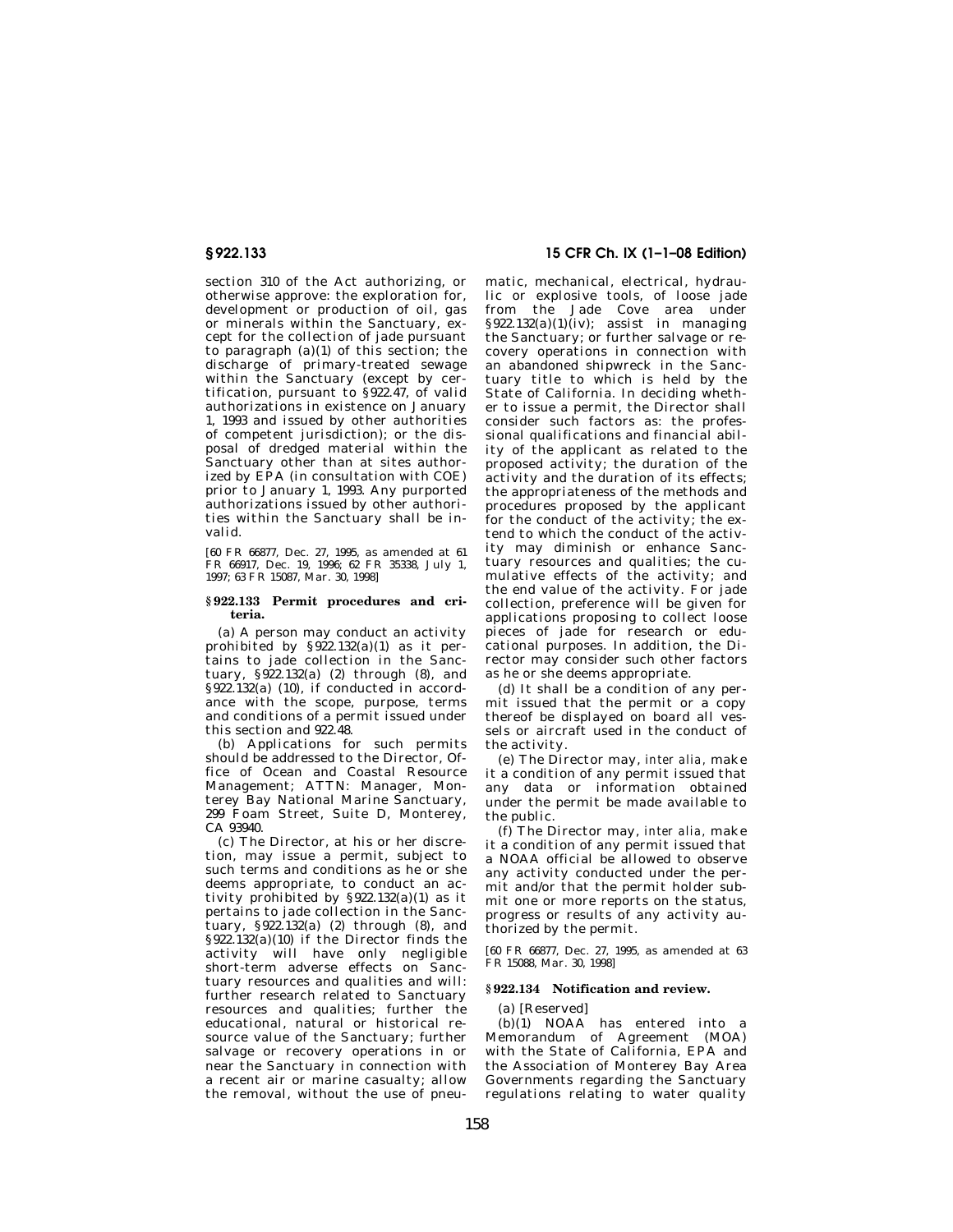section 310 of the Act authorizing, or otherwise approve: the exploration for, development or production of oil, gas or minerals within the Sanctuary, except for the collection of jade pursuant to paragraph (a)(1) of this section; the discharge of primary-treated sewage within the Sanctuary (except by certification, pursuant to §922.47, of valid authorizations in existence on January 1, 1993 and issued by other authorities of competent jurisdiction); or the disposal of dredged material within the Sanctuary other than at sites authorized by EPA (in consultation with COE) prior to January 1, 1993. Any purported authorizations issued by other authorities within the Sanctuary shall be invalid.

[60 FR 66877, Dec. 27, 1995, as amended at 61 FR 66917, Dec. 19, 1996; 62 FR 35338, July 1, 1997; 63 FR 15087, Mar. 30, 1998]

### §922.133 Permit procedures and criteria.

(a) A person may conduct an activity prohibited by §922.132(a)(1) as it pertains to jade collection in the Sanctuary, §922.132(a) (2) through (8), and §922.132(a) (10), if conducted in accordance with the scope, purpose, terms and conditions of a permit issued under this section and 922.48.

(b) Applications for such permits should be addressed to the Director, Office of Ocean and Coastal Resource Management; ATTN: Manager, Monterey Bay National Marine Sanctuary, 299 Foam Street, Suite D, Monterey, CA 93940.

(c) The Director, at his or her discretion, may issue a permit, subject to such terms and conditions as he or she deems appropriate, to conduct an activity prohibited by §922.132(a)(1) as it pertains to jade collection in the Sanctuary, §922.132(a) (2) through (8), and §922.132(a)(10) if the Director finds the activity will have only negligible short-term adverse effects on Sanctuary resources and qualities and will: further research related to Sanctuary resources and qualities; further the educational, natural or historical resource value of the Sanctuary; further salvage or recovery operations in or near the Sanctuary in connection with a recent air or marine casualty; allow the removal, without the use of pneumatic, mechanical, electrical, hydraulic or explosive tools, of loose jade from the Jade Cove area under §922.132(a)(1)(iv); assist in managing the Sanctuary; or further salvage or recovery operations in connection with an abandoned shipwreck in the Sanctuary title to which is held by the State of California. In deciding whether to issue a permit, the Director shall consider such factors as: the professional qualifications and financial ability of the applicant as related to the proposed activity; the duration of the activity and the duration of its effects; the appropriateness of the methods and procedures proposed by the applicant for the conduct of the activity; the extend to which the conduct of the activity may diminish or enhance Sanctuary resources and qualities; the cumulative effects of the activity; and the end value of the activity. For jade collection, preference will be given for applications proposing to collect loose pieces of jade for research or educational purposes. In addition, the Director may consider such other factors as he or she deems appropriate.

(d) It shall be a condition of any permit issued that the permit or a copy thereof be displayed on board all vessels or aircraft used in the conduct of the activity.

(e) The Director may, *inter alia,* make it a condition of any permit issued that any data or information obtained under the permit be made available to the public.

(f) The Director may, *inter alia,* make it a condition of any permit issued that a NOAA official be allowed to observe any activity conducted under the permit and/or that the permit holder submit one or more reports on the status, progress or results of any activity authorized by the permit.

[60 FR 66877, Dec. 27, 1995, as amended at 63 FR 15088, Mar. 30, 1998]

### §922.134 Notification and review.

(a) [Reserved]

(b)(1) NOAA has entered into a Memorandum of Agreement (MOA) with the State of California, EPA and the Association of Monterey Bay Area Governments regarding the Sanctuary regulations relating to water quality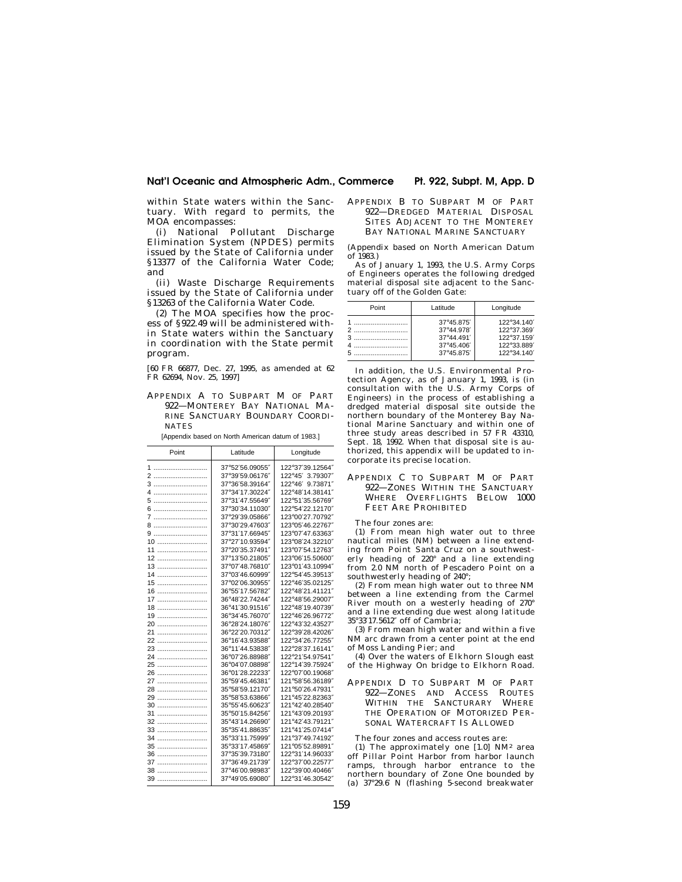within State waters within the Sanctuary. With regard to permits, the MOA encompasses:

(i) National Pollutant Discharge Elimination System (NPDES) permits issued by the State of California under §13377 of the California Water Code; and

(ii) Waste Discharge Requirements issued by the State of California under §13263 of the California Water Code.

(2) The MOA specifies how the process of §922.49 will be administered within State waters within the Sanctuary in coordination with the State permit program.

[60 FR 66877, Dec. 27, 1995, as amended at 62 FR 62694, Nov. 25, 1997]

## APPENDIX A TO SUBPART M OF PART 922—MONTEREY BAY NATIONAL MARINE SANCTUARY BOUNDARY COORDINATES

[Appendix based on North American datum of 1983.]

| Point | Latitude | Longitude |
|---|---|---|
| 1 | 37°52′56.09055″ | 122°37′39.12564″ |
| 2 | 37°39′59.06176″ | 122°45′ 3.79307″ |
| 3 | 37°36′58.39164″ | 122°46′ 9.73871″ |
| 4 | 37°34′17.30224″ | 122°48′14.38141″ |
| 5 | 37°31′47.55649″ | 122°51′35.56769″ |
| 6 | 37°30′34.11030″ | 122°54′22.12170″ |
| 7 | 37°29′39.05866″ | 123°00′27.70792″ |
| 8 | 37°30′29.47603″ | 123°05′46.22767″ |
| 9 | 37°31′17.66945″ | 123°07′47.63363″ |
| 10 | 37°27′10.93594″ | 123°08′24.32210″ |
| 11 | 37°20′35.37491″ | 123°07′54.12763″ |
| 12 | 37°13′50.21805″ | 123°06′15.50600″ |
| 13 | 37°07′48.76810″ | 123°01′43.10994″ |
| 14 | 37°03′46.60999″ | 122°54′45.39513″ |
| 15 | 37°02′06.30955″ | 122°46′35.02125″ |
| 16 | 36°55′17.56782″ | 122°48′21.41121″ |
| 17 | 36°48′22.74244″ | 122°48′56.29007″ |
| 18 | 36°41′30.91516″ | 122°48′19.40739″ |
| 19 | 36°34′45.76070″ | 122°46′26.96772″ |
| 20 | 36°28′24.18076″ | 122°43′32.43527″ |
| 21 | 36°22′20.70312″ | 122°39′28.42026″ |
| 22 | 36°16′43.93588″ | 122°34′26.77255″ |
| 23 | 36°11′44.53838″ | 122°28′37.16141″ |
| 24 | 36°07′26.88988″ | 122°21′54.97541″ |
| 25 | 36°04′07.08898″ | 122°14′39.75924″ |
| 26 | 36°01′28.22233″ | 122°07′00.19068″ |
| 27 | 35°59′45.46381″ | 121°58′56.36189″ |
| 28 | 35°58′59.12170″ | 121°50′26.47931″ |
| 29 | 35°58′53.63866″ | 121°45′22.82363″ |
| 30 | 35°55′45.60623″ | 121°42′40.28540″ |
| 31 | 35°50′15.84256″ | 121°43′09.20193″ |
| 32 | 35°43′14.26690″ | 121°42′43.79121″ |
| 33 | 35°35′41.88635″ | 121°41′25.07414″ |
| 34 | 35°33′11.75999″ | 121°37′49.74192″ |
| 35 | 35°33′17.45869″ | 121°05′52.89891″ |
| 36 | 37°35′39.73180″ | 122°31′14.96033″ |
| 37 | 37°36′49.21739″ | 122°37′00.22577″ |
| 38 | 37°46′00.98983″ | 122°39′00.40466″ |
| 39 | 37°49′05.69080″ | 122°31′46.30542″ |

## APPENDIX B TO SUBPART M OF PART 922—DREDGED MATERIAL DISPOSAL SITES ADJACENT TO THE MONTEREY BAY NATIONAL MARINE SANCTUARY

(Appendix based on North American Datum of 1983.)

As of January 1, 1993, the U.S. Army Corps of Engineers operates the following dredged material disposal site adjacent to the Sanctuary off of the Golden Gate:

| Point | Latitude | Longitude |
|---|---|---|
| 1 | 37°45.875′ | 122°34.140′ |
| 2 | 37°44.978′ | 122°37.369′ |
| 3 | 37°44.491′ | 122°37.159′ |
| 4 | 37°45.406′ | 122°33.889′ |
| 5 | 37°45.875′ | 122°34.140′ |

In addition, the U.S. Environmental Protection Agency, as of January 1, 1993, is (in consultation with the U.S. Army Corps of Engineers) in the process of establishing a dredged material disposal site outside the northern boundary of the Monterey Bay National Marine Sanctuary and within one of three study areas described in 57 FR 43310, Sept. 18, 1992. When that disposal site is authorized, this appendix will be updated to incorporate its precise location.

## APPENDIX C TO SUBPART M OF PART 922—ZONES WITHIN THE SANCTUARY WHERE OVERFLIGHTS BELOW 1000 FEET ARE PROHIBITED

The four zones are:

(1) From mean high water out to three nautical miles (NM) between a line extending from Point Santa Cruz on a southwesterly heading of 220° and a line extending from 2.0 NM north of Pescadero Point on a southwesterly heading of 240°;

(2) From mean high water out to three NM between a line extending from the Carmel River mouth on a westerly heading of 270° and a line extending due west along latitude 35°33′17.5612″ off of Cambria;

(3) From mean high water and within a five NM arc drawn from a center point at the end of Moss Landing Pier; and

(4) Over the waters of Elkhorn Slough east of the Highway On bridge to Elkhorn Road.

## APPENDIX D TO SUBPART M OF PART 922—ZONES AND ACCESS ROUTES WITHIN THE SANCTURARY WHERE THE OPERATION OF MOTORIZED PERSONAL WATERCRAFT IS ALLOWED

The four zones and access routes are:

(1) The approximately one [1.0] NM$^2$ area off Pillar Point Harbor from harbor launch ramps, through harbor entrance to the northern boundary of Zone One bounded by (a) 37°29.6′ N (flashing 5-second breakwater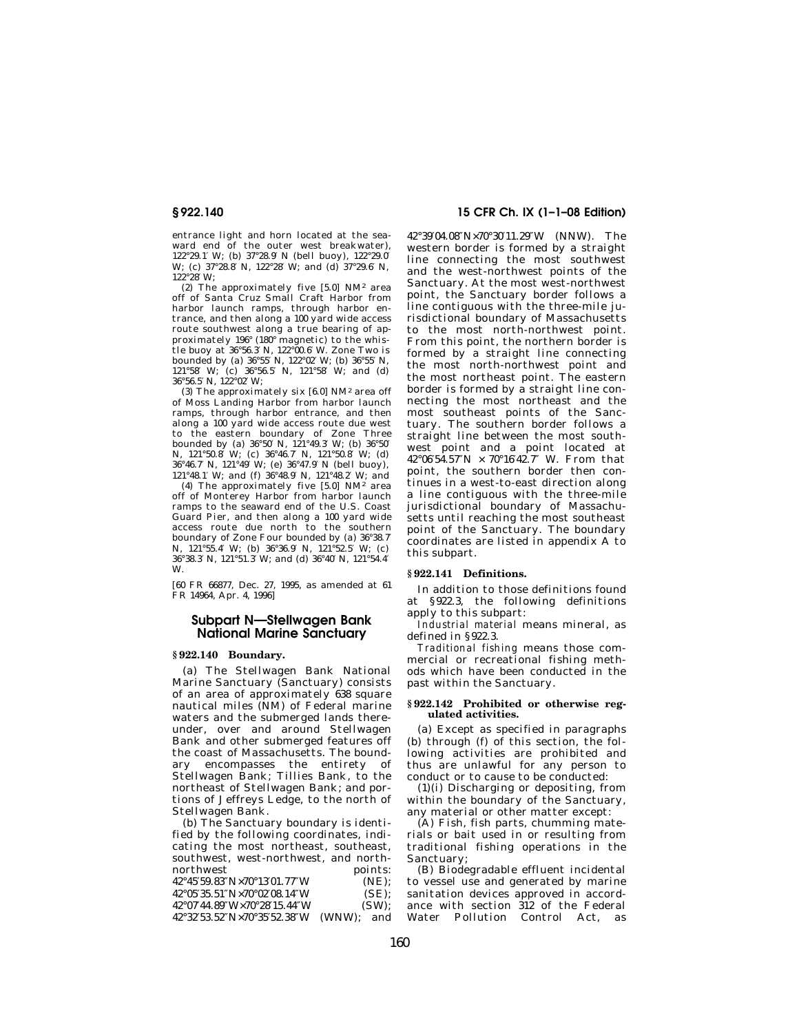entrance light and horn located at the seaward end of the outer west breakwater), 122°29.1′ W; (b) 37°28.9′ N (bell buoy), 122°29.0′ W; (c) 37°28.8′ N, 122°28′ W; and (d) 37°29.6′ N, 122°28′ W;

(2) The approximately five [5.0] NM² area off of Santa Cruz Small Craft Harbor from harbor launch ramps, through harbor entrance, and then along a 100 yard wide access route southwest along a true bearing of approximately 196° (180° magnetic) to the whistle buoy at 36°56.3′ N, 122°00.6′ W. Zone Two is bounded by (a) 36°55′ N, 122°02′ W; (b) 36°55′ N, 121°58′ W; (c) 36°56.5′ N, 121°58′ W; and (d) 36°56.5′ N, 122°02′ W;

(3) The approximately six [6.0] NM² area off of Moss Landing Harbor from harbor launch ramps, through harbor entrance, and then along a 100 yard wide access route due west to the eastern boundary of Zone Three bounded by (a) 36°50′ N, 121°49.3′ W; (b) 36°50′ N, 121°50.8′ W; (c) 36°46.7′ N, 121°50.8′ W; (d) 36°46.7′ N, 121°49′ W; (e) 36°47.9′ N (bell buoy), 121°48.1′ W; and (f) 36°48.9′ N, 121°48.2′ W; and

(4) The approximately five [5.0] NM² area off of Monterey Harbor from harbor launch ramps to the seaward end of the U.S. Coast Guard Pier, and then along a 100 yard wide access route due north to the southern boundary of Zone Four bounded by (a) 36°38.7′ N, 121°55.4′ W; (b) 36°36.9′ N, 121°52.5′ W; (c) 36°38.3′ N, 121°51.3′ W; and (d) 36°40′ N, 121°54.4′ W.

[60 FR 66877, Dec. 27, 1995, as amended at 61 FR 14964, Apr. 4, 1996]

## Subpart N—Stellwagen Bank National Marine Sanctuary

### § 922.140 Boundary.

(a) The Stellwagen Bank National Marine Sanctuary (Sanctuary) consists of an area of approximately 638 square nautical miles (NM) of Federal marine waters and the submerged lands thereunder, over and around Stellwagen Bank and other submerged features off the coast of Massachusetts. The boundary encompasses the entirety of Stellwagen Bank; Tillies Bank, to the northeast of Stellwagen Bank; and portions of Jeffreys Ledge, to the north of Stellwagen Bank.

(b) The Sanctuary boundary is identified by the following coordinates, indicating the most northeast, southeast, southwest, west-northwest, and north-northwest points:
42°45′59.83″N×70°13′01.77″W (NE);
42°05′35.51″N×70°02′08.14″W (SE);
42°07′44.89″W×70°28′15.44″W (SW);
42°32′53.52″N×70°35′52.38″W (WNW); and
42°39′04.08″N×70°30′11.29″W (NNW). The western border is formed by a straight line connecting the most southwest and the west-northwest points of the Sanctuary. At the most west-northwest point, the Sanctuary border follows a line contiguous with the three-mile jurisdictional boundary of Massachusetts to the most north-northwest point. From this point, the northern border is formed by a straight line connecting the most north-northwest point and the most northeast point. The eastern border is formed by a straight line connecting the most northeast and the most southeast points of the Sanctuary. The southern border follows a straight line between the most southwest point and a point located at 42°06′54.57″N × 70°16′42.7″ W. From that point, the southern border then continues in a west-to-east direction along a line contiguous with the three-mile jurisdictional boundary of Massachusetts until reaching the most southeast point of the Sanctuary. The boundary coordinates are listed in appendix A to this subpart.

### § 922.141 Definitions.

In addition to those definitions found at § 922.3, the following definitions apply to this subpart:

*Industrial material* means mineral, as defined in § 922.3.

*Traditional fishing* means those commercial or recreational fishing methods which have been conducted in the past within the Sanctuary.

### § 922.142 Prohibited or otherwise regulated activities.

(a) Except as specified in paragraphs (b) through (f) of this section, the following activities are prohibited and thus are unlawful for any person to conduct or to cause to be conducted:

(1)(i) Discharging or depositing, from within the boundary of the Sanctuary, any material or other matter except:

(A) Fish, fish parts, chumming materials or bait used in or resulting from traditional fishing operations in the Sanctuary;

(B) Biodegradable effluent incidental to vessel use and generated by marine sanitation devices approved in accordance with section 312 of the Federal Water Pollution Control Act, as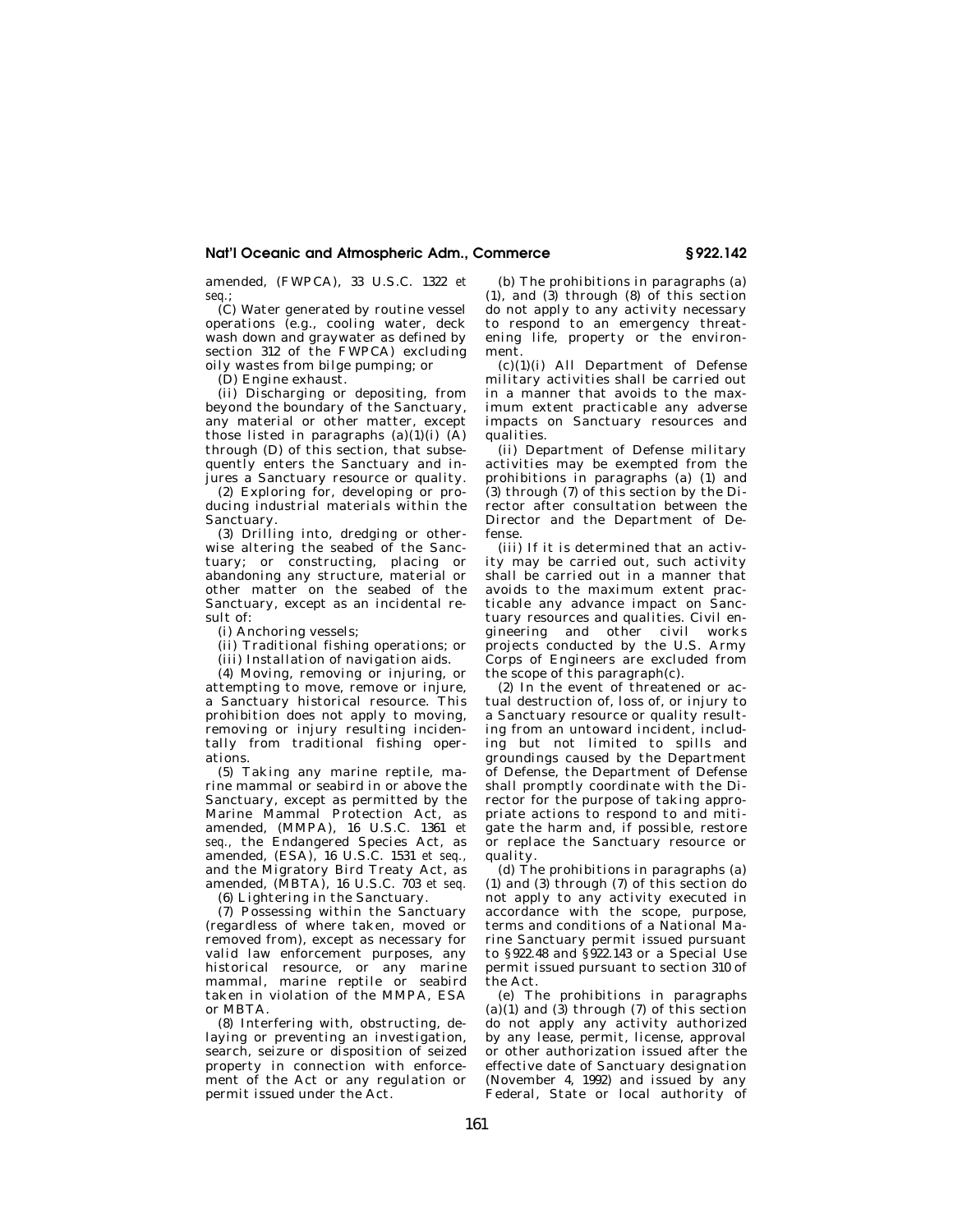amended, (FWPCA), 33 U.S.C. 1322 *et seq.*;

(C) Water generated by routine vessel operations (e.g., cooling water, deck wash down and graywater as defined by section 312 of the FWPCA) excluding oily wastes from bilge pumping; or

(D) Engine exhaust.

(ii) Discharging or depositing, from beyond the boundary of the Sanctuary, any material or other matter, except those listed in paragraphs (a)(1)(i) (A) through (D) of this section, that subsequently enters the Sanctuary and injures a Sanctuary resource or quality.

(2) Exploring for, developing or producing industrial materials within the Sanctuary.

(3) Drilling into, dredging or otherwise altering the seabed of the Sanctuary; or constructing, placing or abandoning any structure, material or other matter on the seabed of the Sanctuary, except as an incidental result of:

(i) Anchoring vessels;

(ii) Traditional fishing operations; or

(iii) Installation of navigation aids.

(4) Moving, removing or injuring, or attempting to move, remove or injure, a Sanctuary historical resource. This prohibition does not apply to moving, removing or injury resulting incidentally from traditional fishing operations.

(5) Taking any marine reptile, marine mammal or seabird in or above the Sanctuary, except as permitted by the Marine Mammal Protection Act, as amended, (MMPA), 16 U.S.C. 1361 *et seq.*, the Endangered Species Act, as amended, (ESA), 16 U.S.C. 1531 *et seq.*, and the Migratory Bird Treaty Act, as amended, (MBTA), 16 U.S.C. 703 *et seq.*

(6) Lightering in the Sanctuary.

(7) Possessing within the Sanctuary (regardless of where taken, moved or removed from), except as necessary for valid law enforcement purposes, any historical resource, or any marine mammal, marine reptile or seabird taken in violation of the MMPA, ESA or MBTA.

(8) Interfering with, obstructing, delaying or preventing an investigation, search, seizure or disposition of seized property in connection with enforcement of the Act or any regulation or permit issued under the Act.

(b) The prohibitions in paragraphs (a) (1), and (3) through (8) of this section do not apply to any activity necessary to respond to an emergency threatening life, property or the environment.

(c)(1)(i) All Department of Defense military activities shall be carried out in a manner that avoids to the maximum extent practicable any adverse impacts on Sanctuary resources and qualities.

(ii) Department of Defense military activities may be exempted from the prohibitions in paragraphs (a) (1) and (3) through (7) of this section by the Director after consultation between the Director and the Department of Defense.

(iii) If it is determined that an activity may be carried out, such activity shall be carried out in a manner that avoids to the maximum extent practicable any advance impact on Sanctuary resources and qualities. Civil engineering and other civil works projects conducted by the U.S. Army Corps of Engineers are excluded from the scope of this paragraph(c).

(2) In the event of threatened or actual destruction of, loss of, or injury to a Sanctuary resource or quality resulting from an untoward incident, including but not limited to spills and groundings caused by the Department of Defense, the Department of Defense shall promptly coordinate with the Director for the purpose of taking appropriate actions to respond to and mitigate the harm and, if possible, restore or replace the Sanctuary resource or quality.

(d) The prohibitions in paragraphs (a) (1) and (3) through (7) of this section do not apply to any activity executed in accordance with the scope, purpose, terms and conditions of a National Marine Sanctuary permit issued pursuant to §922.48 and §922.143 or a Special Use permit issued pursuant to section 310 of the Act.

(e) The prohibitions in paragraphs (a)(1) and (3) through (7) of this section do not apply any activity authorized by any lease, permit, license, approval or other authorization issued after the effective date of Sanctuary designation (November 4, 1992) and issued by any Federal, State or local authority of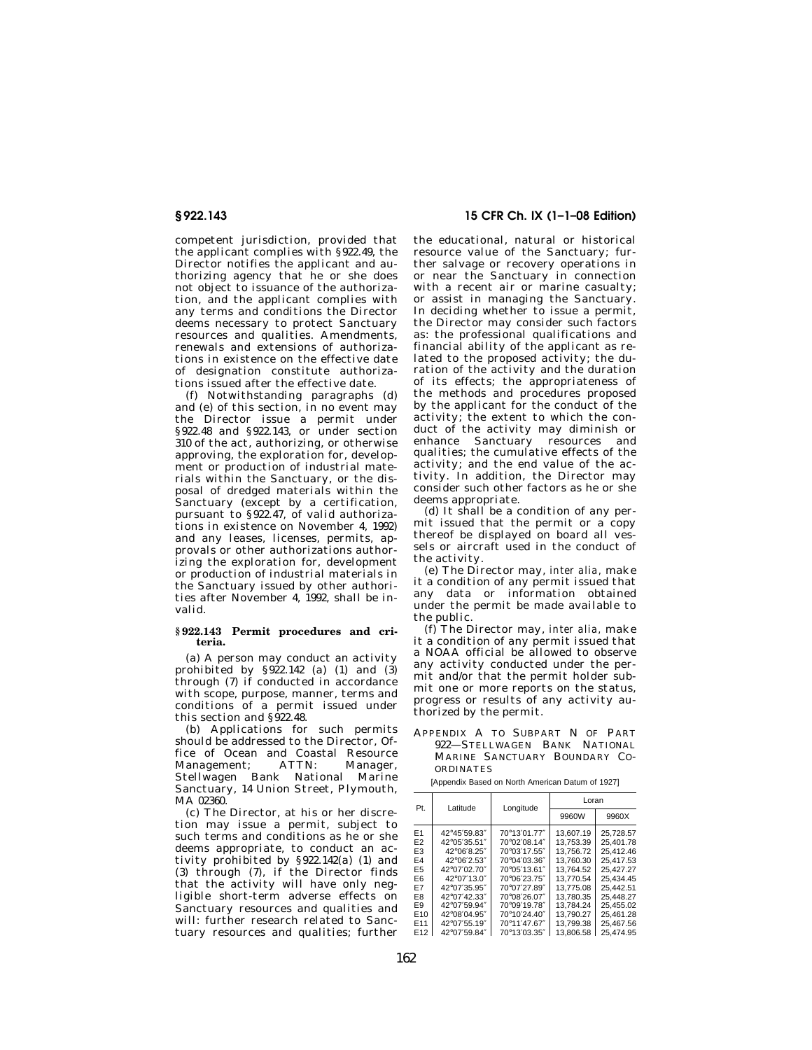competent jurisdiction, provided that the applicant complies with §922.49, the Director notifies the applicant and authorizing agency that he or she does not object to issuance of the authorization, and the applicant complies with any terms and conditions the Director deems necessary to protect Sanctuary resources and qualities. Amendments, renewals and extensions of authorizations in existence on the effective date of designation constitute authorizations issued after the effective date.

(f) Notwithstanding paragraphs (d) and (e) of this section, in no event may the Director issue a permit under §922.48 and §922.143, or under section 310 of the act, authorizing, or otherwise approving, the exploration for, development or production of industrial materials within the Sanctuary, or the disposal of dredged materials within the Sanctuary (except by a certification, pursuant to §922.47, of valid authorizations in existence on November 4, 1992) and any leases, licenses, permits, approvals or other authorizations authorizing the exploration for, development or production of industrial materials in the Sanctuary issued by other authorities after November 4, 1992, shall be invalid.

### §922.143 Permit procedures and criteria.

(a) A person may conduct an activity prohibited by §922.142 (a) (1) and (3) through (7) if conducted in accordance with scope, purpose, manner, terms and conditions of a permit issued under this section and §922.48.

(b) Applications for such permits should be addressed to the Director, Office of Ocean and Coastal Resource Management; ATTN: Manager, Stellwagen Bank National Marine Sanctuary, 14 Union Street, Plymouth, MA 02360.

(c) The Director, at his or her discretion may issue a permit, subject to such terms and conditions as he or she deems appropriate, to conduct an activity prohibited by §922.142(a) (1) and (3) through (7), if the Director finds that the activity will have only negligible short-term adverse effects on Sanctuary resources and qualities and will: further research related to Sanctuary resources and qualities; further the educational, natural or historical resource value of the Sanctuary; further salvage or recovery operations in or near the Sanctuary in connection with a recent air or marine casualty; or assist in managing the Sanctuary. In deciding whether to issue a permit, the Director may consider such factors as: the professional qualifications and financial ability of the applicant as related to the proposed activity; the duration of the activity and the duration of its effects; the appropriateness of the methods and procedures proposed by the applicant for the conduct of the activity; the extent to which the conduct of the activity may diminish or enhance Sanctuary resources and qualities; the cumulative effects of the activity; and the end value of the activity. In addition, the Director may consider such other factors as he or she deems appropriate.

(d) It shall be a condition of any permit issued that the permit or a copy thereof be displayed on board all vessels or aircraft used in the conduct of the activity.

(e) The Director may, *inter alia,* make it a condition of any permit issued that any data or information obtained under the permit be made available to the public.

(f) The Director may, *inter alia,* make it a condition of any permit issued that a NOAA official be allowed to observe any activity conducted under the permit and/or that the permit holder submit one or more reports on the status, progress or results of any activity authorized by the permit.

## APPENDIX A TO SUBPART N OF PART 922—STELLWAGEN BANK NATIONAL MARINE SANCTUARY BOUNDARY COORDINATES

[Appendix Based on North American Datum of 1927]

| Pt. | Latitude | Longitude | Loran | |
|---|---|---|---|---|
| | | | 9960W | 9960X |
| E1 | 42°45′59.83″ | 70°13′01.77″ | 13,607.19 | 25,728.57 |
| E2 | 42°05′35.51″ | 70°02′08.14″ | 13,753.39 | 25,401.78 |
| E3 | 42°06′8.25″ | 70°03′17.55″ | 13,756.72 | 25,412.46 |
| E4 | 42°06′2.53″ | 70°04′03.36″ | 13,760.30 | 25,417.53 |
| E5 | 42°07′02.70″ | 70°05′13.61″ | 13,764.52 | 25,427.27 |
| E6 | 42°07′13.0″ | 70°06′23.75″ | 13,770.54 | 25,434.45 |
| E7 | 42°07′35.95″ | 70°07′27.89″ | 13,775.08 | 25,442.51 |
| E8 | 42°07′42.33″ | 70°08′26.07″ | 13,780.35 | 25,448.27 |
| E9 | 42°07′59.94″ | 70°09′19.78″ | 13,784.24 | 25,455.02 |
| E10 | 42°08′04.95″ | 70°10′24.40″ | 13,790.27 | 25,461.28 |
| E11 | 42°07′55.19″ | 70°11′47.67″ | 13,799.38 | 25,467.56 |
| E12 | 42°07′59.84″ | 70°13′03.35″ | 13,806.58 | 25,474.95 |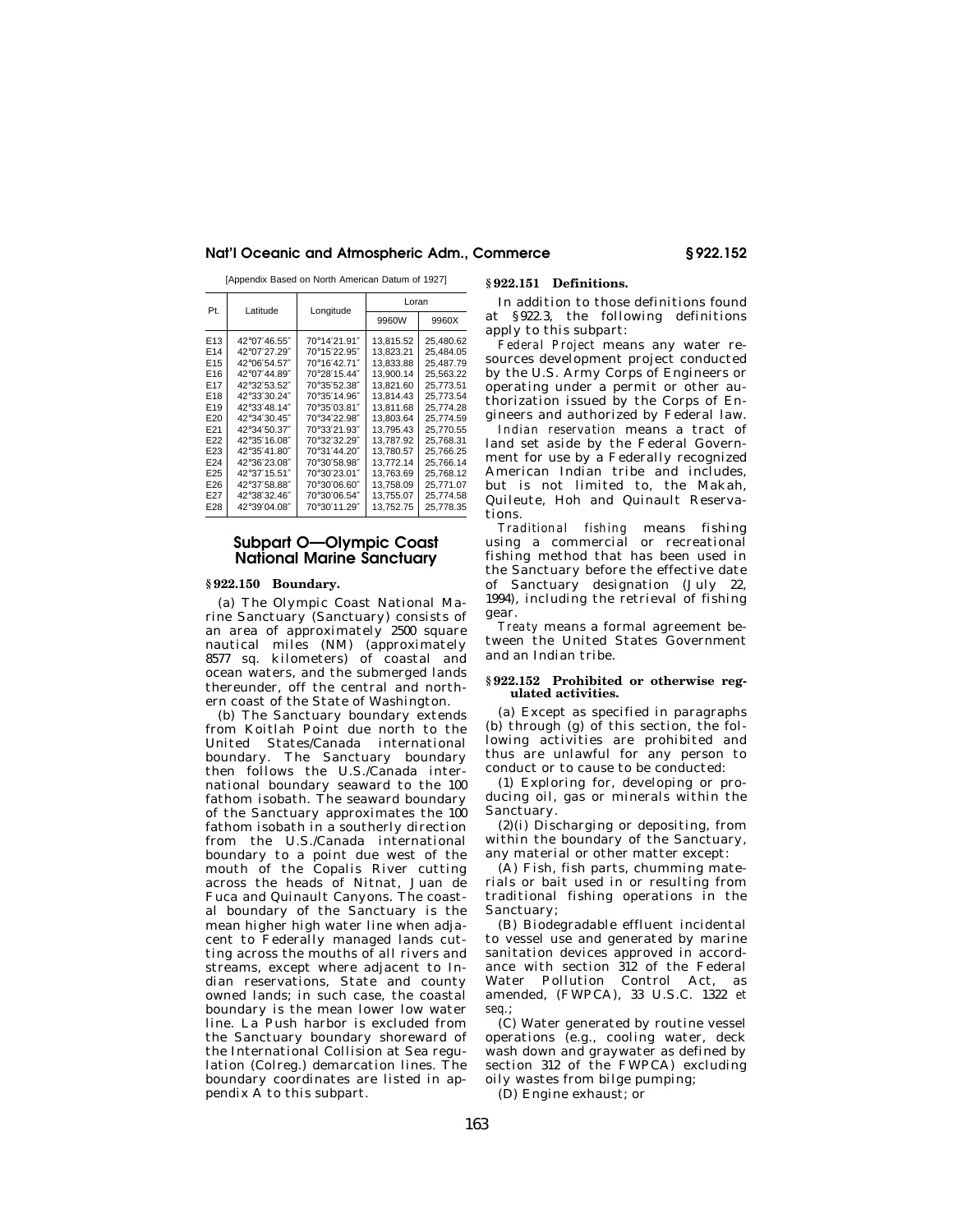[Appendix Based on North American Datum of 1927]

| Pt. | Latitude | Longitude | Loran | |
|---|---|---|---|---|
| | | | 9960W | 9960X |
| E13 | 42°07′46.55″ | 70°14′21.91″ | 13,815.52 | 25,480.62 |
| E14 | 42°07′27.29″ | 70°15′22.95″ | 13,823.21 | 25,484.05 |
| E15 | 42°06′54.57″ | 70°16′42.71″ | 13,833.88 | 25,487.79 |
| E16 | 42°07′44.89″ | 70°28′15.44″ | 13,900.14 | 25,563.22 |
| E17 | 42°32′53.52″ | 70°35′52.38″ | 13,821.60 | 25,773.51 |
| E18 | 42°33′30.24″ | 70°35′14.96″ | 13,814.43 | 25,773.54 |
| E19 | 42°33′48.14″ | 70°35′03.81″ | 13,811.68 | 25,774.28 |
| E20 | 42°34′30.45″ | 70°34′22.98″ | 13,803.64 | 25,774.59 |
| E21 | 42°34′50.37″ | 70°33′21.93″ | 13,795.43 | 25,770.55 |
| E22 | 42°35′16.08″ | 70°32′32.29″ | 13,787.92 | 25,768.31 |
| E23 | 42°35′41.80″ | 70°31′44.20″ | 13,780.57 | 25,766.25 |
| E24 | 42°36′23.08″ | 70°30′58.98″ | 13,772.14 | 25,766.14 |
| E25 | 42°37′15.51″ | 70°30′23.01″ | 13,763.69 | 25,768.12 |
| E26 | 42°37′58.88″ | 70°30′06.60″ | 13,758.09 | 25,771.07 |
| E27 | 42°38′32.46″ | 70°30′06.54″ | 13,755.07 | 25,774.58 |
| E28 | 42°39′04.08″ | 70°30′11.29″ | 13,752.75 | 25,778.35 |

## Subpart O—Olympic Coast National Marine Sanctuary

### § 922.150 Boundary.

(a) The Olympic Coast National Marine Sanctuary (Sanctuary) consists of an area of approximately 2500 square nautical miles (NM) (approximately 8577 sq. kilometers) of coastal and ocean waters, and the submerged lands thereunder, off the central and northern coast of the State of Washington.

(b) The Sanctuary boundary extends from Koitlah Point due north to the United States/Canada international boundary. The Sanctuary boundary then follows the U.S./Canada international boundary seaward to the 100 fathom isobath. The seaward boundary of the Sanctuary approximates the 100 fathom isobath in a southerly direction from the U.S./Canada international boundary to a point due west of the mouth of the Copalis River cutting across the heads of Nitnat, Juan de Fuca and Quinault Canyons. The coastal boundary of the Sanctuary is the mean higher high water line when adjacent to Federally managed lands cutting across the mouths of all rivers and streams, except where adjacent to Indian reservations, State and county owned lands; in such case, the coastal boundary is the mean lower low water line. La Push harbor is excluded from the Sanctuary boundary shoreward of the International Collision at Sea regulation (Colreg.) demarcation lines. The boundary coordinates are listed in appendix A to this subpart.

### § 922.151 Definitions.

In addition to those definitions found at § 922.3, the following definitions apply to this subpart:

*Federal Project* means any water resources development project conducted by the U.S. Army Corps of Engineers or operating under a permit or other authorization issued by the Corps of Engineers and authorized by Federal law.

*Indian reservation* means a tract of land set aside by the Federal Government for use by a Federally recognized American Indian tribe and includes, but is not limited to, the Makah, Quileute, Hoh and Quinault Reservations.

*Traditional fishing* means fishing using a commercial or recreational fishing method that has been used in the Sanctuary before the effective date of Sanctuary designation (July 22, 1994), including the retrieval of fishing gear.

*Treaty* means a formal agreement between the United States Government and an Indian tribe.

### § 922.152 Prohibited or otherwise regulated activities.

(a) Except as specified in paragraphs (b) through (g) of this section, the following activities are prohibited and thus are unlawful for any person to conduct or to cause to be conducted:

(1) Exploring for, developing or producing oil, gas or minerals within the Sanctuary.

(2)(i) Discharging or depositing, from within the boundary of the Sanctuary, any material or other matter except:

(A) Fish, fish parts, chumming materials or bait used in or resulting from traditional fishing operations in the Sanctuary;

(B) Biodegradable effluent incidental to vessel use and generated by marine sanitation devices approved in accordance with section 312 of the Federal Water Pollution Control Act, as amended, (FWPCA), 33 U.S.C. 1322 *et seq.*;

(C) Water generated by routine vessel operations (e.g., cooling water, deck wash down and graywater as defined by section 312 of the FWPCA) excluding oily wastes from bilge pumping;

(D) Engine exhaust; or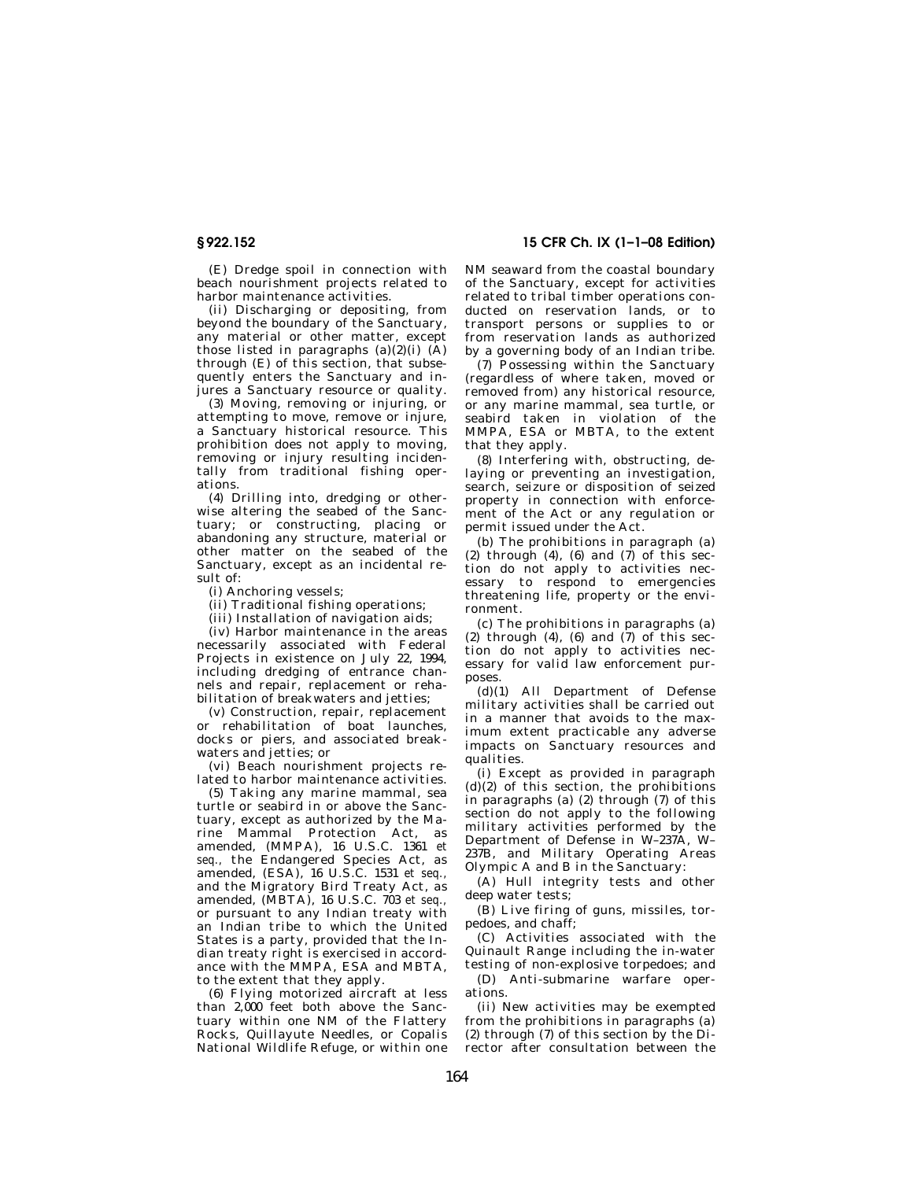(E) Dredge spoil in connection with beach nourishment projects related to harbor maintenance activities.

(ii) Discharging or depositing, from beyond the boundary of the Sanctuary, any material or other matter, except those listed in paragraphs (a)(2)(i) (A) through (E) of this section, that subsequently enters the Sanctuary and injures a Sanctuary resource or quality.

(3) Moving, removing or injuring, or attempting to move, remove or injure, a Sanctuary historical resource. This prohibition does not apply to moving, removing or injury resulting incidentally from traditional fishing operations.

(4) Drilling into, dredging or otherwise altering the seabed of the Sanctuary; or constructing, placing or abandoning any structure, material or other matter on the seabed of the Sanctuary, except as an incidental result of:

(i) Anchoring vessels;

(ii) Traditional fishing operations;

(iii) Installation of navigation aids;

(iv) Harbor maintenance in the areas necessarily associated with Federal Projects in existence on July 22, 1994, including dredging of entrance channels and repair, replacement or rehabilitation of breakwaters and jetties;

(v) Construction, repair, replacement or rehabilitation of boat launches, docks or piers, and associated breakwaters and jetties; or

(vi) Beach nourishment projects related to harbor maintenance activities.

(5) Taking any marine mammal, sea turtle or seabird in or above the Sanctuary, except as authorized by the Marine Mammal Protection Act, as amended, (MMPA), 16 U.S.C. 1361 *et seq.*, the Endangered Species Act, as amended, (ESA), 16 U.S.C. 1531 *et seq.*, and the Migratory Bird Treaty Act, as amended, (MBTA), 16 U.S.C. 703 *et seq.*, or pursuant to any Indian treaty with an Indian tribe to which the United States is a party, provided that the Indian treaty right is exercised in accordance with the MMPA, ESA and MBTA, to the extent that they apply.

(6) Flying motorized aircraft at less than 2,000 feet both above the Sanctuary within one NM of the Flattery Rocks, Quillayute Needles, or Copalis National Wildlife Refuge, or within one NM seaward from the coastal boundary of the Sanctuary, except for activities related to tribal timber operations conducted on reservation lands, or to transport persons or supplies to or from reservation lands as authorized by a governing body of an Indian tribe.

(7) Possessing within the Sanctuary (regardless of where taken, moved or removed from) any historical resource, or any marine mammal, sea turtle, or seabird taken in violation of the MMPA, ESA or MBTA, to the extent that they apply.

(8) Interfering with, obstructing, delaying or preventing an investigation, search, seizure or disposition of seized property in connection with enforcement of the Act or any regulation or permit issued under the Act.

(b) The prohibitions in paragraph (a) (2) through (4), (6) and (7) of this section do not apply to activities necessary to respond to emergencies threatening life, property or the environment.

(c) The prohibitions in paragraphs (a) (2) through (4), (6) and (7) of this section do not apply to activities necessary for valid law enforcement purposes.

(d)(1) All Department of Defense military activities shall be carried out in a manner that avoids to the maximum extent practicable any adverse impacts on Sanctuary resources and qualities.

(i) Except as provided in paragraph (d)(2) of this section, the prohibitions in paragraphs (a) (2) through (7) of this section do not apply to the following military activities performed by the Department of Defense in W–237A, W–237B, and Military Operating Areas Olympic A and B in the Sanctuary:

(A) Hull integrity tests and other deep water tests;

(B) Live firing of guns, missiles, torpedoes, and chaff;

(C) Activities associated with the Quinault Range including the in-water testing of non-explosive torpedoes; and

(D) Anti-submarine warfare operations.

(ii) New activities may be exempted from the prohibitions in paragraphs (a) (2) through (7) of this section by the Director after consultation between the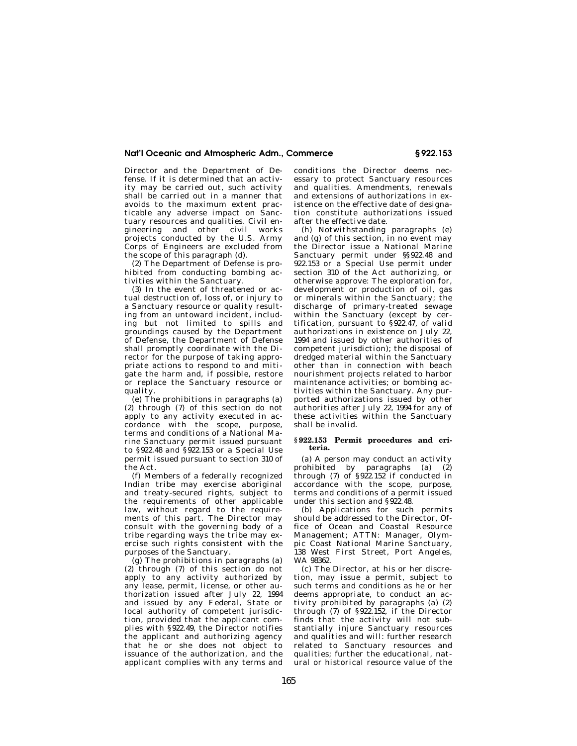Director and the Department of Defense. If it is determined that an activity may be carried out, such activity shall be carried out in a manner that avoids to the maximum extent practicable any adverse impact on Sanctuary resources and qualities. Civil engineering and other civil works projects conducted by the U.S. Army Corps of Engineers are excluded from the scope of this paragraph (d).

(2) The Department of Defense is prohibited from conducting bombing activities within the Sanctuary.

(3) In the event of threatened or actual destruction of, loss of, or injury to a Sanctuary resource or quality resulting from an untoward incident, including but not limited to spills and groundings caused by the Department of Defense, the Department of Defense shall promptly coordinate with the Director for the purpose of taking appropriate actions to respond to and mitigate the harm and, if possible, restore or replace the Sanctuary resource or quality.

(e) The prohibitions in paragraphs (a) (2) through (7) of this section do not apply to any activity executed in accordance with the scope, purpose, terms and conditions of a National Marine Sanctuary permit issued pursuant to §922.48 and §922.153 or a Special Use permit issued pursuant to section 310 of the Act.

(f) Members of a federally recognized Indian tribe may exercise aboriginal and treaty-secured rights, subject to the requirements of other applicable law, without regard to the requirements of this part. The Director may consult with the governing body of a tribe regarding ways the tribe may exercise such rights consistent with the purposes of the Sanctuary.

(g) The prohibitions in paragraphs (a) (2) through (7) of this section do not apply to any activity authorized by any lease, permit, license, or other authorization issued after July 22, 1994 and issued by any Federal, State or local authority of competent jurisdiction, provided that the applicant complies with §922.49, the Director notifies the applicant and authorizing agency that he or she does not object to issuance of the authorization, and the applicant complies with any terms and conditions the Director deems necessary to protect Sanctuary resources and qualities. Amendments, renewals and extensions of authorizations in existence on the effective date of designation constitute authorizations issued after the effective date.

(h) Notwithstanding paragraphs (e) and (g) of this section, in no event may the Director issue a National Marine Sanctuary permit under §§922.48 and 922.153 or a Special Use permit under section 310 of the Act authorizing, or otherwise approve: The exploration for, development or production of oil, gas or minerals within the Sanctuary; the discharge of primary-treated sewage within the Sanctuary (except by certification, pursuant to §922.47, of valid authorizations in existence on July 22, 1994 and issued by other authorities of competent jurisdiction); the disposal of dredged material within the Sanctuary other than in connection with beach nourishment projects related to harbor maintenance activities; or bombing activities within the Sanctuary. Any purported authorizations issued by other authorities after July 22, 1994 for any of these activities within the Sanctuary shall be invalid.

### §922.153 Permit procedures and criteria.

(a) A person may conduct an activity prohibited by paragraphs (a) (2) through (7) of §922.152 if conducted in accordance with the scope, purpose, terms and conditions of a permit issued under this section and §922.48.

(b) Applications for such permits should be addressed to the Director, Office of Ocean and Coastal Resource Management; ATTN: Manager, Olympic Coast National Marine Sanctuary, 138 West First Street, Port Angeles, WA 98362.

(c) The Director, at his or her discretion, may issue a permit, subject to such terms and conditions as he or her deems appropriate, to conduct an activity prohibited by paragraphs (a) (2) through (7) of §922.152, if the Director finds that the activity will not substantially injure Sanctuary resources and qualities and will: further research related to Sanctuary resources and qualities; further the educational, natural or historical resource value of the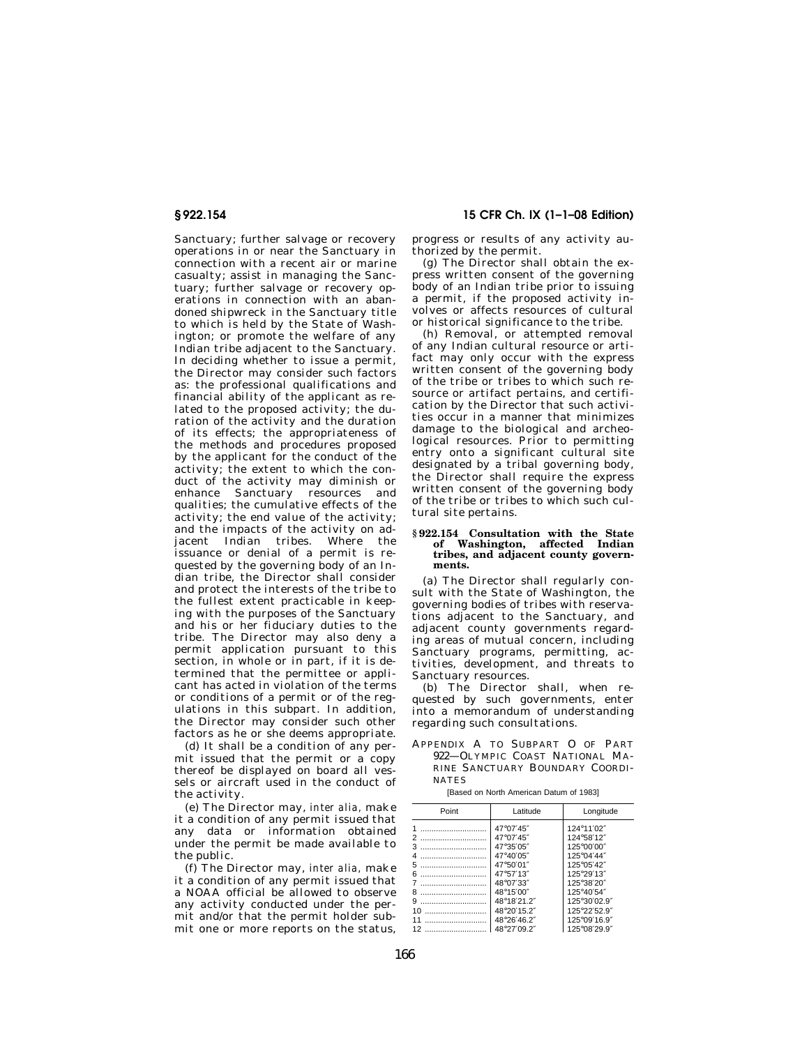Sanctuary; further salvage or recovery operations in or near the Sanctuary in connection with a recent air or marine casualty; assist in managing the Sanctuary; further salvage or recovery operations in connection with an abandoned shipwreck in the Sanctuary title to which is held by the State of Washington; or promote the welfare of any Indian tribe adjacent to the Sanctuary. In deciding whether to issue a permit, the Director may consider such factors as: the professional qualifications and financial ability of the applicant as related to the proposed activity; the duration of the activity and the duration of its effects; the appropriateness of the methods and procedures proposed by the applicant for the conduct of the activity; the extent to which the conduct of the activity may diminish or enhance Sanctuary resources and qualities; the cumulative effects of the activity; the end value of the activity; and the impacts of the activity on adjacent Indian tribes. Where the issuance or denial of a permit is requested by the governing body of an Indian tribe, the Director shall consider and protect the interests of the tribe to the fullest extent practicable in keeping with the purposes of the Sanctuary and his or her fiduciary duties to the tribe. The Director may also deny a permit application pursuant to this section, in whole or in part, if it is determined that the permittee or applicant has acted in violation of the terms or conditions of a permit or of the regulations in this subpart. In addition, the Director may consider such other factors as he or she deems appropriate.

(d) It shall be a condition of any permit issued that the permit or a copy thereof be displayed on board all vessels or aircraft used in the conduct of the activity.

(e) The Director may, *inter alia*, make it a condition of any permit issued that any data or information obtained under the permit be made available to the public.

(f) The Director may, *inter alia*, make it a condition of any permit issued that a NOAA official be allowed to observe any activity conducted under the permit and/or that the permit holder submit one or more reports on the status, progress or results of any activity authorized by the permit.

(g) The Director shall obtain the express written consent of the governing body of an Indian tribe prior to issuing a permit, if the proposed activity involves or affects resources of cultural or historical significance to the tribe.

(h) Removal, or attempted removal of any Indian cultural resource or artifact may only occur with the express written consent of the governing body of the tribe or tribes to which such resource or artifact pertains, and certification by the Director that such activities occur in a manner that minimizes damage to the biological and archeological resources. Prior to permitting entry onto a significant cultural site designated by a tribal governing body, the Director shall require the express written consent of the governing body of the tribe or tribes to which such cultural site pertains.

### § 922.154 Consultation with the State of Washington, affected Indian tribes, and adjacent county governments.

(a) The Director shall regularly consult with the State of Washington, the governing bodies of tribes with reservations adjacent to the Sanctuary, and adjacent county governments regarding areas of mutual concern, including Sanctuary programs, permitting, activities, development, and threats to Sanctuary resources.

(b) The Director shall, when requested by such governments, enter into a memorandum of understanding regarding such consultations.

## APPENDIX A TO SUBPART O OF PART 922—OLYMPIC COAST NATIONAL MARINE SANCTUARY BOUNDARY COORDINATES

[Based on North American Datum of 1983]

| Point | Latitude | Longitude |
|---|---|---|
| 1 | 47°07′45″ | 124°11′02″ |
| 2 | 47°07′45″ | 124°58′12″ |
| 3 | 47°35′05″ | 125°00′00″ |
| 4 | 47°40′05″ | 125°04′44″ |
| 5 | 47°50′01″ | 125°05′42″ |
| 6 | 47°57′13″ | 125°29′13″ |
| 7 | 48°07′33″ | 125°38′20″ |
| 8 | 48°15′00″ | 125°40′54″ |
| 9 | 48°18′21.2″ | 125°30′02.9″ |
| 10 | 48°20′15.2″ | 125°22′52.9″ |
| 11 | 48°26′46.2″ | 125°09′16.9″ |
| 12 | 48°27′09.2″ | 125°08′29.9″ |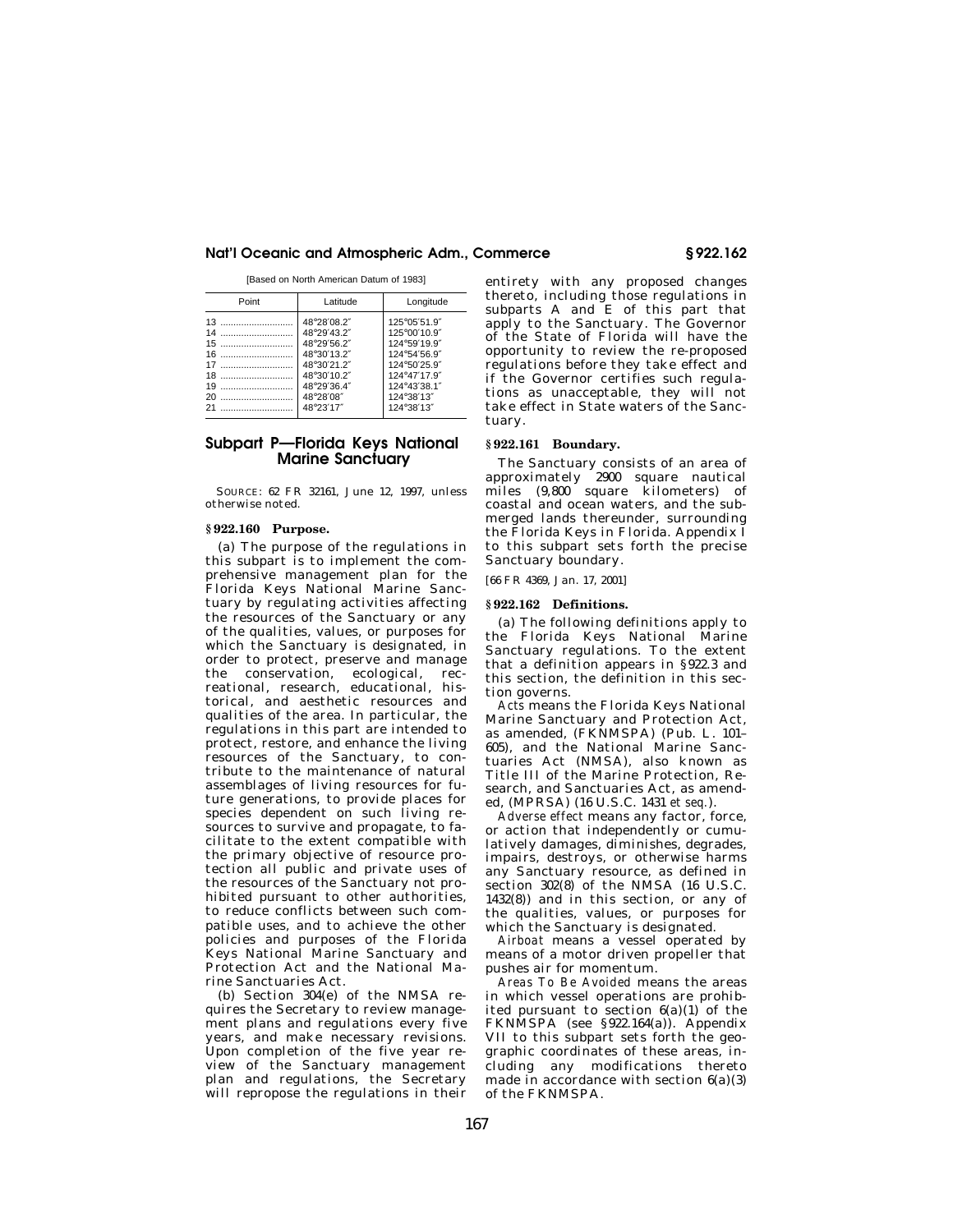[Based on North American Datum of 1983]

| Point | Latitude | Longitude |
|---|---|---|
| 13 | 48°28′08.2″ | 125°05′51.9″ |
| 14 | 48°29′43.2″ | 125°00′10.9″ |
| 15 | 48°29′56.2″ | 124°59′19.9″ |
| 16 | 48°30′13.2″ | 124°54′56.9″ |
| 17 | 48°30′21.2″ | 124°50′25.9″ |
| 18 | 48°30′10.2″ | 124°47′17.9″ |
| 19 | 48°29′36.4″ | 124°43′38.1″ |
| 20 | 48°28′08″ | 124°38′13″ |
| 21 | 48°23′17″ | 124°38′13″ |

## Subpart P—Florida Keys National Marine Sanctuary

SOURCE: 62 FR 32161, June 12, 1997, unless otherwise noted.

### § 922.160 Purpose.

(a) The purpose of the regulations in this subpart is to implement the comprehensive management plan for the Florida Keys National Marine Sanctuary by regulating activities affecting the resources of the Sanctuary or any of the qualities, values, or purposes for which the Sanctuary is designated, in order to protect, preserve and manage the conservation, ecological, recreational, research, educational, historical, and aesthetic resources and qualities of the area. In particular, the regulations in this part are intended to protect, restore, and enhance the living resources of the Sanctuary, to contribute to the maintenance of natural assemblages of living resources for future generations, to provide places for species dependent on such living resources to survive and propagate, to facilitate to the extent compatible with the primary objective of resource protection all public and private uses of the resources of the Sanctuary not prohibited pursuant to other authorities, to reduce conflicts between such compatible uses, and to achieve the other policies and purposes of the Florida Keys National Marine Sanctuary and Protection Act and the National Marine Sanctuaries Act.

(b) Section 304(e) of the NMSA requires the Secretary to review management plans and regulations every five years, and make necessary revisions. Upon completion of the five year review of the Sanctuary management plan and regulations, the Secretary will repropose the regulations in their entirety with any proposed changes thereto, including those regulations in subparts A and E of this part that apply to the Sanctuary. The Governor of the State of Florida will have the opportunity to review the re-proposed regulations before they take effect and if the Governor certifies such regulations as unacceptable, they will not take effect in State waters of the Sanctuary.

### § 922.161 Boundary.

The Sanctuary consists of an area of approximately 2900 square nautical miles (9,800 square kilometers) of coastal and ocean waters, and the submerged lands thereunder, surrounding the Florida Keys in Florida. Appendix I to this subpart sets forth the precise Sanctuary boundary.

[66 FR 4369, Jan. 17, 2001]

### § 922.162 Definitions.

(a) The following definitions apply to the Florida Keys National Marine Sanctuary regulations. To the extent that a definition appears in § 922.3 and this section, the definition in this section governs.

*Acts* means the Florida Keys National Marine Sanctuary and Protection Act, as amended, (FKNMSPA) (Pub. L. 101–605), and the National Marine Sanctuaries Act (NMSA), also known as Title III of the Marine Protection, Research, and Sanctuaries Act, as amended, (MPRSA) (16 U.S.C. 1431 *et seq.*).

*Adverse effect* means any factor, force, or action that independently or cumulatively damages, diminishes, degrades, impairs, destroys, or otherwise harms any Sanctuary resource, as defined in section 302(8) of the NMSA (16 U.S.C. 1432(8)) and in this section, or any of the qualities, values, or purposes for which the Sanctuary is designated.

*Airboat* means a vessel operated by means of a motor driven propeller that pushes air for momentum.

*Areas To Be Avoided* means the areas in which vessel operations are prohibited pursuant to section 6(a)(1) of the FKNMSPA (see § 922.164(a)). Appendix VII to this subpart sets forth the geographic coordinates of these areas, including any modifications thereto made in accordance with section 6(a)(3) of the FKNMSPA.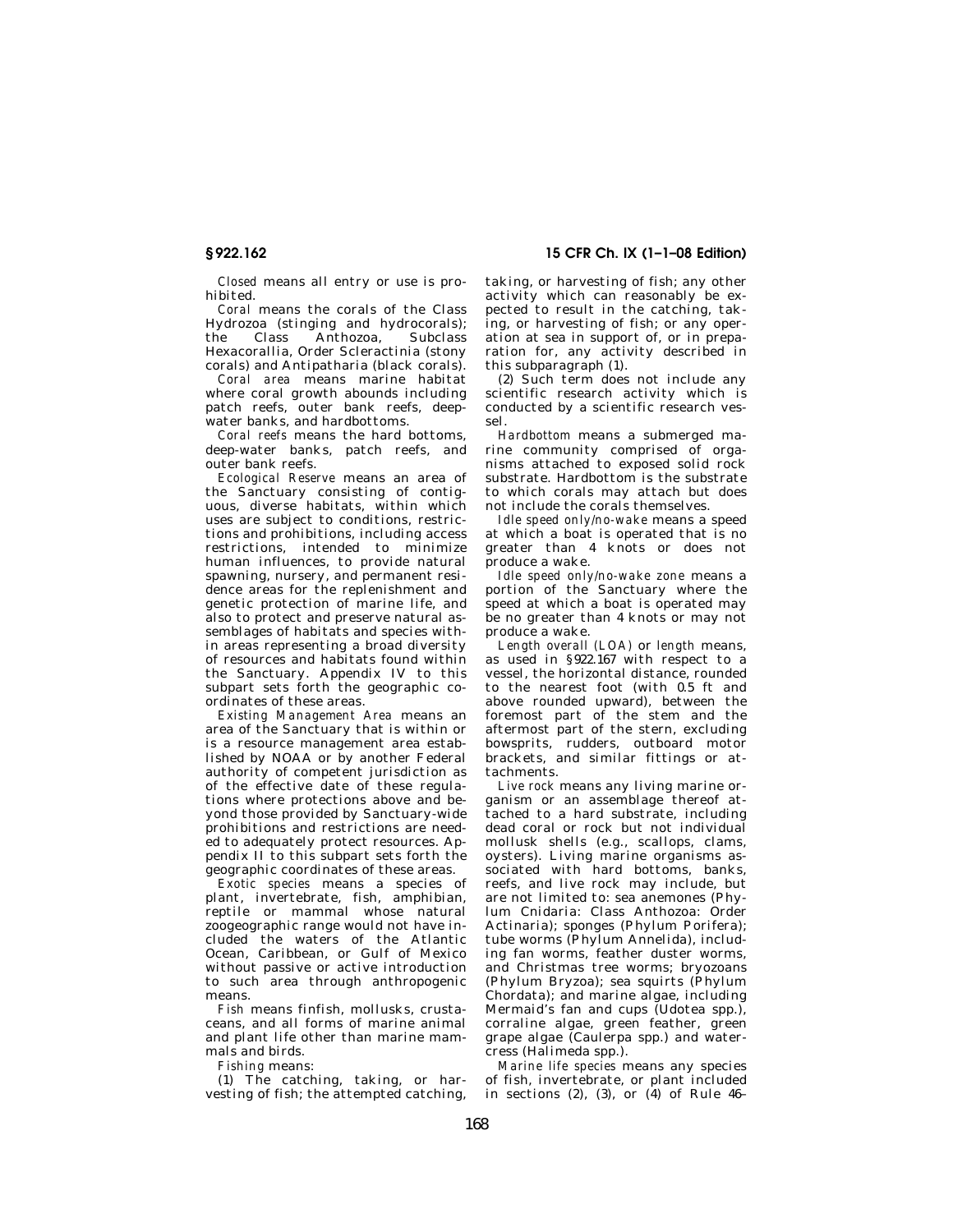*Closed* means all entry or use is prohibited.

*Coral* means the corals of the Class Hydrozoa (stinging and hydrocorals); the Class Anthozoa, Subclass Hexacorallia, Order Scleractinia (stony corals) and Antipatharia (black corals).

*Coral area* means marine habitat where coral growth abounds including patch reefs, outer bank reefs, deepwater banks, and hardbottoms.

*Coral reefs* means the hard bottoms, deep-water banks, patch reefs, and outer bank reefs.

*Ecological Reserve* means an area of the Sanctuary consisting of contiguous, diverse habitats, within which uses are subject to conditions, restrictions and prohibitions, including access restrictions, intended to minimize human influences, to provide natural spawning, nursery, and permanent residence areas for the replenishment and genetic protection of marine life, and also to protect and preserve natural assemblages of habitats and species within areas representing a broad diversity of resources and habitats found within the Sanctuary. Appendix IV to this subpart sets forth the geographic coordinates of these areas.

*Existing Management Area* means an area of the Sanctuary that is within or is a resource management area established by NOAA or by another Federal authority of competent jurisdiction as of the effective date of these regulations where protections above and beyond those provided by Sanctuary-wide prohibitions and restrictions are needed to adequately protect resources. Appendix II to this subpart sets forth the geographic coordinates of these areas.

*Exotic species* means a species of plant, invertebrate, fish, amphibian, reptile or mammal whose natural zoogeographic range would not have included the waters of the Atlantic Ocean, Caribbean, or Gulf of Mexico without passive or active introduction to such area through anthropogenic means.

*Fish* means finfish, mollusks, crustaceans, and all forms of marine animal and plant life other than marine mammals and birds.

*Fishing* means:

(1) The catching, taking, or harvesting of fish; the attempted catching, taking, or harvesting of fish; any other activity which can reasonably be expected to result in the catching, taking, or harvesting of fish; or any operation at sea in support of, or in preparation for, any activity described in this subparagraph (1).

(2) Such term does not include any scientific research activity which is conducted by a scientific research vessel.

*Hardbottom* means a submerged marine community comprised of organisms attached to exposed solid rock substrate. Hardbottom is the substrate to which corals may attach but does not include the corals themselves.

*Idle speed only/no-wake* means a speed at which a boat is operated that is no greater than 4 knots or does not produce a wake.

*Idle speed only/no-wake zone* means a portion of the Sanctuary where the speed at which a boat is operated may be no greater than 4 knots or may not produce a wake.

*Length overall (LOA)* or *length* means, as used in §922.167 with respect to a vessel, the horizontal distance, rounded to the nearest foot (with 0.5 ft and above rounded upward), between the foremost part of the stem and the aftermost part of the stern, excluding bowsprits, rudders, outboard motor brackets, and similar fittings or attachments.

*Live rock* means any living marine organism or an assemblage thereof attached to a hard substrate, including dead coral or rock but not individual mollusk shells (e.g., scallops, clams, oysters). Living marine organisms associated with hard bottoms, banks, reefs, and live rock may include, but are not limited to: sea anemones (Phylum Cnidaria: Class Anthozoa: Order Actinaria); sponges (Phylum Porifera); tube worms (Phylum Annelida), including fan worms, feather duster worms, and Christmas tree worms; bryozoans (Phylum Bryzoa); sea squirts (Phylum Chordata); and marine algae, including Mermaid's fan and cups (Udotea spp.), corraline algae, green feather, green grape algae (Caulerpa spp.) and watercress (Halimeda spp.).

*Marine life species* means any species of fish, invertebrate, or plant included in sections (2), (3), or (4) of Rule 46-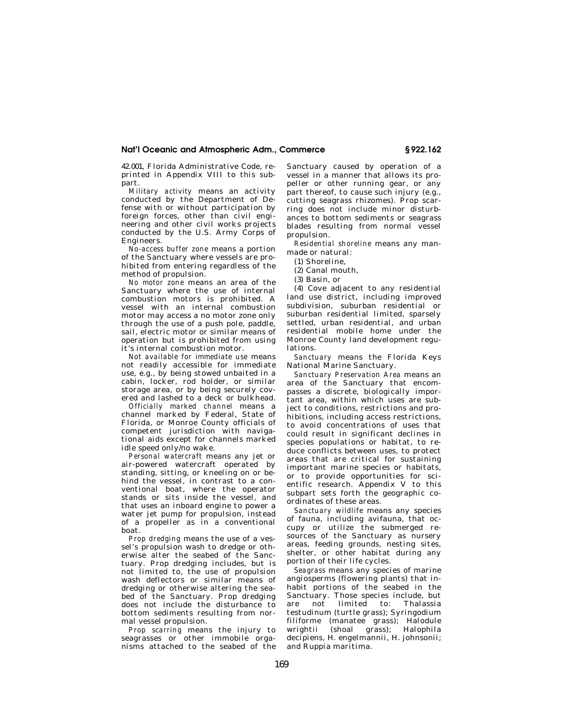42.001, Florida Administrative Code, reprinted in Appendix VIII to this subpart.

*Military activity* means an activity conducted by the Department of Defense with or without participation by foreign forces, other than civil engineering and other civil works projects conducted by the U.S. Army Corps of Engineers.

*No-access buffer zone* means a portion of the Sanctuary where vessels are prohibited from entering regardless of the method of propulsion.

*No motor zone* means an area of the Sanctuary where the use of internal combustion motors is prohibited. A vessel with an internal combustion motor may access a no motor zone only through the use of a push pole, paddle, sail, electric motor or similar means of operation but is prohibited from using it's internal combustion motor.

*Not available for immediate use* means not readily accessible for immediate use, e.g., by being stowed unbaited in a cabin, locker, rod holder, or similar storage area, or by being securely covered and lashed to a deck or bulkhead.

*Officially marked channel* means a channel marked by Federal, State of Florida, or Monroe County officials of competent jurisdiction with navigational aids except for channels marked idle speed only/no wake.

*Personal watercraft* means any jet or air-powered watercraft operated by standing, sitting, or kneeling on or behind the vessel, in contrast to a conventional boat, where the operator stands or sits inside the vessel, and that uses an inboard engine to power a water jet pump for propulsion, instead of a propeller as in a conventional boat.

*Prop dredging* means the use of a vessel's propulsion wash to dredge or otherwise alter the seabed of the Sanctuary. Prop dredging includes, but is not limited to, the use of propulsion wash deflectors or similar means of dredging or otherwise altering the seabed of the Sanctuary. Prop dredging does not include the disturbance to bottom sediments resulting from normal vessel propulsion.

*Prop scarring* means the injury to seagrasses or other immobile organisms attached to the seabed of the Sanctuary caused by operation of a vessel in a manner that allows its propeller or other running gear, or any part thereof, to cause such injury (e.g., cutting seagrass rhizomes). Prop scarring does not include minor disturbances to bottom sediments or seagrass blades resulting from normal vessel propulsion.

*Residential shoreline* means any man-made or natural:

(1) Shoreline,

(2) Canal mouth,

(3) Basin, or

(4) Cove adjacent to any residential land use district, including improved subdivision, suburban residential or suburban residential limited, sparsely settled, urban residential, and urban residential mobile home under the Monroe County land development regulations.

*Sanctuary* means the Florida Keys National Marine Sanctuary.

*Sanctuary Preservation Area* means an area of the Sanctuary that encompasses a discrete, biologically important area, within which uses are subject to conditions, restrictions and prohibitions, including access restrictions, to avoid concentrations of uses that could result in significant declines in species populations or habitat, to reduce conflicts between uses, to protect areas that are critical for sustaining important marine species or habitats, or to provide opportunities for scientific research. Appendix V to this subpart sets forth the geographic coordinates of these areas.

*Sanctuary wildlife* means any species of fauna, including avifauna, that occupy or utilize the submerged resources of the Sanctuary as nursery areas, feeding grounds, nesting sites, shelter, or other habitat during any portion of their life cycles.

*Seagrass* means any species of marine angiosperms (flowering plants) that inhabit portions of the seabed in the Sanctuary. Those species include, but are not limited to: Thalassia testudinum (turtle grass); Syringodium filiforme (manatee grass); Halodule wrightii (shoal grass); Halophila decipiens, H. engelmannii, H. johnsonii; and Ruppia maritima.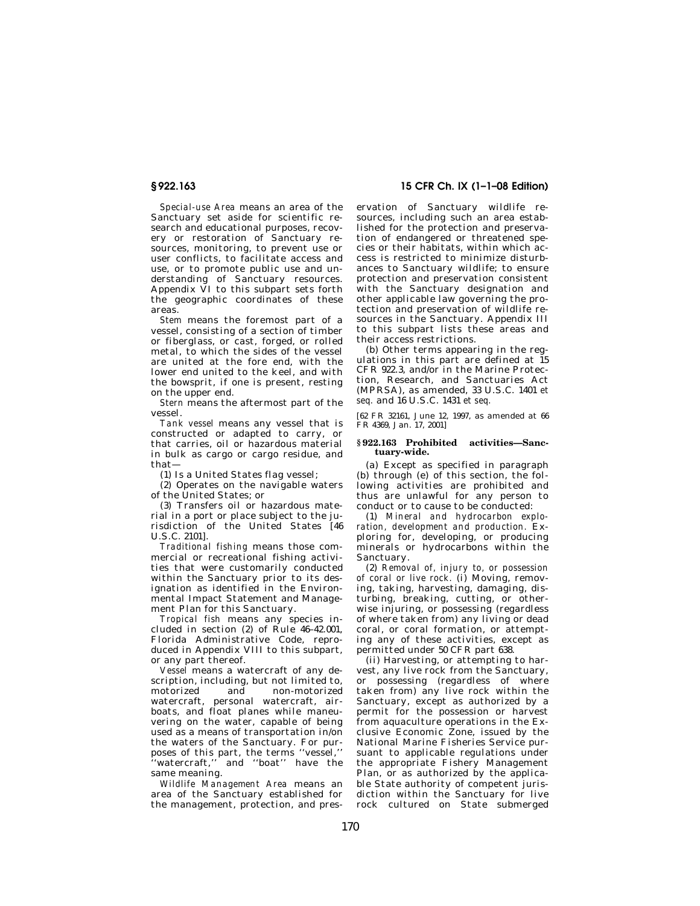*Special-use Area* means an area of the Sanctuary set aside for scientific research and educational purposes, recovery or restoration of Sanctuary resources, monitoring, to prevent use or user conflicts, to facilitate access and use, or to promote public use and understanding of Sanctuary resources. Appendix VI to this subpart sets forth the geographic coordinates of these areas.

*Stem* means the foremost part of a vessel, consisting of a section of timber or fiberglass, or cast, forged, or rolled metal, to which the sides of the vessel are united at the fore end, with the lower end united to the keel, and with the bowsprit, if one is present, resting on the upper end.

*Stern* means the aftermost part of the vessel.

*Tank vessel* means any vessel that is constructed or adapted to carry, or that carries, oil or hazardous material in bulk as cargo or cargo residue, and that—

(1) Is a United States flag vessel;

(2) Operates on the navigable waters of the United States; or

(3) Transfers oil or hazardous material in a port or place subject to the jurisdiction of the United States [46 U.S.C. 2101].

*Traditional fishing* means those commercial or recreational fishing activities that were customarily conducted within the Sanctuary prior to its designation as identified in the Environmental Impact Statement and Management Plan for this Sanctuary.

*Tropical fish* means any species included in section (2) of Rule 46–42.001, Florida Administrative Code, reproduced in Appendix VIII to this subpart, or any part thereof.

*Vessel* means a watercraft of any description, including, but not limited to, motorized and non-motorized watercraft, personal watercraft, airboats, and float planes while maneuvering on the water, capable of being used as a means of transportation in/on the waters of the Sanctuary. For purposes of this part, the terms ''vessel,'' ''watercraft,'' and ''boat'' have the same meaning.

*Wildlife Management Area* means an area of the Sanctuary established for the management, protection, and preservation of Sanctuary wildlife resources, including such an area established for the protection and preservation of endangered or threatened species or their habitats, within which access is restricted to minimize disturbances to Sanctuary wildlife; to ensure protection and preservation consistent with the Sanctuary designation and other applicable law governing the protection and preservation of wildlife resources in the Sanctuary. Appendix III to this subpart lists these areas and their access restrictions.

(b) Other terms appearing in the regulations in this part are defined at 15 CFR 922.3, and/or in the Marine Protection, Research, and Sanctuaries Act (MPRSA), as amended, 33 U.S.C. 1401 *et seq.* and 16 U.S.C. 1431 *et seq.*

[62 FR 32161, June 12, 1997, as amended at 66 FR 4369, Jan. 17, 2001]

## § 922.163 Prohibited activities—Sanctuary-wide.

(a) Except as specified in paragraph (b) through (e) of this section, the following activities are prohibited and thus are unlawful for any person to conduct or to cause to be conducted:

(1) *Mineral and hydrocarbon exploration, development and production.* Exploring for, developing, or producing minerals or hydrocarbons within the Sanctuary.

(2) *Removal of, injury to, or possession of coral or live rock.* (i) Moving, removing, taking, harvesting, damaging, disturbing, breaking, cutting, or otherwise injuring, or possessing (regardless of where taken from) any living or dead coral, or coral formation, or attempting any of these activities, except as permitted under 50 CFR part 638.

(ii) Harvesting, or attempting to harvest, any live rock from the Sanctuary, or possessing (regardless of where taken from) any live rock within the Sanctuary, except as authorized by a permit for the possession or harvest from aquaculture operations in the Exclusive Economic Zone, issued by the National Marine Fisheries Service pursuant to applicable regulations under the appropriate Fishery Management Plan, or as authorized by the applicable State authority of competent jurisdiction within the Sanctuary for live rock cultured on State submerged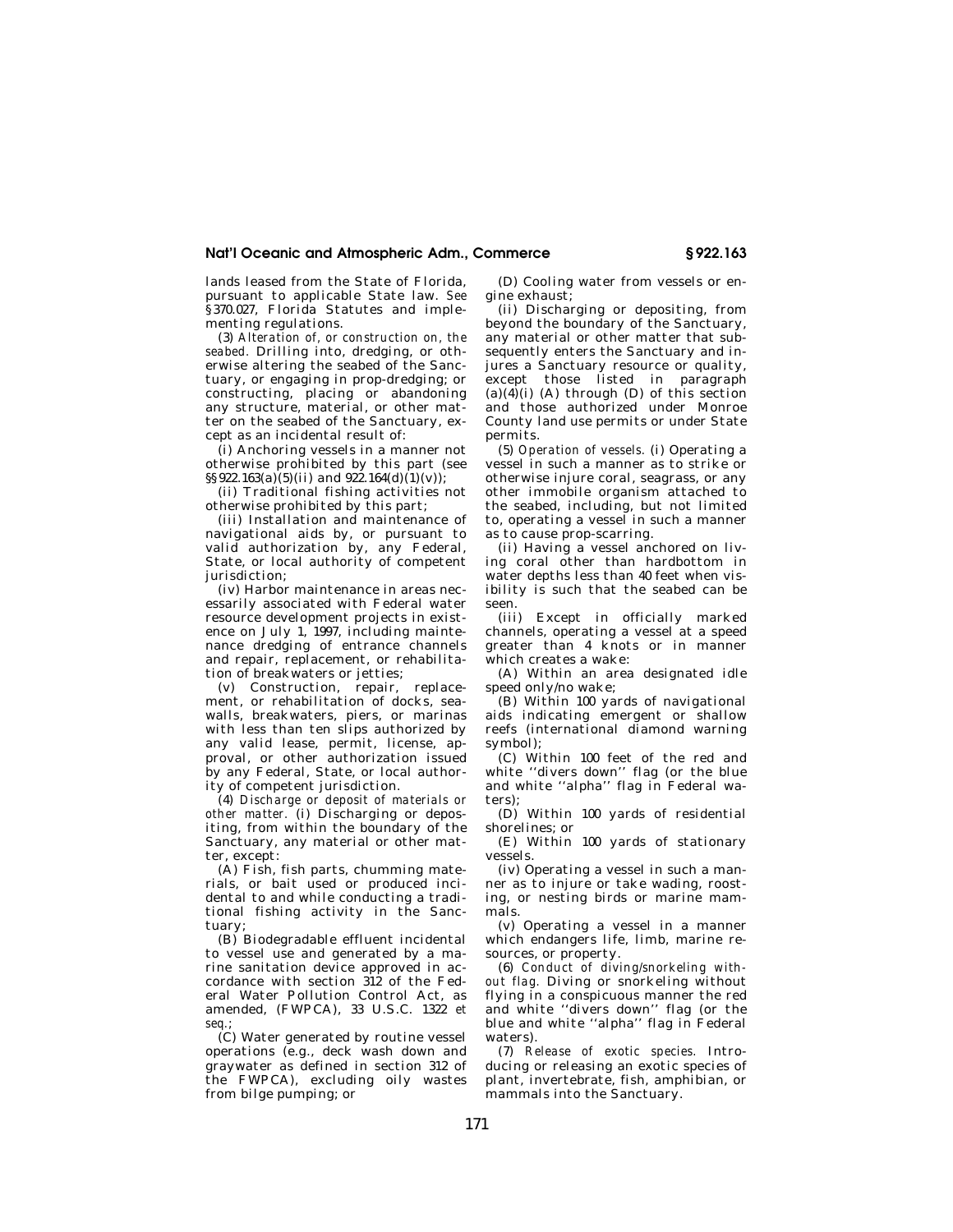lands leased from the State of Florida, pursuant to applicable State law. *See* §370.027, Florida Statutes and implementing regulations.

(3) *Alteration of, or construction on, the seabed.* Drilling into, dredging, or otherwise altering the seabed of the Sanctuary, or engaging in prop-dredging; or constructing, placing or abandoning any structure, material, or other matter on the seabed of the Sanctuary, except as an incidental result of:

(i) Anchoring vessels in a manner not otherwise prohibited by this part (see §§922.163(a)(5)(ii) and 922.164(d)(1)(v));

(ii) Traditional fishing activities not otherwise prohibited by this part;

(iii) Installation and maintenance of navigational aids by, or pursuant to valid authorization by, any Federal, State, or local authority of competent jurisdiction;

(iv) Harbor maintenance in areas necessarily associated with Federal water resource development projects in existence on July 1, 1997, including maintenance dredging of entrance channels and repair, replacement, or rehabilitation of breakwaters or jetties;

(v) Construction, repair, replacement, or rehabilitation of docks, seawalls, breakwaters, piers, or marinas with less than ten slips authorized by any valid lease, permit, license, approval, or other authorization issued by any Federal, State, or local authority of competent jurisdiction.

(4) *Discharge or deposit of materials or other matter.* (i) Discharging or depositing, from within the boundary of the Sanctuary, any material or other matter, except:

(A) Fish, fish parts, chumming materials, or bait used or produced incidental to and while conducting a traditional fishing activity in the Sanctuary;

(B) Biodegradable effluent incidental to vessel use and generated by a marine sanitation device approved in accordance with section 312 of the Federal Water Pollution Control Act, as amended, (FWPCA), 33 U.S.C. 1322 *et seq.*;

(C) Water generated by routine vessel operations (e.g., deck wash down and graywater as defined in section 312 of the FWPCA), excluding oily wastes from bilge pumping; or

(D) Cooling water from vessels or engine exhaust;

(ii) Discharging or depositing, from beyond the boundary of the Sanctuary, any material or other matter that subsequently enters the Sanctuary and injures a Sanctuary resource or quality, except those listed in paragraph (a)(4)(i) (A) through (D) of this section and those authorized under Monroe County land use permits or under State permits.

(5) *Operation of vessels.* (i) Operating a vessel in such a manner as to strike or otherwise injure coral, seagrass, or any other immobile organism attached to the seabed, including, but not limited to, operating a vessel in such a manner as to cause prop-scarring.

(ii) Having a vessel anchored on living coral other than hardbottom in water depths less than 40 feet when visibility is such that the seabed can be seen.

(iii) Except in officially marked channels, operating a vessel at a speed greater than 4 knots or in manner which creates a wake:

(A) Within an area designated idle speed only/no wake;

(B) Within 100 yards of navigational aids indicating emergent or shallow reefs (international diamond warning symbol);

(C) Within 100 feet of the red and white "divers down" flag (or the blue and white "alpha" flag in Federal waters);

(D) Within 100 yards of residential shorelines; or

(E) Within 100 yards of stationary vessels.

(iv) Operating a vessel in such a manner as to injure or take wading, roosting, or nesting birds or marine mammals.

(v) Operating a vessel in a manner which endangers life, limb, marine resources, or property.

(6) *Conduct of diving/snorkeling without flag.* Diving or snorkeling without flying in a conspicuous manner the red and white "divers down" flag (or the blue and white "alpha" flag in Federal waters).

(7) *Release of exotic species.* Introducing or releasing an exotic species of plant, invertebrate, fish, amphibian, or mammals into the Sanctuary.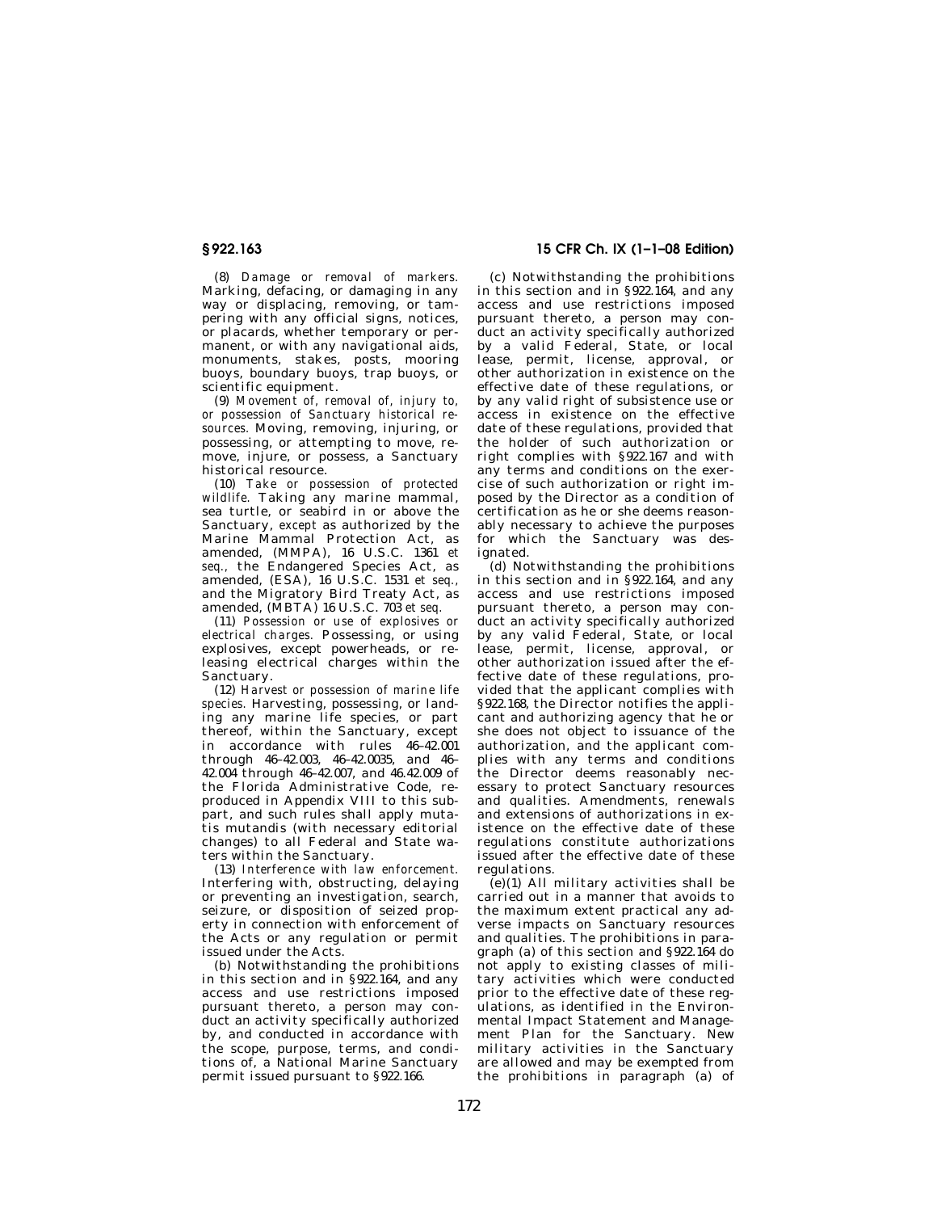(8) *Damage or removal of markers.* Marking, defacing, or damaging in any way or displacing, removing, or tampering with any official signs, notices, or placards, whether temporary or permanent, or with any navigational aids, monuments, stakes, posts, mooring buoys, boundary buoys, trap buoys, or scientific equipment.

(9) *Movement of, removal of, injury to, or possession of Sanctuary historical resources.* Moving, removing, injuring, or possessing, or attempting to move, remove, injure, or possess, a Sanctuary historical resource.

(10) *Take or possession of protected wildlife.* Taking any marine mammal, sea turtle, or seabird in or above the Sanctuary, *except* as authorized by the Marine Mammal Protection Act, as amended, (MMPA), 16 U.S.C. 1361 *et seq.*, the Endangered Species Act, as amended, (ESA), 16 U.S.C. 1531 *et seq.*, and the Migratory Bird Treaty Act, as amended, (MBTA) 16 U.S.C. 703 *et seq.*

(11) *Possession or use of explosives or electrical charges.* Possessing, or using explosives, except powerheads, or releasing electrical charges within the Sanctuary.

(12) *Harvest or possession of marine life species.* Harvesting, possessing, or landing any marine life species, or part thereof, within the Sanctuary, except in accordance with rules 46–42.001 through 46–42.003, 46–42.0035, and 46–42.004 through 46–42.007, and 46.42.009 of the Florida Administrative Code, reproduced in Appendix VIII to this subpart, and such rules shall apply mutatis mutandis (with necessary editorial changes) to all Federal and State waters within the Sanctuary.

(13) *Interference with law enforcement.* Interfering with, obstructing, delaying or preventing an investigation, search, seizure, or disposition of seized property in connection with enforcement of the Acts or any regulation or permit issued under the Acts.

(b) Notwithstanding the prohibitions in this section and in §922.164, and any access and use restrictions imposed pursuant thereto, a person may conduct an activity specifically authorized by, and conducted in accordance with the scope, purpose, terms, and conditions of, a National Marine Sanctuary permit issued pursuant to §922.166.

(c) Notwithstanding the prohibitions in this section and in §922.164, and any access and use restrictions imposed pursuant thereto, a person may conduct an activity specifically authorized by a valid Federal, State, or local lease, permit, license, approval, or other authorization in existence on the effective date of these regulations, or by any valid right of subsistence use or access in existence on the effective date of these regulations, provided that the holder of such authorization or right complies with §922.167 and with any terms and conditions on the exercise of such authorization or right imposed by the Director as a condition of certification as he or she deems reasonably necessary to achieve the purposes for which the Sanctuary was designated.

(d) Notwithstanding the prohibitions in this section and in §922.164, and any access and use restrictions imposed pursuant thereto, a person may conduct an activity specifically authorized by any valid Federal, State, or local lease, permit, license, approval, or other authorization issued after the effective date of these regulations, provided that the applicant complies with §922.168, the Director notifies the applicant and authorizing agency that he or she does not object to issuance of the authorization, and the applicant complies with any terms and conditions the Director deems reasonably necessary to protect Sanctuary resources and qualities. Amendments, renewals and extensions of authorizations in existence on the effective date of these regulations constitute authorizations issued after the effective date of these regulations.

(e)(1) All military activities shall be carried out in a manner that avoids to the maximum extent practical any adverse impacts on Sanctuary resources and qualities. The prohibitions in paragraph (a) of this section and §922.164 do not apply to existing classes of military activities which were conducted prior to the effective date of these regulations, as identified in the Environmental Impact Statement and Management Plan for the Sanctuary. New military activities in the Sanctuary are allowed and may be exempted from the prohibitions in paragraph (a) of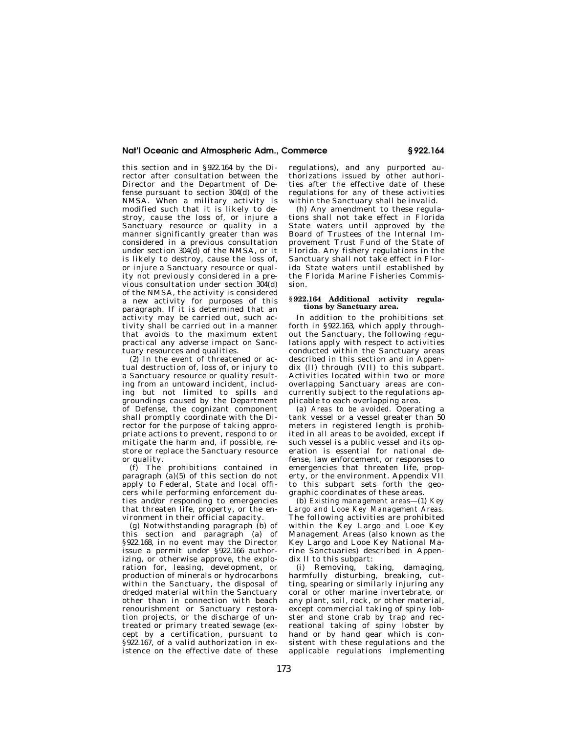this section and in §922.164 by the Director after consultation between the Director and the Department of Defense pursuant to section 304(d) of the NMSA. When a military activity is modified such that it is likely to destroy, cause the loss of, or injure a Sanctuary resource or quality in a manner significantly greater than was considered in a previous consultation under section 304(d) of the NMSA, or it is likely to destroy, cause the loss of, or injure a Sanctuary resource or quality not previously considered in a previous consultation under section 304(d) of the NMSA, the activity is considered a new activity for purposes of this paragraph. If it is determined that an activity may be carried out, such activity shall be carried out in a manner that avoids to the maximum extent practical any adverse impact on Sanctuary resources and qualities.

(2) In the event of threatened or actual destruction of, loss of, or injury to a Sanctuary resource or quality resulting from an untoward incident, including but not limited to spills and groundings caused by the Department of Defense, the cognizant component shall promptly coordinate with the Director for the purpose of taking appropriate actions to prevent, respond to or mitigate the harm and, if possible, restore or replace the Sanctuary resource or quality.

(f) The prohibitions contained in paragraph (a)(5) of this section do not apply to Federal, State and local officers while performing enforcement duties and/or responding to emergencies that threaten life, property, or the environment in their official capacity.

(g) Notwithstanding paragraph (b) of this section and paragraph (a) of §922.168, in no event may the Director issue a permit under §922.166 authorizing, or otherwise approve, the exploration for, leasing, development, or production of minerals or hydrocarbons within the Sanctuary, the disposal of dredged material within the Sanctuary other than in connection with beach renourishment or Sanctuary restoration projects, or the discharge of untreated or primary treated sewage (except by a certification, pursuant to §922.167, of a valid authorization in existence on the effective date of these regulations), and any purported authorizations issued by other authorities after the effective date of these regulations for any of these activities within the Sanctuary shall be invalid.

(h) Any amendment to these regulations shall not take effect in Florida State waters until approved by the Board of Trustees of the Internal Improvement Trust Fund of the State of Florida. Any fishery regulations in the Sanctuary shall not take effect in Florida State waters until established by the Florida Marine Fisheries Commission.

### §922.164 Additional activity regulations by Sanctuary area.

In addition to the prohibitions set forth in §922.163, which apply throughout the Sanctuary, the following regulations apply with respect to activities conducted within the Sanctuary areas described in this section and in Appendix (II) through (VII) to this subpart. Activities located within two or more overlapping Sanctuary areas are concurrently subject to the regulations applicable to each overlapping area.

(a) *Areas to be avoided.* Operating a tank vessel or a vessel greater than 50 meters in registered length is prohibited in all areas to be avoided, except if such vessel is a public vessel and its operation is essential for national defense, law enforcement, or responses to emergencies that threaten life, property, or the environment. Appendix VII to this subpart sets forth the geographic coordinates of these areas.

(b) *Existing management areas*—(1) *Key Largo and Looe Key Management Areas.* The following activities are prohibited within the Key Largo and Looe Key Management Areas (also known as the Key Largo and Looe Key National Marine Sanctuaries) described in Appendix II to this subpart:

(i) Removing, taking, damaging, harmfully disturbing, breaking, cutting, spearing or similarly injuring any coral or other marine invertebrate, or any plant, soil, rock, or other material, except commercial taking of spiny lobster and stone crab by trap and recreational taking of spiny lobster by hand or by hand gear which is consistent with these regulations and the applicable regulations implementing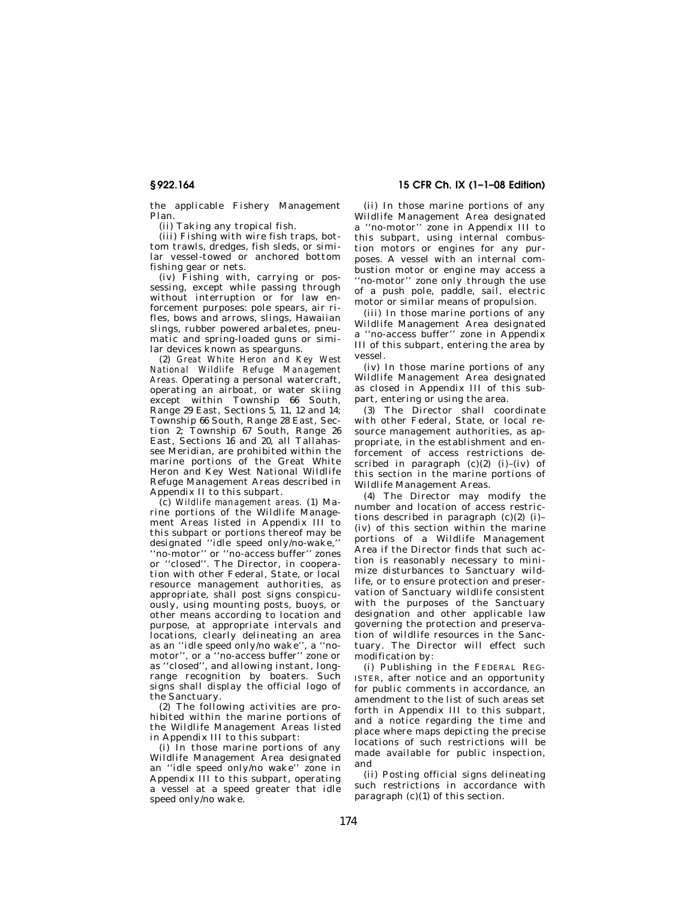the applicable Fishery Management Plan.

(ii) Taking any tropical fish.

(iii) Fishing with wire fish traps, bottom trawls, dredges, fish sleds, or similar vessel-towed or anchored bottom fishing gear or nets.

(iv) Fishing with, carrying or possessing, except while passing through without interruption or for law enforcement purposes: pole spears, air rifles, bows and arrows, slings, Hawaiian slings, rubber powered arbaletes, pneumatic and spring-loaded guns or similar devices known as spearguns.

(2) *Great White Heron and Key West National Wildlife Refuge Management Areas.* Operating a personal watercraft, operating an airboat, or water skiing except within Township 66 South, Range 29 East, Sections 5, 11, 12 and 14; Township 66 South, Range 28 East, Section 2; Township 67 South, Range 26 East, Sections 16 and 20, all Tallahassee Meridian, are prohibited within the marine portions of the Great White Heron and Key West National Wildlife Refuge Management Areas described in Appendix II to this subpart.

(c) *Wildlife management areas.* (1) Marine portions of the Wildlife Management Areas listed in Appendix III to this subpart or portions thereof may be designated ''idle speed only/no-wake,'' ''no-motor'' or ''no-access buffer'' zones or ''closed''. The Director, in cooperation with other Federal, State, or local resource management authorities, as appropriate, shall post signs conspicuously, using mounting posts, buoys, or other means according to location and purpose, at appropriate intervals and locations, clearly delineating an area as an ''idle speed only/no wake'', a ''no-motor'', or a ''no-access buffer'' zone or as ''closed'', and allowing instant, long-range recognition by boaters. Such signs shall display the official logo of the Sanctuary.

(2) The following activities are prohibited within the marine portions of the Wildlife Management Areas listed in Appendix III to this subpart:

(i) In those marine portions of any Wildlife Management Area designated an ''idle speed only/no wake'' zone in Appendix III to this subpart, operating a vessel at a speed greater that idle speed only/no wake.

(ii) In those marine portions of any Wildlife Management Area designated a ''no-motor'' zone in Appendix III to this subpart, using internal combustion motors or engines for any purposes. A vessel with an internal combustion motor or engine may access a ''no-motor'' zone only through the use of a push pole, paddle, sail, electric motor or similar means of propulsion.

(iii) In those marine portions of any Wildlife Management Area designated a ''no-access buffer'' zone in Appendix III of this subpart, entering the area by vessel.

(iv) In those marine portions of any Wildlife Management Area designated as closed in Appendix III of this subpart, entering or using the area.

(3) The Director shall coordinate with other Federal, State, or local resource management authorities, as appropriate, in the establishment and enforcement of access restrictions described in paragraph (c)(2) (i)–(iv) of this section in the marine portions of Wildlife Management Areas.

(4) The Director may modify the number and location of access restrictions described in paragraph (c)(2) (i)–(iv) of this section within the marine portions of a Wildlife Management Area if the Director finds that such action is reasonably necessary to minimize disturbances to Sanctuary wildlife, or to ensure protection and preservation of Sanctuary wildlife consistent with the purposes of the Sanctuary designation and other applicable law governing the protection and preservation of wildlife resources in the Sanctuary. The Director will effect such modification by:

(i) Publishing in the FEDERAL REGISTER, after notice and an opportunity for public comments in accordance, an amendment to the list of such areas set forth in Appendix III to this subpart, and a notice regarding the time and place where maps depicting the precise locations of such restrictions will be made available for public inspection, and

(ii) Posting official signs delineating such restrictions in accordance with paragraph (c)(1) of this section.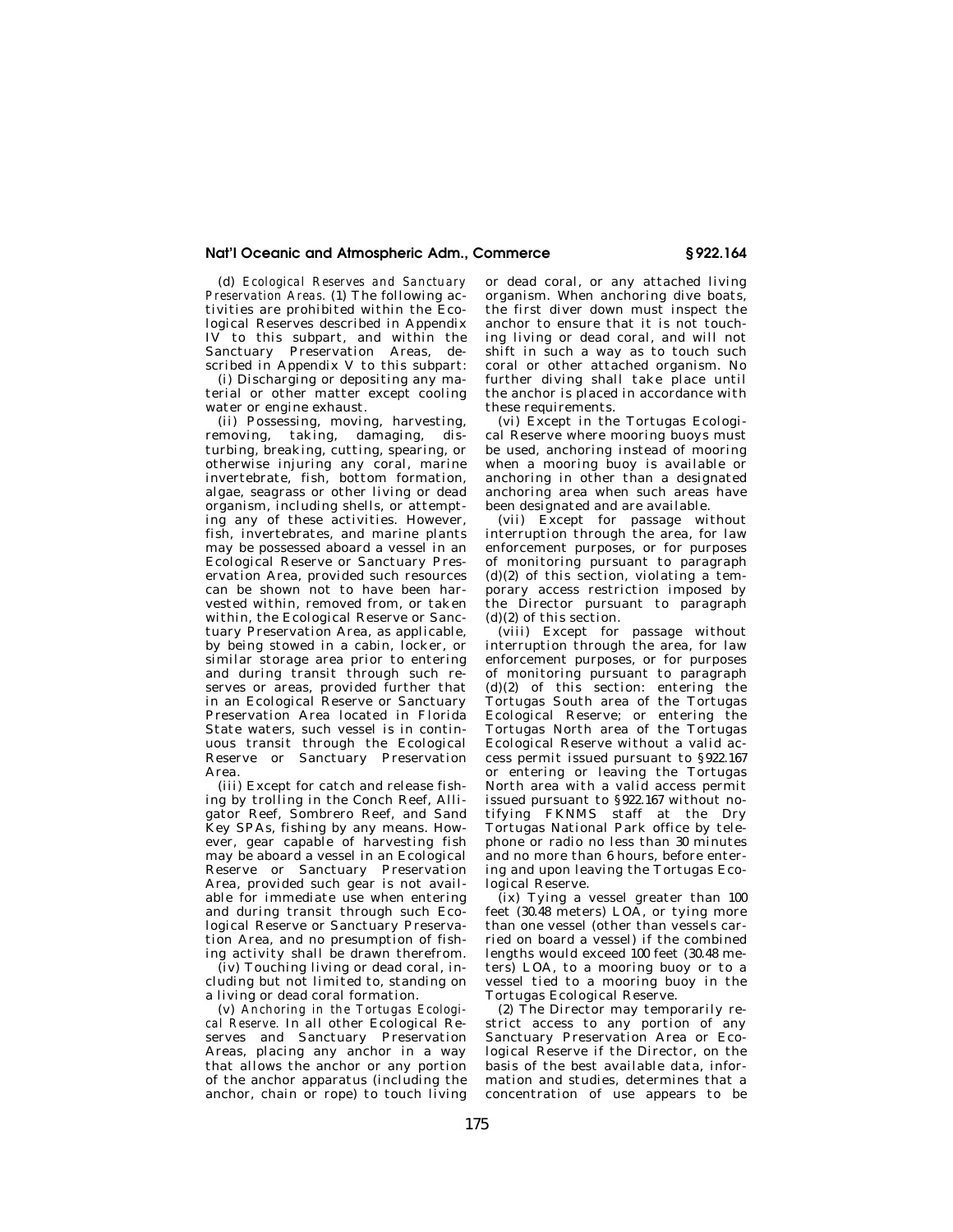(d) *Ecological Reserves and Sanctuary Preservation Areas.* (1) The following activities are prohibited within the Ecological Reserves described in Appendix IV to this subpart, and within the Sanctuary Preservation Areas, described in Appendix V to this subpart:

(i) Discharging or depositing any material or other matter except cooling water or engine exhaust.

(ii) Possessing, moving, harvesting, removing, taking, damaging, disturbing, breaking, cutting, spearing, or otherwise injuring any coral, marine invertebrate, fish, bottom formation, algae, seagrass or other living or dead organism, including shells, or attempting any of these activities. However, fish, invertebrates, and marine plants may be possessed aboard a vessel in an Ecological Reserve or Sanctuary Preservation Area, provided such resources can be shown not to have been harvested within, removed from, or taken within, the Ecological Reserve or Sanctuary Preservation Area, as applicable, by being stowed in a cabin, locker, or similar storage area prior to entering and during transit through such reserves or areas, provided further that in an Ecological Reserve or Sanctuary Preservation Area located in Florida State waters, such vessel is in continuous transit through the Ecological Reserve or Sanctuary Preservation Area.

(iii) Except for catch and release fishing by trolling in the Conch Reef, Alligator Reef, Sombrero Reef, and Sand Key SPAs, fishing by any means. However, gear capable of harvesting fish may be aboard a vessel in an Ecological Reserve or Sanctuary Preservation Area, provided such gear is not available for immediate use when entering and during transit through such Ecological Reserve or Sanctuary Preservation Area, and no presumption of fishing activity shall be drawn therefrom.

(iv) Touching living or dead coral, including but not limited to, standing on a living or dead coral formation.

(v) *Anchoring in the Tortugas Ecological Reserve.* In all other Ecological Reserves and Sanctuary Preservation Areas, placing any anchor in a way that allows the anchor or any portion of the anchor apparatus (including the anchor, chain or rope) to touch living or dead coral, or any attached living organism. When anchoring dive boats, the first diver down must inspect the anchor to ensure that it is not touching living or dead coral, and will not shift in such a way as to touch such coral or other attached organism. No further diving shall take place until the anchor is placed in accordance with these requirements.

(vi) Except in the Tortugas Ecological Reserve where mooring buoys must be used, anchoring instead of mooring when a mooring buoy is available or anchoring in other than a designated anchoring area when such areas have been designated and are available.

(vii) Except for passage without interruption through the area, for law enforcement purposes, or for purposes of monitoring pursuant to paragraph (d)(2) of this section, violating a temporary access restriction imposed by the Director pursuant to paragraph (d)(2) of this section.

(viii) Except for passage without interruption through the area, for law enforcement purposes, or for purposes of monitoring pursuant to paragraph (d)(2) of this section: entering the Tortugas South area of the Tortugas Ecological Reserve; or entering the Tortugas North area of the Tortugas Ecological Reserve without a valid access permit issued pursuant to §922.167 or entering or leaving the Tortugas North area with a valid access permit issued pursuant to §922.167 without notifying FKNMS staff at the Dry Tortugas National Park office by telephone or radio no less than 30 minutes and no more than 6 hours, before entering and upon leaving the Tortugas Ecological Reserve.

(ix) Tying a vessel greater than 100 feet (30.48 meters) LOA, or tying more than one vessel (other than vessels carried on board a vessel) if the combined lengths would exceed 100 feet (30.48 meters) LOA, to a mooring buoy or to a vessel tied to a mooring buoy in the Tortugas Ecological Reserve.

(2) The Director may temporarily restrict access to any portion of any Sanctuary Preservation Area or Ecological Reserve if the Director, on the basis of the best available data, information and studies, determines that a concentration of use appears to be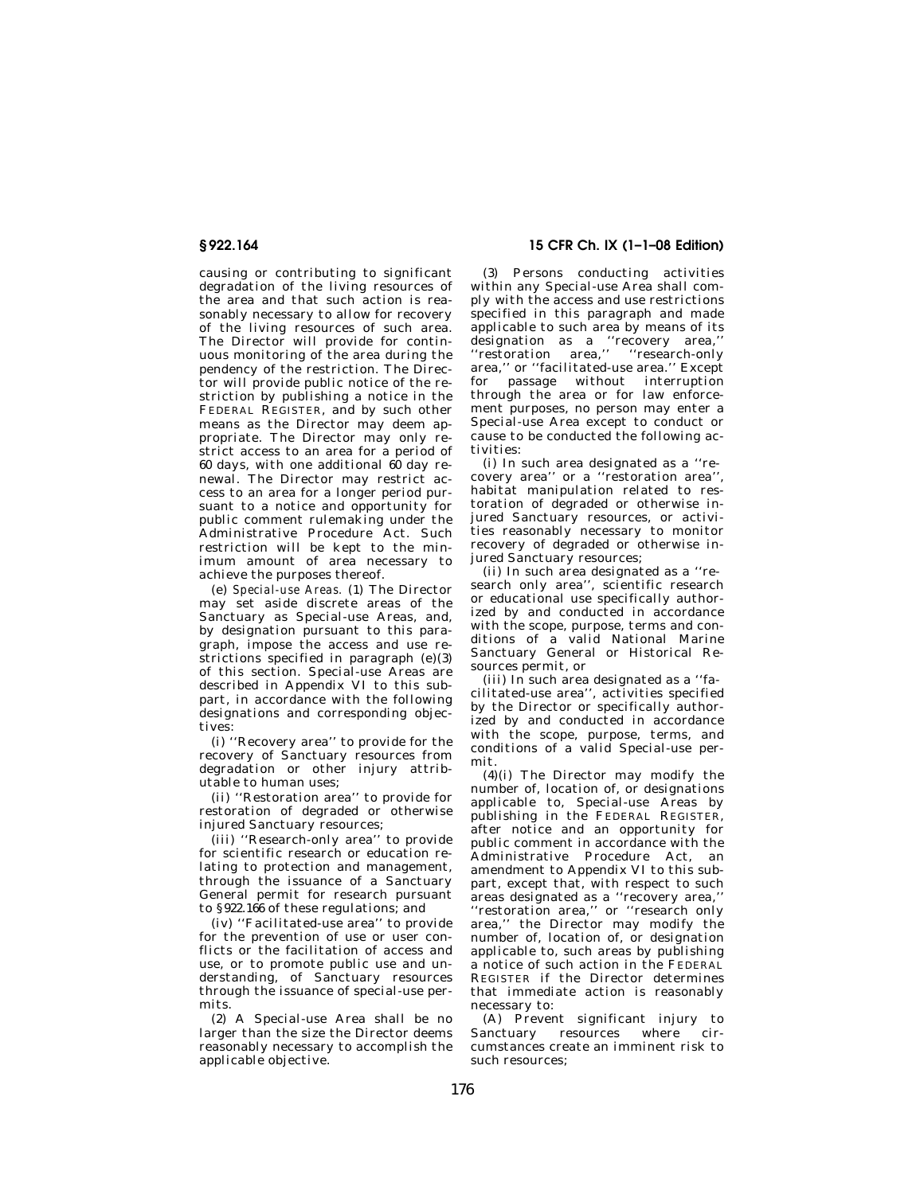causing or contributing to significant degradation of the living resources of the area and that such action is reasonably necessary to allow for recovery of the living resources of such area. The Director will provide for continuous monitoring of the area during the pendency of the restriction. The Director will provide public notice of the restriction by publishing a notice in the FEDERAL REGISTER, and by such other means as the Director may deem appropriate. The Director may only restrict access to an area for a period of 60 days, with one additional 60 day renewal. The Director may restrict access to an area for a longer period pursuant to a notice and opportunity for public comment rulemaking under the Administrative Procedure Act. Such restriction will be kept to the minimum amount of area necessary to achieve the purposes thereof.

(e) *Special-use Areas.* (1) The Director may set aside discrete areas of the Sanctuary as Special-use Areas, and, by designation pursuant to this paragraph, impose the access and use restrictions specified in paragraph (e)(3) of this section. Special-use Areas are described in Appendix VI to this subpart, in accordance with the following designations and corresponding objectives:

(i) ''Recovery area'' to provide for the recovery of Sanctuary resources from degradation or other injury attributable to human uses;

(ii) ''Restoration area'' to provide for restoration of degraded or otherwise injured Sanctuary resources;

(iii) ''Research-only area'' to provide for scientific research or education relating to protection and management, through the issuance of a Sanctuary General permit for research pursuant to §922.166 of these regulations; and

(iv) ''Facilitated-use area'' to provide for the prevention of use or user conflicts or the facilitation of access and use, or to promote public use and understanding, of Sanctuary resources through the issuance of special-use permits.

(2) A Special-use Area shall be no larger than the size the Director deems reasonably necessary to accomplish the applicable objective.

(3) Persons conducting activities within any Special-use Area shall comply with the access and use restrictions specified in this paragraph and made applicable to such area by means of its designation as a ''recovery area,'' ''restoration area,'' ''research-only area,'' or ''facilitated-use area.'' Except for passage without interruption through the area or for law enforcement purposes, no person may enter a Special-use Area except to conduct or cause to be conducted the following activities:

(i) In such area designated as a ''recovery area'' or a ''restoration area'', habitat manipulation related to restoration of degraded or otherwise injured Sanctuary resources, or activities reasonably necessary to monitor recovery of degraded or otherwise injured Sanctuary resources;

(ii) In such area designated as a ''research only area'', scientific research or educational use specifically authorized by and conducted in accordance with the scope, purpose, terms and conditions of a valid National Marine Sanctuary General or Historical Resources permit, or

(iii) In such area designated as a ''facilitated-use area'', activities specified by the Director or specifically authorized by and conducted in accordance with the scope, purpose, terms, and conditions of a valid Special-use permit.

(4)(i) The Director may modify the number of, location of, or designations applicable to, Special-use Areas by publishing in the FEDERAL REGISTER, after notice and an opportunity for public comment in accordance with the Administrative Procedure Act, an amendment to Appendix VI to this subpart, except that, with respect to such areas designated as a ''recovery area,'' ''restoration area,'' or ''research only area,'' the Director may modify the number of, location of, or designation applicable to, such areas by publishing a notice of such action in the FEDERAL REGISTER if the Director determines that immediate action is reasonably necessary to:

(A) Prevent significant injury to Sanctuary resources where circumstances create an imminent risk to such resources;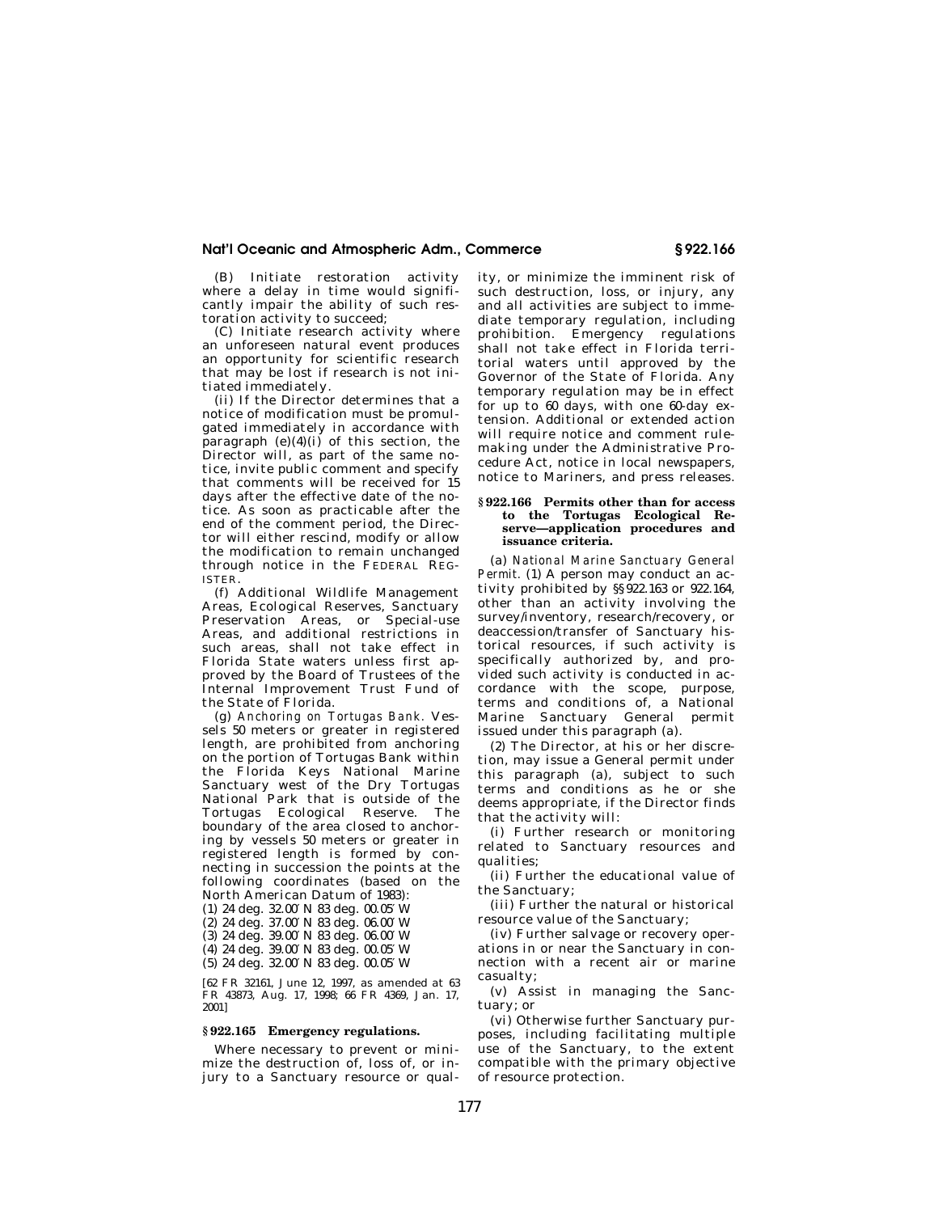(B) Initiate restoration activity where a delay in time would significantly impair the ability of such restoration activity to succeed;

(C) Initiate research activity where an unforeseen natural event produces an opportunity for scientific research that may be lost if research is not initiated immediately.

(ii) If the Director determines that a notice of modification must be promulgated immediately in accordance with paragraph (e)(4)(i) of this section, the Director will, as part of the same notice, invite public comment and specify that comments will be received for 15 days after the effective date of the notice. As soon as practicable after the end of the comment period, the Director will either rescind, modify or allow the modification to remain unchanged through notice in the FEDERAL REGISTER.

(f) Additional Wildlife Management Areas, Ecological Reserves, Sanctuary Preservation Areas, or Special-use Areas, and additional restrictions in such areas, shall not take effect in Florida State waters unless first approved by the Board of Trustees of the Internal Improvement Trust Fund of the State of Florida.

(g) *Anchoring on Tortugas Bank.* Vessels 50 meters or greater in registered length, are prohibited from anchoring on the portion of Tortugas Bank within the Florida Keys National Marine Sanctuary west of the Dry Tortugas National Park that is outside of the Tortugas Ecological Reserve. The boundary of the area closed to anchoring by vessels 50 meters or greater in registered length is formed by connecting in succession the points at the following coordinates (based on the North American Datum of 1983):

(1) 24 deg. 32.00′ N 83 deg. 00.05′ W
(2) 24 deg. 37.00′ N 83 deg. 06.00′ W
(3) 24 deg. 39.00′ N 83 deg. 06.00′ W
(4) 24 deg. 39.00′ N 83 deg. 00.05′ W
(5) 24 deg. 32.00′ N 83 deg. 00.05′ W

[62 FR 32161, June 12, 1997, as amended at 63 FR 43873, Aug. 17, 1998; 66 FR 4369, Jan. 17, 2001]

### § 922.165 Emergency regulations.

Where necessary to prevent or minimize the destruction of, loss of, or injury to a Sanctuary resource or quality, or minimize the imminent risk of such destruction, loss, or injury, any and all activities are subject to immediate temporary regulation, including prohibition. Emergency regulations shall not take effect in Florida territorial waters until approved by the Governor of the State of Florida. Any temporary regulation may be in effect for up to 60 days, with one 60-day extension. Additional or extended action will require notice and comment rulemaking under the Administrative Procedure Act, notice in local newspapers, notice to Mariners, and press releases.

### § 922.166 Permits other than for access to the Tortugas Ecological Reserve—application procedures and issuance criteria.

(a) *National Marine Sanctuary General Permit.* (1) A person may conduct an activity prohibited by §§ 922.163 or 922.164, other than an activity involving the survey/inventory, research/recovery, or deaccession/transfer of Sanctuary historical resources, if such activity is specifically authorized by, and provided such activity is conducted in accordance with the scope, purpose, terms and conditions of, a National Marine Sanctuary General permit issued under this paragraph (a).

(2) The Director, at his or her discretion, may issue a General permit under this paragraph (a), subject to such terms and conditions as he or she deems appropriate, if the Director finds that the activity will:

(i) Further research or monitoring related to Sanctuary resources and qualities;

(ii) Further the educational value of the Sanctuary;

(iii) Further the natural or historical resource value of the Sanctuary;

(iv) Further salvage or recovery operations in or near the Sanctuary in connection with a recent air or marine casualty;

(v) Assist in managing the Sanctuary; or

(vi) Otherwise further Sanctuary purposes, including facilitating multiple use of the Sanctuary, to the extent compatible with the primary objective of resource protection.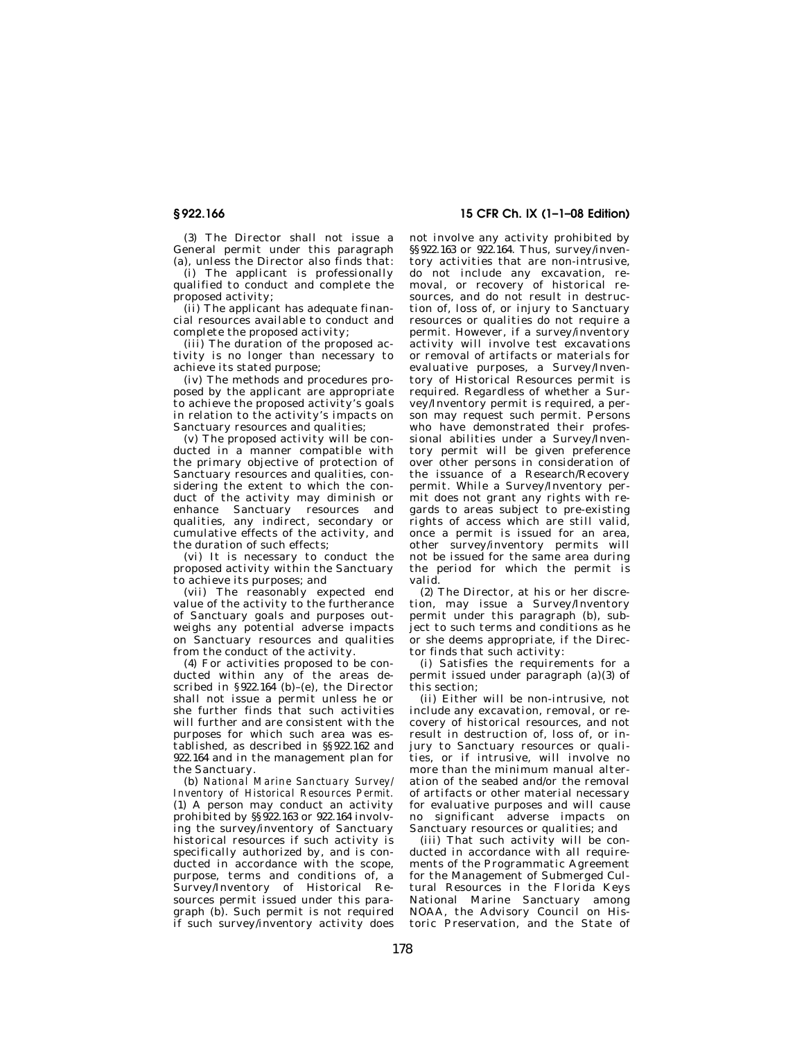(3) The Director shall not issue a General permit under this paragraph (a), unless the Director also finds that:

(i) The applicant is professionally qualified to conduct and complete the proposed activity;

(ii) The applicant has adequate financial resources available to conduct and complete the proposed activity;

(iii) The duration of the proposed activity is no longer than necessary to achieve its stated purpose;

(iv) The methods and procedures proposed by the applicant are appropriate to achieve the proposed activity's goals in relation to the activity's impacts on Sanctuary resources and qualities;

(v) The proposed activity will be conducted in a manner compatible with the primary objective of protection of Sanctuary resources and qualities, considering the extent to which the conduct of the activity may diminish or enhance Sanctuary resources and qualities, any indirect, secondary or cumulative effects of the activity, and the duration of such effects;

(vi) It is necessary to conduct the proposed activity within the Sanctuary to achieve its purposes; and

(vii) The reasonably expected end value of the activity to the furtherance of Sanctuary goals and purposes outweighs any potential adverse impacts on Sanctuary resources and qualities from the conduct of the activity.

(4) For activities proposed to be conducted within any of the areas described in §922.164 (b)–(e), the Director shall not issue a permit unless he or she further finds that such activities will further and are consistent with the purposes for which such area was established, as described in §§922.162 and 922.164 and in the management plan for the Sanctuary.

(b) *National Marine Sanctuary Survey/Inventory of Historical Resources Permit.* (1) A person may conduct an activity prohibited by §§922.163 or 922.164 involving the survey/inventory of Sanctuary historical resources if such activity is specifically authorized by, and is conducted in accordance with the scope, purpose, terms and conditions of, a Survey/Inventory of Historical Resources permit issued under this paragraph (b). Such permit is not required if such survey/inventory activity does not involve any activity prohibited by §§922.163 or 922.164. Thus, survey/inventory activities that are non-intrusive, do not include any excavation, removal, or recovery of historical resources, and do not result in destruction of, loss of, or injury to Sanctuary resources or qualities do not require a permit. However, if a survey/inventory activity will involve test excavations or removal of artifacts or materials for evaluative purposes, a Survey/Inventory of Historical Resources permit is required. Regardless of whether a Survey/Inventory permit is required, a person may request such permit. Persons who have demonstrated their professional abilities under a Survey/Inventory permit will be given preference over other persons in consideration of the issuance of a Research/Recovery permit. While a Survey/Inventory permit does not grant any rights with regards to areas subject to pre-existing rights of access which are still valid, once a permit is issued for an area, other survey/inventory permits will not be issued for the same area during the period for which the permit is valid.

(2) The Director, at his or her discretion, may issue a Survey/Inventory permit under this paragraph (b), subject to such terms and conditions as he or she deems appropriate, if the Director finds that such activity:

(i) Satisfies the requirements for a permit issued under paragraph (a)(3) of this section;

(ii) Either will be non-intrusive, not include any excavation, removal, or recovery of historical resources, and not result in destruction of, loss of, or injury to Sanctuary resources or qualities, or if intrusive, will involve no more than the minimum manual alteration of the seabed and/or the removal of artifacts or other material necessary for evaluative purposes and will cause no significant adverse impacts on Sanctuary resources or qualities; and

(iii) That such activity will be conducted in accordance with all requirements of the Programmatic Agreement for the Management of Submerged Cultural Resources in the Florida Keys National Marine Sanctuary among NOAA, the Advisory Council on Historic Preservation, and the State of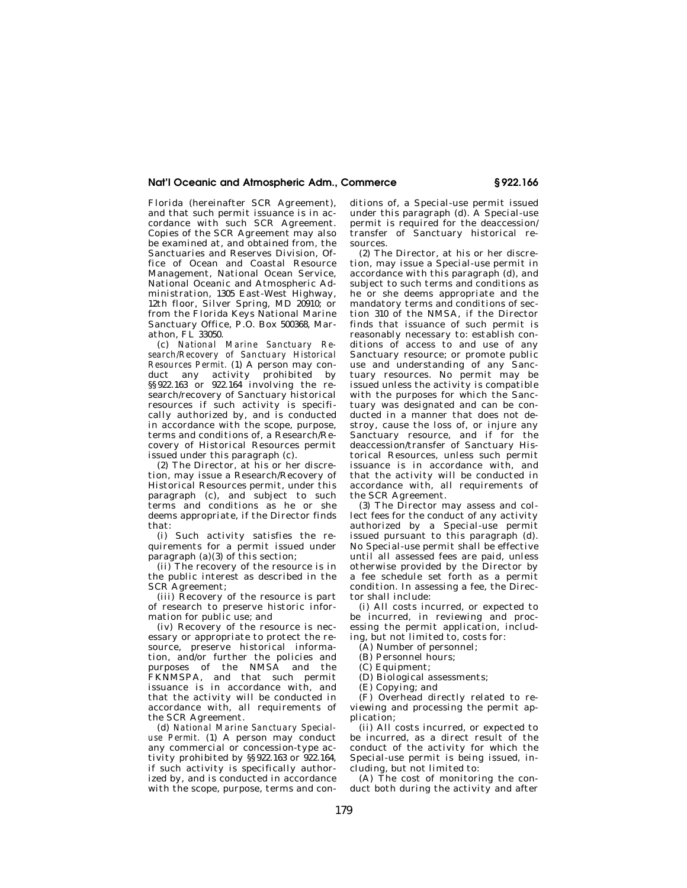Florida (hereinafter SCR Agreement), and that such permit issuance is in accordance with such SCR Agreement. Copies of the SCR Agreement may also be examined at, and obtained from, the Sanctuaries and Reserves Division, Office of Ocean and Coastal Resource Management, National Ocean Service, National Oceanic and Atmospheric Administration, 1305 East-West Highway, 12th floor, Silver Spring, MD 20910; or from the Florida Keys National Marine Sanctuary Office, P.O. Box 500368, Marathon, FL 33050.

(c) *National Marine Sanctuary Research/Recovery of Sanctuary Historical Resources Permit.* (1) A person may conduct any activity prohibited by §§ 922.163 or 922.164 involving the research/recovery of Sanctuary historical resources if such activity is specifically authorized by, and is conducted in accordance with the scope, purpose, terms and conditions of, a Research/Recovery of Historical Resources permit issued under this paragraph (c).

(2) The Director, at his or her discretion, may issue a Research/Recovery of Historical Resources permit, under this paragraph (c), and subject to such terms and conditions as he or she deems appropriate, if the Director finds that:

(i) Such activity satisfies the requirements for a permit issued under paragraph (a)(3) of this section;

(ii) The recovery of the resource is in the public interest as described in the SCR Agreement;

(iii) Recovery of the resource is part of research to preserve historic information for public use; and

(iv) Recovery of the resource is necessary or appropriate to protect the resource, preserve historical information, and/or further the policies and purposes of the NMSA and the FKNMSPA, and that such permit issuance is in accordance with, and that the activity will be conducted in accordance with, all requirements of the SCR Agreement.

(d) *National Marine Sanctuary Special-use Permit.* (1) A person may conduct any commercial or concession-type activity prohibited by §§ 922.163 or 922.164, if such activity is specifically authorized by, and is conducted in accordance with the scope, purpose, terms and conditions of, a Special-use permit issued under this paragraph (d). A Special-use permit is required for the deaccession/transfer of Sanctuary historical resources.

(2) The Director, at his or her discretion, may issue a Special-use permit in accordance with this paragraph (d), and subject to such terms and conditions as he or she deems appropriate and the mandatory terms and conditions of section 310 of the NMSA, if the Director finds that issuance of such permit is reasonably necessary to: establish conditions of access to and use of any Sanctuary resource; or promote public use and understanding of any Sanctuary resources. No permit may be issued unless the activity is compatible with the purposes for which the Sanctuary was designated and can be conducted in a manner that does not destroy, cause the loss of, or injure any Sanctuary resource, and if for the deaccession/transfer of Sanctuary Historical Resources, unless such permit issuance is in accordance with, and that the activity will be conducted in accordance with, all requirements of the SCR Agreement.

(3) The Director may assess and collect fees for the conduct of any activity authorized by a Special-use permit issued pursuant to this paragraph (d). No Special-use permit shall be effective until all assessed fees are paid, unless otherwise provided by the Director by a fee schedule set forth as a permit condition. In assessing a fee, the Director shall include:

(i) All costs incurred, or expected to be incurred, in reviewing and processing the permit application, including, but not limited to, costs for:

(A) Number of personnel;

(B) Personnel hours;

(C) Equipment;

(D) Biological assessments;

(E) Copying; and

(F) Overhead directly related to reviewing and processing the permit application;

(ii) All costs incurred, or expected to be incurred, as a direct result of the conduct of the activity for which the Special-use permit is being issued, including, but not limited to:

(A) The cost of monitoring the conduct both during the activity and after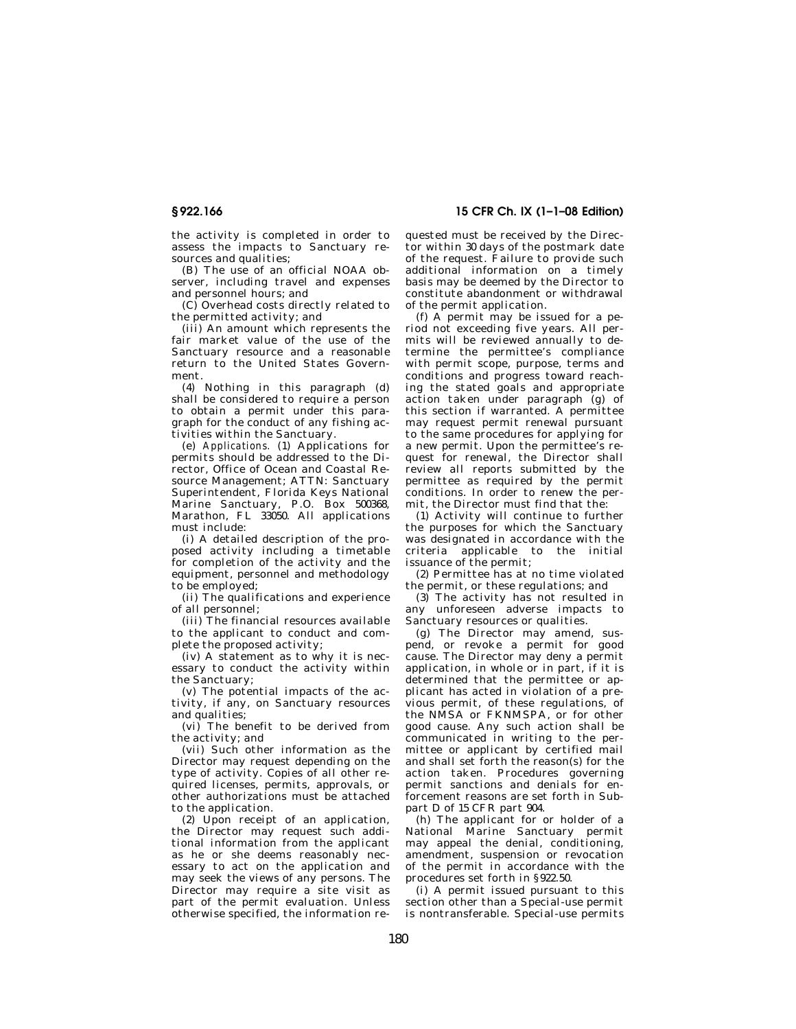the activity is completed in order to assess the impacts to Sanctuary resources and qualities;

(B) The use of an official NOAA observer, including travel and expenses and personnel hours; and

(C) Overhead costs directly related to the permitted activity; and

(iii) An amount which represents the fair market value of the use of the Sanctuary resource and a reasonable return to the United States Government.

(4) Nothing in this paragraph (d) shall be considered to require a person to obtain a permit under this paragraph for the conduct of any fishing activities within the Sanctuary.

(e) *Applications.* (1) Applications for permits should be addressed to the Director, Office of Ocean and Coastal Resource Management; ATTN: Sanctuary Superintendent, Florida Keys National Marine Sanctuary, P.O. Box 500368, Marathon, FL 33050. All applications must include:

(i) A detailed description of the proposed activity including a timetable for completion of the activity and the equipment, personnel and methodology to be employed;

(ii) The qualifications and experience of all personnel;

(iii) The financial resources available to the applicant to conduct and complete the proposed activity;

(iv) A statement as to why it is necessary to conduct the activity within the Sanctuary;

(v) The potential impacts of the activity, if any, on Sanctuary resources and qualities;

(vi) The benefit to be derived from the activity; and

(vii) Such other information as the Director may request depending on the type of activity. Copies of all other required licenses, permits, approvals, or other authorizations must be attached to the application.

(2) Upon receipt of an application, the Director may request such additional information from the applicant as he or she deems reasonably necessary to act on the application and may seek the views of any persons. The Director may require a site visit as part of the permit evaluation. Unless otherwise specified, the information requested must be received by the Director within 30 days of the postmark date of the request. Failure to provide such additional information on a timely basis may be deemed by the Director to constitute abandonment or withdrawal of the permit application.

(f) A permit may be issued for a period not exceeding five years. All permits will be reviewed annually to determine the permittee's compliance with permit scope, purpose, terms and conditions and progress toward reaching the stated goals and appropriate action taken under paragraph (g) of this section if warranted. A permittee may request permit renewal pursuant to the same procedures for applying for a new permit. Upon the permittee's request for renewal, the Director shall review all reports submitted by the permittee as required by the permit conditions. In order to renew the permit, the Director must find that the:

(1) Activity will continue to further the purposes for which the Sanctuary was designated in accordance with the criteria applicable to the initial issuance of the permit;

(2) Permittee has at no time violated the permit, or these regulations; and

(3) The activity has not resulted in any unforeseen adverse impacts to Sanctuary resources or qualities.

(g) The Director may amend, suspend, or revoke a permit for good cause. The Director may deny a permit application, in whole or in part, if it is determined that the permittee or applicant has acted in violation of a previous permit, of these regulations, of the NMSA or FKNMSPA, or for other good cause. Any such action shall be communicated in writing to the permittee or applicant by certified mail and shall set forth the reason(s) for the action taken. Procedures governing permit sanctions and denials for enforcement reasons are set forth in Subpart D of 15 CFR part 904.

(h) The applicant for or holder of a National Marine Sanctuary permit may appeal the denial, conditioning, amendment, suspension or revocation of the permit in accordance with the procedures set forth in §922.50.

(i) A permit issued pursuant to this section other than a Special-use permit is nontransferable. Special-use permits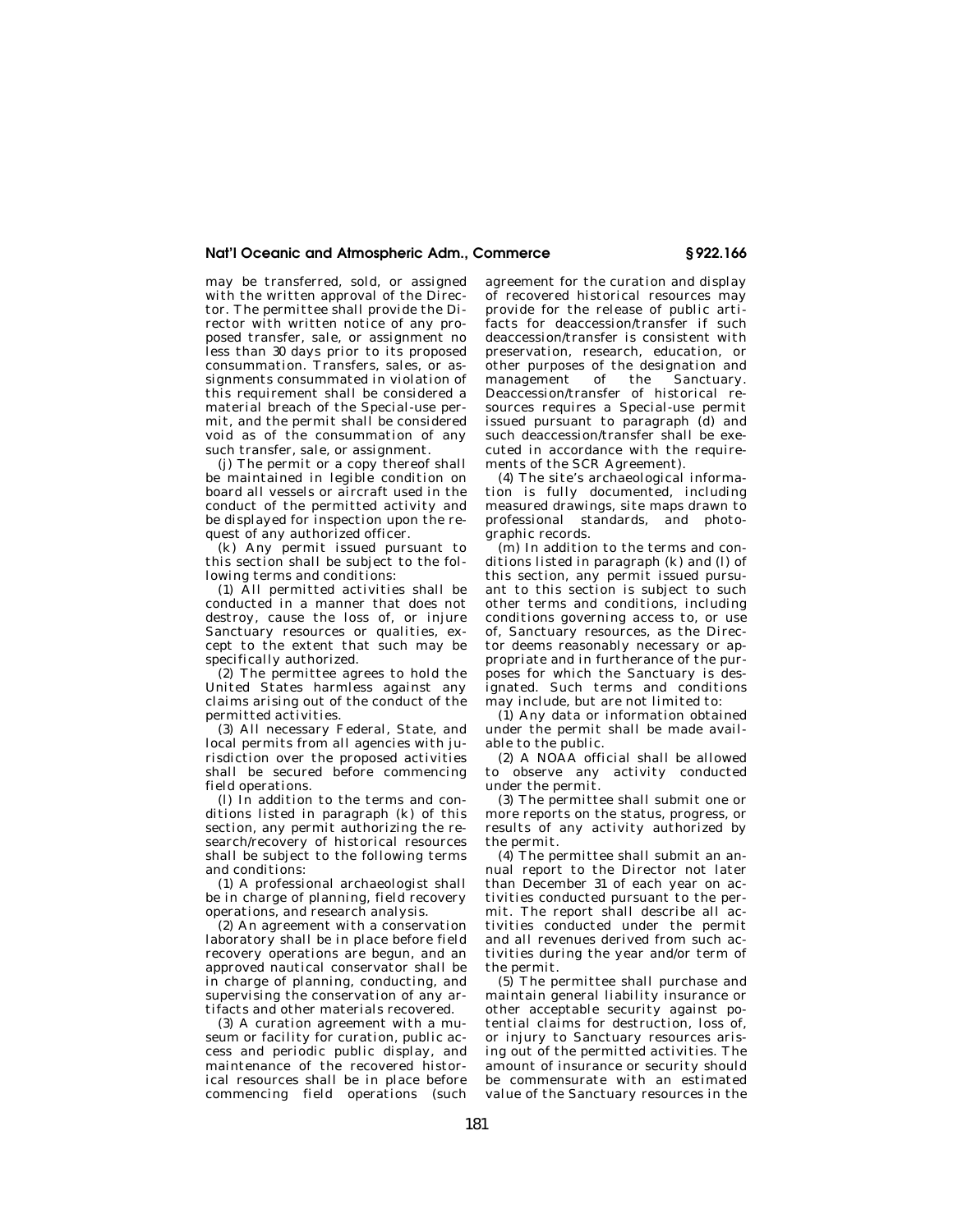may be transferred, sold, or assigned with the written approval of the Director. The permittee shall provide the Director with written notice of any proposed transfer, sale, or assignment no less than 30 days prior to its proposed consummation. Transfers, sales, or assignments consummated in violation of this requirement shall be considered a material breach of the Special-use permit, and the permit shall be considered void as of the consummation of any such transfer, sale, or assignment.

(j) The permit or a copy thereof shall be maintained in legible condition on board all vessels or aircraft used in the conduct of the permitted activity and be displayed for inspection upon the request of any authorized officer.

(k) Any permit issued pursuant to this section shall be subject to the following terms and conditions:

(1) All permitted activities shall be conducted in a manner that does not destroy, cause the loss of, or injure Sanctuary resources or qualities, except to the extent that such may be specifically authorized.

(2) The permittee agrees to hold the United States harmless against any claims arising out of the conduct of the permitted activities.

(3) All necessary Federal, State, and local permits from all agencies with jurisdiction over the proposed activities shall be secured before commencing field operations.

(l) In addition to the terms and conditions listed in paragraph (k) of this section, any permit authorizing the research/recovery of historical resources shall be subject to the following terms and conditions:

(1) A professional archaeologist shall be in charge of planning, field recovery operations, and research analysis.

(2) An agreement with a conservation laboratory shall be in place before field recovery operations are begun, and an approved nautical conservator shall be in charge of planning, conducting, and supervising the conservation of any artifacts and other materials recovered.

(3) A curation agreement with a museum or facility for curation, public access and periodic public display, and maintenance of the recovered historical resources shall be in place before commencing field operations (such agreement for the curation and display of recovered historical resources may provide for the release of public artifacts for deaccession/transfer if such deaccession/transfer is consistent with preservation, research, education, or other purposes of the designation and management of the Sanctuary. Deaccession/transfer of historical resources requires a Special-use permit issued pursuant to paragraph (d) and such deaccession/transfer shall be executed in accordance with the requirements of the SCR Agreement).

(4) The site's archaeological information is fully documented, including measured drawings, site maps drawn to professional standards, and photographic records.

(m) In addition to the terms and conditions listed in paragraph (k) and (l) of this section, any permit issued pursuant to this section is subject to such other terms and conditions, including conditions governing access to, or use of, Sanctuary resources, as the Director deems reasonably necessary or appropriate and in furtherance of the purposes for which the Sanctuary is designated. Such terms and conditions may include, but are not limited to:

(1) Any data or information obtained under the permit shall be made available to the public.

(2) A NOAA official shall be allowed to observe any activity conducted under the permit.

(3) The permittee shall submit one or more reports on the status, progress, or results of any activity authorized by the permit.

(4) The permittee shall submit an annual report to the Director not later than December 31 of each year on activities conducted pursuant to the permit. The report shall describe all activities conducted under the permit and all revenues derived from such activities during the year and/or term of the permit.

(5) The permittee shall purchase and maintain general liability insurance or other acceptable security against potential claims for destruction, loss of, or injury to Sanctuary resources arising out of the permitted activities. The amount of insurance or security should be commensurate with an estimated value of the Sanctuary resources in the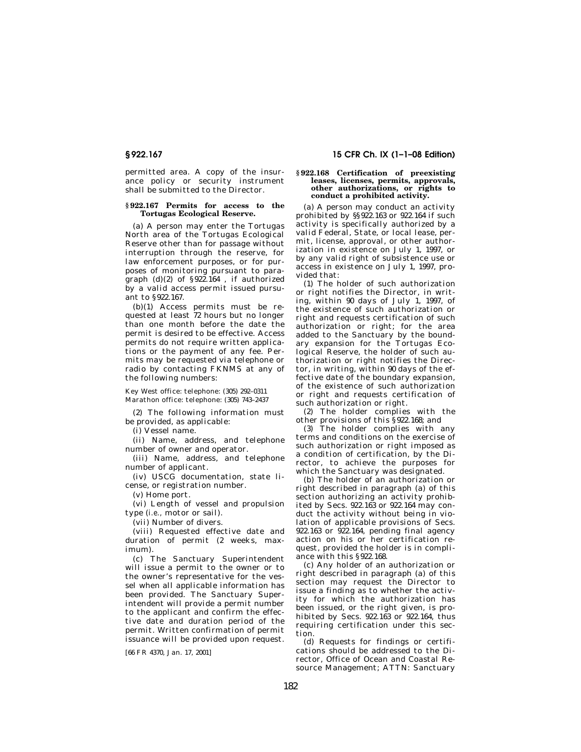permitted area. A copy of the insurance policy or security instrument shall be submitted to the Director.

### § 922.167 Permits for access to the Tortugas Ecological Reserve.

(a) A person may enter the Tortugas North area of the Tortugas Ecological Reserve other than for passage without interruption through the reserve, for law enforcement purposes, or for purposes of monitoring pursuant to paragraph (d)(2) of § 922.164 , if authorized by a valid access permit issued pursuant to § 922.167.

(b)(1) Access permits must be requested at least 72 hours but no longer than one month before the date the permit is desired to be effective. Access permits do not require written applications or the payment of any fee. Permits may be requested via telephone or radio by contacting FKNMS at any of the following numbers:

Key West office: telephone: (305) 292–0311
Marathon office: telephone: (305) 743–2437

(2) The following information must be provided, as applicable:

(i) Vessel name.

(ii) Name, address, and telephone number of owner and operator.

(iii) Name, address, and telephone number of applicant.

(iv) USCG documentation, state license, or registration number.

(v) Home port.

(vi) Length of vessel and propulsion type (*i.e.*, motor or sail).

(vii) Number of divers.

(viii) Requested effective date and duration of permit (2 weeks, maximum).

(c) The Sanctuary Superintendent will issue a permit to the owner or to the owner's representative for the vessel when all applicable information has been provided. The Sanctuary Superintendent will provide a permit number to the applicant and confirm the effective date and duration period of the permit. Written confirmation of permit issuance will be provided upon request.

[66 FR 4370, Jan. 17, 2001]

### § 922.168 Certification of preexisting leases, licenses, permits, approvals, other authorizations, or rights to conduct a prohibited activity.

(a) A person may conduct an activity prohibited by §§ 922.163 or 922.164 if such activity is specifically authorized by a valid Federal, State, or local lease, permit, license, approval, or other authorization in existence on July 1, 1997, or by any valid right of subsistence use or access in existence on July 1, 1997, provided that:

(1) The holder of such authorization or right notifies the Director, in writing, within 90 days of July 1, 1997, of the existence of such authorization or right and requests certification of such authorization or right; for the area added to the Sanctuary by the boundary expansion for the Tortugas Ecological Reserve, the holder of such authorization or right notifies the Director, in writing, within 90 days of the effective date of the boundary expansion, of the existence of such authorization or right and requests certification of such authorization or right.

(2) The holder complies with the other provisions of this § 922.168; and

(3) The holder complies with any terms and conditions on the exercise of such authorization or right imposed as a condition of certification, by the Director, to achieve the purposes for which the Sanctuary was designated.

(b) The holder of an authorization or right described in paragraph (a) of this section authorizing an activity prohibited by Secs. 922.163 or 922.164 may conduct the activity without being in violation of applicable provisions of Secs. 922.163 or 922.164, pending final agency action on his or her certification request, provided the holder is in compliance with this § 922.168.

(c) Any holder of an authorization or right described in paragraph (a) of this section may request the Director to issue a finding as to whether the activity for which the authorization has been issued, or the right given, is prohibited by Secs. 922.163 or 922.164, thus requiring certification under this section.

(d) Requests for findings or certifications should be addressed to the Director, Office of Ocean and Coastal Resource Management; ATTN: Sanctuary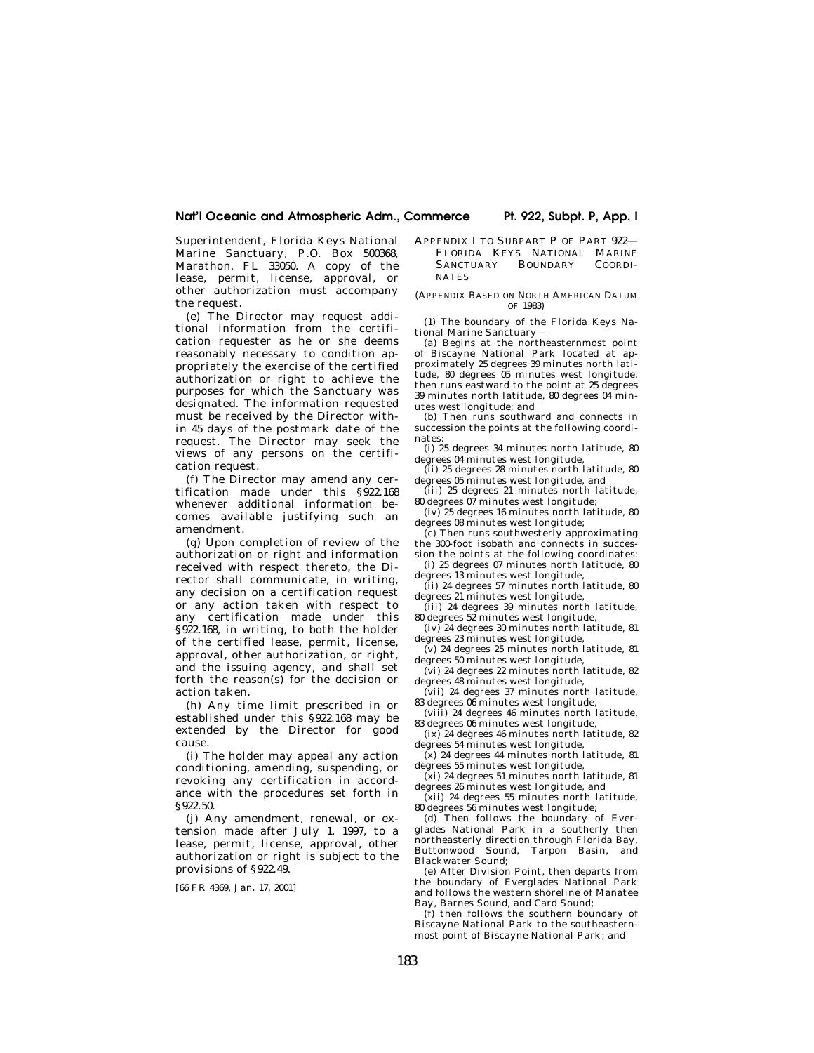Superintendent, Florida Keys National Marine Sanctuary, P.O. Box 500368, Marathon, FL 33050. A copy of the lease, permit, license, approval, or other authorization must accompany the request.

(e) The Director may request additional information from the certification requester as he or she deems reasonably necessary to condition appropriately the exercise of the certified authorization or right to achieve the purposes for which the Sanctuary was designated. The information requested must be received by the Director within 45 days of the postmark date of the request. The Director may seek the views of any persons on the certification request.

(f) The Director may amend any certification made under this §922.168 whenever additional information becomes available justifying such an amendment.

(g) Upon completion of review of the authorization or right and information received with respect thereto, the Director shall communicate, in writing, any decision on a certification request or any action taken with respect to any certification made under this §922.168, in writing, to both the holder of the certified lease, permit, license, approval, other authorization, or right, and the issuing agency, and shall set forth the reason(s) for the decision or action taken.

(h) Any time limit prescribed in or established under this §922.168 may be extended by the Director for good cause.

(i) The holder may appeal any action conditioning, amending, suspending, or revoking any certification in accordance with the procedures set forth in §922.50.

(j) Any amendment, renewal, or extension made after July 1, 1997, to a lease, permit, license, approval, other authorization or right is subject to the provisions of §922.49.

[66 FR 4369, Jan. 17, 2001]

## APPENDIX I TO SUBPART P OF PART 922—FLORIDA KEYS NATIONAL MARINE SANCTUARY BOUNDARY COORDINATES

(APPENDIX BASED ON NORTH AMERICAN DATUM OF 1983)

(1) The boundary of the Florida Keys National Marine Sanctuary—

(a) Begins at the northeasternmost point of Biscayne National Park located at approximately 25 degrees 39 minutes north latitude, 80 degrees 05 minutes west longitude, then runs eastward to the point at 25 degrees 39 minutes north latitude, 80 degrees 04 minutes west longitude; and

(b) Then runs southward and connects in succession the points at the following coordinates:

(i) 25 degrees 34 minutes north latitude, 80 degrees 04 minutes west longitude,

(ii) 25 degrees 28 minutes north latitude, 80 degrees 05 minutes west longitude, and

(iii) 25 degrees 21 minutes north latitude, 80 degrees 07 minutes west longitude;

(iv) 25 degrees 16 minutes north latitude, 80 degrees 08 minutes west longitude;

(c) Then runs southwesterly approximating the 300-foot isobath and connects in succession the points at the following coordinates:

(i) 25 degrees 07 minutes north latitude, 80 degrees 13 minutes west longitude,

(ii) 24 degrees 57 minutes north latitude, 80 degrees 21 minutes west longitude,

(iii) 24 degrees 39 minutes north latitude, 80 degrees 52 minutes west longitude,

(iv) 24 degrees 30 minutes north latitude, 81 degrees 23 minutes west longitude,

(v) 24 degrees 25 minutes north latitude, 81 degrees 50 minutes west longitude,

(vi) 24 degrees 22 minutes north latitude, 82 degrees 48 minutes west longitude,

(vii) 24 degrees 37 minutes north latitude, 83 degrees 06 minutes west longitude,

(viii) 24 degrees 46 minutes north latitude, 83 degrees 06 minutes west longitude,

(ix) 24 degrees 46 minutes north latitude, 82 degrees 54 minutes west longitude,

(x) 24 degrees 44 minutes north latitude, 81 degrees 55 minutes west longitude,

(xi) 24 degrees 51 minutes north latitude, 81 degrees 26 minutes west longitude, and

(xii) 24 degrees 55 minutes north latitude, 80 degrees 56 minutes west longitude;

(d) Then follows the boundary of Everglades National Park in a southerly then northeasterly direction through Florida Bay, Buttonwood Sound, Tarpon Basin, and Blackwater Sound;

(e) After Division Point, then departs from the boundary of Everglades National Park and follows the western shoreline of Manatee Bay, Barnes Sound, and Card Sound;

(f) then follows the southern boundary of Biscayne National Park to the southeasternmost point of Biscayne National Park; and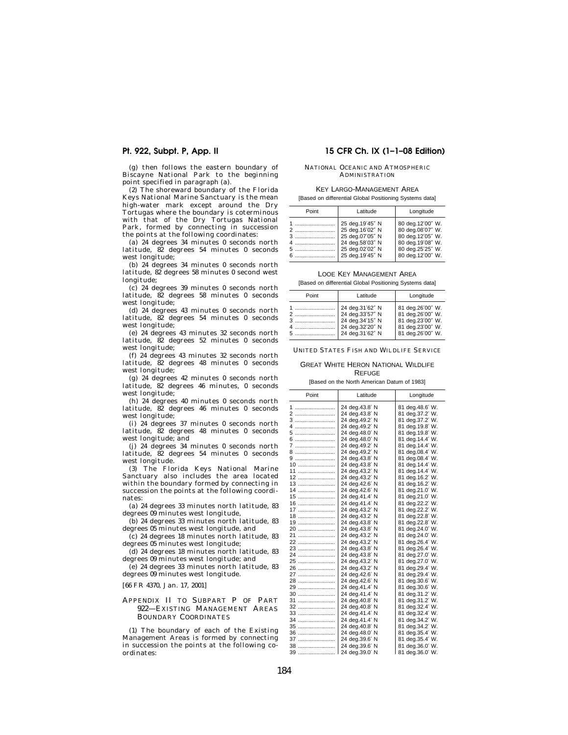(g) then follows the eastern boundary of Biscayne National Park to the beginning point specified in paragraph (a).

(2) The shoreward boundary of the Florida Keys National Marine Sanctuary is the mean high-water mark except around the Dry Tortugas where the boundary is coterminous with that of the Dry Tortugas National Park, formed by connecting in succession the points at the following coordinates:

(a) 24 degrees 34 minutes 0 seconds north latitude, 82 degrees 54 minutes 0 seconds west longitude;

(b) 24 degrees 34 minutes 0 seconds north latitude, 82 degrees 58 minutes 0 second west longitude;

(c) 24 degrees 39 minutes 0 seconds north latitude, 82 degrees 58 minutes 0 seconds west longitude;

(d) 24 degrees 43 minutes 0 seconds north latitude, 82 degrees 54 minutes 0 seconds west longitude;

(e) 24 degrees 43 minutes 32 seconds north latitude, 82 degrees 52 minutes 0 seconds west longitude;

(f) 24 degrees 43 minutes 32 seconds north latitude, 82 degrees 48 minutes 0 seconds west longitude;

(g) 24 degrees 42 minutes 0 seconds north latitude, 82 degrees 46 minutes, 0 seconds west longitude;

(h) 24 degrees 40 minutes 0 seconds north latitude, 82 degrees 46 minutes 0 seconds west longitude;

(i) 24 degrees 37 minutes 0 seconds north latitude, 82 degrees 48 minutes 0 seconds west longitude; and

(j) 24 degrees 34 minutes 0 seconds north latitude, 82 degrees 54 minutes 0 seconds west longitude.

(3) The Florida Keys National Marine Sanctuary also includes the area located within the boundary formed by connecting in succession the points at the following coordinates:

(a) 24 degrees 33 minutes north latitude, 83 degrees 09 minutes west longitude,

(b) 24 degrees 33 minutes north latitude, 83 degrees 05 minutes west longitude, and

(c) 24 degrees 18 minutes north latitude, 83 degrees 05 minutes west longitude;

(d) 24 degrees 18 minutes north latitude, 83 degrees 09 minutes west longitude; and

(e) 24 degrees 33 minutes north latitude, 83 degrees 09 minutes west longitude.

[66 FR 4370, Jan. 17, 2001]

## Appendix II to Subpart P of Part 922—Existing Management Areas Boundary Coordinates

(1) The boundary of each of the Existing Management Areas is formed by connecting in succession the points at the following coordinates:

### National Oceanic and Atmospheric Administration

**Key Largo-Management Area**

[Based on differential Global Positioning Systems data]

| Point | Latitude | Longitude |
|---|---|---|
| 1 | 25 deg.19′45″ N | 80 deg.12′00″ W. |
| 2 | 25 deg.16′02″ N | 80 deg.08′07″ W. |
| 3 | 25 deg.07′05″ N | 80 deg.12′05″ W. |
| 4 | 24 deg.58′03″ N | 80 deg.19′08″ W. |
| 5 | 25 deg.02′02″ N | 80 deg.25′25″ W. |
| 6 | 25 deg.19′45″ N | 80 deg.12′00″ W. |

**Looe Key Management Area**

[Based on differential Global Positioning Systems data]

| Point | Latitude | Longitude |
|---|---|---|
| 1 | 24 deg.31′62″ N | 81 deg.26′00″ W. |
| 2 | 24 deg.33′57″ N | 81 deg.26′00″ W. |
| 3 | 24 deg.34′15″ N | 81 deg.23′00″ W. |
| 4 | 24 deg.32′20″ N | 81 deg.23′00″ W. |
| 5 | 24 deg.31′62″ N | 81 deg.26′00″ W. |

### United States Fish and Wildlife Service

**Great White Heron National Wildlife Refuge**

[Based on the North American Datum of 1983]

| Point | Latitude | Longitude |
|---|---|---|
| 1 | 24 deg.43.8′ N | 81 deg.48.6′ W. |
| 2 | 24 deg.43.8′ N | 81 deg.37.2′ W. |
| 3 | 24 deg.49.2′ N | 81 deg.37.2′ W. |
| 4 | 24 deg.49.2′ N | 81 deg.19.8′ W. |
| 5 | 24 deg.48.0′ N | 81 deg.19.8′ W. |
| 6 | 24 deg.48.0′ N | 81 deg.14.4′ W. |
| 7 | 24 deg.49.2′ N | 81 deg.14.4′ W. |
| 8 | 24 deg.49.2′ N | 81 deg.08.4′ W. |
| 9 | 24 deg.43.8′ N | 81 deg.08.4′ W. |
| 10 | 24 deg.43.8′ N | 81 deg.14.4′ W. |
| 11 | 24 deg.43.2′ N | 81 deg.14.4′ W. |
| 12 | 24 deg.43.2′ N | 81 deg.16.2′ W. |
| 13 | 24 deg.42.6′ N | 81 deg.16.2′ W. |
| 14 | 24 deg.42.6′ N | 81 deg.21.0′ W. |
| 15 | 24 deg.41.4′ N | 81 deg.21.0′ W. |
| 16 | 24 deg.41.4′ N | 81 deg.22.2′ W. |
| 17 | 24 deg.43.2′ N | 81 deg.22.2′ W. |
| 18 | 24 deg.43.2′ N | 81 deg.22.8′ W. |
| 19 | 24 deg.43.8′ N | 81 deg.22.8′ W. |
| 20 | 24 deg.43.8′ N | 81 deg.24.0′ W. |
| 21 | 24 deg.43.2′ N | 81 deg.24.0′ W. |
| 22 | 24 deg.43.2′ N | 81 deg.26.4′ W. |
| 23 | 24 deg.43.8′ N | 81 deg.26.4′ W. |
| 24 | 24 deg.43.8′ N | 81 deg.27.0′ W. |
| 25 | 24 deg.43.2′ N | 81 deg.27.0′ W. |
| 26 | 24 deg.43.2′ N | 81 deg.29.4′ W. |
| 27 | 24 deg.42.6′ N | 81 deg.29.4′ W. |
| 28 | 24 deg.42.6′ N | 81 deg.30.6′ W. |
| 29 | 24 deg.41.4′ N | 81 deg.30.6′ W. |
| 30 | 24 deg.41.4′ N | 81 deg.31.2′ W. |
| 31 | 24 deg.40.8′ N | 81 deg.31.2′ W. |
| 32 | 24 deg.40.8′ N | 81 deg.32.4′ W. |
| 33 | 24 deg.41.4′ N | 81 deg.32.4′ W. |
| 34 | 24 deg.41.4′ N | 81 deg.34.2′ W. |
| 35 | 24 deg.40.8′ N | 81 deg.34.2′ W. |
| 36 | 24 deg.48.0′ N | 81 deg.35.4′ W. |
| 37 | 24 deg.39.6′ N | 81 deg.35.4′ W. |
| 38 | 24 deg.39.6′ N | 81 deg.36.0′ W. |
| 39 | 24 deg.39.0′ N | 81 deg.36.0′ W. |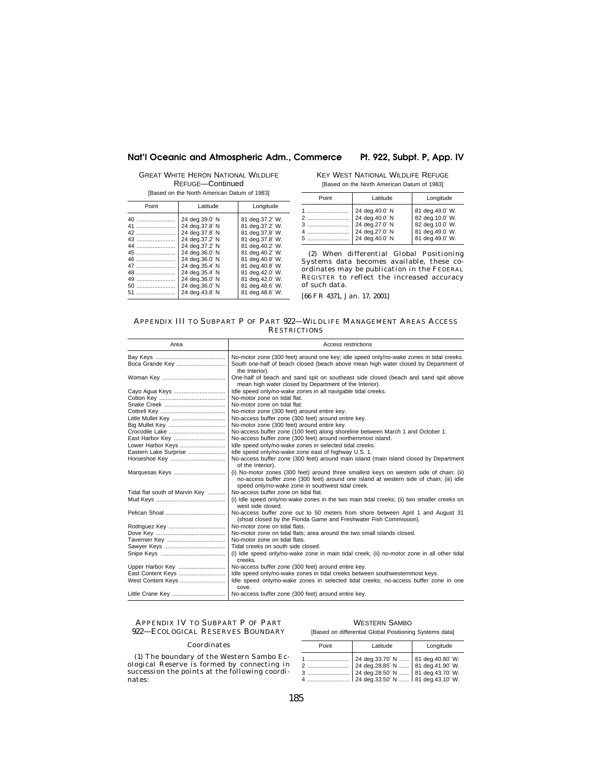GREAT WHITE HERON NATIONAL WILDLIFE REFUGE—Continued

[Based on the North American Datum of 1983]

| Point | Latitude | Longitude |
|---|---|---|
| 40 | 24 deg.39.0′ N | 81 deg.37.2′ W. |
| 41 | 24 deg.37.8′ N | 81 deg.37.2′ W. |
| 42 | 24 deg.37.8′ N | 81 deg.37.8′ W. |
| 43 | 24 deg.37.2′ N | 81 deg.37.8′ W. |
| 44 | 24 deg.37.2′ N | 81 deg.40.2′ W. |
| 45 | 24 deg.36.0′ N | 81 deg.40.2′ W. |
| 46 | 24 deg.36.0′ N | 81 deg.40.8′ W. |
| 47 | 24 deg.35.4′ N | 81 deg.40.8′ W. |
| 48 | 24 deg.35.4′ N | 81 deg.42.0′ W. |
| 49 | 24 deg.36.0′ N | 81 deg.42.0′ W. |
| 50 | 24 deg.36.0′ N | 81 deg.48.6′ W. |
| 51 | 24 deg.43.8′ N | 81 deg.48.6′ W. |

KEY WEST NATIONAL WILDLIFE REFUGE

[Based on the North American Datum of 1983]

| Point | Latitude | Longitude |
|---|---|---|
| 1 | 24 deg.40.0′ N | 81 deg.49.0′ W. |
| 2 | 24 deg.40.0′ N | 82 deg.10.0′ W. |
| 3 | 24 deg.27.0′ N | 82 deg.10.0′ W. |
| 4 | 24 deg.27.0′ N | 81 deg.49.0′ W. |
| 5 | 24 deg.40.0′ N | 81 deg.49.0′ W. |

(2) When differential Global Positioning Systems data becomes available, these coordinates may be publication in the FEDERAL REGISTER to reflect the increased accuracy of such data.

[66 FR 4371, Jan. 17, 2001]

## APPENDIX III TO SUBPART P OF PART 922—WILDLIFE MANAGEMENT AREAS ACCESS RESTRICTIONS

| Area | Access restrictions |
|---|---|
| Bay Keys | No-motor zone (300 feet) around one key; idle speed only/no-wake zones in tidal creeks. |
| Boca Grande Key | South one-half of beach closed (beach above mean high water closed by Department of the Interior). |
| Woman Key | One-half of beach and sand spit on southeast side closed (beach and sand spit above mean high water closed by Department of the Interior). |
| Cayo Agua Keys | Idle speed only/no-wake zones in all navigable tidal creeks. |
| Cotton Key | No-motor zone on tidal flat. |
| Snake Creek | No-motor zone on tidal flat. |
| Cottrell Key | No-motor zone (300 feet) around entire key. |
| Little Mullet Key | No-access buffer zone (300 feet) around entire key. |
| Big Mullet Key | No-motor zone (300 feet) around entire key. |
| Crocodile Lake | No-access buffer zone (100 feet) along shoreline between March 1 and October 1. |
| East Harbor Key | No-access buffer zone (300 feet) around northernmost island. |
| Lower Harbor Keys | Idle speed only/no-wake zones in selected tidal creeks. |
| Eastern Lake Surprise | Idle speed only/no-wake zone east of highway U.S. 1. |
| Horseshoe Key | No-access buffer zone (300 feet) around main island (main island closed by Department of the Interior). |
| Marquesas Keys | (i) No-motor zones (300 feet) around three smallest keys on western side of chain; (ii) no-access buffer zone (300 feet) around one island at western side of chain; (iii) idle speed only/no-wake zone in southwest tidal creek. |
| Tidal flat south of Marvin Key | No-access buffer zone on tidal flat. |
| Mud Keys | (i) Idle speed only/no-wake zones in the two main tidal creeks; (ii) two smaller creeks on west side closed. |
| Pelican Shoal | No-access buffer zone out to 50 meters from shore between April 1 and August 31 (shoal closed by the Florida Game and Freshwater Fish Commission). |
| Rodriguez Key | No-motor zone on tidal flats. |
| Dove Key | No-motor zone on tidal flats; area around the two small islands closed. |
| Tavernier Key | No-motor zone on tidal flats. |
| Sawyer Keys | Tidal creeks on south side closed. |
| Snipe Keys | (i) Idle speed only/no-wake zone in main tidal creek; (ii) no-motor zone in all other tidal creeks. |
| Upper Harbor Key | No-access buffer zone (300 feet) around entire key. |
| East Content Keys | Idle speed only/no-wake zones in tidal creeks between southwesternmost keys. |
| West Content Keys | Idle speed only/no-wake zones in selected tidal creeks; no-access buffer zone in one cove. |
| Little Crane Key | No-access buffer zone (300 feet) around entire key. |

## APPENDIX IV TO SUBPART P OF PART 922—ECOLOGICAL RESERVES BOUNDARY

### *Coordinates*

(1) The boundary of the Western Sambo Ecological Reserve is formed by connecting in succession the points at the following coordinates:

WESTERN SAMBO

[Based on differential Global Positioning Systems data]

| Point | Latitude | Longitude |
|---|---|---|
| 1 | 24 deg.33.70′ N | 81 deg.40.80′ W. |
| 2 | 24 deg.28.85′ N | 81 deg.41.90′ W. |
| 3 | 24 deg.28.50′ N | 81 deg.43.70′ W. |
| 4 | 24 deg.33.50′ N | 81 deg.43.10′ W. |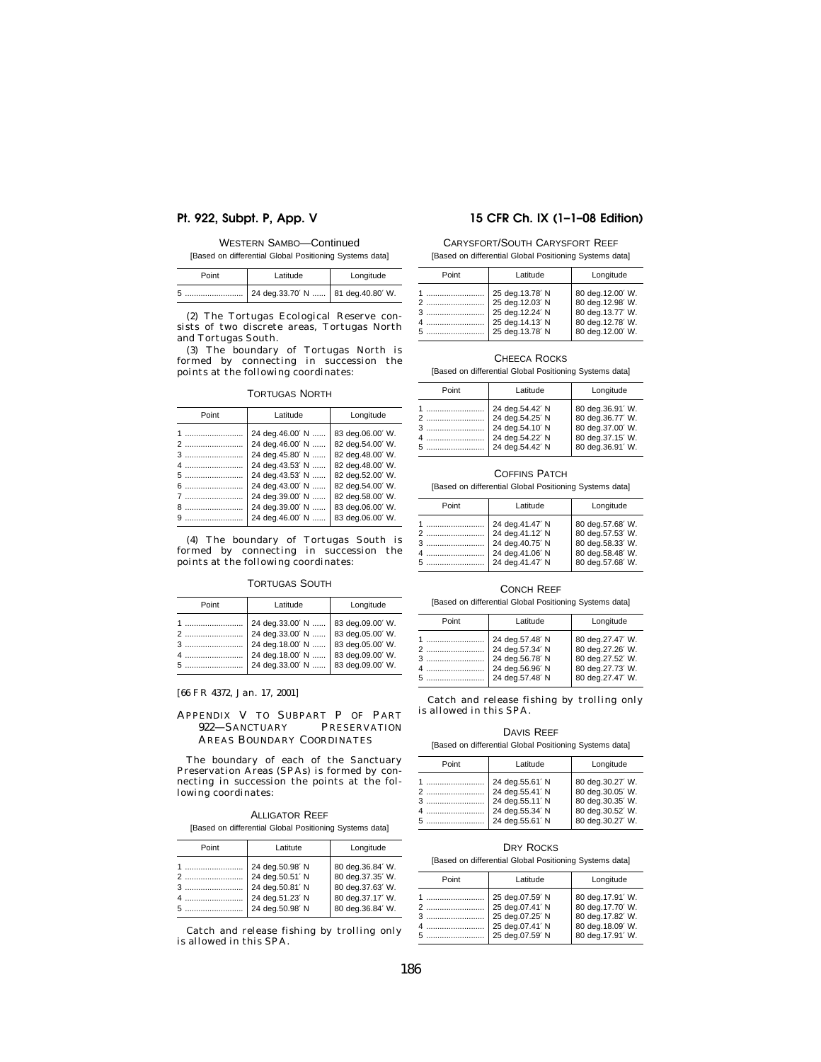WESTERN SAMBO—Continued

[Based on differential Global Positioning Systems data]

| Point | Latitude | Longitude |
|---|---|---|
| 5 | 24 deg.33.70′ N | 81 deg.40.80′ W. |

(2) The Tortugas Ecological Reserve consists of two discrete areas, Tortugas North and Tortugas South.

(3) The boundary of Tortugas North is formed by connecting in succession the points at the following coordinates:

TORTUGAS NORTH

| Point | Latitude | Longitude |
|---|---|---|
| 1 | 24 deg.46.00′ N | 83 deg.06.00′ W. |
| 2 | 24 deg.46.00′ N | 82 deg.54.00′ W. |
| 3 | 24 deg.45.80′ N | 82 deg.48.00′ W. |
| 4 | 24 deg.43.53′ N | 82 deg.48.00′ W. |
| 5 | 24 deg.43.53′ N | 82 deg.52.00′ W. |
| 6 | 24 deg.43.00′ N | 82 deg.54.00′ W. |
| 7 | 24 deg.39.00′ N | 82 deg.58.00′ W. |
| 8 | 24 deg.39.00′ N | 83 deg.06.00′ W. |
| 9 | 24 deg.46.00′ N | 83 deg.06.00′ W. |

(4) The boundary of Tortugas South is formed by connecting in succession the points at the following coordinates:

TORTUGAS SOUTH

| Point | Latitude | Longitude |
|---|---|---|
| 1 | 24 deg.33.00′ N | 83 deg.09.00′ W. |
| 2 | 24 deg.33.00′ N | 83 deg.05.00′ W. |
| 3 | 24 deg.18.00′ N | 83 deg.05.00′ W. |
| 4 | 24 deg.18.00′ N | 83 deg.09.00′ W. |
| 5 | 24 deg.33.00′ N | 83 deg.09.00′ W. |

[66 FR 4372, Jan. 17, 2001]

## APPENDIX V TO SUBPART P OF PART 922—SANCTUARY PRESERVATION AREAS BOUNDARY COORDINATES

The boundary of each of the Sanctuary Preservation Areas (SPAs) is formed by connecting in succession the points at the following coordinates:

ALLIGATOR REEF

[Based on differential Global Positioning Systems data]

| Point | Latitute | Longitude |
|---|---|---|
| 1 | 24 deg.50.98′ N | 80 deg.36.84′ W. |
| 2 | 24 deg.50.51′ N | 80 deg.37.35′ W. |
| 3 | 24 deg.50.81′ N | 80 deg.37.63′ W. |
| 4 | 24 deg.51.23′ N | 80 deg.37.17′ W. |
| 5 | 24 deg.50.98′ N | 80 deg.36.84′ W. |

Catch and release fishing by trolling only is allowed in this SPA.

CARYSFORT/SOUTH CARYSFORT REEF

[Based on differential Global Positioning Systems data]

| Point | Latitude | Longitude |
|---|---|---|
| 1 | 25 deg.13.78′ N | 80 deg.12.00′ W. |
| 2 | 25 deg.12.03′ N | 80 deg.12.98′ W. |
| 3 | 25 deg.12.24′ N | 80 deg.13.77′ W. |
| 4 | 25 deg.14.13′ N | 80 deg.12.78′ W. |
| 5 | 25 deg.13.78′ N | 80 deg.12.00′ W. |

CHEECA ROCKS

[Based on differential Global Positioning Systems data]

| Point | Latitude | Longitude |
|---|---|---|
| 1 | 24 deg.54.42′ N | 80 deg.36.91′ W. |
| 2 | 24 deg.54.25′ N | 80 deg.36.77′ W. |
| 3 | 24 deg.54.10′ N | 80 deg.37.00′ W. |
| 4 | 24 deg.54.22′ N | 80 deg.37.15′ W. |
| 5 | 24 deg.54.42′ N | 80 deg.36.91′ W. |

COFFINS PATCH

[Based on differential Global Positioning Systems data]

| Point | Latitude | Longitude |
|---|---|---|
| 1 | 24 deg.41.47′ N | 80 deg.57.68′ W. |
| 2 | 24 deg.41.12′ N | 80 deg.57.53′ W. |
| 3 | 24 deg.40.75′ N | 80 deg.58.33′ W. |
| 4 | 24 deg.41.06′ N | 80 deg.58.48′ W. |
| 5 | 24 deg.41.47′ N | 80 deg.57.68′ W. |

CONCH REEF

[Based on differential Global Positioning Systems data]

| Point | Latitude | Longitude |
|---|---|---|
| 1 | 24 deg.57.48′ N | 80 deg.27.47′ W. |
| 2 | 24 deg.57.34′ N | 80 deg.27.26′ W. |
| 3 | 24 deg.56.78′ N | 80 deg.27.52′ W. |
| 4 | 24 deg.56.96′ N | 80 deg.27.73′ W. |
| 5 | 24 deg.57.48′ N | 80 deg.27.47′ W. |

Catch and release fishing by trolling only is allowed in this SPA.

DAVIS REEF

[Based on differential Global Positioning Systems data]

| Point | Latitude | Longitude |
|---|---|---|
| 1 | 24 deg.55.61′ N | 80 deg.30.27′ W. |
| 2 | 24 deg.55.41′ N | 80 deg.30.05′ W. |
| 3 | 24 deg.55.11′ N | 80 deg.30.35′ W. |
| 4 | 24 deg.55.34′ N | 80 deg.30.52′ W. |
| 5 | 24 deg.55.61′ N | 80 deg.30.27′ W. |

DRY ROCKS

[Based on differential Global Positioning Systems data]

| Point | Latitude | Longitude |
|---|---|---|
| 1 | 25 deg.07.59′ N | 80 deg.17.91′ W. |
| 2 | 25 deg.07.41′ N | 80 deg.17.70′ W. |
| 3 | 25 deg.07.25′ N | 80 deg.17.82′ W. |
| 4 | 25 deg.07.41′ N | 80 deg.18.09′ W. |
| 5 | 25 deg.07.59′ N | 80 deg.17.91′ W. |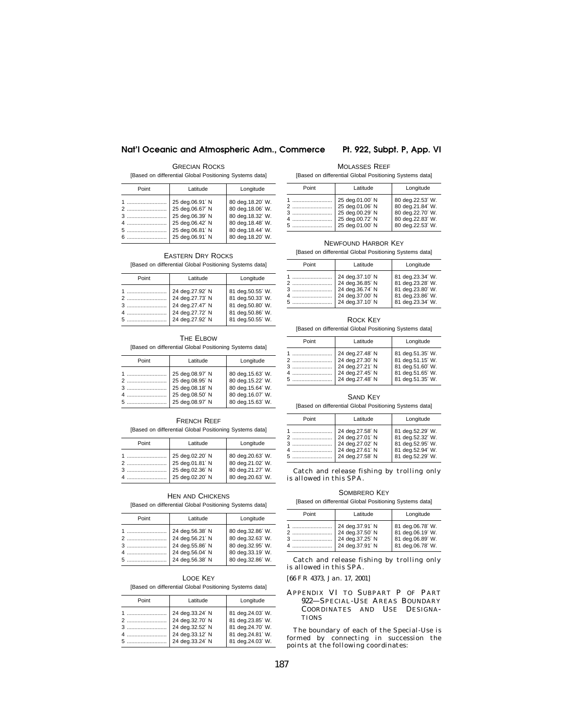GRECIAN ROCKS

[Based on differential Global Positioning Systems data]

| Point | Latitude | Longitude |
| --- | --- | --- |
| 1 | 25 deg.06.91′ N | 80 deg.18.20′ W. |
| 2 | 25 deg.06.67′ N | 80 deg.18.06′ W. |
| 3 | 25 deg.06.39′ N | 80 deg.18.32′ W. |
| 4 | 25 deg.06.42′ N | 80 deg.18.48′ W. |
| 5 | 25 deg.06.81′ N | 80 deg.18.44′ W. |
| 6 | 25 deg.06.91′ N | 80 deg.18.20′ W. |

EASTERN DRY ROCKS

[Based on differential Global Positioning Systems data]

| Point | Latitude | Longitude |
| --- | --- | --- |
| 1 | 24 deg.27.92′ N | 81 deg.50.55′ W. |
| 2 | 24 deg.27.73′ N | 81 deg.50.33′ W. |
| 3 | 24 deg.27.47′ N | 81 deg.50.80′ W. |
| 4 | 24 deg.27.72′ N | 81 deg.50.86′ W. |
| 5 | 24 deg.27.92′ N | 81 deg.50.55′ W. |

THE ELBOW

[Based on differential Global Positioning Systems data]

| Point | Latitude | Longitude |
| --- | --- | --- |
| 1 | 25 deg.08.97′ N | 80 deg.15.63′ W. |
| 2 | 25 deg.08.95′ N | 80 deg.15.22′ W. |
| 3 | 25 deg.08.18′ N | 80 deg.15.64′ W. |
| 4 | 25 deg.08.50′ N | 80 deg.16.07′ W. |
| 5 | 25 deg.08.97′ N | 80 deg.15.63′ W. |

FRENCH REEF

[Based on differential Global Positioning Systems data]

| Point | Latitude | Longitude |
| --- | --- | --- |
| 1 | 25 deg.02.20′ N | 80 deg.20.63′ W. |
| 2 | 25 deg.01.81′ N | 80 deg.21.02′ W. |
| 3 | 25 deg.02.36′ N | 80 deg.21.27′ W. |
| 4 | 25 deg.02.20′ N | 80 deg.20.63′ W. |

HEN AND CHICKENS

[Based on differential Global Positioning Systems data]

| Point | Latitude | Longitude |
| --- | --- | --- |
| 1 | 24 deg.56.38′ N | 80 deg.32.86′ W. |
| 2 | 24 deg.56.21′ N | 80 deg.32.63′ W. |
| 3 | 24 deg.55.86′ N | 80 deg.32.95′ W. |
| 4 | 24 deg.56.04′ N | 80 deg.33.19′ W. |
| 5 | 24 deg.56.38′ N | 80 deg.32.86′ W. |

LOOE KEY

[Based on differential Global Positioning Systems data]

| Point | Latitude | Longitude |
| --- | --- | --- |
| 1 | 24 deg.33.24′ N | 81 deg.24.03′ W. |
| 2 | 24 deg.32.70′ N | 81 deg.23.85′ W. |
| 3 | 24 deg.32.52′ N | 81 deg.24.70′ W. |
| 4 | 24 deg.33.12′ N | 81 deg.24.81′ W. |
| 5 | 24 deg.33.24′ N | 81 deg.24.03′ W. |

MOLASSES REEF

[Based on differential Global Positioning Systems data]

| Point | Latitude | Longitude |
| --- | --- | --- |
| 1 | 25 deg.01.00′ N | 80 deg.22.53′ W. |
| 2 | 25 deg.01.06′ N | 80 deg.21.84′ W. |
| 3 | 25 deg.00.29′ N | 80 deg.22.70′ W. |
| 4 | 25 deg.00.72′ N | 80 deg.22.83′ W. |
| 5 | 25 deg.01.00′ N | 80 deg.22.53′ W. |

NEWFOUND HARBOR KEY

[Based on differential Global Positioning Systems data]

| Point | Latitude | Longitude |
| --- | --- | --- |
| 1 | 24 deg.37.10′ N | 81 deg.23.34′ W. |
| 2 | 24 deg.36.85′ N | 81 deg.23.28′ W. |
| 3 | 24 deg.36.74′ N | 81 deg.23.80′ W. |
| 4 | 24 deg.37.00′ N | 81 deg.23.86′ W. |
| 5 | 24 deg.37.10′ N | 81 deg.23.34′ W. |

ROCK KEY

[Based on differential Global Positioning Systems data]

| Point | Latitude | Longitude |
| --- | --- | --- |
| 1 | 24 deg.27.48′ N | 81 deg.51.35′ W. |
| 2 | 24 deg.27.30′ N | 81 deg.51.15′ W. |
| 3 | 24 deg.27.21′ N | 81 deg.51.60′ W. |
| 4 | 24 deg.27.45′ N | 81 deg.51.65′ W. |
| 5 | 24 deg.27.48′ N | 81 deg.51.35′ W. |

SAND KEY

[Based on differential Global Positioning Systems data]

| Point | Latitude | Longitude |
| --- | --- | --- |
| 1 | 24 deg.27.58′ N | 81 deg.52.29′ W. |
| 2 | 24 deg.27.01′ N | 81 deg.52.32′ W. |
| 3 | 24 deg.27.02′ N | 81 deg.52.95′ W. |
| 4 | 24 deg.27.61′ N | 81 deg.52.94′ W. |
| 5 | 24 deg.27.58′ N | 81 deg.52.29′ W. |

Catch and release fishing by trolling only is allowed in this SPA.

SOMBRERO KEY

[Based on differential Global Positioning Systems data]

| Point | Latitude | Longitude |
| --- | --- | --- |
| 1 | 24 deg.37.91′ N | 81 deg.06.78′ W. |
| 2 | 24 deg.37.50′ N | 81 deg.06.19′ W. |
| 3 | 24 deg.37.25′ N | 81 deg.06.89′ W. |
| 4 | 24 deg.37.91′ N | 81 deg.06.78′ W. |

Catch and release fishing by trolling only is allowed in this SPA.

[66 FR 4373, Jan. 17, 2001]

## APPENDIX VI TO SUBPART P OF PART 922—SPECIAL-USE AREAS BOUNDARY COORDINATES AND USE DESIGNATIONS

The boundary of each of the Special-Use is formed by connecting in succession the points at the following coordinates: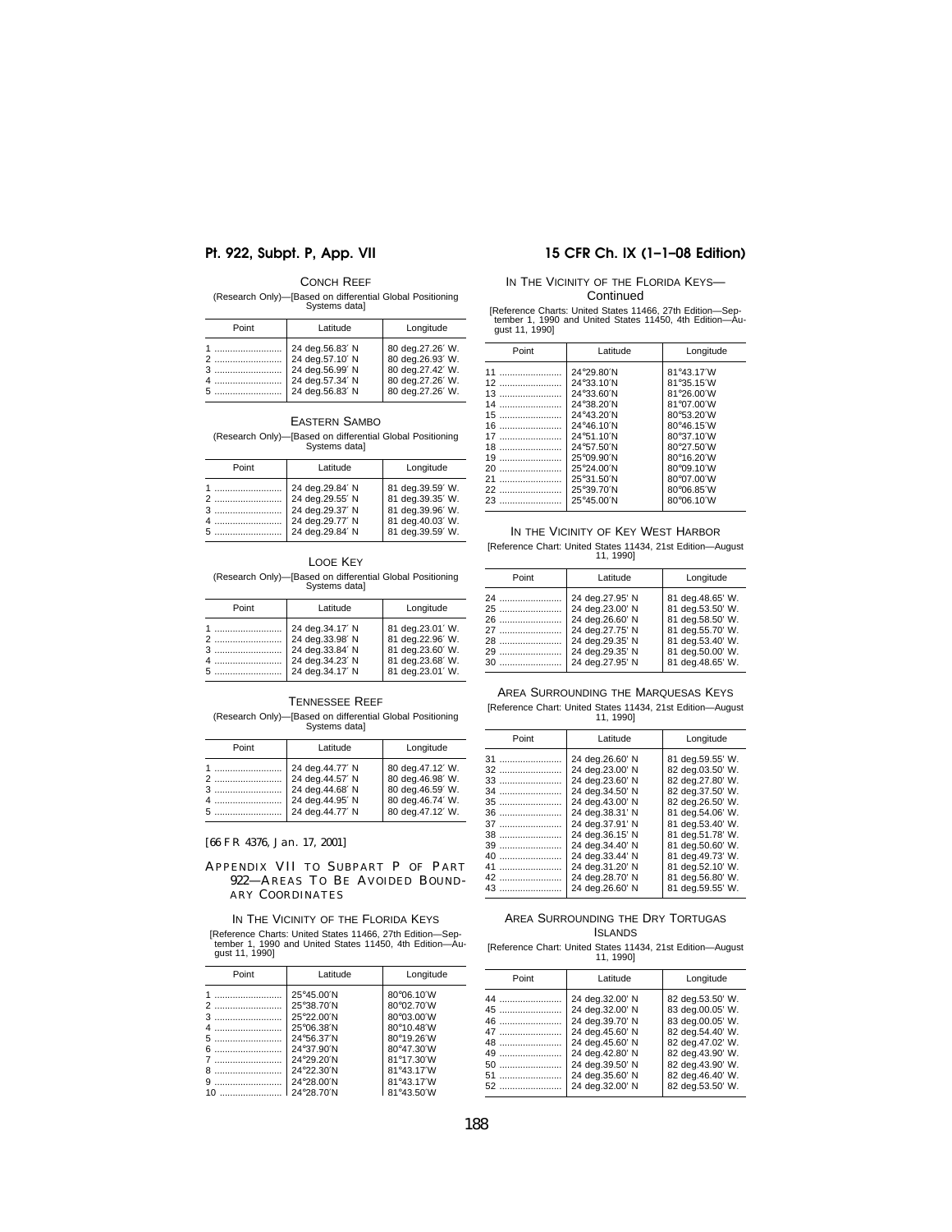CONCH REEF

(Research Only)—[Based on differential Global Positioning Systems data]

| Point | Latitude | Longitude |
|---|---|---|
| 1 | 24 deg.56.83′ N | 80 deg.27.26′ W. |
| 2 | 24 deg.57.10′ N | 80 deg.26.93′ W. |
| 3 | 24 deg.56.99′ N | 80 deg.27.42′ W. |
| 4 | 24 deg.57.34′ N | 80 deg.27.26′ W. |
| 5 | 24 deg.56.83′ N | 80 deg.27.26′ W. |

EASTERN SAMBO

(Research Only)—[Based on differential Global Positioning Systems data]

| Point | Latitude | Longitude |
|---|---|---|
| 1 | 24 deg.29.84′ N | 81 deg.39.59′ W. |
| 2 | 24 deg.29.55′ N | 81 deg.39.35′ W. |
| 3 | 24 deg.29.37′ N | 81 deg.39.96′ W. |
| 4 | 24 deg.29.77′ N | 81 deg.40.03′ W. |
| 5 | 24 deg.29.84′ N | 81 deg.39.59′ W. |

LOOE KEY

(Research Only)—[Based on differential Global Positioning Systems data]

| Point | Latitude | Longitude |
|---|---|---|
| 1 | 24 deg.34.17′ N | 81 deg.23.01′ W. |
| 2 | 24 deg.33.98′ N | 81 deg.22.96′ W. |
| 3 | 24 deg.33.84′ N | 81 deg.23.60′ W. |
| 4 | 24 deg.34.23′ N | 81 deg.23.68′ W. |
| 5 | 24 deg.34.17′ N | 81 deg.23.01′ W. |

TENNESSEE REEF

(Research Only)—[Based on differential Global Positioning Systems data]

| Point | Latitude | Longitude |
|---|---|---|
| 1 | 24 deg.44.77′ N | 80 deg.47.12′ W. |
| 2 | 24 deg.44.57′ N | 80 deg.46.98′ W. |
| 3 | 24 deg.44.68′ N | 80 deg.46.59′ W. |
| 4 | 24 deg.44.95′ N | 80 deg.46.74′ W. |
| 5 | 24 deg.44.77′ N | 80 deg.47.12′ W. |

[66 FR 4376, Jan. 17, 2001]

## APPENDIX VII TO SUBPART P OF PART 922—AREAS TO BE AVOIDED BOUNDARY COORDINATES

IN THE VICINITY OF THE FLORIDA KEYS

[Reference Charts: United States 11466, 27th Edition—September 1, 1990 and United States 11450, 4th Edition—August 11, 1990]

| Point | Latitude | Longitude |
|---|---|---|
| 1 | 25°45.00′N | 80°06.10′W |
| 2 | 25°38.70′N | 80°02.70′W |
| 3 | 25°22.00′N | 80°03.00′W |
| 4 | 25°06.38′N | 80°10.48′W |
| 5 | 24°56.37′N | 80°19.26′W |
| 6 | 24°37.90′N | 80°47.30′W |
| 7 | 24°29.20′N | 81°17.30′W |
| 8 | 24°22.30′N | 81°43.17′W |
| 9 | 24°28.00′N | 81°43.17′W |
| 10 | 24°28.70′N | 81°43.50′W |

IN THE VICINITY OF THE FLORIDA KEYS—Continued

[Reference Charts: United States 11466, 27th Edition—September 1, 1990 and United States 11450, 4th Edition—August 11, 1990]

| Point | Latitude | Longitude |
|---|---|---|
| 11 | 24°29.80′N | 81°43.17′W |
| 12 | 24°33.10′N | 81°35.15′W |
| 13 | 24°33.60′N | 81°26.00′W |
| 14 | 24°38.20′N | 81°07.00′W |
| 15 | 24°43.20′N | 80°53.20′W |
| 16 | 24°46.10′N | 80°46.15′W |
| 17 | 24°51.10′N | 80°37.10′W |
| 18 | 24°57.50′N | 80°27.50′W |
| 19 | 25°09.90′N | 80°16.20′W |
| 20 | 25°24.00′N | 80°09.10′W |
| 21 | 25°31.50′N | 80°07.00′W |
| 22 | 25°39.70′N | 80°06.85′W |
| 23 | 25°45.00′N | 80°06.10′W |

IN THE VICINITY OF KEY WEST HARBOR

[Reference Chart: United States 11434, 21st Edition—August 11, 1990]

| Point | Latitude | Longitude |
|---|---|---|
| 24 | 24 deg.27.95′ N | 81 deg.48.65′ W. |
| 25 | 24 deg.23.00′ N | 81 deg.53.50′ W. |
| 26 | 24 deg.26.60′ N | 81 deg.58.50′ W. |
| 27 | 24 deg.27.75′ N | 81 deg.55.70′ W. |
| 28 | 24 deg.29.35′ N | 81 deg.53.40′ W. |
| 29 | 24 deg.29.35′ N | 81 deg.50.00′ W. |
| 30 | 24 deg.27.95′ N | 81 deg.48.65′ W. |

AREA SURROUNDING THE MARQUESAS KEYS

[Reference Chart: United States 11434, 21st Edition—August 11, 1990]

| Point | Latitude | Longitude |
|---|---|---|
| 31 | 24 deg.26.60′ N | 81 deg.59.55′ W. |
| 32 | 24 deg.23.00′ N | 82 deg.03.50′ W. |
| 33 | 24 deg.23.60′ N | 82 deg.27.80′ W. |
| 34 | 24 deg.34.50′ N | 82 deg.37.50′ W. |
| 35 | 24 deg.43.00′ N | 82 deg.26.50′ W. |
| 36 | 24 deg.38.31′ N | 81 deg.54.06′ W. |
| 37 | 24 deg.37.91′ N | 81 deg.53.40′ W. |
| 38 | 24 deg.36.15′ N | 81 deg.51.78′ W. |
| 39 | 24 deg.34.40′ N | 81 deg.50.60′ W. |
| 40 | 24 deg.33.44′ N | 81 deg.49.73′ W. |
| 41 | 24 deg.31.20′ N | 81 deg.52.10′ W. |
| 42 | 24 deg.28.70′ N | 81 deg.56.80′ W. |
| 43 | 24 deg.26.60′ N | 81 deg.59.55′ W. |

AREA SURROUNDING THE DRY TORTUGAS ISLANDS

[Reference Chart: United States 11434, 21st Edition—August 11, 1990]

| Point | Latitude | Longitude |
|---|---|---|
| 44 | 24 deg.32.00′ N | 82 deg.53.50′ W. |
| 45 | 24 deg.32.00′ N | 83 deg.00.05′ W. |
| 46 | 24 deg.39.70′ N | 83 deg.00.05′ W. |
| 47 | 24 deg.45.60′ N | 82 deg.54.40′ W. |
| 48 | 24 deg.45.60′ N | 82 deg.47.02′ W. |
| 49 | 24 deg.42.80′ N | 82 deg.43.90′ W. |
| 50 | 24 deg.39.50′ N | 82 deg.43.90′ W. |
| 51 | 24 deg.35.60′ N | 82 deg.46.40′ W. |
| 52 | 24 deg.32.00′ N | 82 deg.53.50′ W. |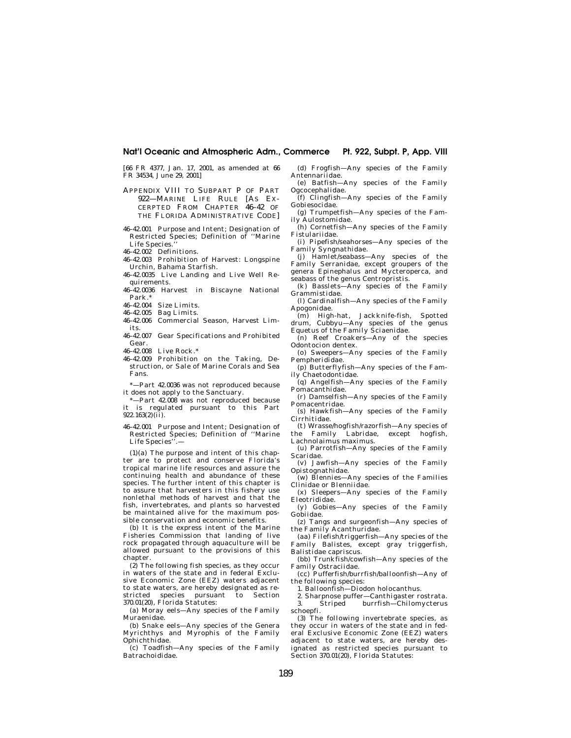[66 FR 4377, Jan. 17, 2001, as amended at 66 FR 34534, June 29, 2001]

## APPENDIX VIII TO SUBPART P OF PART 922—MARINE LIFE RULE [AS EXCERPTED FROM CHAPTER 46–42 OF THE FLORIDA ADMINISTRATIVE CODE]

46–42.001 Purpose and Intent; Designation of Restricted Species; Definition of ''Marine Life Species.''

46–42.002 Definitions.

46–42.003 Prohibition of Harvest: Longspine Urchin, Bahama Starfish.

46–42.0035 Live Landing and Live Well Requirements.

46–42.0036 Harvest in Biscayne National Park.*

46–42.004 Size Limits.

46–42.005 Bag Limits.

46–42.006 Commercial Season, Harvest Limits.

46–42.007 Gear Specifications and Prohibited Gear.

46–42.008 Live Rock.*

46–42.009 Prohibition on the Taking, Destruction, or Sale of Marine Corals and Sea Fans.

*—Part 42.0036 was not reproduced because it does not apply to the Sanctuary.

*—Part 42.008 was not reproduced because it is regulated pursuant to this Part 922.163(2)(ii).

46–42.001 Purpose and Intent; Designation of Restricted Species; Definition of ''Marine Life Species''.—

(1)(a) The purpose and intent of this chapter are to protect and conserve Florida's tropical marine life resources and assure the continuing health and abundance of these species. The further intent of this chapter is to assure that harvesters in this fishery use nonlethal methods of harvest and that the fish, invertebrates, and plants so harvested be maintained alive for the maximum possible conservation and economic benefits.

(b) It is the express intent of the Marine Fisheries Commission that landing of live rock propagated through aquaculture will be allowed pursuant to the provisions of this chapter.

(2) The following fish species, as they occur in waters of the state and in federal Exclusive Economic Zone (EEZ) waters adjacent to state waters, are hereby designated as restricted species pursuant to Section 370.01(20), Florida Statutes:

(a) Moray eels—Any species of the Family Muraenidae.

(b) Snake eels—Any species of the Genera Myrichthys and Myrophis of the Family Ophichthidae.

(c) Toadfish—Any species of the Family Batrachoididae.

(d) Frogfish—Any species of the Family Antennariidae.

(e) Batfish—Any species of the Family Ogcocephalidae.

(f) Clingfish—Any species of the Family Gobiesocidae.

(g) Trumpetfish—Any species of the Family Aulostomidae.

(h) Cornetfish—Any species of the Family Fistulariidae.

(i) Pipefish/seahorses—Any species of the Family Syngnathidae.

(j) Hamlet/seabass—Any species of the Family Serranidae, except groupers of the genera Epinephalus and Mycteroperca, and seabass of the genus Centropristis.

(k) Basslets—Any species of the Family Grammistidae.

(l) Cardinalfish—Any species of the Family Apogonidae.

(m) High-hat, Jackknife-fish, Spotted drum, Cubbyu—Any species of the genus Equetus of the Family Sciaenidae.

(n) Reef Croakers—Any of the species Odontocion dentex.

(o) Sweepers—Any species of the Family Pempherididae.

(p) Butterflyfish—Any species of the Family Chaetodontidae.

(q) Angelfish—Any species of the Family Pomacanthidae.

(r) Damselfish—Any species of the Family Pomacentridae.

(s) Hawkfish—Any species of the Family Cirrhitidae.

(t) Wrasse/hogfish/razorfish—Any species of the Family Labridae, except hogfish, Lachnolaimus maximus.

(u) Parrotfish—Any species of the Family Scaridae.

(v) Jawfish—Any species of the Family Opistognathidae.

(w) Blennies—Any species of the Families Clinidae or Blenniidae.

(x) Sleepers—Any species of the Family Eleotrididae.

(y) Gobies—Any species of the Family Gobiidae.

(z) Tangs and surgeonfish—Any species of the Family Acanthuridae.

(aa) Filefish/triggerfish—Any species of the Family Balistes, except gray triggerfish, Balistidae capriscus.

(bb) Trunkfish/cowfish—Any species of the Family Ostraciidae.

(cc) Pufferfish/burrfish/balloonfish—Any of the following species:

1. Balloonfish—Diodon holocanthus.

2. Sharpnose puffer—Canthigaster rostrata.

3. Striped burrfish—Chilomycterus schoepfi.

(3) The following invertebrate species, as they occur in waters of the state and in federal Exclusive Economic Zone (EEZ) waters adjacent to state waters, are hereby designated as restricted species pursuant to Section 370.01(20), Florida Statutes: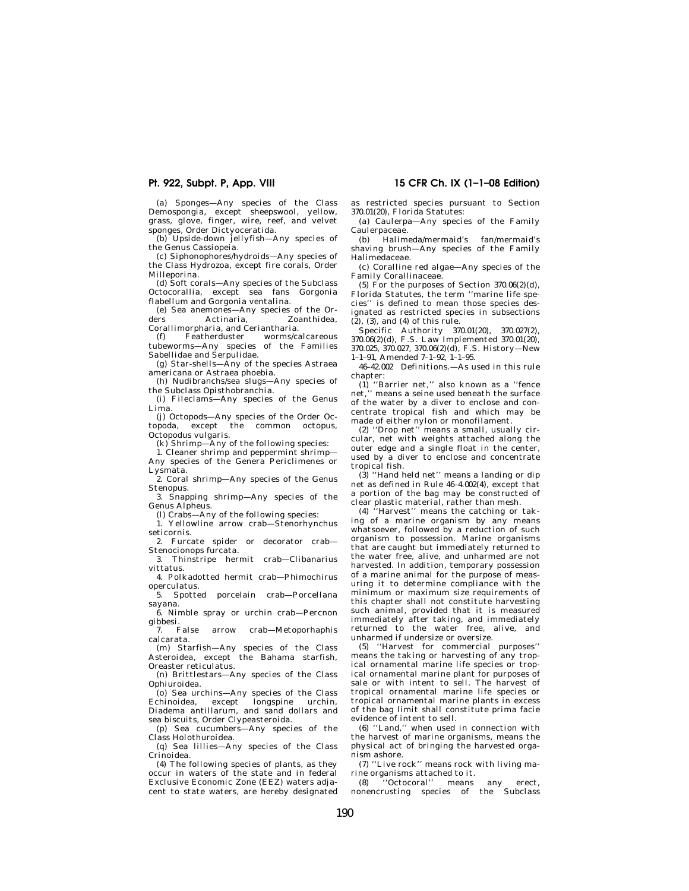(a) Sponges—Any species of the Class Demospongia, except sheepswool, yellow, grass, glove, finger, wire, reef, and velvet sponges, Order Dictyoceratida.

(b) Upside-down jellyfish—Any species of the Genus Cassiopeia.

(c) Siphonophores/hydroids—Any species of the Class Hydrozoa, except fire corals, Order Milleporina.

(d) Soft corals—Any species of the Subclass Octocorallia, except sea fans Gorgonia flabellum and Gorgonia ventalina.

(e) Sea anemones—Any species of the Orders Actinaria, Zoanthidea, Corallimorpharia, and Ceriantharia.

(f) Featherduster worms/calcareous tubeworms—Any species of the Families Sabellidae and Serpulidae.

(g) Star-shells—Any of the species Astraea americana or Astraea phoebia.

(h) Nudibranchs/sea slugs—Any species of the Subclass Opisthobranchia.

(i) Fileclams—Any species of the Genus Lima.

(j) Octopods—Any species of the Order Octopoda, except the common octopus, Octopodus vulgaris.

(k) Shrimp—Any of the following species:

1. Cleaner shrimp and peppermint shrimp—Any species of the Genera Periclimenes or Lysmata.

2. Coral shrimp—Any species of the Genus Stenopus.

3. Snapping shrimp—Any species of the Genus Alpheus.

(l) Crabs—Any of the following species:

1. Yellowline arrow crab—Stenorhynchus seticornis.

2. Furcate spider or decorator crab—Stenocionops furcata.

3. Thinstripe hermit crab—Clibanarius vittatus.

4. Polkadotted hermit crab—Phimochirus operculatus.

5. Spotted porcelain crab—Porcellana sayana.

6. Nimble spray or urchin crab—Percnon gibbesi.

7. False arrow crab—Metoporhaphis calcarata.

(m) Starfish—Any species of the Class Asteroidea, except the Bahama starfish, Oreaster reticulatus.

(n) Brittlestars—Any species of the Class Ophiuroidea.

(o) Sea urchins—Any species of the Class Echinoidea, except longspine urchin, Diadema antillarum, and sand dollars and sea biscuits, Order Clypeasteroida.

(p) Sea cucumbers—Any species of the Class Holothuroidea.

(q) Sea lillies—Any species of the Class Crinoidea.

(4) The following species of plants, as they occur in waters of the state and in federal Exclusive Economic Zone (EEZ) waters adjacent to state waters, are hereby designated as restricted species pursuant to Section 370.01(20), Florida Statutes:

(a) Caulerpa—Any species of the Family Caulerpaceae.

(b) Halimeda/mermaid's fan/mermaid's shaving brush—Any species of the Family Halimedaceae.

(c) Coralline red algae—Any species of the Family Corallinaceae.

(5) For the purposes of Section 370.06(2)(d), Florida Statutes, the term ''marine life species'' is defined to mean those species designated as restricted species in subsections (2), (3), and (4) of this rule.

Specific Authority 370.01(20), 370.027(2), 370.06(2)(d), F.S. Law Implemented 370.01(20), 370.025, 370.027, 370.06(2)(d), F.S. History—New 1–1–91, Amended 7–1–92, 1–1–95.

46–42.002 Definitions.—As used in this rule chapter:

(1) ''Barrier net,'' also known as a ''fence net,'' means a seine used beneath the surface of the water by a diver to enclose and concentrate tropical fish and which may be made of either nylon or monofilament.

(2) ''Drop net'' means a small, usually circular, net with weights attached along the outer edge and a single float in the center, used by a diver to enclose and concentrate tropical fish.

(3) ''Hand held net'' means a landing or dip net as defined in Rule 46–4.002(4), except that a portion of the bag may be constructed of clear plastic material, rather than mesh.

(4) ''Harvest'' means the catching or taking of a marine organism by any means whatsoever, followed by a reduction of such organism to possession. Marine organisms that are caught but immediately returned to the water free, alive, and unharmed are not harvested. In addition, temporary possession of a marine animal for the purpose of measuring it to determine compliance with the minimum or maximum size requirements of this chapter shall not constitute harvesting such animal, provided that it is measured immediately after taking, and immediately returned to the water free, alive, and unharmed if undersize or oversize.

(5) ''Harvest for commercial purposes'' means the taking or harvesting of any tropical ornamental marine life species or tropical ornamental marine plant for purposes of sale or with intent to sell. The harvest of tropical ornamental marine life species or tropical ornamental marine plants in excess of the bag limit shall constitute prima facie evidence of intent to sell.

(6) ''Land,'' when used in connection with the harvest of marine organisms, means the physical act of bringing the harvested organism ashore.

(7) ''Live rock'' means rock with living marine organisms attached to it.

(8) ''Octocoral'' means any erect, nonencrusting species of the Subclass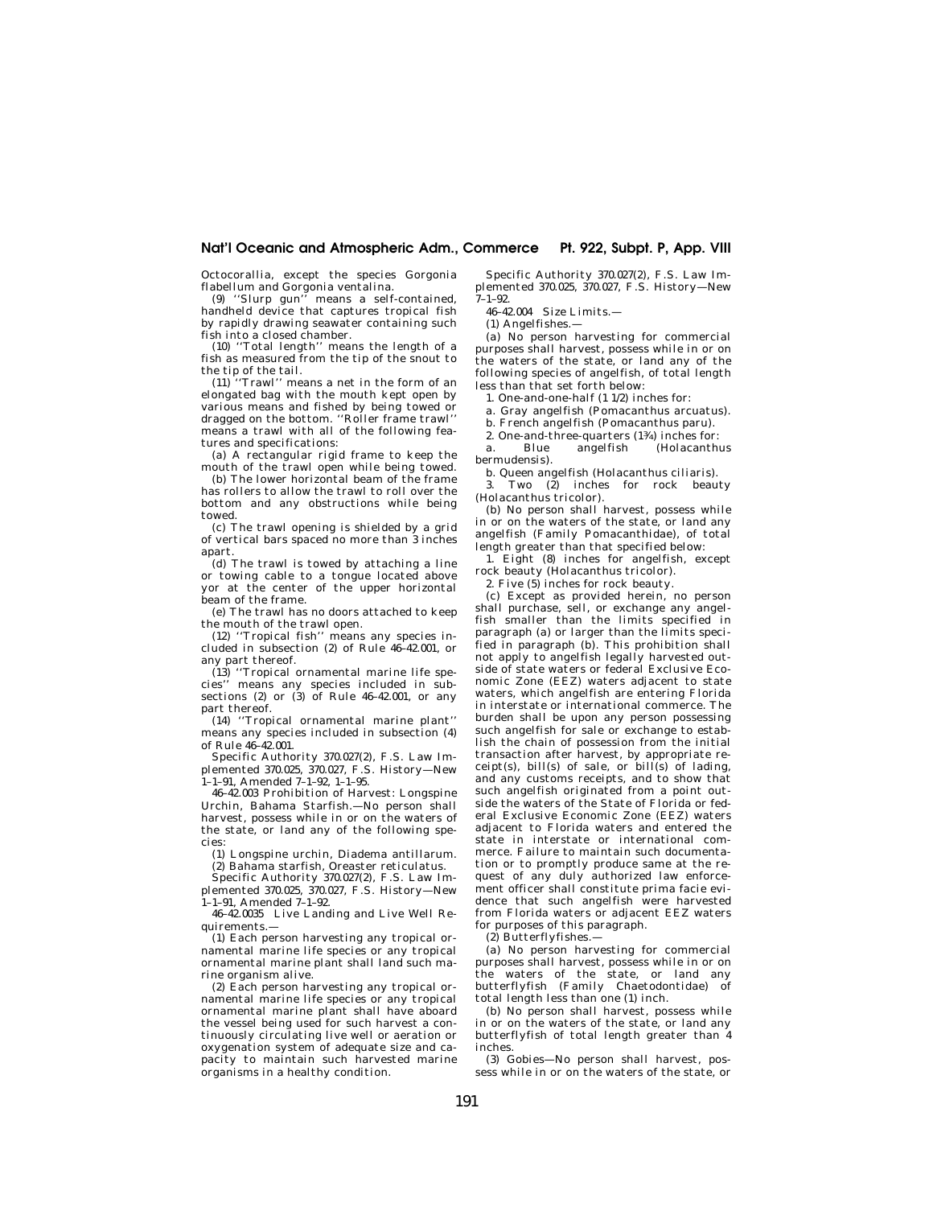Octocorallia, except the species Gorgonia flabellum and Gorgonia ventalina.

(9) ''Slurp gun'' means a self-contained, handheld device that captures tropical fish by rapidly drawing seawater containing such fish into a closed chamber.

(10) ''Total length'' means the length of a fish as measured from the tip of the snout to the tip of the tail.

(11) ''Trawl'' means a net in the form of an elongated bag with the mouth kept open by various means and fished by being towed or dragged on the bottom. ''Roller frame trawl'' means a trawl with all of the following features and specifications:

(a) A rectangular rigid frame to keep the mouth of the trawl open while being towed.

(b) The lower horizontal beam of the frame has rollers to allow the trawl to roll over the bottom and any obstructions while being towed.

(c) The trawl opening is shielded by a grid of vertical bars spaced no more than 3 inches apart.

(d) The trawl is towed by attaching a line or towing cable to a tongue located above yor at the center of the upper horizontal beam of the frame.

(e) The trawl has no doors attached to keep the mouth of the trawl open.

(12) ''Tropical fish'' means any species included in subsection (2) of Rule 46–42.001, or any part thereof.

(13) ''Tropical ornamental marine life species'' means any species included in subsections (2) or (3) of Rule 46–42.001, or any part thereof.

(14) ''Tropical ornamental marine plant'' means any species included in subsection (4) of Rule 46–42.001.

Specific Authority 370.027(2), F.S. Law Implemented 370.025, 370.027, F.S. History—New 1–1–91, Amended 7–1–92, 1–1–95.

46–42.003 Prohibition of Harvest: Longspine Urchin, Bahama Starfish.—No person shall harvest, possess while in or on the waters of the state, or land any of the following species:

(1) Longspine urchin, Diadema antillarum.

(2) Bahama starfish, Oreaster reticulatus.

Specific Authority 370.027(2), F.S. Law Implemented 370.025, 370.027, F.S. History—New 1–1–91, Amended 7–1–92.

46–42.0035 Live Landing and Live Well Requirements.—

(1) Each person harvesting any tropical ornamental marine life species or any tropical ornamental marine plant shall land such marine organism alive.

(2) Each person harvesting any tropical ornamental marine life species or any tropical ornamental marine plant shall have aboard the vessel being used for such harvest a continuously circulating live well or aeration or oxygenation system of adequate size and capacity to maintain such harvested marine organisms in a healthy condition.

Specific Authority 370.027(2), F.S. Law Implemented 370.025, 370.027, F.S. History—New 7–1–92.

46–42.004 Size Limits.—

(1) Angelfishes.—

(a) No person harvesting for commercial purposes shall harvest, possess while in or on the waters of the state, or land any of the following species of angelfish, of total length less than that set forth below:

1. One-and-one-half (1 1/2) inches for:

a. Gray angelfish (Pomacanthus arcuatus).

b. French angelfish (Pomacanthus paru).

2. One-and-three-quarters (1¾) inches for:

a. Blue angelfish (Holacanthus bermudensis).

b. Queen angelfish (Holacanthus ciliaris).

3. Two (2) inches for rock beauty (Holacanthus tricolor).

(b) No person shall harvest, possess while in or on the waters of the state, or land any angelfish (Family Pomacanthidae), of total length greater than that specified below:

1. Eight (8) inches for angelfish, except rock beauty (Holacanthus tricolor).

2. Five (5) inches for rock beauty.

(c) Except as provided herein, no person shall purchase, sell, or exchange any angelfish smaller than the limits specified in paragraph (a) or larger than the limits specified in paragraph (b). This prohibition shall not apply to angelfish legally harvested outside of state waters or federal Exclusive Economic Zone (EEZ) waters adjacent to state waters, which angelfish are entering Florida in interstate or international commerce. The burden shall be upon any person possessing such angelfish for sale or exchange to establish the chain of possession from the initial transaction after harvest, by appropriate receipt(s), bill(s) of sale, or bill(s) of lading, and any customs receipts, and to show that such angelfish originated from a point outside the waters of the State of Florida or federal Exclusive Economic Zone (EEZ) waters adjacent to Florida waters and entered the state in interstate or international commerce. Failure to maintain such documentation or to promptly produce same at the request of any duly authorized law enforcement officer shall constitute prima facie evidence that such angelfish were harvested from Florida waters or adjacent EEZ waters for purposes of this paragraph.

(2) Butterflyfishes.—

(a) No person harvesting for commercial purposes shall harvest, possess while in or on the waters of the state, or land any butterflyfish (Family Chaetodontidae) of total length less than one (1) inch.

(b) No person shall harvest, possess while in or on the waters of the state, or land any butterflyfish of total length greater than 4 inches.

(3) Gobies—No person shall harvest, possess while in or on the waters of the state, or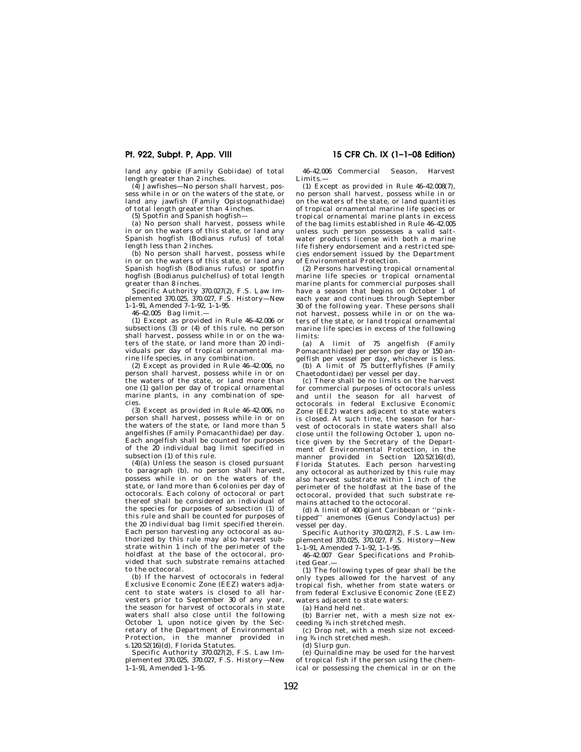land any gobie (Family Gobiidae) of total length greater than 2 inches.

(4) Jawfishes—No person shall harvest, possess while in or on the waters of the state, or land any jawfish (Family Opistognathidae) of total length greater than 4 inches.

(5) Spotfin and Spanish hogfish—

(a) No person shall harvest, possess while in or on the waters of this state, or land any Spanish hogfish (Bodianus rufus) of total length less than 2 inches.

(b) No person shall harvest, possess while in or on the waters of this state, or land any Spanish hogfish (Bodianus rufus) or spotfin hogfish (Bodianus pulchellus) of total length greater than 8 inches.

Specific Authority 370.027(2), F.S. Law Implemented 370.025, 370.027, F.S. History—New 1–1–91, Amended 7–1–92, 1–1–95.

46–42.005 Bag limit.—

(1) Except as provided in Rule 46–42.006 or subsections (3) or (4) of this rule, no person shall harvest, possess while in or on the waters of the state, or land more than 20 individuals per day of tropical ornamental marine life species, in any combination.

(2) Except as provided in Rule 46–42.006, no person shall harvest, possess while in or on the waters of the state, or land more than one (1) gallon per day of tropical ornamental marine plants, in any combination of species.

(3) Except as provided in Rule 46–42.006, no person shall harvest, possess while in or on the waters of the state, or land more than 5 angelfishes (Family Pomacanthidae) per day. Each angelfish shall be counted for purposes of the 20 individual bag limit specified in subsection (1) of this rule.

(4)(a) Unless the season is closed pursuant to paragraph (b), no person shall harvest, possess while in or on the waters of the state, or land more than 6 colonies per day of octocorals. Each colony of octocoral or part thereof shall be considered an individual of the species for purposes of subsection (1) of this rule and shall be counted for purposes of the 20 individual bag limit specified therein. Each person harvesting any octocoral as authorized by this rule may also harvest substrate within 1 inch of the perimeter of the holdfast at the base of the octocoral, provided that such substrate remains attached to the octocoral.

(b) If the harvest of octocorals in federal Exclusive Economic Zone (EEZ) waters adjacent to state waters is closed to all harvesters prior to September 30 of any year, the season for harvest of octocorals in state waters shall also close until the following October 1, upon notice given by the Secretary of the Department of Environmental Protection, in the manner provided in s.120.52(16)(d), Florida Statutes.

Specific Authority 370.027(2), F.S. Law Implemented 370.025, 370.027, F.S. History—New 1–1–91, Amended 1–1–95.

46–42.006 Commercial Season, Harvest Limits.—

(1) Except as provided in Rule 46–42.008(7), no person shall harvest, possess while in or on the waters of the state, or land quantities of tropical ornamental marine life species or tropical ornamental marine plants in excess of the bag limits established in Rule 46–42.005 unless such person possesses a valid saltwater products license with both a marine life fishery endorsement and a restricted species endorsement issued by the Department of Environmental Protection.

(2) Persons harvesting tropical ornamental marine life species or tropical ornamental marine plants for commercial purposes shall have a season that begins on October 1 of each year and continues through September 30 of the following year. These persons shall not harvest, possess while in or on the waters of the state, or land tropical ornamental marine life species in excess of the following limits:

(a) A limit of 75 angelfish (Family Pomacanthidae) per person per day or 150 angelfish per vessel per day, whichever is less.

(b) A limit of 75 butterflyfishes (Family Chaetodontidae) per vessel per day.

(c) There shall be no limits on the harvest for commercial purposes of octocorals unless and until the season for all harvest of octocorals in federal Exclusive Economic Zone (EEZ) waters adjacent to state waters is closed. At such time, the season for harvest of octocorals in state waters shall also close until the following October 1, upon notice given by the Secretary of the Department of Environmental Protection, in the manner provided in Section 120.52(16)(d), Florida Statutes. Each person harvesting any octocoral as authorized by this rule may also harvest substrate within 1 inch of the perimeter of the holdfast at the base of the octocoral, provided that such substrate remains attached to the octocoral.

(d) A limit of 400 giant Caribbean or ''pink-tipped'' anemones (Genus Condylactus) per vessel per day.

Specific Authority 370.027(2), F.S. Law Implemented 370.025, 370.027, F.S. History—New 1–1–91, Amended 7–1–92, 1–1–95.

46–42.007 Gear Specifications and Prohibited Gear.—

(1) The following types of gear shall be the only types allowed for the harvest of any tropical fish, whether from state waters or from federal Exclusive Economic Zone (EEZ) waters adjacent to state waters:

(a) Hand held net.

(b) Barrier net, with a mesh size not exceeding ¾ inch stretched mesh.

(c) Drop net, with a mesh size not exceeding ¾ inch stretched mesh.

(d) Slurp gun.

(e) Quinaldine may be used for the harvest of tropical fish if the person using the chemical or possessing the chemical in or on the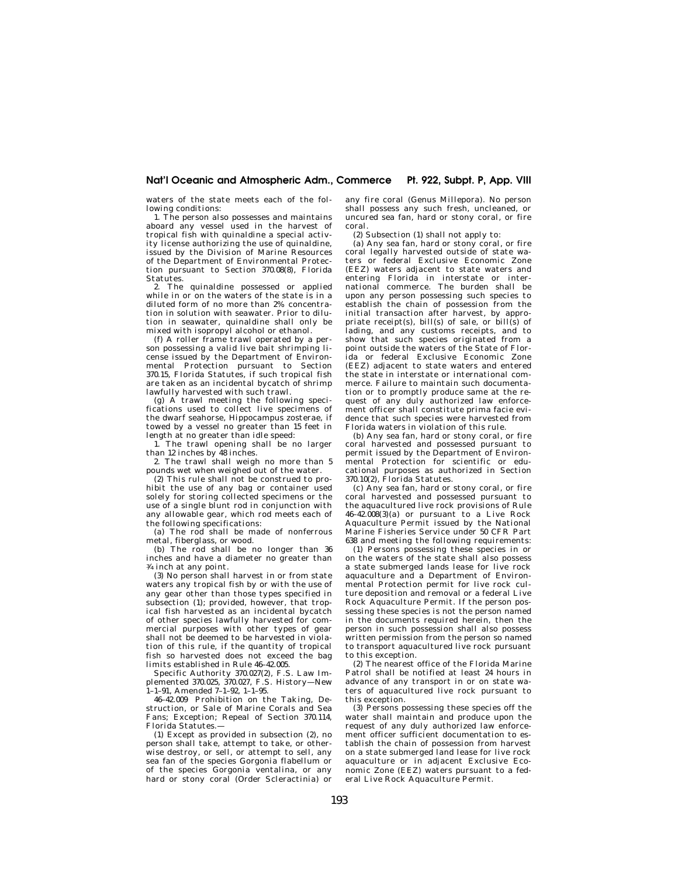waters of the state meets each of the following conditions:

1. The person also possesses and maintains aboard any vessel used in the harvest of tropical fish with quinaldine a special activity license authorizing the use of quinaldine, issued by the Division of Marine Resources of the Department of Environmental Protection pursuant to Section 370.08(8), Florida Statutes.

2. The quinaldine possessed or applied while in or on the waters of the state is in a diluted form of no more than 2% concentration in solution with seawater. Prior to dilution in seawater, quinaldine shall only be mixed with isopropyl alcohol or ethanol.

(f) A roller frame trawl operated by a person possessing a valid live bait shrimping license issued by the Department of Environmental Protection pursuant to Section 370.15, Florida Statutes, if such tropical fish are taken as an incidental bycatch of shrimp lawfully harvested with such trawl.

(g) A trawl meeting the following specifications used to collect live specimens of the dwarf seahorse, Hippocampus zosterae, if towed by a vessel no greater than 15 feet in length at no greater than idle speed:

1. The trawl opening shall be no larger than 12 inches by 48 inches.

2. The trawl shall weigh no more than 5 pounds wet when weighed out of the water.

(2) This rule shall not be construed to prohibit the use of any bag or container used solely for storing collected specimens or the use of a single blunt rod in conjunction with any allowable gear, which rod meets each of the following specifications:

(a) The rod shall be made of nonferrous metal, fiberglass, or wood.

(b) The rod shall be no longer than 36 inches and have a diameter no greater than ¾ inch at any point.

(3) No person shall harvest in or from state waters any tropical fish by or with the use of any gear other than those types specified in subsection (1); provided, however, that tropical fish harvested as an incidental bycatch of other species lawfully harvested for commercial purposes with other types of gear shall not be deemed to be harvested in violation of this rule, if the quantity of tropical fish so harvested does not exceed the bag limits established in Rule 46–42.005.

Specific Authority 370.027(2), F.S. Law Implemented 370.025, 370.027, F.S. History—New 1–1–91, Amended 7–1–92, 1–1–95.

46–42.009 Prohibition on the Taking, Destruction, or Sale of Marine Corals and Sea Fans; Exception; Repeal of Section 370.114, Florida Statutes.—

(1) Except as provided in subsection (2), no person shall take, attempt to take, or otherwise destroy, or sell, or attempt to sell, any sea fan of the species Gorgonia flabellum or of the species Gorgonia ventalina, or any hard or stony coral (Order Scleractinia) or any fire coral (Genus Millepora). No person shall possess any such fresh, uncleaned, or uncured sea fan, hard or stony coral, or fire coral.

(2) Subsection (1) shall not apply to:

(a) Any sea fan, hard or stony coral, or fire coral legally harvested outside of state waters or federal Exclusive Economic Zone (EEZ) waters adjacent to state waters and entering Florida in interstate or international commerce. The burden shall be upon any person possessing such species to establish the chain of possession from the initial transaction after harvest, by appropriate receipt(s), bill(s) of sale, or bill(s) of lading, and any customs receipts, and to show that such species originated from a point outside the waters of the State of Florida or federal Exclusive Economic Zone (EEZ) adjacent to state waters and entered the state in interstate or international commerce. Failure to maintain such documentation or to promptly produce same at the request of any duly authorized law enforcement officer shall constitute prima facie evidence that such species were harvested from Florida waters in violation of this rule.

(b) Any sea fan, hard or stony coral, or fire coral harvested and possessed pursuant to permit issued by the Department of Environmental Protection for scientific or educational purposes as authorized in Section 370.10(2), Florida Statutes.

(c) Any sea fan, hard or stony coral, or fire coral harvested and possessed pursuant to the aquacultured live rock provisions of Rule 46–42.008(3)(a) or pursuant to a Live Rock Aquaculture Permit issued by the National Marine Fisheries Service under 50 CFR Part 638 and meeting the following requirements:

(1) Persons possessing these species in or on the waters of the state shall also possess a state submerged lands lease for live rock aquaculture and a Department of Environmental Protection permit for live rock culture deposition and removal or a federal Live Rock Aquaculture Permit. If the person possessing these species is not the person named in the documents required herein, then the person in such possession shall also possess written permission from the person so named to transport aquacultured live rock pursuant to this exception.

(2) The nearest office of the Florida Marine Patrol shall be notified at least 24 hours in advance of any transport in or on state waters of aquacultured live rock pursuant to this exception.

(3) Persons possessing these species off the water shall maintain and produce upon the request of any duly authorized law enforcement officer sufficient documentation to establish the chain of possession from harvest on a state submerged land lease for live rock aquaculture or in adjacent Exclusive Economic Zone (EEZ) waters pursuant to a federal Live Rock Aquaculture Permit.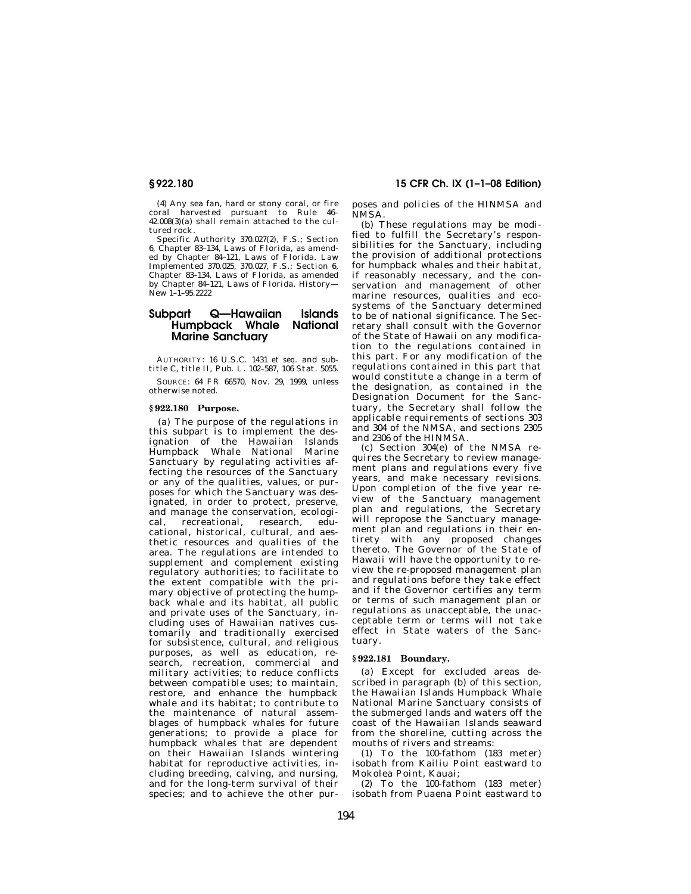(4) Any sea fan, hard or stony coral, or fire coral harvested pursuant to Rule 46–42.008(3)(a) shall remain attached to the cultured rock.

Specific Authority 370.027(2), F.S.; Section 6, Chapter 83–134, Laws of Florida, as amended by Chapter 84–121, Laws of Florida. Law Implemented 370.025, 370.027, F.S.; Section 6, Chapter 83–134, Laws of Florida, as amended by Chapter 84–121, Laws of Florida. History—New 1–1–95.2222

## Subpart Q—Hawaiian Islands Humpback Whale National Marine Sanctuary

AUTHORITY: 16 U.S.C. 1431 *et seq.* and subtitle C, title II, Pub. L. 102–587, 106 Stat. 5055.

SOURCE: 64 FR 66570, Nov. 29, 1999, unless otherwise noted.

### § 922.180 Purpose.

(a) The purpose of the regulations in this subpart is to implement the designation of the Hawaiian Islands Humpback Whale National Marine Sanctuary by regulating activities affecting the resources of the Sanctuary or any of the qualities, values, or purposes for which the Sanctuary was designated, in order to protect, preserve, and manage the conservation, ecological, recreational, research, educational, historical, cultural, and aesthetic resources and qualities of the area. The regulations are intended to supplement and complement existing regulatory authorities; to facilitate to the extent compatible with the primary objective of protecting the humpback whale and its habitat, all public and private uses of the Sanctuary, including uses of Hawaiian natives customarily and traditionally exercised for subsistence, cultural, and religious purposes, as well as education, research, recreation, commercial and military activities; to reduce conflicts between compatible uses; to maintain, restore, and enhance the humpback whale and its habitat; to contribute to the maintenance of natural assemblages of humpback whales for future generations; to provide a place for humpback whales that are dependent on their Hawaiian Islands wintering habitat for reproductive activities, including breeding, calving, and nursing, and for the long-term survival of their species; and to achieve the other purposes and policies of the HINMSA and NMSA.

(b) These regulations may be modified to fulfill the Secretary's responsibilities for the Sanctuary, including the provision of additional protections for humpback whales and their habitat, if reasonably necessary, and the conservation and management of other marine resources, qualities and ecosystems of the Sanctuary determined to be of national significance. The Secretary shall consult with the Governor of the State of Hawaii on any modification to the regulations contained in this part. For any modification of the regulations contained in this part that would constitute a change in a term of the designation, as contained in the Designation Document for the Sanctuary, the Secretary shall follow the applicable requirements of sections 303 and 304 of the NMSA, and sections 2305 and 2306 of the HINMSA.

(c) Section 304(e) of the NMSA requires the Secretary to review management plans and regulations every five years, and make necessary revisions. Upon completion of the five year review of the Sanctuary management plan and regulations, the Secretary will repropose the Sanctuary management plan and regulations in their entirety with any proposed changes thereto. The Governor of the State of Hawaii will have the opportunity to review the re-proposed management plan and regulations before they take effect and if the Governor certifies any term or terms of such management plan or regulations as unacceptable, the unacceptable term or terms will not take effect in State waters of the Sanctuary.

### § 922.181 Boundary.

(a) Except for excluded areas described in paragraph (b) of this section, the Hawaiian Islands Humpback Whale National Marine Sanctuary consists of the submerged lands and waters off the coast of the Hawaiian Islands seaward from the shoreline, cutting across the mouths of rivers and streams:

(1) To the 100-fathom (183 meter) isobath from Kailiu Point eastward to Mokolea Point, Kauai;

(2) To the 100-fathom (183 meter) isobath from Puaena Point eastward to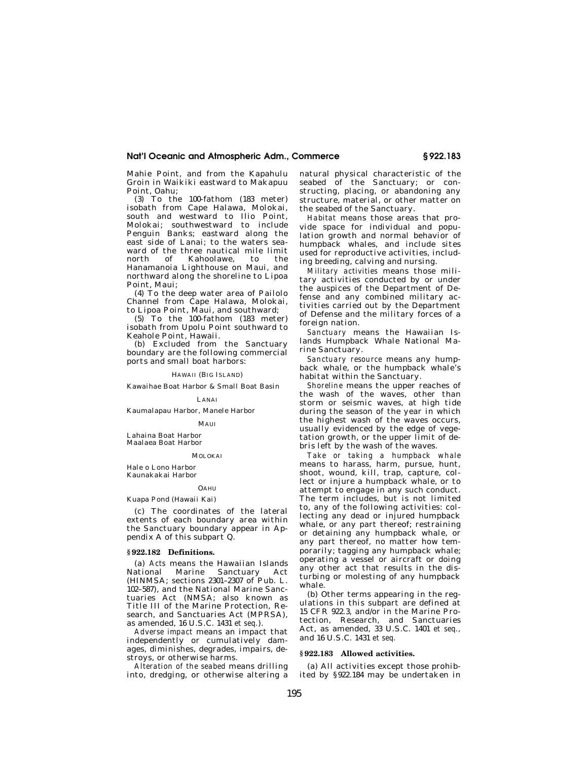Mahie Point, and from the Kapahulu Groin in Waikiki eastward to Makapuu Point, Oahu;

(3) To the 100-fathom (183 meter) isobath from Cape Halawa, Molokai, south and westward to Ilio Point, Molokai; southwestward to include Penguin Banks; eastward along the east side of Lanai; to the waters seaward of the three nautical mile limit north of Kahoolawe, to the Hanamanoia Lighthouse on Maui, and northward along the shoreline to Lipoa Point, Maui;

(4) To the deep water area of Pailolo Channel from Cape Halawa, Molokai, to Lipoa Point, Maui, and southward;

(5) To the 100-fathom (183 meter) isobath from Upolu Point southward to Keahole Point, Hawaii.

(b) Excluded from the Sanctuary boundary are the following commercial ports and small boat harbors:

HAWAII (BIG ISLAND)

Kawaihae Boat Harbor & Small Boat Basin

LANAI

Kaumalapau Harbor, Manele Harbor

MAUI

Lahaina Boat Harbor
Maalaea Boat Harbor

MOLOKAI

Hale o Lono Harbor
Kaunakakai Harbor

OAHU

Kuapa Pond (Hawaii Kai)

(c) The coordinates of the lateral extents of each boundary area within the Sanctuary boundary appear in Appendix A of this subpart Q.

### § 922.182 Definitions.

(a) *Acts* means the Hawaiian Islands National Marine Sanctuary Act (HINMSA; sections 2301–2307 of Pub. L. 102–587), and the National Marine Sanctuaries Act (NMSA; also known as Title III of the Marine Protection, Research, and Sanctuaries Act (MPRSA), as amended, 16 U.S.C. 1431 *et seq.*).

*Adverse impact* means an impact that independently or cumulatively damages, diminishes, degrades, impairs, destroys, or otherwise harms.

*Alteration of the seabed* means drilling into, dredging, or otherwise altering a natural physical characteristic of the seabed of the Sanctuary; or constructing, placing, or abandoning any structure, material, or other matter on the seabed of the Sanctuary.

*Habitat* means those areas that provide space for individual and population growth and normal behavior of humpback whales, and include sites used for reproductive activities, including breeding, calving and nursing.

*Military activities* means those military activities conducted by or under the auspices of the Department of Defense and any combined military activities carried out by the Department of Defense and the military forces of a foreign nation.

*Sanctuary* means the Hawaiian Islands Humpback Whale National Marine Sanctuary.

*Sanctuary resource* means any humpback whale, or the humpback whale's habitat within the Sanctuary.

*Shoreline* means the upper reaches of the wash of the waves, other than storm or seismic waves, at high tide during the season of the year in which the highest wash of the waves occurs, usually evidenced by the edge of vegetation growth, or the upper limit of debris left by the wash of the waves.

*Take or taking a humpback whale* means to harass, harm, pursue, hunt, shoot, wound, kill, trap, capture, collect or injure a humpback whale, or to attempt to engage in any such conduct. The term includes, but is not limited to, any of the following activities: collecting any dead or injured humpback whale, or any part thereof; restraining or detaining any humpback whale, or any part thereof, no matter how temporarily; tagging any humpback whale; operating a vessel or aircraft or doing any other act that results in the disturbing or molesting of any humpback whale.

(b) Other terms appearing in the regulations in this subpart are defined at 15 CFR 922.3, and/or in the Marine Protection, Research, and Sanctuaries Act, as amended, 33 U.S.C. 1401 *et seq.*, and 16 U.S.C. 1431 *et seq.*

### § 922.183 Allowed activities.

(a) All activities except those prohibited by § 922.184 may be undertaken in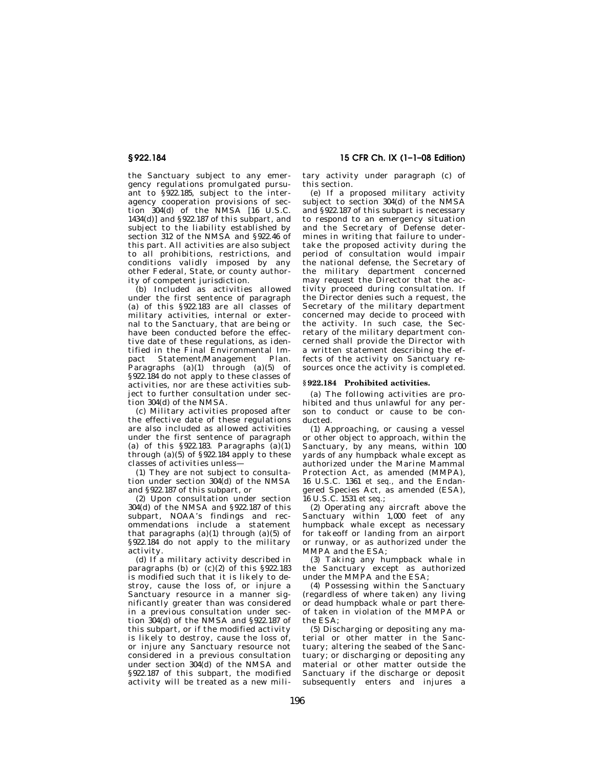the Sanctuary subject to any emergency regulations promulgated pursuant to §922.185, subject to the interagency cooperation provisions of section 304(d) of the NMSA [16 U.S.C. 1434(d)] and §922.187 of this subpart, and subject to the liability established by section 312 of the NMSA and §922.46 of this part. All activities are also subject to all prohibitions, restrictions, and conditions validly imposed by any other Federal, State, or county authority of competent jurisdiction.

(b) Included as activities allowed under the first sentence of paragraph (a) of this §922.183 are all classes of military activities, internal or external to the Sanctuary, that are being or have been conducted before the effective date of these regulations, as identified in the Final Environmental Impact Statement/Management Plan. Paragraphs (a)(1) through (a)(5) of §922.184 do not apply to these classes of activities, nor are these activities subject to further consultation under section 304(d) of the NMSA.

(c) Military activities proposed after the effective date of these regulations are also included as allowed activities under the first sentence of paragraph (a) of this §922.183. Paragraphs (a)(1) through (a)(5) of §922.184 apply to these classes of activities unless—

(1) They are not subject to consultation under section 304(d) of the NMSA and §922.187 of this subpart, or

(2) Upon consultation under section 304(d) of the NMSA and §922.187 of this subpart, NOAA's findings and recommendations include a statement that paragraphs (a)(1) through (a)(5) of §922.184 do not apply to the military activity.

(d) If a military activity described in paragraphs (b) or (c)(2) of this §922.183 is modified such that it is likely to destroy, cause the loss of, or injure a Sanctuary resource in a manner significantly greater than was considered in a previous consultation under section 304(d) of the NMSA and §922.187 of this subpart, or if the modified activity is likely to destroy, cause the loss of, or injure any Sanctuary resource not considered in a previous consultation under section 304(d) of the NMSA and §922.187 of this subpart, the modified activity will be treated as a new military activity under paragraph (c) of this section.

(e) If a proposed military activity subject to section 304(d) of the NMSA and §922.187 of this subpart is necessary to respond to an emergency situation and the Secretary of Defense determines in writing that failure to undertake the proposed activity during the period of consultation would impair the national defense, the Secretary of the military department concerned may request the Director that the activity proceed during consultation. If the Director denies such a request, the Secretary of the military department concerned may decide to proceed with the activity. In such case, the Secretary of the military department concerned shall provide the Director with a written statement describing the effects of the activity on Sanctuary resources once the activity is completed.

## §922.184 Prohibited activities.

(a) The following activities are prohibited and thus unlawful for any person to conduct or cause to be conducted.

(1) Approaching, or causing a vessel or other object to approach, within the Sanctuary, by any means, within 100 yards of any humpback whale except as authorized under the Marine Mammal Protection Act, as amended (MMPA), 16 U.S.C. 1361 *et seq.*, and the Endangered Species Act, as amended (ESA), 16 U.S.C. 1531 *et seq.*;

(2) Operating any aircraft above the Sanctuary within 1,000 feet of any humpback whale except as necessary for takeoff or landing from an airport or runway, or as authorized under the MMPA and the ESA;

(3) Taking any humpback whale in the Sanctuary except as authorized under the MMPA and the ESA;

(4) Possessing within the Sanctuary (regardless of where taken) any living or dead humpback whale or part thereof taken in violation of the MMPA or the ESA;

(5) Discharging or depositing any material or other matter in the Sanctuary; altering the seabed of the Sanctuary; or discharging or depositing any material or other matter outside the Sanctuary if the discharge or deposit subsequently enters and injures a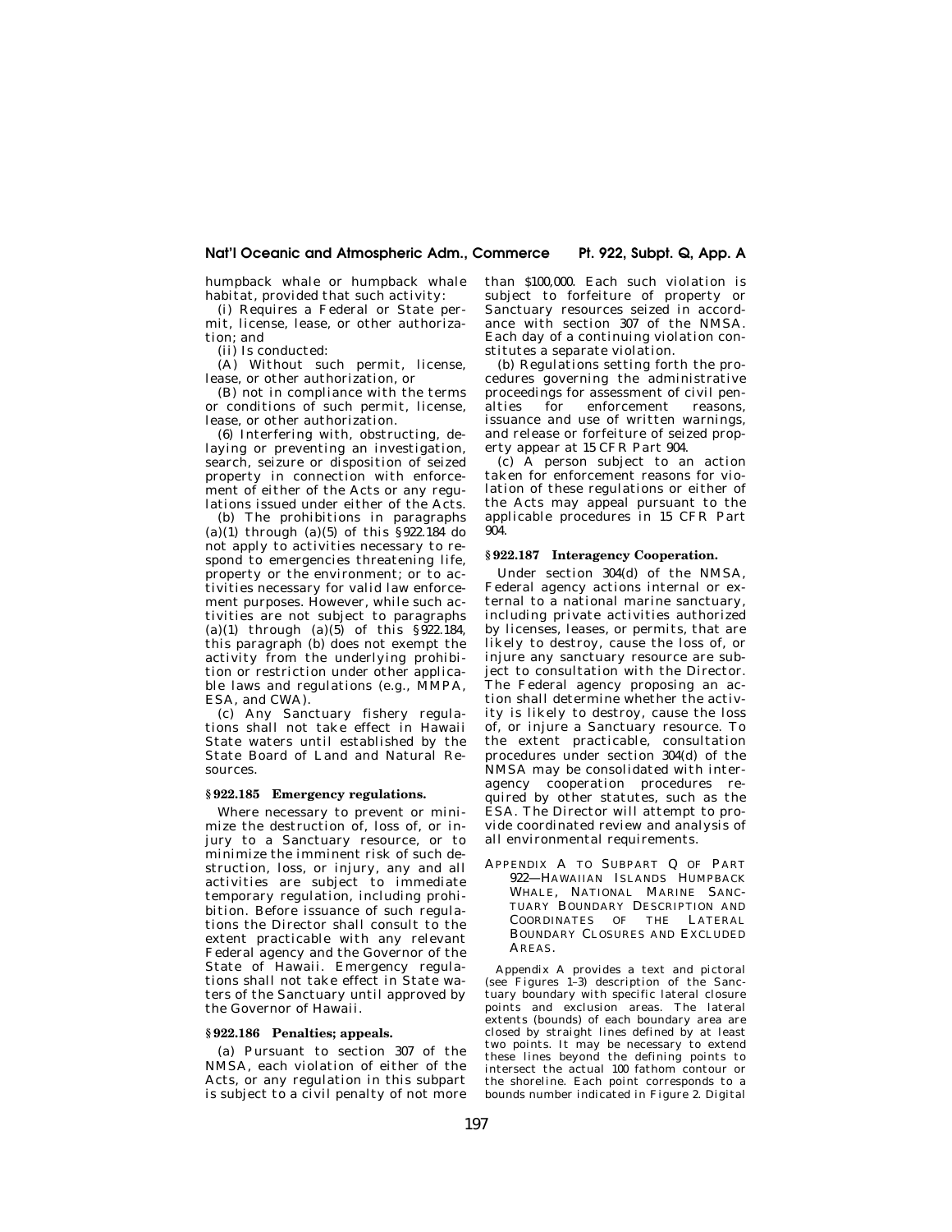humpback whale or humpback whale habitat, provided that such activity:

(i) Requires a Federal or State permit, license, lease, or other authorization; and

(ii) Is conducted:

(A) Without such permit, license, lease, or other authorization, or

(B) not in compliance with the terms or conditions of such permit, license, lease, or other authorization.

(6) Interfering with, obstructing, delaying or preventing an investigation, search, seizure or disposition of seized property in connection with enforcement of either of the Acts or any regulations issued under either of the Acts.

(b) The prohibitions in paragraphs (a)(1) through (a)(5) of this §922.184 do not apply to activities necessary to respond to emergencies threatening life, property or the environment; or to activities necessary for valid law enforcement purposes. However, while such activities are not subject to paragraphs (a)(1) through (a)(5) of this §922.184, this paragraph (b) does not exempt the activity from the underlying prohibition or restriction under other applicable laws and regulations (e.g., MMPA, ESA, and CWA).

(c) Any Sanctuary fishery regulations shall not take effect in Hawaii State waters until established by the State Board of Land and Natural Resources.

### §922.185 Emergency regulations.

Where necessary to prevent or minimize the destruction of, loss of, or injury to a Sanctuary resource, or to minimize the imminent risk of such destruction, loss, or injury, any and all activities are subject to immediate temporary regulation, including prohibition. Before issuance of such regulations the Director shall consult to the extent practicable with any relevant Federal agency and the Governor of the State of Hawaii. Emergency regulations shall not take effect in State waters of the Sanctuary until approved by the Governor of Hawaii.

### §922.186 Penalties; appeals.

(a) Pursuant to section 307 of the NMSA, each violation of either of the Acts, or any regulation in this subpart is subject to a civil penalty of not more than $100,000. Each such violation is subject to forfeiture of property or Sanctuary resources seized in accordance with section 307 of the NMSA. Each day of a continuing violation constitutes a separate violation.

(b) Regulations setting forth the procedures governing the administrative proceedings for assessment of civil penalties for enforcement reasons, issuance and use of written warnings, and release or forfeiture of seized property appear at 15 CFR Part 904.

(c) A person subject to an action taken for enforcement reasons for violation of these regulations or either of the Acts may appeal pursuant to the applicable procedures in 15 CFR Part 904.

### §922.187 Interagency Cooperation.

Under section 304(d) of the NMSA, Federal agency actions internal or external to a national marine sanctuary, including private activities authorized by licenses, leases, or permits, that are likely to destroy, cause the loss of, or injure any sanctuary resource are subject to consultation with the Director. The Federal agency proposing an action shall determine whether the activity is likely to destroy, cause the loss of, or injure a Sanctuary resource. To the extent practicable, consultation procedures under section 304(d) of the NMSA may be consolidated with interagency cooperation procedures required by other statutes, such as the ESA. The Director will attempt to provide coordinated review and analysis of all environmental requirements.

## APPENDIX A TO SUBPART Q OF PART 922—HAWAIIAN ISLANDS HUMPBACK WHALE, NATIONAL MARINE SANCTUARY BOUNDARY DESCRIPTION AND COORDINATES OF THE LATERAL BOUNDARY CLOSURES AND EXCLUDED AREAS.

Appendix A provides a text and pictoral (see Figures 1–3) description of the Sanctuary boundary with specific lateral closure points and exclusion areas. The lateral extents (bounds) of each boundary area are closed by straight lines defined by at least two points. It may be necessary to extend these lines beyond the defining points to intersect the actual 100 fathom contour or the shoreline. Each point corresponds to a bounds number indicated in Figure 2. Digital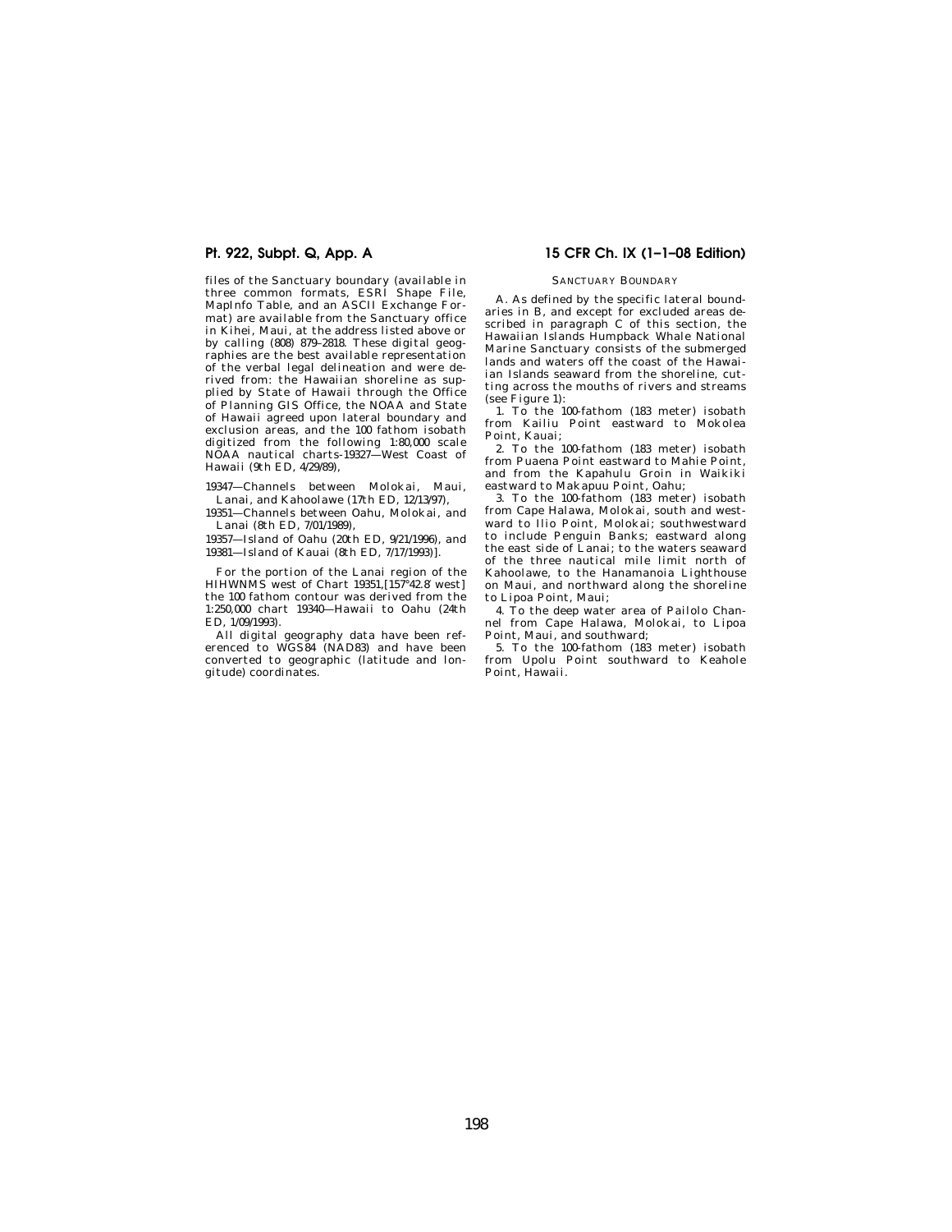files of the Sanctuary boundary (available in three common formats, ESRI Shape File, MapInfo Table, and an ASCII Exchange Format) are available from the Sanctuary office in Kihei, Maui, at the address listed above or by calling (808) 879–2818. These digital geographies are the best available representation of the verbal legal delineation and were derived from: the Hawaiian shoreline as supplied by State of Hawaii through the Office of Planning GIS Office, the NOAA and State of Hawaii agreed upon lateral boundary and exclusion areas, and the 100 fathom isobath digitized from the following 1:80,000 scale NOAA nautical charts-19327—West Coast of Hawaii (9th ED, 4/29/89),

19347—Channels between Molokai, Maui, Lanai, and Kahoolawe (17th ED, 12/13/97),

19351—Channels between Oahu, Molokai, and Lanai (8th ED, 7/01/1989),

19357—Island of Oahu (20th ED, 9/21/1996), and 19381—Island of Kauai (8th ED, 7/17/1993)].

For the portion of the Lanai region of the HIHWNMS west of Chart 19351,[157°42.8′ west] the 100 fathom contour was derived from the 1:250,000 chart 19340—Hawaii to Oahu (24th ED, 1/09/1993).

All digital geography data have been referenced to WGS84 (NAD83) and have been converted to geographic (latitude and longitude) coordinates.

SANCTUARY BOUNDARY

A. As defined by the specific lateral boundaries in B, and except for excluded areas described in paragraph C of this section, the Hawaiian Islands Humpback Whale National Marine Sanctuary consists of the submerged lands and waters off the coast of the Hawaiian Islands seaward from the shoreline, cutting across the mouths of rivers and streams (see Figure 1):

1. To the 100-fathom (183 meter) isobath from Kailiu Point eastward to Mokolea Point, Kauai;

2. To the 100-fathom (183 meter) isobath from Puaena Point eastward to Mahie Point, and from the Kapahulu Groin in Waikiki eastward to Makapuu Point, Oahu;

3. To the 100-fathom (183 meter) isobath from Cape Halawa, Molokai, south and westward to Ilio Point, Molokai; southwestward to include Penguin Banks; eastward along the east side of Lanai; to the waters seaward of the three nautical mile limit north of Kahoolawe, to the Hanamanoia Lighthouse on Maui, and northward along the shoreline to Lipoa Point, Maui;

4. To the deep water area of Pailolo Channel from Cape Halawa, Molokai, to Lipoa Point, Maui, and southward;

5. To the 100-fathom (183 meter) isobath from Upolu Point southward to Keahole Point, Hawaii.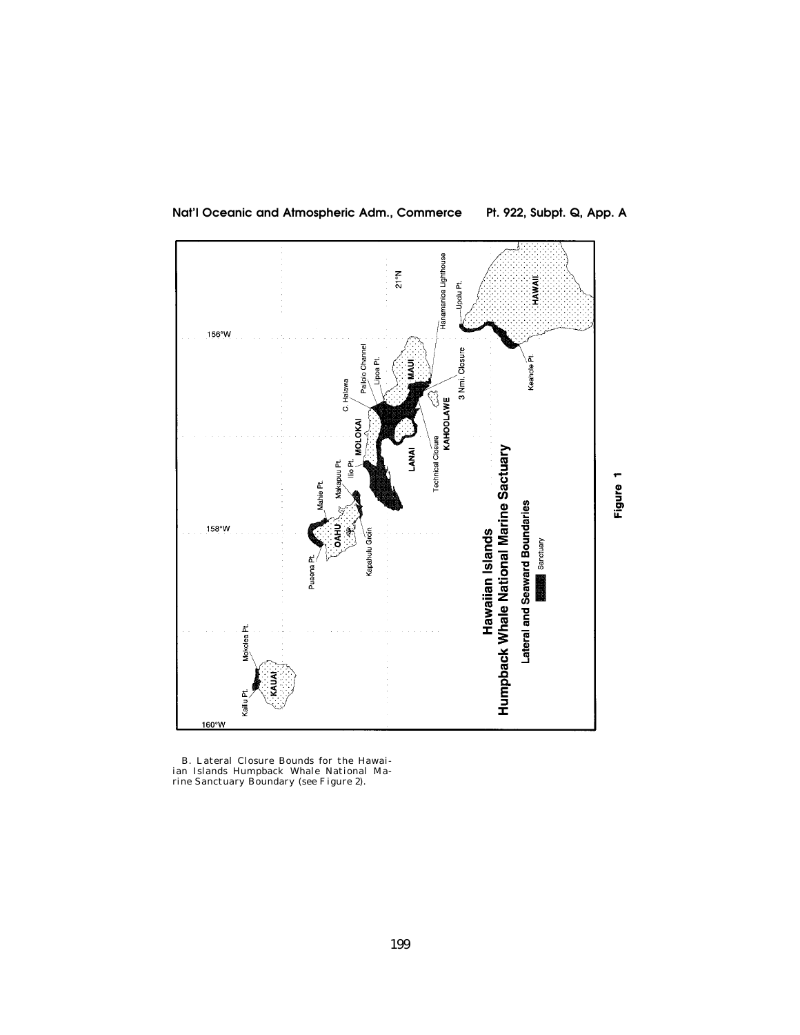Hawaiian Islands
Humpback Whale National Marine Sactuary

Lateral and Seaward Boundaries

Sanctuary

Figure 1

B. Lateral Closure Bounds for the Hawaiian Islands Humpback Whale National Marine Sanctuary Boundary (see Figure 2).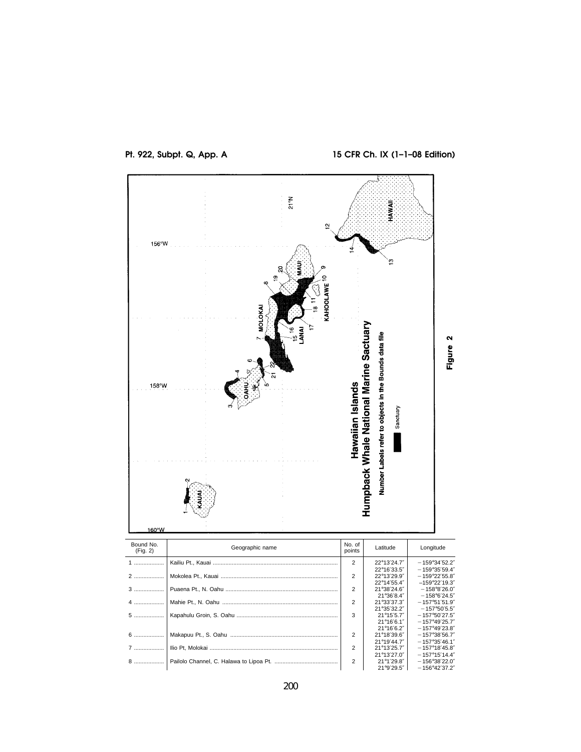Hawaiian Islands Humpback Whale National Marine Sactuary

Number Labels refer to objects in the Bounds data file

Sanctuary

Figure 2

| Bound No. (Fig. 2) | Geographic name | No. of points | Latitude | Longitude |
| --- | --- | --- | --- | --- |
| 1 | Kailiu Pt., Kauai | 2 | 22°13′24.7″ | −159°34′52.2″ |
| | | | 22°16′33.5″ | −159°35′59.4″ |
| 2 | Mokolea Pt., Kauai | 2 | 22°13′29.9″ | −159°22′55.8″ |
| | | | 22°14′55.4″ | −159°22′19.3″ |
| 3 | Puaena Pt., N. Oahu | 2 | 21°38′24.6″ | −158°8′26.0″ |
| | | | 21°36′8.4″ | −158°6′24.5″ |
| 4 | Mahie Pt., N. Oahu | 2 | 21°33′37.3″ | −157°51′51.9″ |
| | | | 21°35′32.2″ | −157°50′5.5″ |
| 5 | Kapahulu Groin, S. Oahu | 3 | 21°15′5.7″ | −157°50′27.5″ |
| | | | 21°16′6.1″ | −157°49′25.7″ |
| | | | 21°16′6.2″ | −157°49′23.8″ |
| 6 | Makapuu Pt., S. Oahu | 2 | 21°18′39.6″ | −157°38′56.7″ |
| | | | 21°19′44.7″ | −157°35′46.1″ |
| 7 | Ilio Pt, Molokai | 2 | 21°13′25.7″ | −157°18′45.8″ |
| | | | 21°13′27.0″ | −157°15′14.4″ |
| 8 | Pailolo Channel, C. Halawa to Lipoa Pt. | 2 | 21°1′29.8″ | −156°38′22.0″ |
| | | | 21°9′29.5″ | −156°42′37.2″ |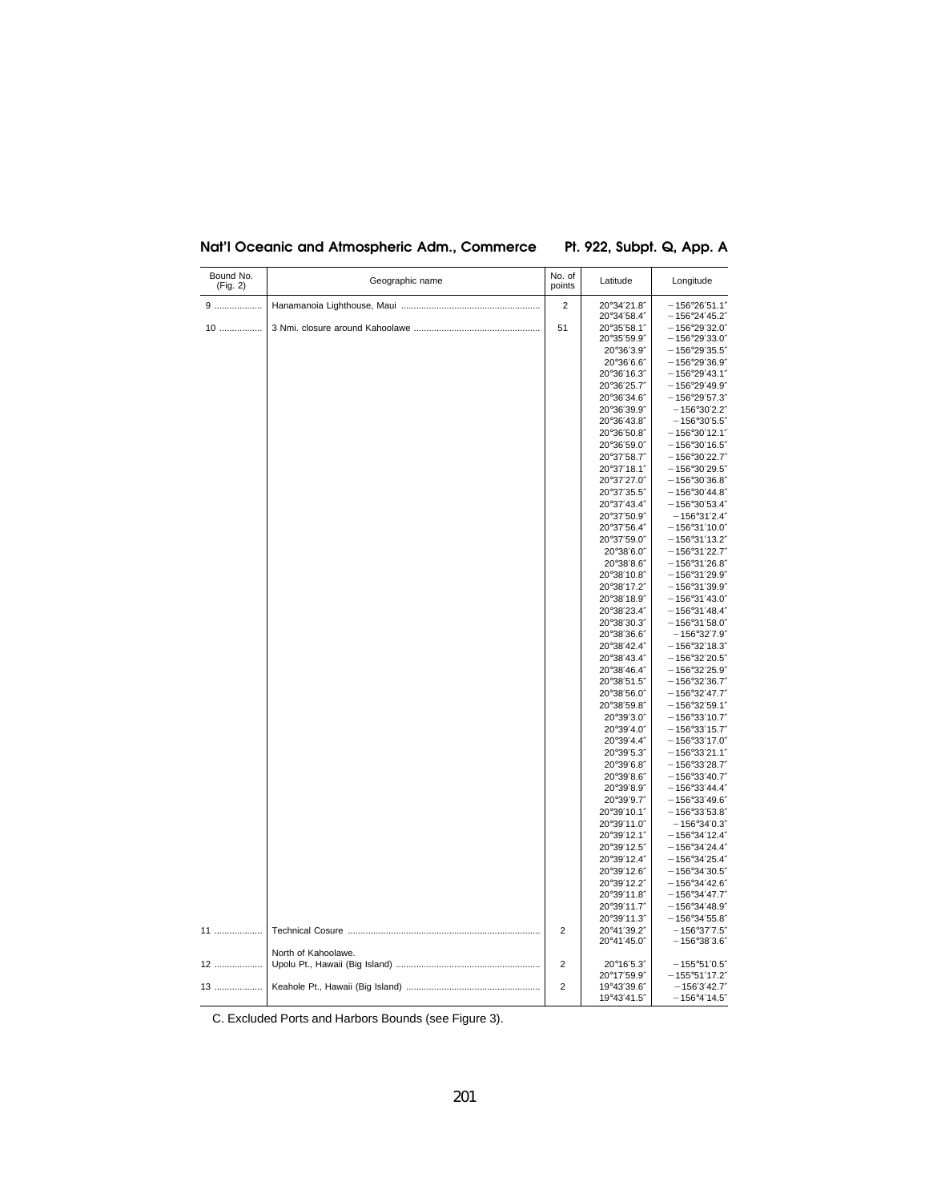| Bound No. (Fig. 2) | Geographic name | No. of points | Latitude | Longitude |
|---|---|---|---|---|
| 9 | Hanamanoia Lighthouse, Maui | 2 | 20°34′21.8″ | −156°26′51.1″ |
| | | | 20°34′58.4″ | −156°24′45.2″ |
| 10 | 3 Nmi. closure around Kahoolawe | 51 | 20°35′58.1″ | −156°29′32.0″ |
| | | | 20°35′59.9″ | −156°29′33.0″ |
| | | | 20°36′3.9″ | −156°29′35.5″ |
| | | | 20°36′6.6″ | −156°29′36.9″ |
| | | | 20°36′16.3″ | −156°29′43.1″ |
| | | | 20°36′25.7″ | −156°29′49.9″ |
| | | | 20°36′34.6″ | −156°29′57.3″ |
| | | | 20°36′39.9″ | −156°30′2.2″ |
| | | | 20°36′43.8″ | −156°30′5.5″ |
| | | | 20°36′50.8″ | −156°30′12.1″ |
| | | | 20°36′59.0″ | −156°30′16.5″ |
| | | | 20°37′58.7″ | −156°30′22.7″ |
| | | | 20°37′18.1″ | −156°30′29.5″ |
| | | | 20°37′27.0″ | −156°30′36.8″ |
| | | | 20°37′35.5″ | −156°30′44.8″ |
| | | | 20°37′43.4″ | −156°30′53.4″ |
| | | | 20°37′50.9″ | −156°31′2.4″ |
| | | | 20°37′56.4″ | −156°31′10.0″ |
| | | | 20°37′59.0″ | −156°31′13.2″ |
| | | | 20°38′6.0″ | −156°31′22.7″ |
| | | | 20°38′8.6″ | −156°31′26.8″ |
| | | | 20°38′10.8″ | −156°31′29.9″ |
| | | | 20°38′17.2″ | −156°31′39.9″ |
| | | | 20°38′18.9″ | −156°31′43.0″ |
| | | | 20°38′23.4″ | −156°31′48.4″ |
| | | | 20°38′30.3″ | −156°31′58.0″ |
| | | | 20°38′36.6″ | −156°32′7.9″ |
| | | | 20°38′42.4″ | −156°32′18.3″ |
| | | | 20°38′43.4″ | −156°32′20.5″ |
| | | | 20°38′46.4″ | −156°32′25.9″ |
| | | | 20°38′51.5″ | −156°32′36.7″ |
| | | | 20°38′56.0″ | −156°32′47.7″ |
| | | | 20°38′59.8″ | −156°32′59.1″ |
| | | | 20°39′3.0″ | −156°33′10.7″ |
| | | | 20°39′4.0″ | −156°33′15.7″ |
| | | | 20°39′4.4″ | −156°33′17.0″ |
| | | | 20°39′5.3″ | −156°33′21.1″ |
| | | | 20°39′6.8″ | −156°33′28.7″ |
| | | | 20°39′8.6″ | −156°33′40.7″ |
| | | | 20°39′8.9″ | −156°33′44.4″ |
| | | | 20°39′9.7″ | −156°33′49.6″ |
| | | | 20°39′10.1″ | −156°33′53.8″ |
| | | | 20°39′11.0″ | −156°34′0.3″ |
| | | | 20°39′12.1″ | −156°34′12.4″ |
| | | | 20°39′12.5″ | −156°34′24.4″ |
| | | | 20°39′12.4″ | −156°34′25.4″ |
| | | | 20°39′12.6″ | −156°34′30.5″ |
| | | | 20°39′12.2″ | −156°34′42.6″ |
| | | | 20°39′11.8″ | −156°34′47.7″ |
| | | | 20°39′11.7″ | −156°34′48.9″ |
| | | | 20°39′11.3″ | −156°34′55.8″ |
| 11 | Technical Cosure | 2 | 20°41′39.2″ | −156°37′7.5″ |
| | | | 20°41′45.0″ | −156°38′3.6″ |
| | North of Kahoolawe. | | | |
| 12 | Upolu Pt., Hawaii (Big Island) | 2 | 20°16′5.3″ | −155°51′0.5″ |
| | | | 20°17′59.9″ | −155°51′17.2″ |
| 13 | Keahole Pt., Hawaii (Big Island) | 2 | 19°43′39.6″ | −156°3′42.7″ |
| | | | 19°43′41.5″ | −156°4′14.5″ |

C. Excluded Ports and Harbors Bounds (see Figure 3).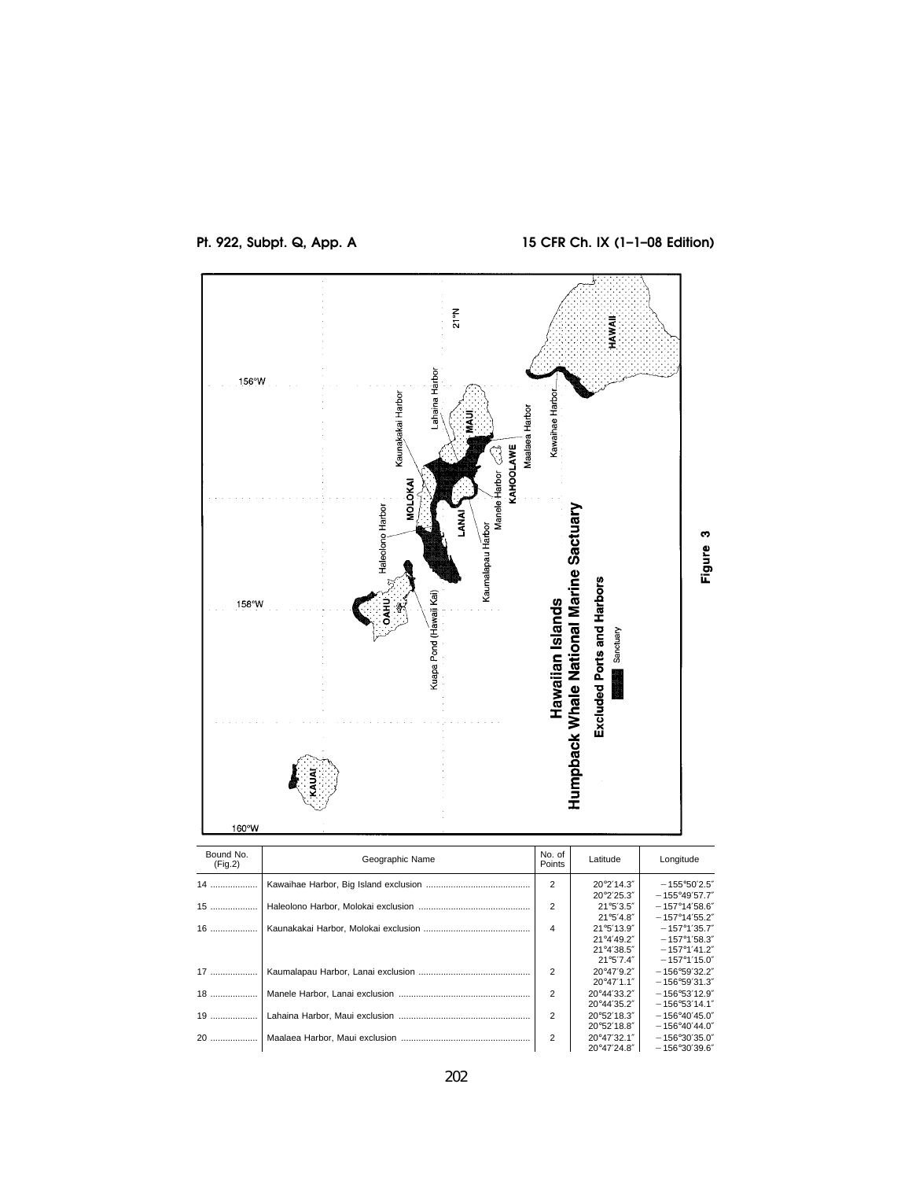Hawaiian Islands
Humpback Whale National Marine Sactuary

Excluded Ports and Harbors

Sanctuary

Figure 3

| Bound No. (Fig.2) | Geographic Name | No. of Points | Latitude | Longitude |
|---|---|---|---|---|
| 14 | Kawaihae Harbor, Big Island exclusion | 2 | 20°2′14.3″ | −155°50′2.5″ |
| | | | 20°2′25.3″ | −155°49′57.7″ |
| 15 | Haleolono Harbor, Molokai exclusion | 2 | 21°5′3.5″ | −157°14′58.6″ |
| | | | 21°5′4.8″ | −157°14′55.2″ |
| 16 | Kaunakakai Harbor, Molokai exclusion | 4 | 21°5′13.9″ | −157°1′35.7″ |
| | | | 21°4′49.2″ | −157°1′58.3″ |
| | | | 21°4′38.5″ | −157°1′41.2″ |
| | | | 21°5′7.4″ | −157°1′15.0″ |
| 17 | Kaumalapau Harbor, Lanai exclusion | 2 | 20°47′9.2″ | −156°59′32.2″ |
| | | | 20°47′1.1″ | −156°59′31.3″ |
| 18 | Manele Harbor, Lanai exclusion | 2 | 20°44′33.2″ | −156°53′12.9″ |
| | | | 20°44′35.2″ | −156°53′14.1″ |
| 19 | Lahaina Harbor, Maui exclusion | 2 | 20°52′18.3″ | −156°40′45.0″ |
| | | | 20°52′18.8″ | −156°40′44.0″ |
| 20 | Maalaea Harbor, Maui exclusion | 2 | 20°47′32.1″ | −156°30′35.0″ |
| | | | 20°47′24.8″ | −156°30′39.6″ |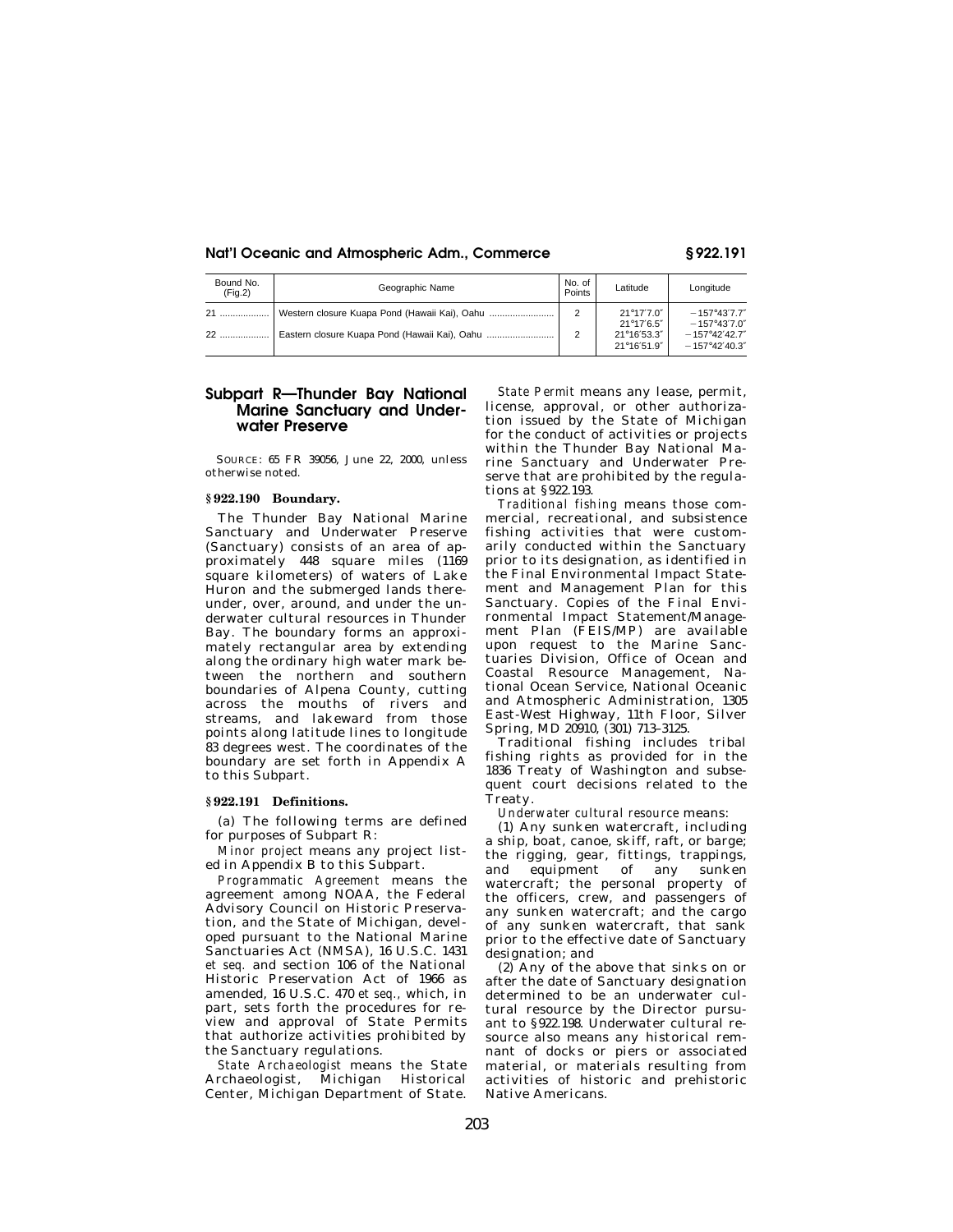| Bound No. (Fig.2) | Geographic Name | No. of Points | Latitude | Longitude |
| --- | --- | --- | --- | --- |
| 21 | Western closure Kuapa Pond (Hawaii Kai), Oahu | 2 | 21°17′7.0″<br>21°17′6.5″ | −157°43′7.7″<br>−157°43′7.0″ |
| 22 | Eastern closure Kuapa Pond (Hawaii Kai), Oahu | 2 | 21°16′53.3″<br>21°16′51.9″ | −157°42′42.7″<br>−157°42′40.3″ |

## Subpart R—Thunder Bay National Marine Sanctuary and Underwater Preserve

SOURCE: 65 FR 39056, June 22, 2000, unless otherwise noted.

### § 922.190 Boundary.

The Thunder Bay National Marine Sanctuary and Underwater Preserve (Sanctuary) consists of an area of approximately 448 square miles (1169 square kilometers) of waters of Lake Huron and the submerged lands thereunder, over, around, and under the underwater cultural resources in Thunder Bay. The boundary forms an approximately rectangular area by extending along the ordinary high water mark between the northern and southern boundaries of Alpena County, cutting across the mouths of rivers and streams, and lakeward from those points along latitude lines to longitude 83 degrees west. The coordinates of the boundary are set forth in Appendix A to this Subpart.

### § 922.191 Definitions.

(a) The following terms are defined for purposes of Subpart R:

*Minor project* means any project listed in Appendix B to this Subpart.

*Programmatic Agreement* means the agreement among NOAA, the Federal Advisory Council on Historic Preservation, and the State of Michigan, developed pursuant to the National Marine Sanctuaries Act (NMSA), 16 U.S.C. 1431 *et seq.* and section 106 of the National Historic Preservation Act of 1966 as amended, 16 U.S.C. 470 *et seq.,* which, in part, sets forth the procedures for review and approval of State Permits that authorize activities prohibited by the Sanctuary regulations.

*State Archaeologist* means the State Archaeologist, Michigan Historical Center, Michigan Department of State.

*State Permit* means any lease, permit, license, approval, or other authorization issued by the State of Michigan for the conduct of activities or projects within the Thunder Bay National Marine Sanctuary and Underwater Preserve that are prohibited by the regulations at § 922.193.

*Traditional fishing* means those commercial, recreational, and subsistence fishing activities that were customarily conducted within the Sanctuary prior to its designation, as identified in the Final Environmental Impact Statement and Management Plan for this Sanctuary. Copies of the Final Environmental Impact Statement/Management Plan (FEIS/MP) are available upon request to the Marine Sanctuaries Division, Office of Ocean and Coastal Resource Management, National Ocean Service, National Oceanic and Atmospheric Administration, 1305 East-West Highway, 11th Floor, Silver Spring, MD 20910, (301) 713–3125.

Traditional fishing includes tribal fishing rights as provided for in the 1836 Treaty of Washington and subsequent court decisions related to the Treaty.

*Underwater cultural resource* means:

(1) Any sunken watercraft, including a ship, boat, canoe, skiff, raft, or barge; the rigging, gear, fittings, trappings, and equipment of any sunken watercraft; the personal property of the officers, crew, and passengers of any sunken watercraft; and the cargo of any sunken watercraft, that sank prior to the effective date of Sanctuary designation; and

(2) Any of the above that sinks on or after the date of Sanctuary designation determined to be an underwater cultural resource by the Director pursuant to § 922.198. Underwater cultural resource also means any historical remnant of docks or piers or associated material, or materials resulting from activities of historic and prehistoric Native Americans.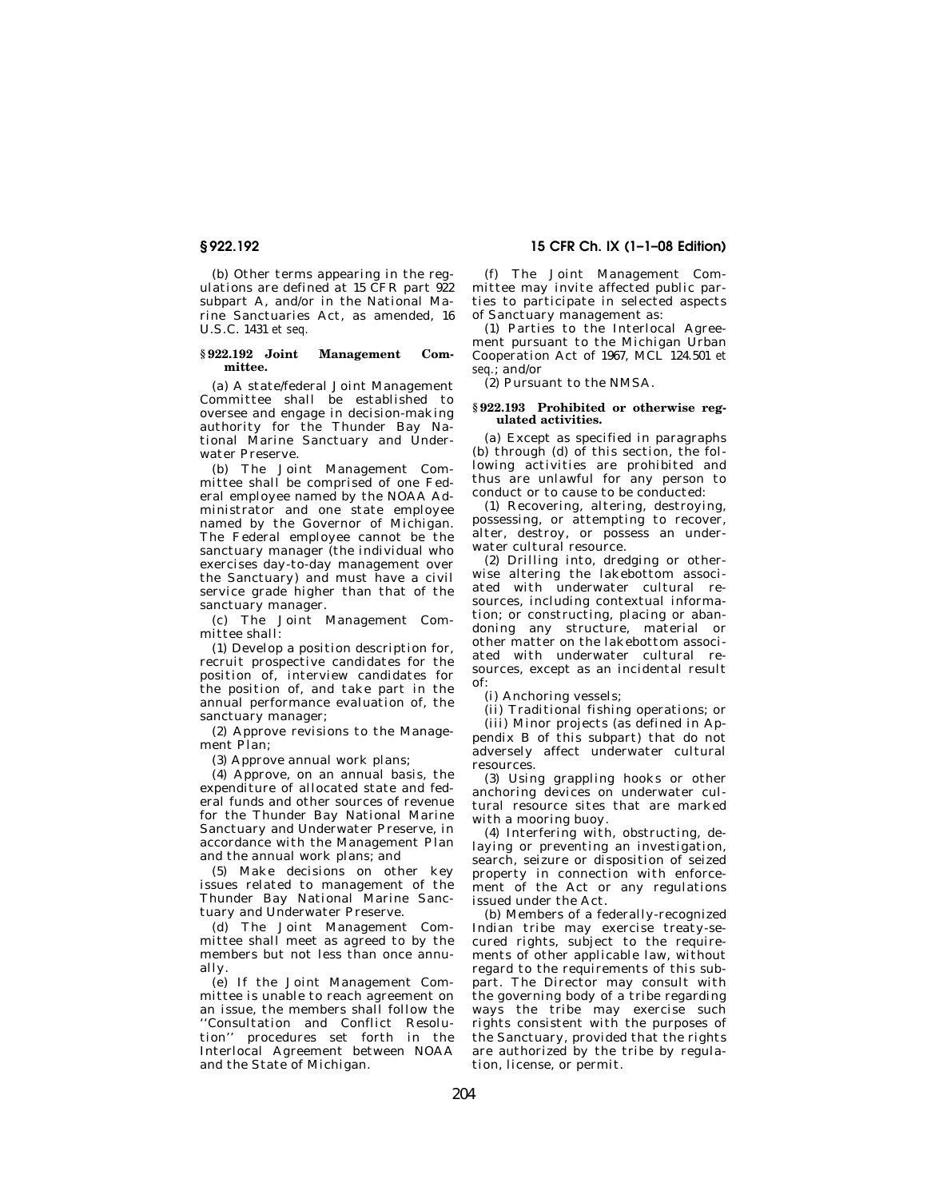(b) Other terms appearing in the regulations are defined at 15 CFR part 922 subpart A, and/or in the National Marine Sanctuaries Act, as amended, 16 U.S.C. 1431 *et seq.*

### § 922.192 Joint Management Committee.

(a) A state/federal Joint Management Committee shall be established to oversee and engage in decision-making authority for the Thunder Bay National Marine Sanctuary and Underwater Preserve.

(b) The Joint Management Committee shall be comprised of one Federal employee named by the NOAA Administrator and one state employee named by the Governor of Michigan. The Federal employee cannot be the sanctuary manager (the individual who exercises day-to-day management over the Sanctuary) and must have a civil service grade higher than that of the sanctuary manager.

(c) The Joint Management Committee shall:

(1) Develop a position description for, recruit prospective candidates for the position of, interview candidates for the position of, and take part in the annual performance evaluation of, the sanctuary manager;

(2) Approve revisions to the Management Plan;

(3) Approve annual work plans;

(4) Approve, on an annual basis, the expenditure of allocated state and federal funds and other sources of revenue for the Thunder Bay National Marine Sanctuary and Underwater Preserve, in accordance with the Management Plan and the annual work plans; and

(5) Make decisions on other key issues related to management of the Thunder Bay National Marine Sanctuary and Underwater Preserve.

(d) The Joint Management Committee shall meet as agreed to by the members but not less than once annually.

(e) If the Joint Management Committee is unable to reach agreement on an issue, the members shall follow the ''Consultation and Conflict Resolution'' procedures set forth in the Interlocal Agreement between NOAA and the State of Michigan.

(f) The Joint Management Committee may invite affected public parties to participate in selected aspects of Sanctuary management as:

(1) Parties to the Interlocal Agreement pursuant to the Michigan Urban Cooperation Act of 1967, MCL 124.501 *et seq.*; and/or

(2) Pursuant to the NMSA.

### § 922.193 Prohibited or otherwise regulated activities.

(a) Except as specified in paragraphs (b) through (d) of this section, the following activities are prohibited and thus are unlawful for any person to conduct or to cause to be conducted:

(1) Recovering, altering, destroying, possessing, or attempting to recover, alter, destroy, or possess an underwater cultural resource.

(2) Drilling into, dredging or otherwise altering the lakebottom associated with underwater cultural resources, including contextual information; or constructing, placing or abandoning any structure, material or other matter on the lakebottom associated with underwater cultural resources, except as an incidental result of:

(i) Anchoring vessels;

(ii) Traditional fishing operations; or

(iii) Minor projects (as defined in Appendix B of this subpart) that do not adversely affect underwater cultural resources.

(3) Using grappling hooks or other anchoring devices on underwater cultural resource sites that are marked with a mooring buoy.

(4) Interfering with, obstructing, delaying or preventing an investigation, search, seizure or disposition of seized property in connection with enforcement of the Act or any regulations issued under the Act.

(b) Members of a federally-recognized Indian tribe may exercise treaty-secured rights, subject to the requirements of other applicable law, without regard to the requirements of this subpart. The Director may consult with the governing body of a tribe regarding ways the tribe may exercise such rights consistent with the purposes of the Sanctuary, provided that the rights are authorized by the tribe by regulation, license, or permit.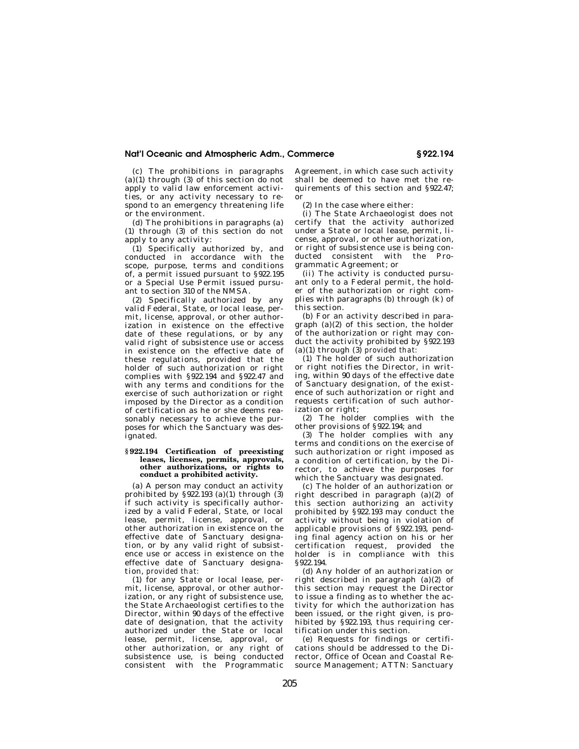(c) The prohibitions in paragraphs (a)(1) through (3) of this section do not apply to valid law enforcement activities, or any activity necessary to respond to an emergency threatening life or the environment.

(d) The prohibitions in paragraphs (a) (1) through (3) of this section do not apply to any activity:

(1) Specifically authorized by, and conducted in accordance with the scope, purpose, terms and conditions of, a permit issued pursuant to §922.195 or a Special Use Permit issued pursuant to section 310 of the NMSA.

(2) Specifically authorized by any valid Federal, State, or local lease, permit, license, approval, or other authorization in existence on the effective date of these regulations, or by any valid right of subsistence use or access in existence on the effective date of these regulations, provided that the holder of such authorization or right complies with §922.194 and §922.47 and with any terms and conditions for the exercise of such authorization or right imposed by the Director as a condition of certification as he or she deems reasonably necessary to achieve the purposes for which the Sanctuary was designated.

### §922.194 Certification of preexisting leases, licenses, permits, approvals, other authorizations, or rights to conduct a prohibited activity.

(a) A person may conduct an activity prohibited by §922.193 (a)(1) through (3) if such activity is specifically authorized by a valid Federal, State, or local lease, permit, license, approval, or other authorization in existence on the effective date of Sanctuary designation, or by any valid right of subsistence use or access in existence on the effective date of Sanctuary designation, *provided that:*

(1) for any State or local lease, permit, license, approval, or other authorization, or any right of subsistence use, the State Archaeologist certifies to the Director, within 90 days of the effective date of designation, that the activity authorized under the State or local lease, permit, license, approval, or other authorization, or any right of subsistence use, is being conducted consistent with the Programmatic Agreement, in which case such activity shall be deemed to have met the requirements of this section and §922.47; or

(2) In the case where either:

(i) The State Archaeologist does not certify that the activity authorized under a State or local lease, permit, license, approval, or other authorization, or right of subsistence use is being conducted consistent with the Programmatic Agreement; or

(ii) The activity is conducted pursuant only to a Federal permit, the holder of the authorization or right complies with paragraphs (b) through (k) of this section.

(b) For an activity described in paragraph (a)(2) of this section, the holder of the authorization or right may conduct the activity prohibited by §922.193 (a)(1) through (3) *provided that:*

(1) The holder of such authorization or right notifies the Director, in writing, within 90 days of the effective date of Sanctuary designation, of the existence of such authorization or right and requests certification of such authorization or right;

(2) The holder complies with the other provisions of §922.194; and

(3) The holder complies with any terms and conditions on the exercise of such authorization or right imposed as a condition of certification, by the Director, to achieve the purposes for which the Sanctuary was designated.

(c) The holder of an authorization or right described in paragraph (a)(2) of this section authorizing an activity prohibited by §922.193 may conduct the activity without being in violation of applicable provisions of §922.193, pending final agency action on his or her certification request, provided the holder is in compliance with this §922.194.

(d) Any holder of an authorization or right described in paragraph (a)(2) of this section may request the Director to issue a finding as to whether the activity for which the authorization has been issued, or the right given, is prohibited by §922.193, thus requiring certification under this section.

(e) Requests for findings or certifications should be addressed to the Director, Office of Ocean and Coastal Resource Management; ATTN: Sanctuary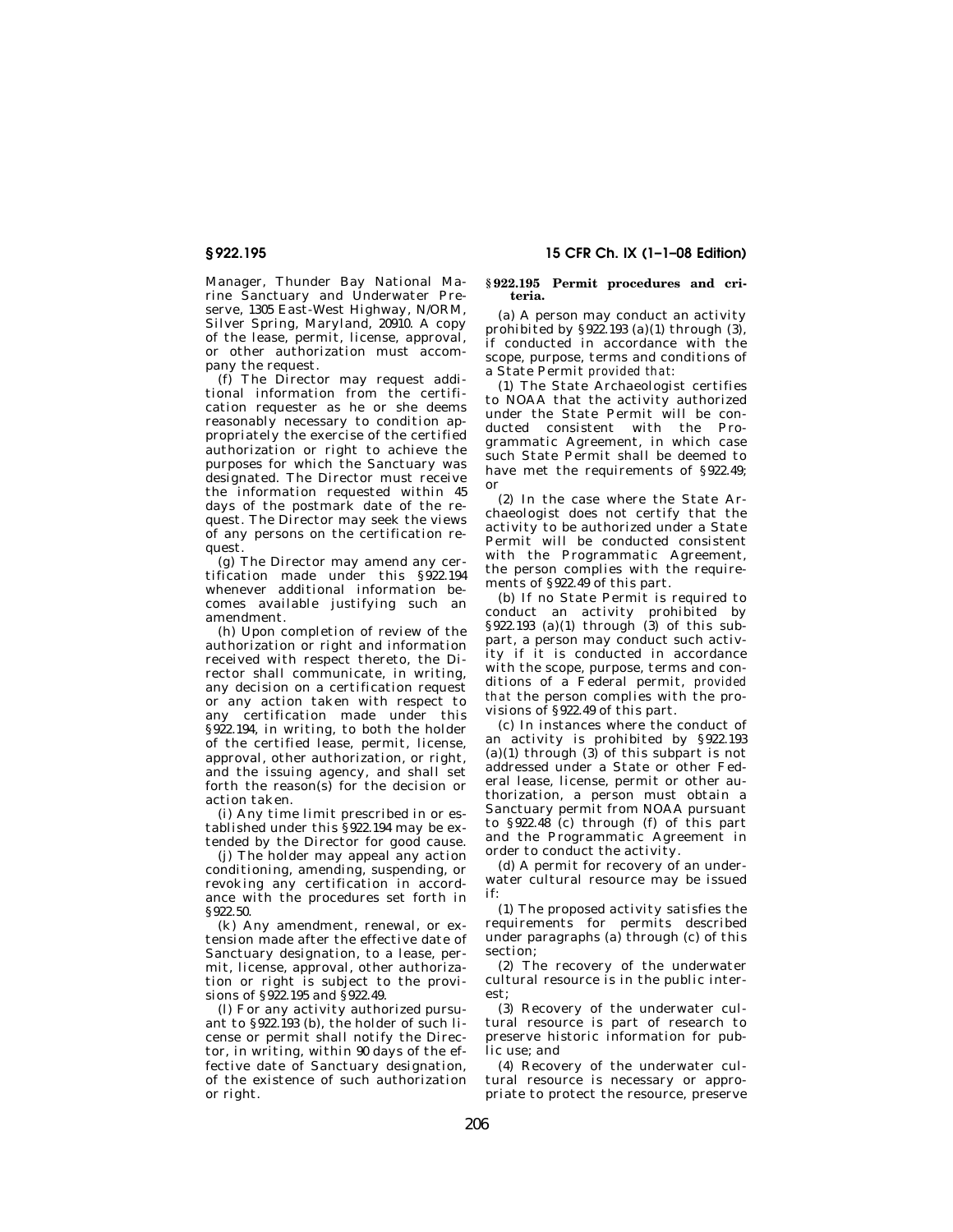Manager, Thunder Bay National Marine Sanctuary and Underwater Preserve, 1305 East-West Highway, N/ORM, Silver Spring, Maryland, 20910. A copy of the lease, permit, license, approval, or other authorization must accompany the request.

(f) The Director may request additional information from the certification requester as he or she deems reasonably necessary to condition appropriately the exercise of the certified authorization or right to achieve the purposes for which the Sanctuary was designated. The Director must receive the information requested within 45 days of the postmark date of the request. The Director may seek the views of any persons on the certification request.

(g) The Director may amend any certification made under this §922.194 whenever additional information becomes available justifying such an amendment.

(h) Upon completion of review of the authorization or right and information received with respect thereto, the Director shall communicate, in writing, any decision on a certification request or any action taken with respect to any certification made under this §922.194, in writing, to both the holder of the certified lease, permit, license, approval, other authorization, or right, and the issuing agency, and shall set forth the reason(s) for the decision or action taken.

(i) Any time limit prescribed in or established under this §922.194 may be extended by the Director for good cause.

(j) The holder may appeal any action conditioning, amending, suspending, or revoking any certification in accordance with the procedures set forth in §922.50.

(k) Any amendment, renewal, or extension made after the effective date of Sanctuary designation, to a lease, permit, license, approval, other authorization or right is subject to the provisions of §922.195 and §922.49.

(l) For any activity authorized pursuant to §922.193 (b), the holder of such license or permit shall notify the Director, in writing, within 90 days of the effective date of Sanctuary designation, of the existence of such authorization or right.

## §922.195 Permit procedures and criteria.

(a) A person may conduct an activity prohibited by §922.193 (a)(1) through (3), if conducted in accordance with the scope, purpose, terms and conditions of a State Permit *provided that*:

(1) The State Archaeologist certifies to NOAA that the activity authorized under the State Permit will be conducted consistent with the Programmatic Agreement, in which case such State Permit shall be deemed to have met the requirements of §922.49; or

(2) In the case where the State Archaeologist does not certify that the activity to be authorized under a State Permit will be conducted consistent with the Programmatic Agreement, the person complies with the requirements of §922.49 of this part.

(b) If no State Permit is required to conduct an activity prohibited by §922.193 (a)(1) through (3) of this subpart, a person may conduct such activity if it is conducted in accordance with the scope, purpose, terms and conditions of a Federal permit, *provided that* the person complies with the provisions of §922.49 of this part.

(c) In instances where the conduct of an activity is prohibited by §922.193 (a)(1) through (3) of this subpart is not addressed under a State or other Federal lease, license, permit or other authorization, a person must obtain a Sanctuary permit from NOAA pursuant to §922.48 (c) through (f) of this part and the Programmatic Agreement in order to conduct the activity.

(d) A permit for recovery of an underwater cultural resource may be issued if:

(1) The proposed activity satisfies the requirements for permits described under paragraphs (a) through (c) of this section;

(2) The recovery of the underwater cultural resource is in the public interest;

(3) Recovery of the underwater cultural resource is part of research to preserve historic information for public use; and

(4) Recovery of the underwater cultural resource is necessary or appropriate to protect the resource, preserve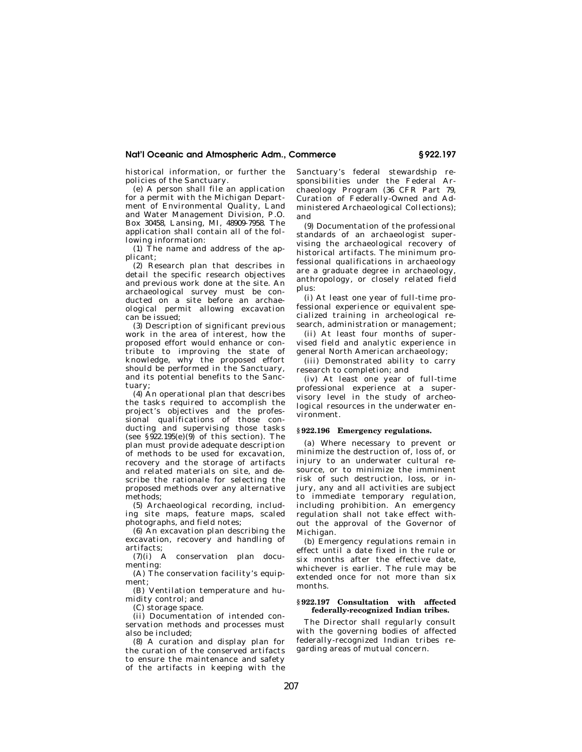historical information, or further the policies of the Sanctuary.

(e) A person shall file an application for a permit with the Michigan Department of Environmental Quality, Land and Water Management Division, P.O. Box 30458, Lansing, MI, 48909-7958. The application shall contain all of the following information:

(1) The name and address of the applicant;

(2) Research plan that describes in detail the specific research objectives and previous work done at the site. An archaeological survey must be conducted on a site before an archaeological permit allowing excavation can be issued;

(3) Description of significant previous work in the area of interest, how the proposed effort would enhance or contribute to improving the state of knowledge, why the proposed effort should be performed in the Sanctuary, and its potential benefits to the Sanctuary;

(4) An operational plan that describes the tasks required to accomplish the project's objectives and the professional qualifications of those conducting and supervising those tasks (see §922.195(e)(9) of this section). The plan must provide adequate description of methods to be used for excavation, recovery and the storage of artifacts and related materials on site, and describe the rationale for selecting the proposed methods over any alternative methods;

(5) Archaeological recording, including site maps, feature maps, scaled photographs, and field notes;

(6) An excavation plan describing the excavation, recovery and handling of artifacts;

(7)(i) A conservation plan documenting:

(A) The conservation facility's equipment;

(B) Ventilation temperature and humidity control; and

(C) storage space.

(ii) Documentation of intended conservation methods and processes must also be included;

(8) A curation and display plan for the curation of the conserved artifacts to ensure the maintenance and safety of the artifacts in keeping with the Sanctuary's federal stewardship responsibilities under the Federal Archaeology Program (36 CFR Part 79, Curation of Federally-Owned and Administered Archaeological Collections); and

(9) Documentation of the professional standards of an archaeologist supervising the archaeological recovery of historical artifacts. The minimum professional qualifications in archaeology are a graduate degree in archaeology, anthropology, or closely related field plus:

(i) At least one year of full-time professional experience or equivalent specialized training in archeological research, administration or management;

(ii) At least four months of supervised field and analytic experience in general North American archaeology;

(iii) Demonstrated ability to carry research to completion; and

(iv) At least one year of full-time professional experience at a supervisory level in the study of archeological resources in the underwater environment.

### § 922.196 Emergency regulations.

(a) Where necessary to prevent or minimize the destruction of, loss of, or injury to an underwater cultural resource, or to minimize the imminent risk of such destruction, loss, or injury, any and all activities are subject to immediate temporary regulation, including prohibition. An emergency regulation shall not take effect without the approval of the Governor of Michigan.

(b) Emergency regulations remain in effect until a date fixed in the rule or six months after the effective date, whichever is earlier. The rule may be extended once for not more than six months.

### § 922.197 Consultation with affected federally-recognized Indian tribes.

The Director shall regularly consult with the governing bodies of affected federally-recognized Indian tribes regarding areas of mutual concern.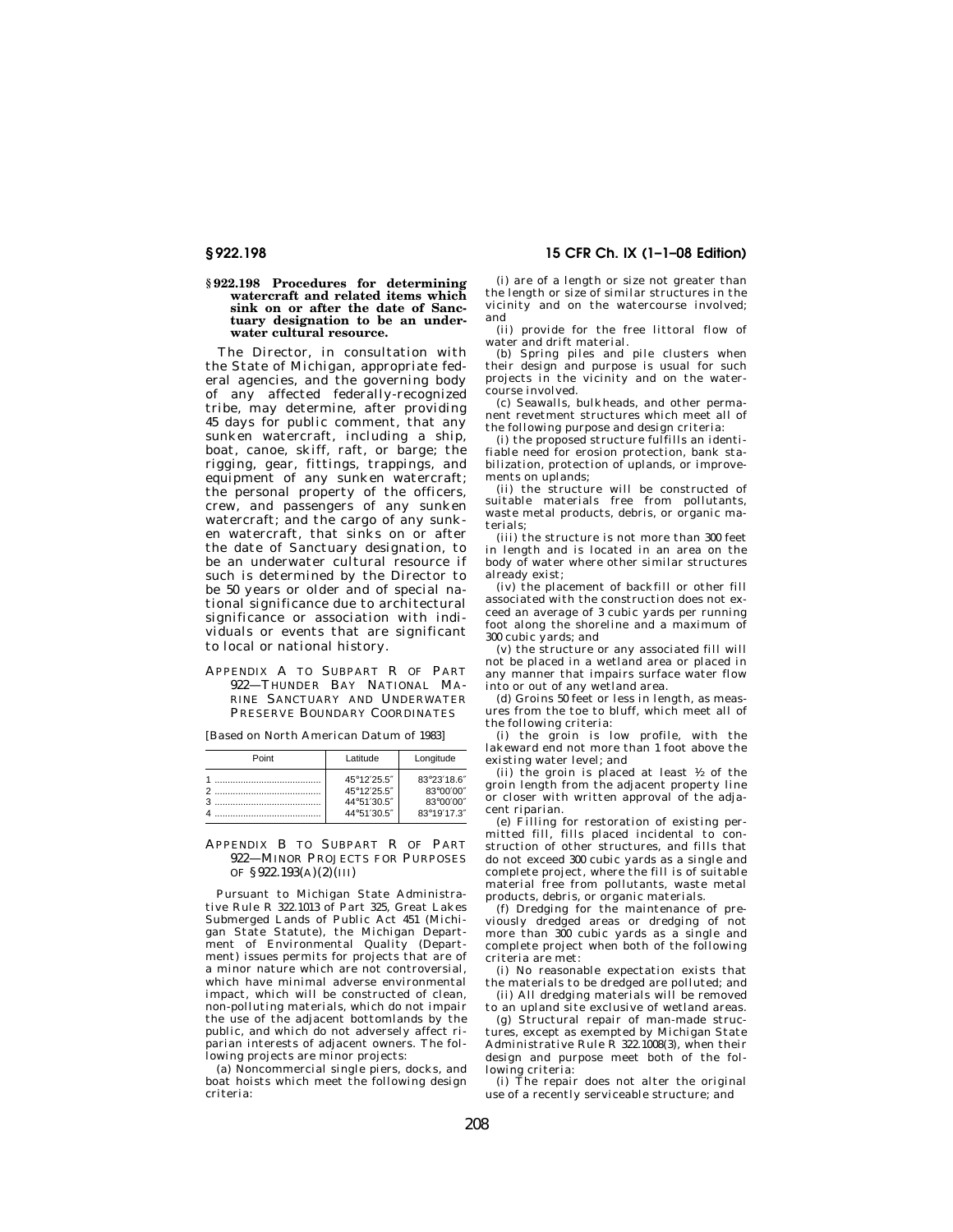## § 922.198 Procedures for determining watercraft and related items which sink on or after the date of Sanctuary designation to be an underwater cultural resource.

The Director, in consultation with the State of Michigan, appropriate federal agencies, and the governing body of any affected federally-recognized tribe, may determine, after providing 45 days for public comment, that any sunken watercraft, including a ship, boat, canoe, skiff, raft, or barge; the rigging, gear, fittings, trappings, and equipment of any sunken watercraft; the personal property of the officers, crew, and passengers of any sunken watercraft; and the cargo of any sunken watercraft, that sinks on or after the date of Sanctuary designation, to be an underwater cultural resource if such is determined by the Director to be 50 years or older and of special national significance due to architectural significance or association with individuals or events that are significant to local or national history.

## APPENDIX A TO SUBPART R OF PART 922—THUNDER BAY NATIONAL MARINE SANCTUARY AND UNDERWATER PRESERVE BOUNDARY COORDINATES

[Based on North American Datum of 1983]

| Point | Latitude | Longitude |
|---|---|---|
| 1 | 45°12′25.5″ | 83°23′18.6″ |
| 2 | 45°12′25.5″ | 83°00′00″ |
| 3 | 44°51′30.5″ | 83°00′00″ |
| 4 | 44°51′30.5″ | 83°19′17.3″ |

## APPENDIX B TO SUBPART R OF PART 922—MINOR PROJECTS FOR PURPOSES OF § 922.193(A)(2)(III)

Pursuant to Michigan State Administrative Rule R 322.1013 of Part 325, Great Lakes Submerged Lands of Public Act 451 (Michigan State Statute), the Michigan Department of Environmental Quality (Department) issues permits for projects that are of a minor nature which are not controversial, which have minimal adverse environmental impact, which will be constructed of clean, non-polluting materials, which do not impair the use of the adjacent bottomlands by the public, and which do not adversely affect riparian interests of adjacent owners. The following projects are minor projects:

(a) Noncommercial single piers, docks, and boat hoists which meet the following design criteria:

(i) are of a length or size not greater than the length or size of similar structures in the vicinity and on the watercourse involved; and

(ii) provide for the free littoral flow of water and drift material.

(b) Spring piles and pile clusters when their design and purpose is usual for such projects in the vicinity and on the watercourse involved.

(c) Seawalls, bulkheads, and other permanent revetment structures which meet all of the following purpose and design criteria:

(i) the proposed structure fulfills an identifiable need for erosion protection, bank stabilization, protection of uplands, or improvements on uplands;

(ii) the structure will be constructed of suitable materials free from pollutants, waste metal products, debris, or organic materials;

(iii) the structure is not more than 300 feet in length and is located in an area on the body of water where other similar structures already exist;

(iv) the placement of backfill or other fill associated with the construction does not exceed an average of 3 cubic yards per running foot along the shoreline and a maximum of 300 cubic yards; and

(v) the structure or any associated fill will not be placed in a wetland area or placed in any manner that impairs surface water flow into or out of any wetland area.

(d) Groins 50 feet or less in length, as measures from the toe to bluff, which meet all of the following criteria:

(i) the groin is low profile, with the lakeward end not more than 1 foot above the existing water level; and

(ii) the groin is placed at least ½ of the groin length from the adjacent property line or closer with written approval of the adjacent riparian.

(e) Filling for restoration of existing permitted fill, fills placed incidental to construction of other structures, and fills that do not exceed 300 cubic yards as a single and complete project, where the fill is of suitable material free from pollutants, waste metal products, debris, or organic materials.

(f) Dredging for the maintenance of previously dredged areas or dredging of not more than 300 cubic yards as a single and complete project when both of the following criteria are met:

(i) No reasonable expectation exists that the materials to be dredged are polluted; and

(ii) All dredging materials will be removed to an upland site exclusive of wetland areas.

(g) Structural repair of man-made structures, except as exempted by Michigan State Administrative Rule R 322.1008(3), when their design and purpose meet both of the following criteria:

(i) The repair does not alter the original use of a recently serviceable structure; and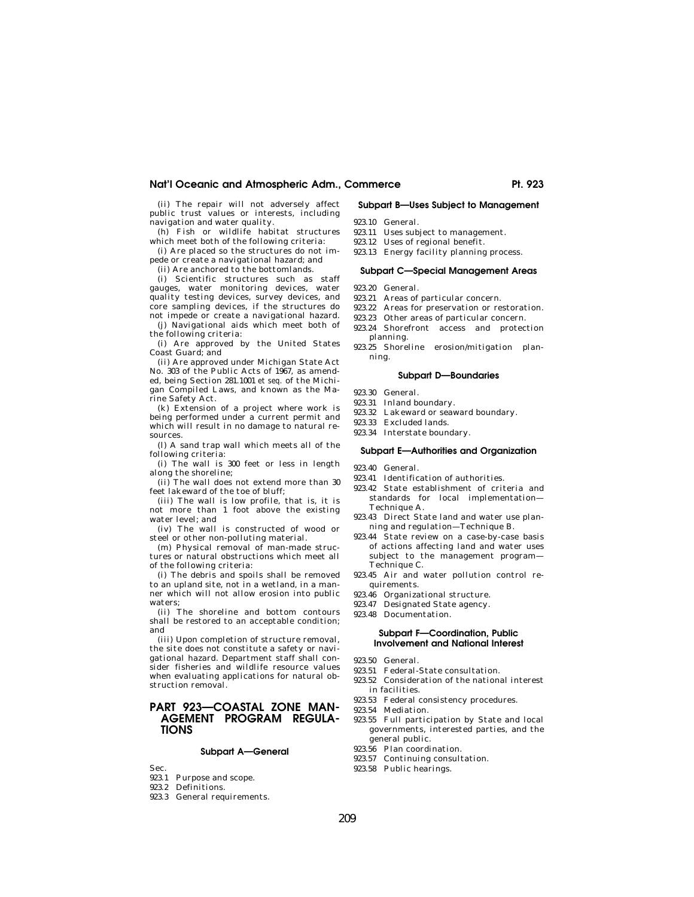(ii) The repair will not adversely affect public trust values or interests, including navigation and water quality.

(h) Fish or wildlife habitat structures which meet both of the following criteria:

(i) Are placed so the structures do not impede or create a navigational hazard; and

(ii) Are anchored to the bottomlands.

(i) Scientific structures such as staff gauges, water monitoring devices, water quality testing devices, survey devices, and core sampling devices, if the structures do not impede or create a navigational hazard.

(j) Navigational aids which meet both of the following criteria:

(i) Are approved by the United States Coast Guard; and

(ii) Are approved under Michigan State Act No. 303 of the Public Acts of 1967, as amended, being Section 281.1001 *et seq.* of the Michigan Compiled Laws, and known as the Marine Safety Act.

(k) Extension of a project where work is being performed under a current permit and which will result in no damage to natural resources.

(l) A sand trap wall which meets all of the following criteria:

(i) The wall is 300 feet or less in length along the shoreline;

(ii) The wall does not extend more than 30 feet lakeward of the toe of bluff;

(iii) The wall is low profile, that is, it is not more than 1 foot above the existing water level; and

(iv) The wall is constructed of wood or steel or other non-polluting material.

(m) Physical removal of man-made structures or natural obstructions which meet all of the following criteria:

(i) The debris and spoils shall be removed to an upland site, not in a wetland, in a manner which will not allow erosion into public waters;

(ii) The shoreline and bottom contours shall be restored to an acceptable condition; and

(iii) Upon completion of structure removal, the site does not constitute a safety or navigational hazard. Department staff shall consider fisheries and wildlife resource values when evaluating applications for natural obstruction removal.

# PART 923—COASTAL ZONE MANAGEMENT PROGRAM REGULATIONS

### Subpart A—General

Sec.
923.1 Purpose and scope.
923.2 Definitions.
923.3 General requirements.

### Subpart B—Uses Subject to Management

923.10 General.
923.11 Uses subject to management.
923.12 Uses of regional benefit.
923.13 Energy facility planning process.

### Subpart C—Special Management Areas

923.20 General.
923.21 Areas of particular concern.
923.22 Areas for preservation or restoration.
923.23 Other areas of particular concern.
923.24 Shorefront access and protection planning.
923.25 Shoreline erosion/mitigation planning.

### Subpart D—Boundaries

923.30 General.
923.31 Inland boundary.
923.32 Lakeward or seaward boundary.
923.33 Excluded lands.
923.34 Interstate boundary.

### Subpart E—Authorities and Organization

923.40 General.
923.41 Identification of authorities.
923.42 State establishment of criteria and standards for local implementation—Technique A.
923.43 Direct State land and water use planning and regulation—Technique B.
923.44 State review on a case-by-case basis of actions affecting land and water uses subject to the management program—Technique C.
923.45 Air and water pollution control requirements.
923.46 Organizational structure.
923.47 Designated State agency.
923.48 Documentation.

### Subpart F—Coordination, Public Involvement and National Interest

923.50 General.
923.51 Federal-State consultation.
923.52 Consideration of the national interest in facilities.
923.53 Federal consistency procedures.
923.54 Mediation.
923.55 Full participation by State and local governments, interested parties, and the general public.
923.56 Plan coordination.
923.57 Continuing consultation.
923.58 Public hearings.